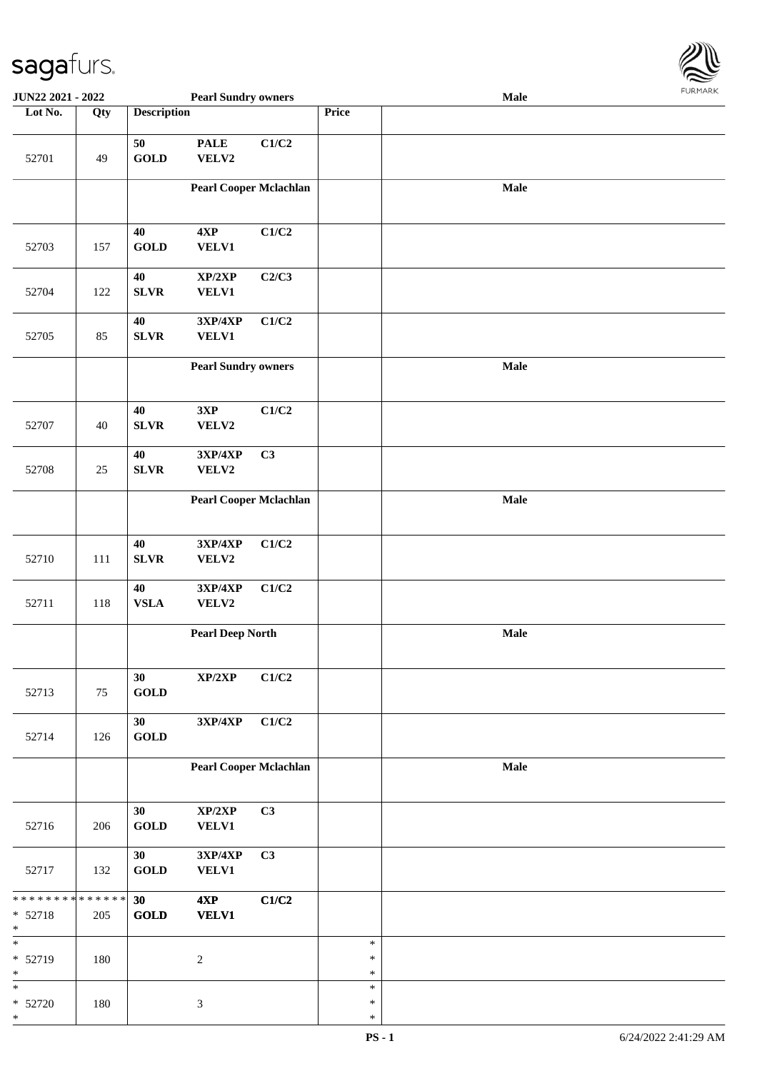| Lot No. | Qty | Description | | | Price | |
|---|---|---|---|---|---|---|
| | | **Pearl Sundry owners** | | | | **Male** |
| 52701 | 49 | **50 GOLD** | **PALE VELV2** | **C1/C2** | | |
| | | **Pearl Cooper Mclachlan** | | | | **Male** |
| 52703 | 157 | **40 GOLD** | **4XP VELV1** | **C1/C2** | | |
| 52704 | 122 | **40 SLVR** | **XP/2XP VELV1** | **C2/C3** | | |
| 52705 | 85 | **40 SLVR** | **3XP/4XP VELV1** | **C1/C2** | | |
| | | **Pearl Sundry owners** | | | | **Male** |
| 52707 | 40 | **40 SLVR** | **3XP VELV2** | **C1/C2** | | |
| 52708 | 25 | **40 SLVR** | **3XP/4XP VELV2** | **C3** | | |
| | | **Pearl Cooper Mclachlan** | | | | **Male** |
| 52710 | 111 | **40 SLVR** | **3XP/4XP VELV2** | **C1/C2** | | |
| 52711 | 118 | **40 VSLA** | **3XP/4XP VELV2** | **C1/C2** | | |
| | | **Pearl Deep North** | | | | **Male** |
| 52713 | 75 | **30 GOLD** | **XP/2XP** | **C1/C2** | | |
| 52714 | 126 | **30 GOLD** | **3XP/4XP** | **C1/C2** | | |
| | | **Pearl Cooper Mclachlan** | | | | **Male** |
| 52716 | 206 | **30 GOLD** | **XP/2XP VELV1** | **C3** | | |
| 52717 | 132 | **30 GOLD** | **3XP/4XP VELV1** | **C3** | | |
| * * * * * * * * * * * * * * 52718 * | 205 | **30 GOLD** | **4XP VELV1** | **C1/C2** | | |
| * * 52719 * | 180 | | 2 | | * * * | |
| * * 52720 * | 180 | | 3 | | * * * | |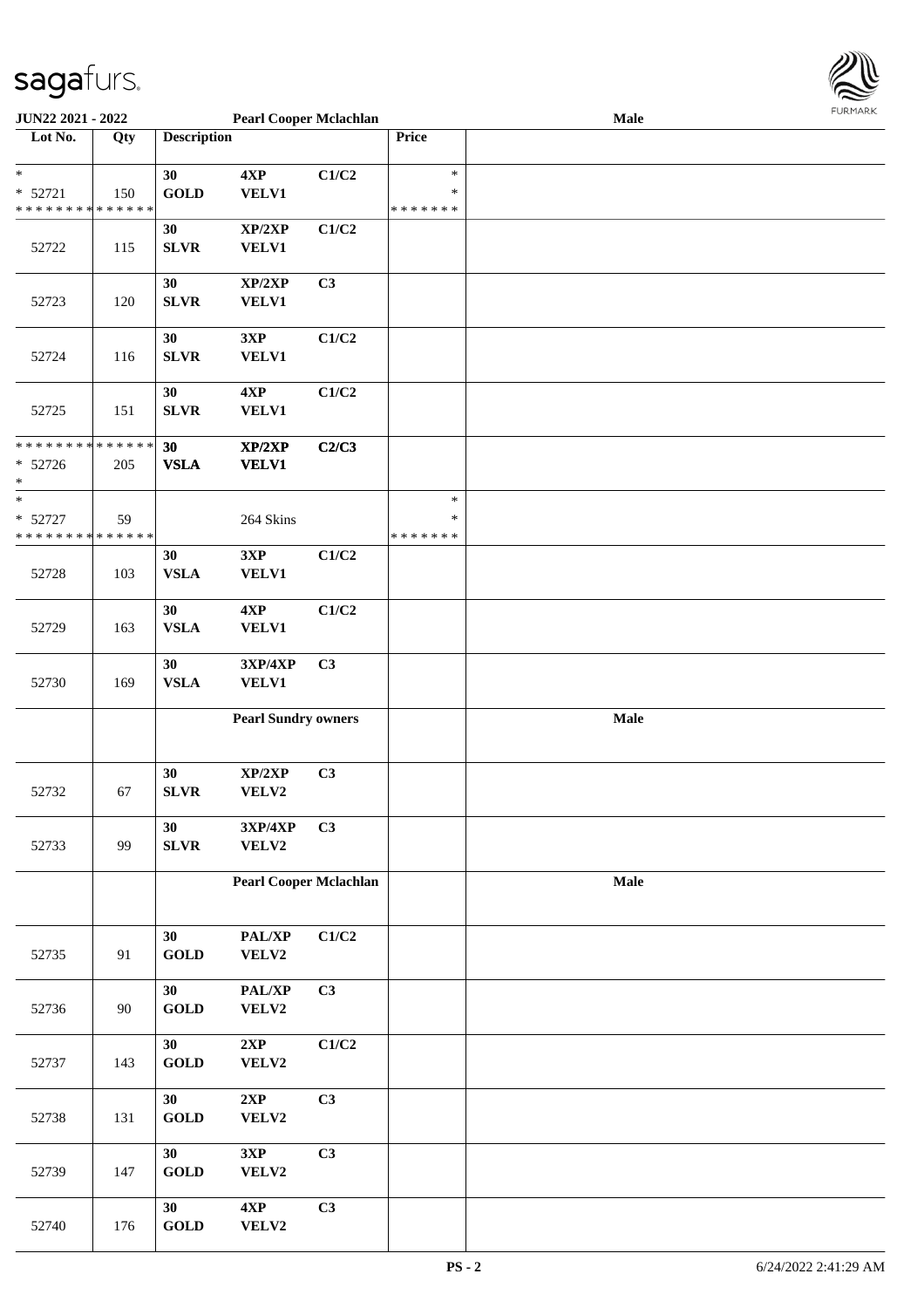| Lot No. | Qty | Description | | | Price | |
|---|---|---|---|---|---|---|
| * | | 30 | 4XP | C1/C2 | * | |
| * 52721 | 150 | GOLD | VELV1 | | * | |
| * * * * * * * * * * * * * * | | | | | * * * * * * * | |
| 52722 | 115 | 30 SLVR | XP/2XP VELV1 | C1/C2 | | |
| 52723 | 120 | 30 SLVR | XP/2XP VELV1 | C3 | | |
| 52724 | 116 | 30 SLVR | 3XP VELV1 | C1/C2 | | |
| 52725 | 151 | 30 SLVR | 4XP VELV1 | C1/C2 | | |
| * * * * * * * * * * * * * * | | 30 | XP/2XP | C2/C3 | | |
| * 52726 | 205 | VSLA | VELV1 | | | |
| * | | | | | | |
| * | | | | | * | |
| * 52727 | 59 | | 264 Skins | | * | |
| * * * * * * * * * * * * * * | | | | | * * * * * * * | |
| 52728 | 103 | 30 VSLA | 3XP VELV1 | C1/C2 | | |
| 52729 | 163 | 30 VSLA | 4XP VELV1 | C1/C2 | | |
| 52730 | 169 | 30 VSLA | 3XP/4XP VELV1 | C3 | | |
| | | | **Pearl Sundry owners** | | | **Male** |
| 52732 | 67 | 30 SLVR | XP/2XP VELV2 | C3 | | |
| 52733 | 99 | 30 SLVR | 3XP/4XP VELV2 | C3 | | |
| | | | **Pearl Cooper Mclachlan** | | | **Male** |
| 52735 | 91 | 30 GOLD | PAL/XP VELV2 | C1/C2 | | |
| 52736 | 90 | 30 GOLD | PAL/XP VELV2 | C3 | | |
| 52737 | 143 | 30 GOLD | 2XP VELV2 | C1/C2 | | |
| 52738 | 131 | 30 GOLD | 2XP VELV2 | C3 | | |
| 52739 | 147 | 30 GOLD | 3XP VELV2 | C3 | | |
| 52740 | 176 | 30 GOLD | 4XP VELV2 | C3 | | |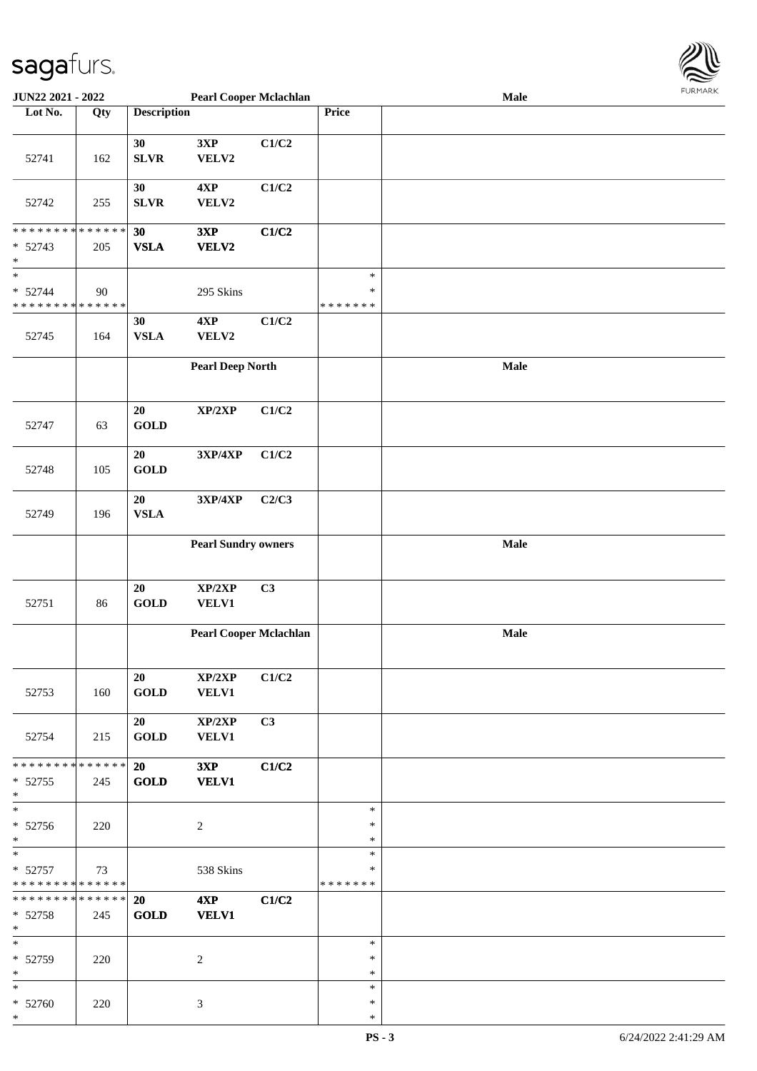| Lot No. | Qty | Description | | | Price | |
|---|---|---|---|---|---|---|
| | | | | | | Pearl Cooper Mclachlan — Male |
| 52741 | 162 | 30 SLVR | 3XP VELV2 | C1/C2 | | |
| 52742 | 255 | 30 SLVR | 4XP VELV2 | C1/C2 | | |
| * * * * * * * * * * * * * * <br>* 52743<br>* | 205 | **30 VSLA** | **3XP VELV2** | **C1/C2** | | |
| *<br>* 52744<br>* * * * * * * * * * * * * * | 90 | | 295 Skins | | *<br>*<br>* * * * * * * | |
| 52745 | 164 | 30 VSLA | 4XP VELV2 | C1/C2 | | |
| | | | **Pearl Deep North** | | | **Male** |
| 52747 | 63 | 20 GOLD | XP/2XP | C1/C2 | | |
| 52748 | 105 | 20 GOLD | 3XP/4XP | C1/C2 | | |
| 52749 | 196 | 20 VSLA | 3XP/4XP | C2/C3 | | |
| | | | **Pearl Sundry owners** | | | **Male** |
| 52751 | 86 | 20 GOLD | XP/2XP VELV1 | C3 | | |
| | | | **Pearl Cooper Mclachlan** | | | **Male** |
| 52753 | 160 | 20 GOLD | XP/2XP VELV1 | C1/C2 | | |
| 52754 | 215 | 20 GOLD | XP/2XP VELV1 | C3 | | |
| * * * * * * * * * * * * * * <br>* 52755<br>* | 245 | **20 GOLD** | **3XP VELV1** | **C1/C2** | | |
| *<br>* 52756<br>* | 220 | | 2 | | *<br>*<br>* | |
| *<br>* 52757<br>* * * * * * * * * * * * * * | 73 | | 538 Skins | | *<br>*<br>* * * * * * * | |
| * * * * * * * * * * * * * * <br>* 52758<br>* | 245 | **20 GOLD** | **4XP VELV1** | **C1/C2** | | |
| *<br>* 52759<br>* | 220 | | 2 | | *<br>*<br>* | |
| *<br>* 52760<br>* | 220 | | 3 | | *<br>*<br>* | |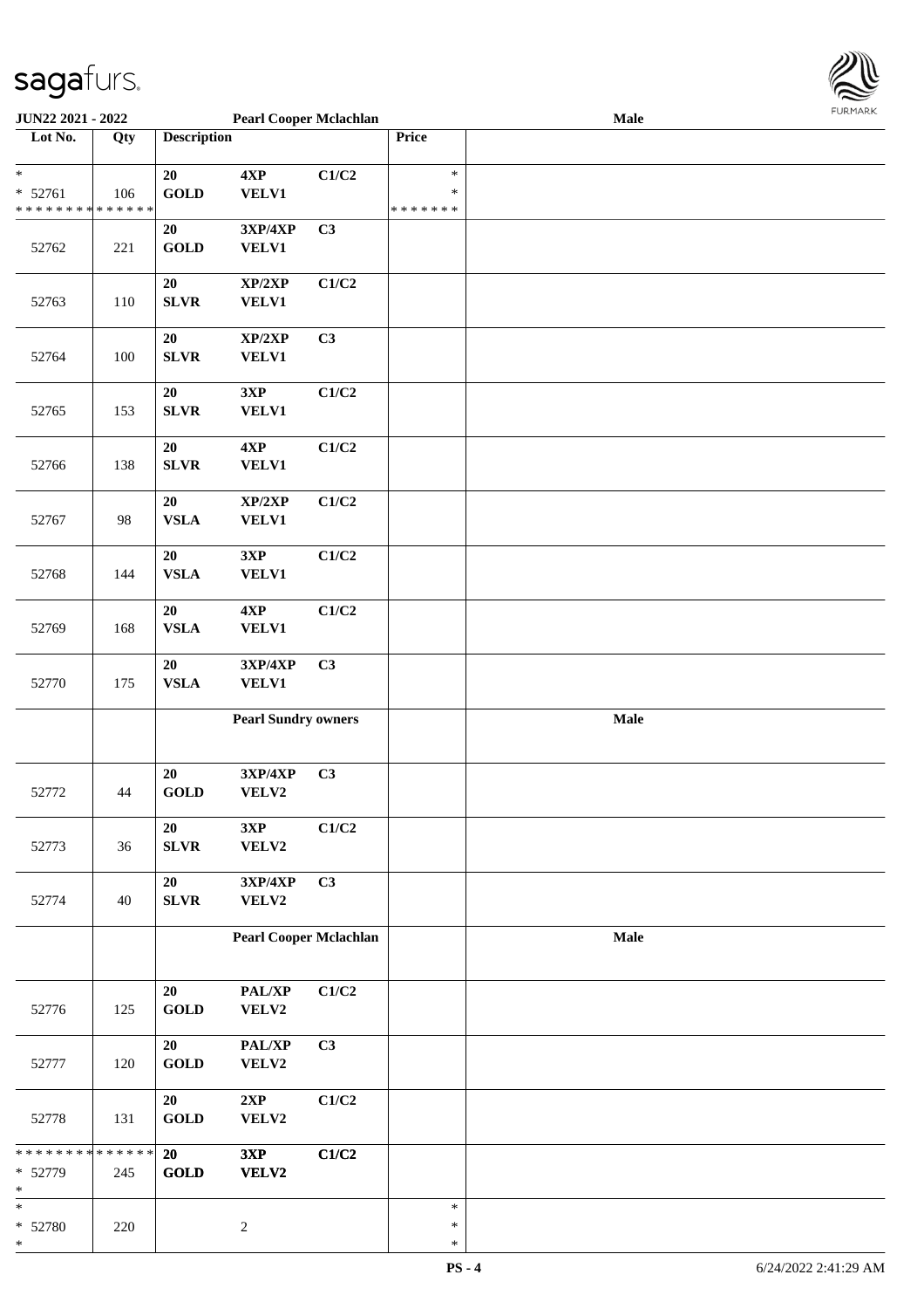**JUN22 2021 - 2022** | **Pearl Cooper Mclachlan** | **Male**

| Lot No. | Qty | Description | | | Price | |
|---|---|---|---|---|---|---|
| * | | 20 | 4XP | C1/C2 | * | |
| * 52761 | 106 | GOLD | VELV1 | | * | |
| * * * * * * * * * * * * * * | | | | | * * * * * * * | |
| 52762 | 221 | 20 GOLD | 3XP/4XP VELV1 | C3 | | |
| 52763 | 110 | 20 SLVR | XP/2XP VELV1 | C1/C2 | | |
| 52764 | 100 | 20 SLVR | XP/2XP VELV1 | C3 | | |
| 52765 | 153 | 20 SLVR | 3XP VELV1 | C1/C2 | | |
| 52766 | 138 | 20 SLVR | 4XP VELV1 | C1/C2 | | |
| 52767 | 98 | 20 VSLA | XP/2XP VELV1 | C1/C2 | | |
| 52768 | 144 | 20 VSLA | 3XP VELV1 | C1/C2 | | |
| 52769 | 168 | 20 VSLA | 4XP VELV1 | C1/C2 | | |
| 52770 | 175 | 20 VSLA | 3XP/4XP VELV1 | C3 | | |
| | | | **Pearl Sundry owners** | | | **Male** |
| 52772 | 44 | 20 GOLD | 3XP/4XP VELV2 | C3 | | |
| 52773 | 36 | 20 SLVR | 3XP VELV2 | C1/C2 | | |
| 52774 | 40 | 20 SLVR | 3XP/4XP VELV2 | C3 | | |
| | | | **Pearl Cooper Mclachlan** | | | **Male** |
| 52776 | 125 | 20 GOLD | PAL/XP VELV2 | C1/C2 | | |
| 52777 | 120 | 20 GOLD | PAL/XP VELV2 | C3 | | |
| 52778 | 131 | 20 GOLD | 2XP VELV2 | C1/C2 | | |
| * * * * * * * * * * * * * * | | 20 | 3XP | C1/C2 | | |
| * 52779 | 245 | GOLD | VELV2 | | | |
| * | | | | | | |
| * | | | | | * | |
| * 52780 | 220 | | 2 | | * | |
| * | | | | | * | |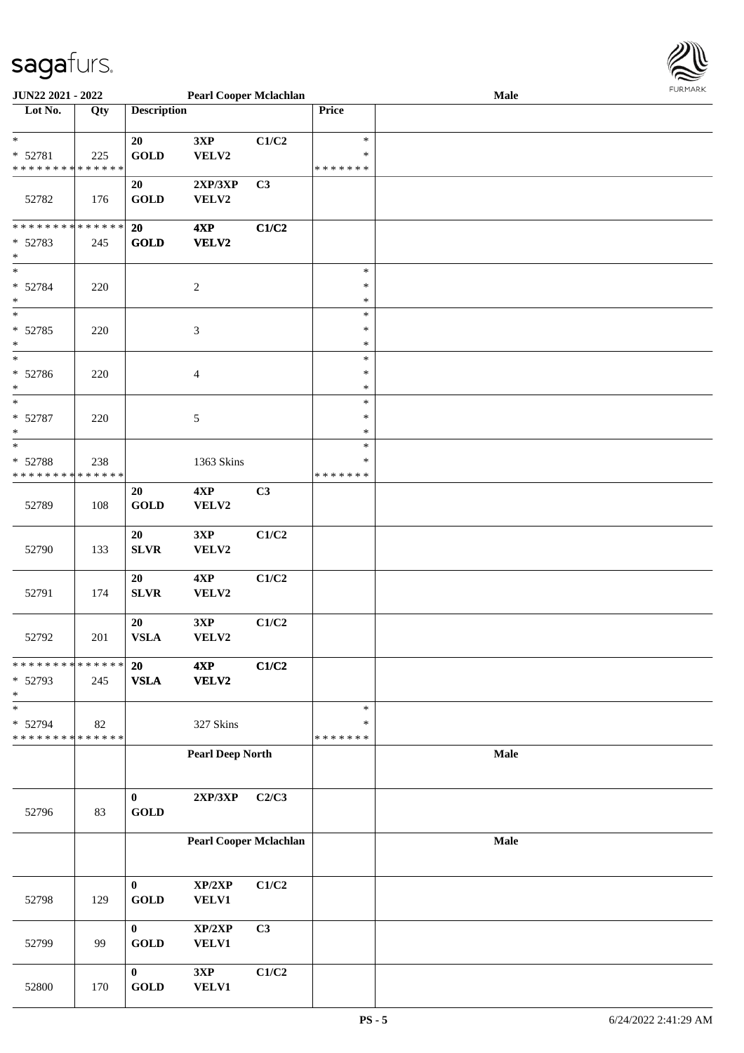| Lot No. | Qty | Description | | | Price | |
|---|---|---|---|---|---|---|
| *<br>* 52781<br>* * * * * * * * * * * * * * | 225 | 20<br>GOLD | 3XP<br>VELV2 | C1/C2 | *<br>*<br>* * * * * * * | |
| 52782 | 176 | 20<br>GOLD | 2XP/3XP<br>VELV2 | C3 | | |
| * * * * * * * * * * * * * *<br>* 52783<br>* | 245 | **20**<br>**GOLD** | **4XP**<br>**VELV2** | **C1/C2** | | |
| *<br>* 52784<br>* | 220 | | 2 | | *<br>*<br>* | |
| *<br>* 52785<br>* | 220 | | 3 | | *<br>*<br>* | |
| *<br>* 52786<br>* | 220 | | 4 | | *<br>*<br>* | |
| *<br>* 52787<br>* | 220 | | 5 | | *<br>*<br>* | |
| *<br>* 52788<br>* * * * * * * * * * * * * * | 238 | | 1363 Skins | | *<br>*<br>* * * * * * * | |
| 52789 | 108 | 20<br>GOLD | 4XP<br>VELV2 | C3 | | |
| 52790 | 133 | 20<br>SLVR | 3XP<br>VELV2 | C1/C2 | | |
| 52791 | 174 | 20<br>SLVR | 4XP<br>VELV2 | C1/C2 | | |
| 52792 | 201 | 20<br>VSLA | 3XP<br>VELV2 | C1/C2 | | |
| * * * * * * * * * * * * * *<br>* 52793<br>* | 245 | **20**<br>**VSLA** | **4XP**<br>**VELV2** | **C1/C2** | | |
| *<br>* 52794<br>* * * * * * * * * * * * * * | 82 | | 327 Skins | | *<br>*<br>* * * * * * * | |
| | | | **Pearl Deep North** | | | **Male** |
| 52796 | 83 | 0<br>GOLD | 2XP/3XP | C2/C3 | | |
| | | | **Pearl Cooper Mclachlan** | | | **Male** |
| 52798 | 129 | 0<br>GOLD | XP/2XP<br>VELV1 | C1/C2 | | |
| 52799 | 99 | 0<br>GOLD | XP/2XP<br>VELV1 | C3 | | |
| 52800 | 170 | 0<br>GOLD | 3XP<br>VELV1 | C1/C2 | | |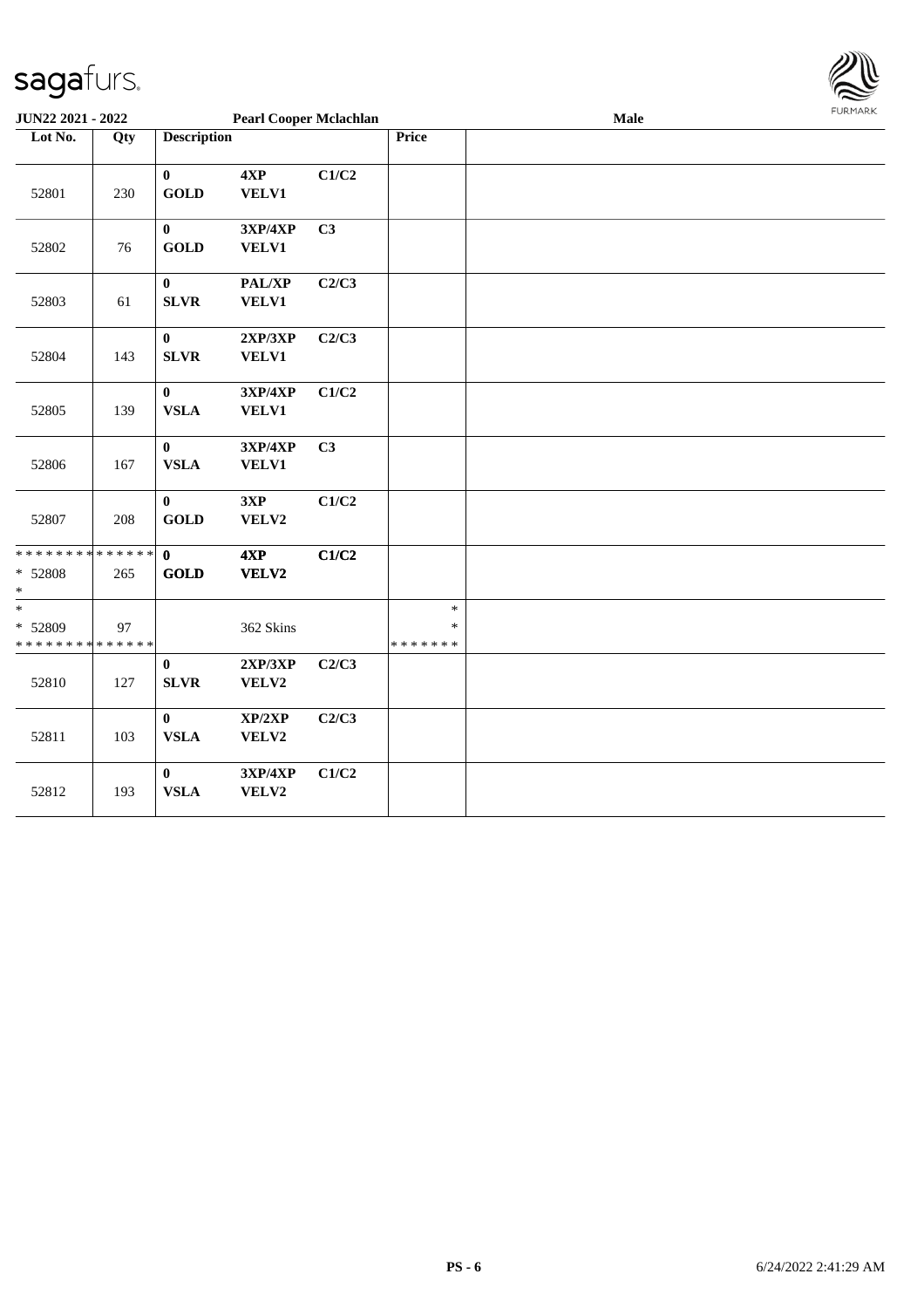JUN22 2021 - 2022 | Pearl Cooper Mclachlan | Male

| Lot No. | Qty | Description | | | Price | |
|---|---|---|---|---|---|---|
| 52801 | 230 | 0 GOLD | 4XP VELV1 | C1/C2 | | |
| 52802 | 76 | 0 GOLD | 3XP/4XP VELV1 | C3 | | |
| 52803 | 61 | 0 SLVR | PAL/XP VELV1 | C2/C3 | | |
| 52804 | 143 | 0 SLVR | 2XP/3XP VELV1 | C2/C3 | | |
| 52805 | 139 | 0 VSLA | 3XP/4XP VELV1 | C1/C2 | | |
| 52806 | 167 | 0 VSLA | 3XP/4XP VELV1 | C3 | | |
| 52807 | 208 | 0 GOLD | 3XP VELV2 | C1/C2 | | |
| * * * * * * * * * * * * * * * 52808 * | 265 | 0 GOLD | 4XP VELV2 | C1/C2 | | |
| * * 52809 * * * * * * * * * * * * * * | 97 | | 362 Skins | | * * * * * * * * * | |
| 52810 | 127 | 0 SLVR | 2XP/3XP VELV2 | C2/C3 | | |
| 52811 | 103 | 0 VSLA | XP/2XP VELV2 | C2/C3 | | |
| 52812 | 193 | 0 VSLA | 3XP/4XP VELV2 | C1/C2 | | |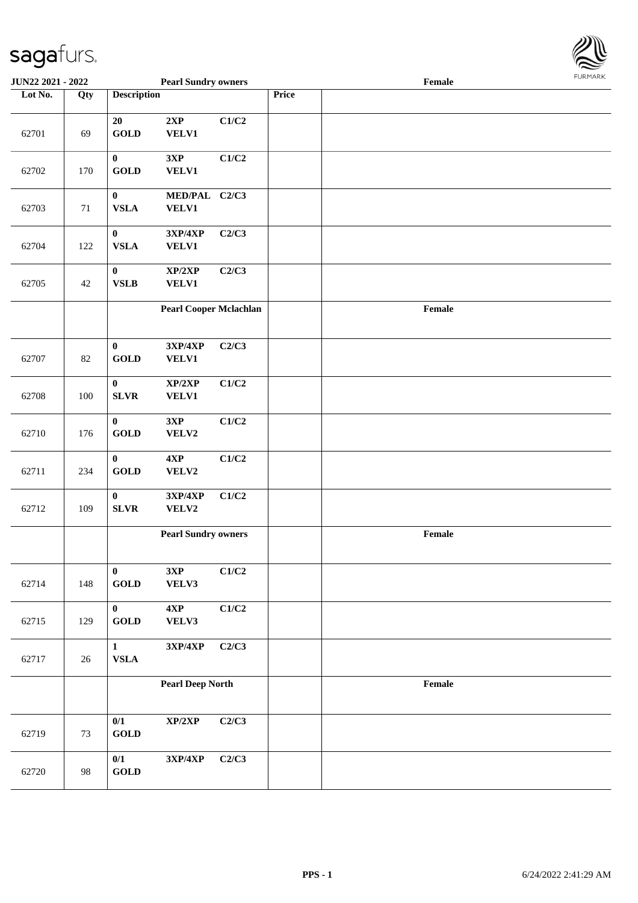| JUN22 2021 - 2022 | | Pearl Sundry owners | | | | Female |
|---|---|---|---|---|---|---|
| Lot No. | Qty | Description | | | Price | |
| 62701 | 69 | 20 GOLD | 2XP VELV1 | C1/C2 | | |
| 62702 | 170 | 0 GOLD | 3XP VELV1 | C1/C2 | | |
| 62703 | 71 | 0 VSLA | MED/PAL VELV1 | C2/C3 | | |
| 62704 | 122 | 0 VSLA | 3XP/4XP VELV1 | C2/C3 | | |
| 62705 | 42 | 0 VSLB | XP/2XP VELV1 | C2/C3 | | |
| | | Pearl Cooper Mclachlan | | | | Female |
| 62707 | 82 | 0 GOLD | 3XP/4XP VELV1 | C2/C3 | | |
| 62708 | 100 | 0 SLVR | XP/2XP VELV1 | C1/C2 | | |
| 62710 | 176 | 0 GOLD | 3XP VELV2 | C1/C2 | | |
| 62711 | 234 | 0 GOLD | 4XP VELV2 | C1/C2 | | |
| 62712 | 109 | 0 SLVR | 3XP/4XP VELV2 | C1/C2 | | |
| | | Pearl Sundry owners | | | | Female |
| 62714 | 148 | 0 GOLD | 3XP VELV3 | C1/C2 | | |
| 62715 | 129 | 0 GOLD | 4XP VELV3 | C1/C2 | | |
| 62717 | 26 | 1 VSLA | 3XP/4XP | C2/C3 | | |
| | | Pearl Deep North | | | | Female |
| 62719 | 73 | 0/1 GOLD | XP/2XP | C2/C3 | | |
| 62720 | 98 | 0/1 GOLD | 3XP/4XP | C2/C3 | | |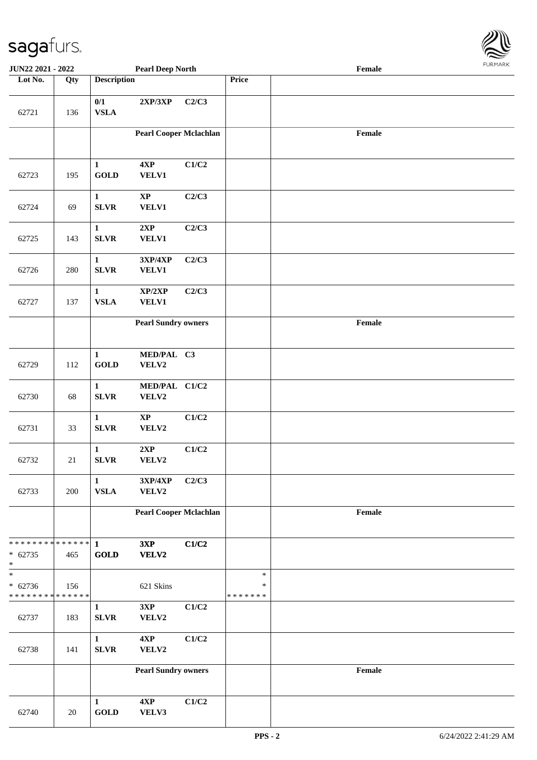| Lot No. | Qty | Description | | | Price | |
|---|---|---|---|---|---|---|
| | | **Pearl Deep North** | | | | **Female** |
| 62721 | 136 | 0/1 VSLA | 2XP/3XP | C2/C3 | | |
| | | **Pearl Cooper Mclachlan** | | | | **Female** |
| 62723 | 195 | 1 GOLD | 4XP VELV1 | C1/C2 | | |
| 62724 | 69 | 1 SLVR | XP VELV1 | C2/C3 | | |
| 62725 | 143 | 1 SLVR | 2XP VELV1 | C2/C3 | | |
| 62726 | 280 | 1 SLVR | 3XP/4XP VELV1 | C2/C3 | | |
| 62727 | 137 | 1 VSLA | XP/2XP VELV1 | C2/C3 | | |
| | | **Pearl Sundry owners** | | | | **Female** |
| 62729 | 112 | 1 GOLD | MED/PAL VELV2 | C3 | | |
| 62730 | 68 | 1 SLVR | MED/PAL VELV2 | C1/C2 | | |
| 62731 | 33 | 1 SLVR | XP VELV2 | C1/C2 | | |
| 62732 | 21 | 1 SLVR | 2XP VELV2 | C1/C2 | | |
| 62733 | 200 | 1 VSLA | 3XP/4XP VELV2 | C2/C3 | | |
| | | **Pearl Cooper Mclachlan** | | | | **Female** |
| * * * * * * * * * * * * * * <br>* 62735<br>* | 465 | 1 GOLD | 3XP VELV2 | C1/C2 | | |
| *<br>* 62736<br>* * * * * * * * * * * * * * | 156 | | 621 Skins | | *<br>*<br>* * * * * * * | |
| 62737 | 183 | 1 SLVR | 3XP VELV2 | C1/C2 | | |
| 62738 | 141 | 1 SLVR | 4XP VELV2 | C1/C2 | | |
| | | **Pearl Sundry owners** | | | | **Female** |
| 62740 | 20 | 1 GOLD | 4XP VELV3 | C1/C2 | | |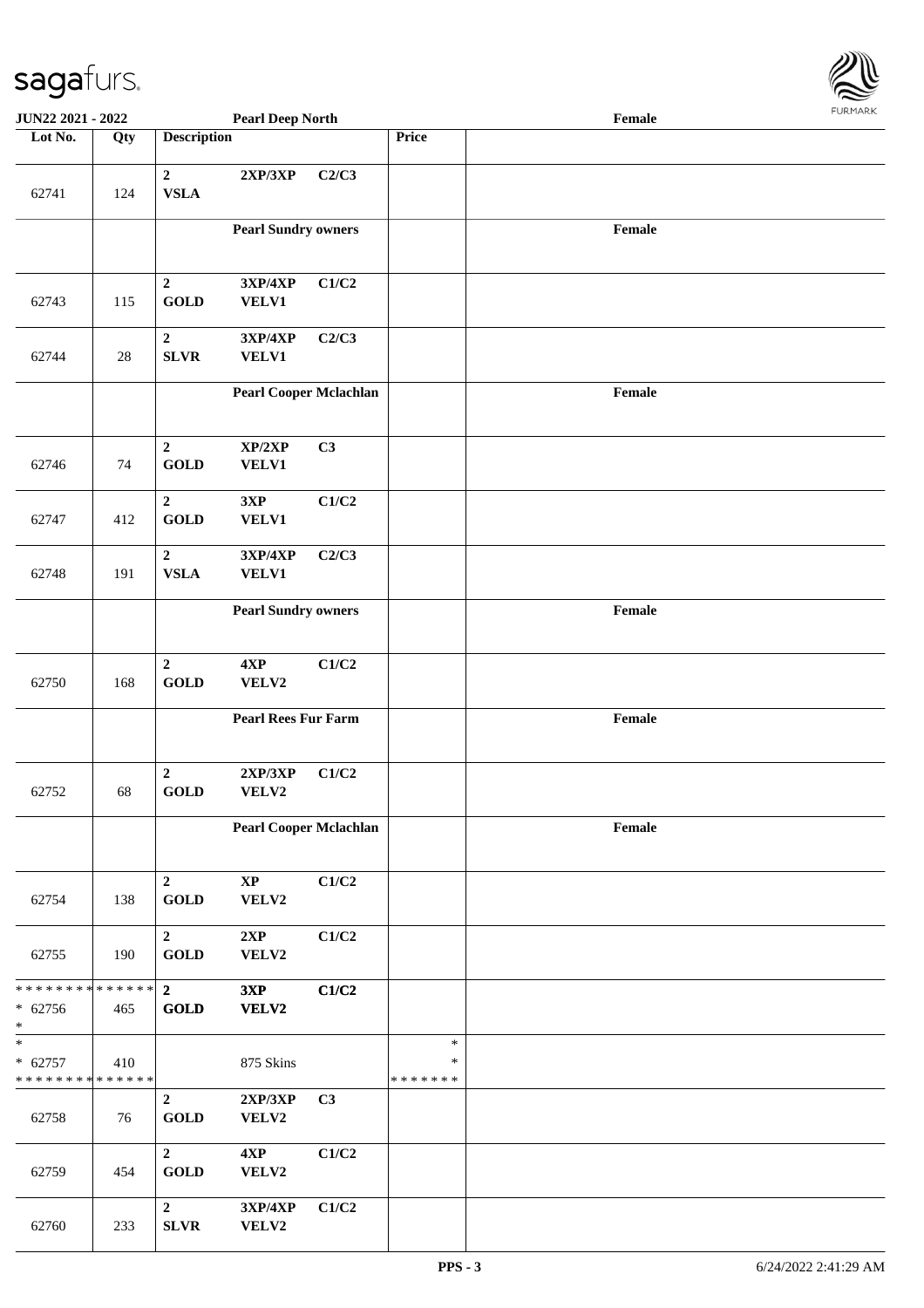| Lot No. | Qty | Description | | | Price | |
|---|---|---|---|---|---|---|
| 62741 | 124 | **2** **VSLA** | **2XP/3XP** | **C2/C3** | | |
| | | **Pearl Sundry owners** | | | | **Female** |
| 62743 | 115 | **2** **GOLD** | **3XP/4XP** **VELV1** | **C1/C2** | | |
| 62744 | 28 | **2** **SLVR** | **3XP/4XP** **VELV1** | **C2/C3** | | |
| | | **Pearl Cooper Mclachlan** | | | | **Female** |
| 62746 | 74 | **2** **GOLD** | **XP/2XP** **VELV1** | **C3** | | |
| 62747 | 412 | **2** **GOLD** | **3XP** **VELV1** | **C1/C2** | | |
| 62748 | 191 | **2** **VSLA** | **3XP/4XP** **VELV1** | **C2/C3** | | |
| | | **Pearl Sundry owners** | | | | **Female** |
| 62750 | 168 | **2** **GOLD** | **4XP** **VELV2** | **C1/C2** | | |
| | | **Pearl Rees Fur Farm** | | | | **Female** |
| 62752 | 68 | **2** **GOLD** | **2XP/3XP** **VELV2** | **C1/C2** | | |
| | | **Pearl Cooper Mclachlan** | | | | **Female** |
| 62754 | 138 | **2** **GOLD** | **XP** **VELV2** | **C1/C2** | | |
| 62755 | 190 | **2** **GOLD** | **2XP** **VELV2** | **C1/C2** | | |
| * * * * * * * * * * * * * * * 62756 * | 465 | **2** **GOLD** | **3XP** **VELV2** | **C1/C2** | | |
| * * 62757 * * * * * * * * * * * * * * | 410 | | 875 Skins | | * * * * * * * * * | |
| 62758 | 76 | **2** **GOLD** | **2XP/3XP** **VELV2** | **C3** | | |
| 62759 | 454 | **2** **GOLD** | **4XP** **VELV2** | **C1/C2** | | |
| 62760 | 233 | **2** **SLVR** | **3XP/4XP** **VELV2** | **C1/C2** | | |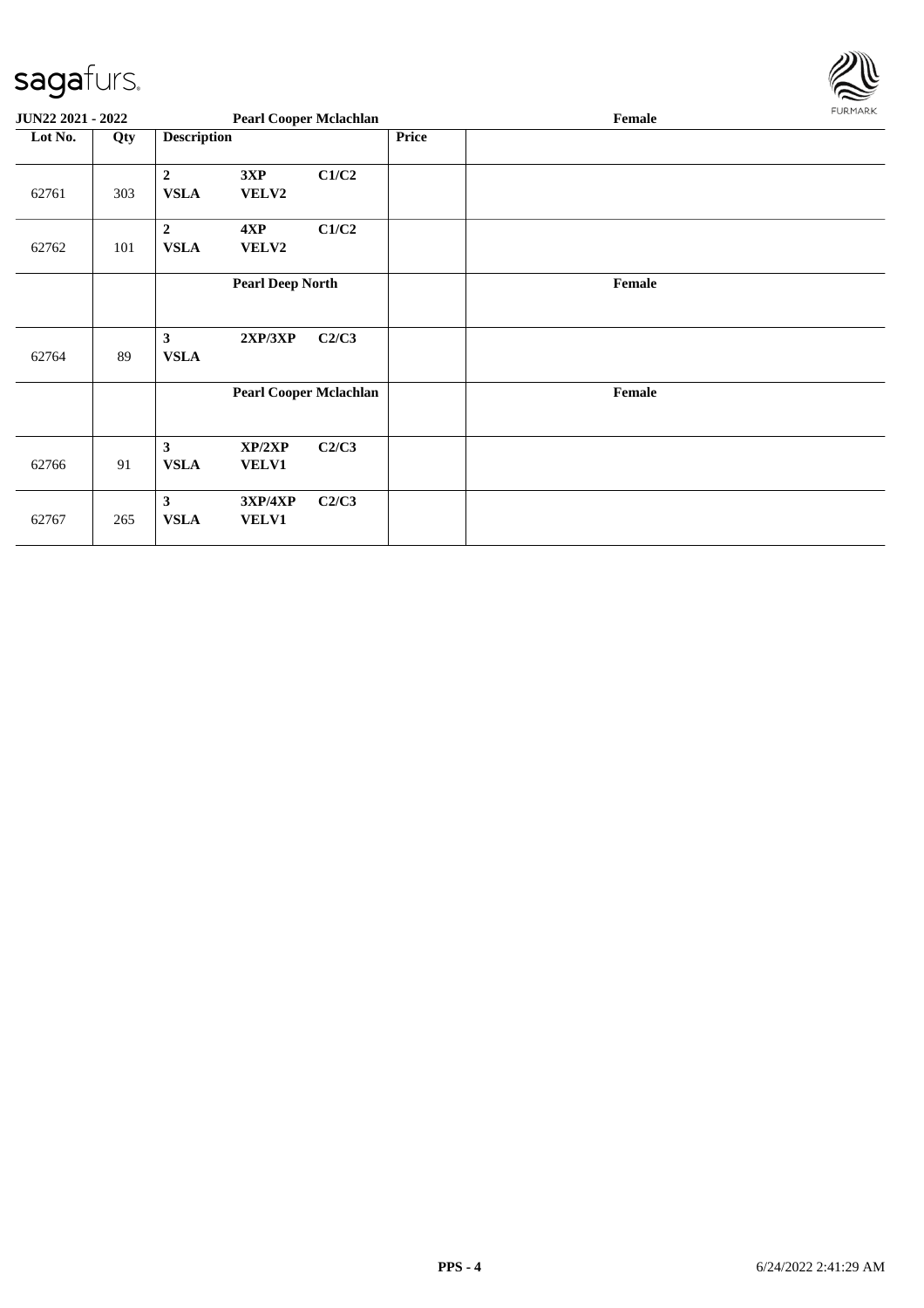| JUN22 2021 - 2022 | | Pearl Cooper Mclachlan | | | | Female |
|---|---|---|---|---|---|---|
| **Lot No.** | **Qty** | **Description** | | | **Price** | |
| 62761 | 303 | **2** **VSLA** | **3XP** **VELV2** | **C1/C2** | | |
| 62762 | 101 | **2** **VSLA** | **4XP** **VELV2** | **C1/C2** | | |
| | | **Pearl Deep North** | | | | **Female** |
| 62764 | 89 | **3** **VSLA** | **2XP/3XP** | **C2/C3** | | |
| | | **Pearl Cooper Mclachlan** | | | | **Female** |
| 62766 | 91 | **3** **VSLA** | **XP/2XP** **VELV1** | **C2/C3** | | |
| 62767 | 265 | **3** **VSLA** | **3XP/4XP** **VELV1** | **C2/C3** | | |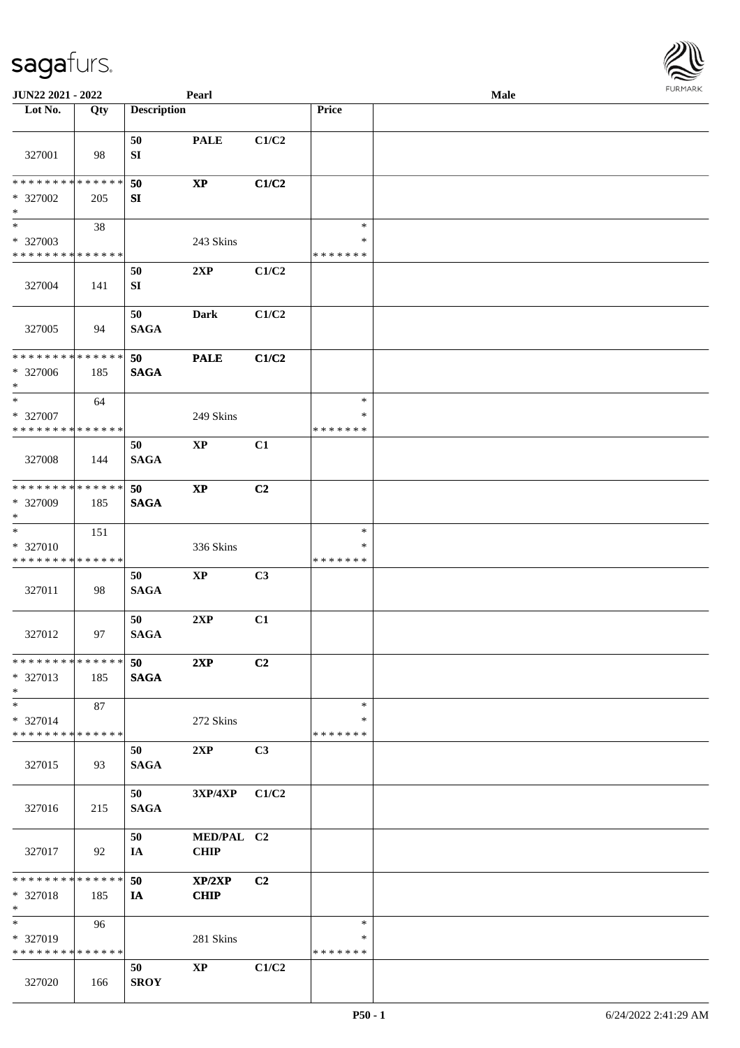| Lot No. | Qty | Description | | | Price | |
|---|---|---|---|---|---|---|
| 327001 | 98 | 50 SI | PALE | C1/C2 | | |
| * * * * * * * * * * * * * * * 327002 * | 205 | 50 SI | XP | C1/C2 | | |
| * * 327003 * * * * * * * * * * * * * * | 38 | | 243 Skins | | * * * * * * * * * | |
| 327004 | 141 | 50 SI | 2XP | C1/C2 | | |
| 327005 | 94 | 50 SAGA | Dark | C1/C2 | | |
| * * * * * * * * * * * * * * * 327006 * | 185 | 50 SAGA | PALE | C1/C2 | | |
| * * 327007 * * * * * * * * * * * * * * | 64 | | 249 Skins | | * * * * * * * * * | |
| 327008 | 144 | 50 SAGA | XP | C1 | | |
| * * * * * * * * * * * * * * * 327009 * | 185 | 50 SAGA | XP | C2 | | |
| * * 327010 * * * * * * * * * * * * * * | 151 | | 336 Skins | | * * * * * * * * * | |
| 327011 | 98 | 50 SAGA | XP | C3 | | |
| 327012 | 97 | 50 SAGA | 2XP | C1 | | |
| * * * * * * * * * * * * * * * 327013 * | 185 | 50 SAGA | 2XP | C2 | | |
| * * 327014 * * * * * * * * * * * * * * | 87 | | 272 Skins | | * * * * * * * * * | |
| 327015 | 93 | 50 SAGA | 2XP | C3 | | |
| 327016 | 215 | 50 SAGA | 3XP/4XP | C1/C2 | | |
| 327017 | 92 | 50 IA | MED/PAL CHIP | C2 | | |
| * * * * * * * * * * * * * * * 327018 * | 185 | 50 IA | XP/2XP CHIP | C2 | | |
| * * 327019 * * * * * * * * * * * * * * | 96 | | 281 Skins | | * * * * * * * * * | |
| 327020 | 166 | 50 SROY | XP | C1/C2 | | |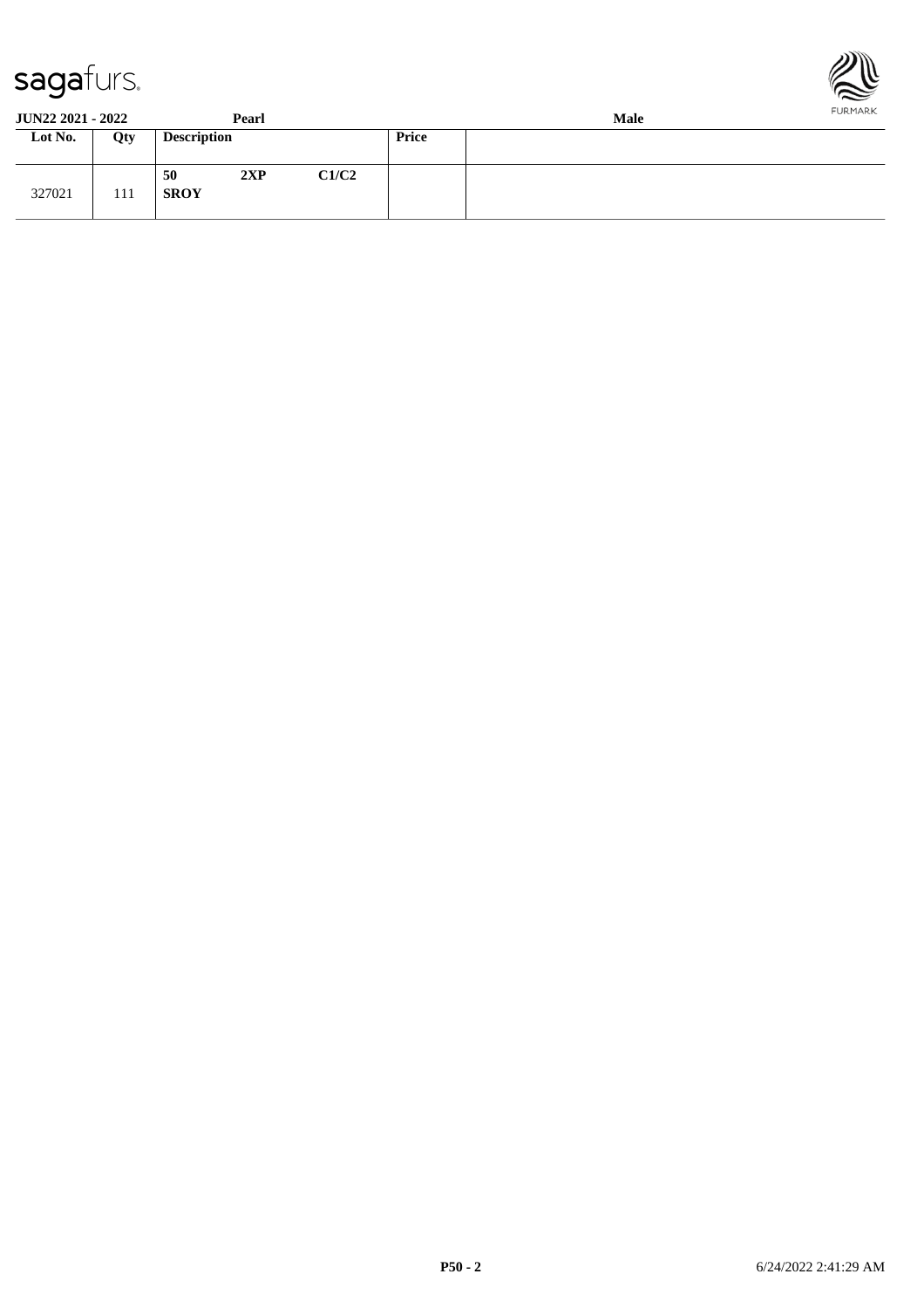**JUN22 2021 - 2022** **Pearl** **Male**

| Lot No. | Qty | Description | Price | |
|---|---|---|---|---|
| 327021 | 111 | **50** **2XP** **C1/C2** **SROY** | | |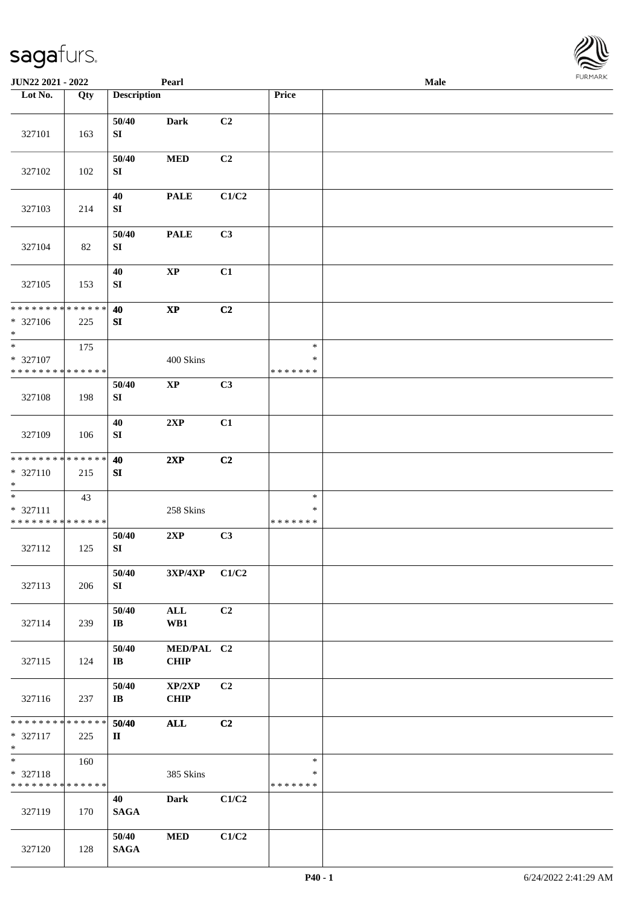JUN22 2021 - 2022 | Pearl | Male

| Lot No. | Qty | Description | | | Price | |
|---|---|---|---|---|---|---|
| 327101 | 163 | 50/40 SI | Dark | C2 | | |
| 327102 | 102 | 50/40 SI | MED | C2 | | |
| 327103 | 214 | 40 SI | PALE | C1/C2 | | |
| 327104 | 82 | 50/40 SI | PALE | C3 | | |
| 327105 | 153 | 40 SI | XP | C1 | | |
| * * * * * * * * * * * * * * <br> * 327106 <br> * | 225 | 40 SI | XP | C2 | | |
| * <br> * 327107 <br> * * * * * * * * * * * * * * | 175 | | 400 Skins | | * <br> * <br> * * * * * * * | |
| 327108 | 198 | 50/40 SI | XP | C3 | | |
| 327109 | 106 | 40 SI | 2XP | C1 | | |
| * * * * * * * * * * * * * * <br> * 327110 <br> * | 215 | 40 SI | 2XP | C2 | | |
| * <br> * 327111 <br> * * * * * * * * * * * * * * | 43 | | 258 Skins | | * <br> * <br> * * * * * * * | |
| 327112 | 125 | 50/40 SI | 2XP | C3 | | |
| 327113 | 206 | 50/40 SI | 3XP/4XP | C1/C2 | | |
| 327114 | 239 | 50/40 IB | ALL WB1 | C2 | | |
| 327115 | 124 | 50/40 IB | MED/PAL CHIP | C2 | | |
| 327116 | 237 | 50/40 IB | XP/2XP CHIP | C2 | | |
| * * * * * * * * * * * * * * <br> * 327117 <br> * | 225 | 50/40 II | ALL | C2 | | |
| * <br> * 327118 <br> * * * * * * * * * * * * * * | 160 | | 385 Skins | | * <br> * <br> * * * * * * * | |
| 327119 | 170 | 40 SAGA | Dark | C1/C2 | | |
| 327120 | 128 | 50/40 SAGA | MED | C1/C2 | | |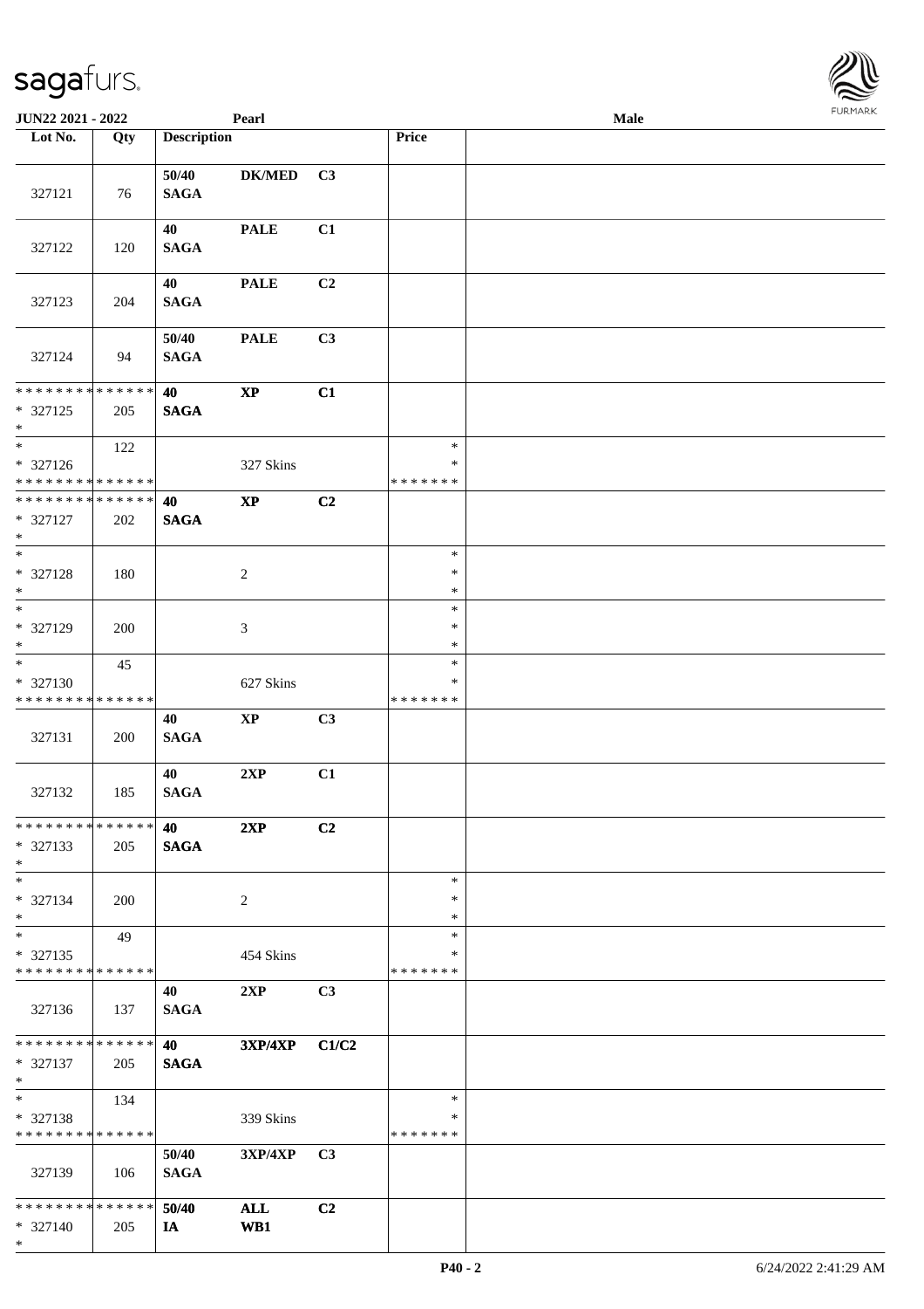| Lot No. | Qty | Description | | | Price | |
|---|---|---|---|---|---|---|
| 327121 | 76 | 50/40 SAGA | DK/MED | C3 | | |
| 327122 | 120 | 40 SAGA | PALE | C1 | | |
| 327123 | 204 | 40 SAGA | PALE | C2 | | |
| 327124 | 94 | 50/40 SAGA | PALE | C3 | | |
| * * * * * * * * * * * * * * * 327125 * | 205 | 40 SAGA | XP | C1 | | |
| * * 327126 * * * * * * * * * * * * * * | 122 | | 327 Skins | | * * * * * * * * * | |
| * * * * * * * * * * * * * * * 327127 * | 202 | 40 SAGA | XP | C2 | | |
| * * 327128 * | 180 | | 2 | | * * * | |
| * * 327129 * | 200 | | 3 | | * * * | |
| * * 327130 * * * * * * * * * * * * * * | 45 | | 627 Skins | | * * * * * * * * * | |
| 327131 | 200 | 40 SAGA | XP | C3 | | |
| 327132 | 185 | 40 SAGA | 2XP | C1 | | |
| * * * * * * * * * * * * * * * 327133 * | 205 | 40 SAGA | 2XP | C2 | | |
| * * 327134 * | 200 | | 2 | | * * * | |
| * * 327135 * * * * * * * * * * * * * * | 49 | | 454 Skins | | * * * * * * * * * | |
| 327136 | 137 | 40 SAGA | 2XP | C3 | | |
| * * * * * * * * * * * * * * * 327137 * | 205 | 40 SAGA | 3XP/4XP | C1/C2 | | |
| * * 327138 * * * * * * * * * * * * * * | 134 | | 339 Skins | | * * * * * * * * * | |
| 327139 | 106 | 50/40 SAGA | 3XP/4XP | C3 | | |
| * * * * * * * * * * * * * * * 327140 * | 205 | 50/40 IA | ALL WB1 | C2 | | |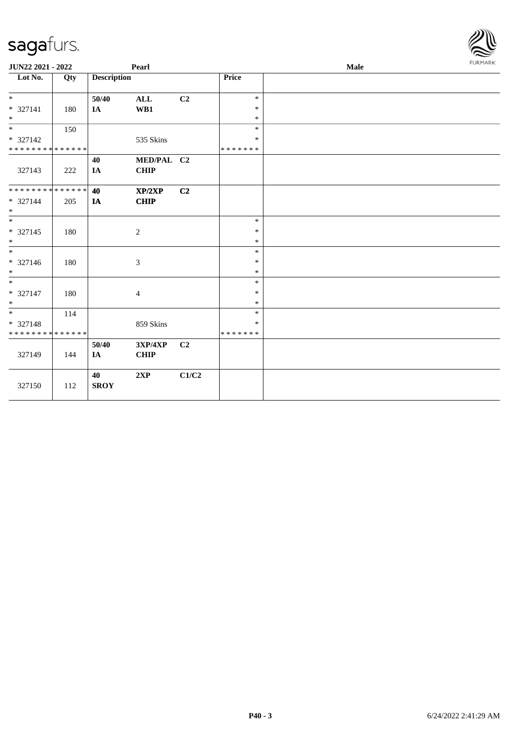| Lot No. | Qty | Description | | | Price | |
|---|---|---|---|---|---|---|
| * | | 50/40 | ALL | C2 | * | |
| * 327141 | 180 | IA | WB1 | | * | |
| * | | | | | * | |
| * | 150 | | | | * | |
| * 327142 | | | 535 Skins | | * | |
| * * * * * * * * * * * * * * | | | | | * * * * * * * | |
| | | 40 | MED/PAL | C2 | | |
| 327143 | 222 | IA | CHIP | | | |
| * * * * * * * * * * * * * * | | 40 | XP/2XP | C2 | | |
| * 327144 | 205 | IA | CHIP | | | |
| * | | | | | | |
| * | | | | | * | |
| * 327145 | 180 | | 2 | | * | |
| * | | | | | * | |
| * | | | | | * | |
| * 327146 | 180 | | 3 | | * | |
| * | | | | | * | |
| * | | | | | * | |
| * 327147 | 180 | | 4 | | * | |
| * | | | | | * | |
| * | 114 | | | | * | |
| * 327148 | | | 859 Skins | | * | |
| * * * * * * * * * * * * * * | | | | | * * * * * * * | |
| | | 50/40 | 3XP/4XP | C2 | | |
| 327149 | 144 | IA | CHIP | | | |
| | | 40 | 2XP | C1/C2 | | |
| 327150 | 112 | SROY | | | | |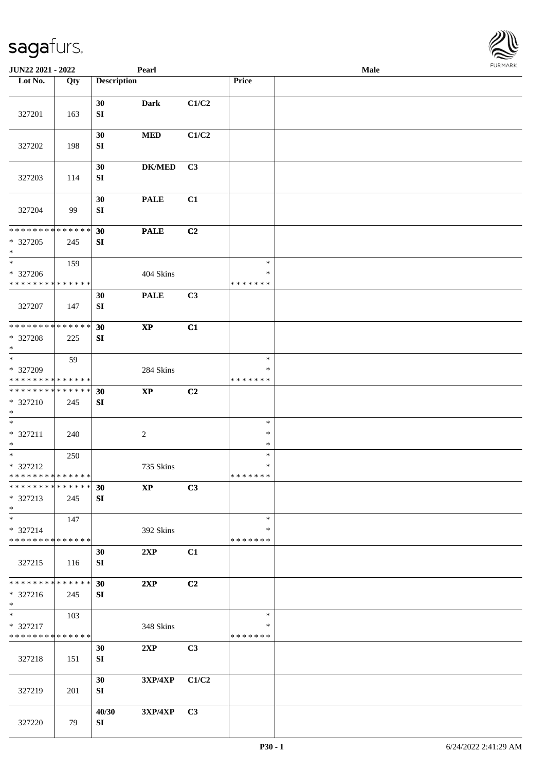JUN22 2021 - 2022 | Pearl | Male

| Lot No. | Qty | Description | | | Price | |
|---|---|---|---|---|---|---|
| 327201 | 163 | 30 SI | Dark | C1/C2 | | |
| 327202 | 198 | 30 SI | MED | C1/C2 | | |
| 327203 | 114 | 30 SI | DK/MED | C3 | | |
| 327204 | 99 | 30 SI | PALE | C1 | | |
| * * * * * * * * * * * * * * * 327205 * | 245 | 30 SI | PALE | C2 | | |
| * * 327206 * * * * * * * * * * * * * * | 159 | | 404 Skins | | * * * * * * * * * | |
| 327207 | 147 | 30 SI | PALE | C3 | | |
| * * * * * * * * * * * * * * * 327208 * | 225 | 30 SI | XP | C1 | | |
| * * 327209 * * * * * * * * * * * * * * | 59 | | 284 Skins | | * * * * * * * * * | |
| * * * * * * * * * * * * * * * 327210 * | 245 | 30 SI | XP | C2 | | |
| * * 327211 * | 240 | | 2 | | * * * | |
| * * 327212 * * * * * * * * * * * * * * | 250 | | 735 Skins | | * * * * * * * * * | |
| * * * * * * * * * * * * * * * 327213 * | 245 | 30 SI | XP | C3 | | |
| * * 327214 * * * * * * * * * * * * * * | 147 | | 392 Skins | | * * * * * * * * * | |
| 327215 | 116 | 30 SI | 2XP | C1 | | |
| * * * * * * * * * * * * * * * 327216 * | 245 | 30 SI | 2XP | C2 | | |
| * * 327217 * * * * * * * * * * * * * * | 103 | | 348 Skins | | * * * * * * * * * | |
| 327218 | 151 | 30 SI | 2XP | C3 | | |
| 327219 | 201 | 30 SI | 3XP/4XP | C1/C2 | | |
| 327220 | 79 | 40/30 SI | 3XP/4XP | C3 | | |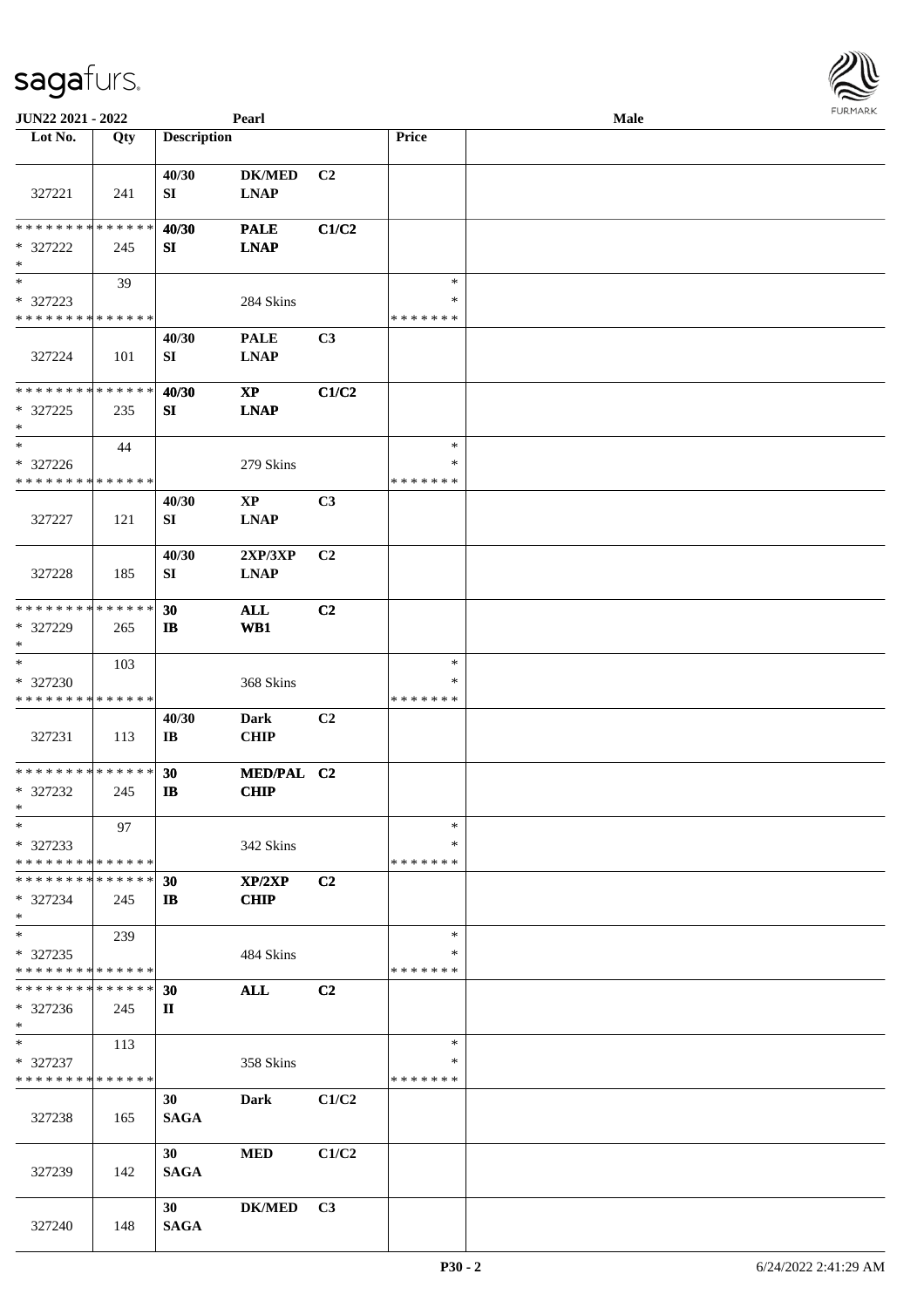**JUN22 2021 - 2022** | **Pearl** | **Male**

| Lot No. | Qty | Description | | | Price | |
|---|---|---|---|---|---|---|
| 327221 | 241 | 40/30 SI | DK/MED LNAP | C2 | | |
| * * * * * * * * * * * * * * * 327222 * | 245 | 40/30 SI | PALE LNAP | C1/C2 | | |
| * * 327223 * * * * * * * * * * * * * * | 39 | | 284 Skins | | * * * * * * * * * | |
| 327224 | 101 | 40/30 SI | PALE LNAP | C3 | | |
| * * * * * * * * * * * * * * * 327225 * | 235 | 40/30 SI | XP LNAP | C1/C2 | | |
| * * 327226 * * * * * * * * * * * * * * | 44 | | 279 Skins | | * * * * * * * * * | |
| 327227 | 121 | 40/30 SI | XP LNAP | C3 | | |
| 327228 | 185 | 40/30 SI | 2XP/3XP LNAP | C2 | | |
| * * * * * * * * * * * * * * * 327229 * | 265 | 30 IB | ALL WB1 | C2 | | |
| * * 327230 * * * * * * * * * * * * * * | 103 | | 368 Skins | | * * * * * * * * * | |
| 327231 | 113 | 40/30 IB | Dark CHIP | C2 | | |
| * * * * * * * * * * * * * * * 327232 * | 245 | 30 IB | MED/PAL CHIP | C2 | | |
| * * 327233 * * * * * * * * * * * * * * | 97 | | 342 Skins | | * * * * * * * * * | |
| * * * * * * * * * * * * * * * 327234 * | 245 | 30 IB | XP/2XP CHIP | C2 | | |
| * * 327235 * * * * * * * * * * * * * * | 239 | | 484 Skins | | * * * * * * * * * | |
| * * * * * * * * * * * * * * * 327236 * | 245 | 30 II | ALL | C2 | | |
| * * 327237 * * * * * * * * * * * * * * | 113 | | 358 Skins | | * * * * * * * * * | |
| 327238 | 165 | 30 SAGA | Dark | C1/C2 | | |
| 327239 | 142 | 30 SAGA | MED | C1/C2 | | |
| 327240 | 148 | 30 SAGA | DK/MED | C3 | | |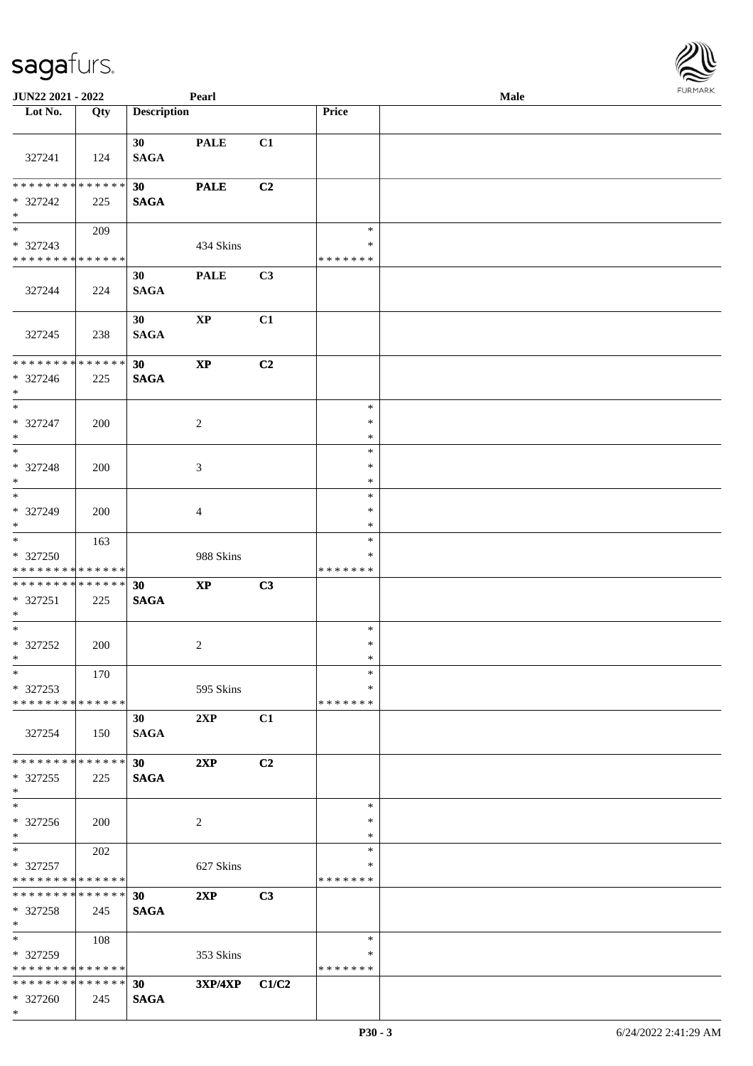| Lot No. | Qty | Description | | | Price | |
|---|---|---|---|---|---|---|
| 327241 | 124 | 30 SAGA | PALE | C1 | | |
| * * * * * * * * * * * * * * * 327242 * | 225 | 30 SAGA | PALE | C2 | | |
| * * 327243 * * * * * * * * * * * * * * | 209 | | 434 Skins | | * * * * * * * * * | |
| 327244 | 224 | 30 SAGA | PALE | C3 | | |
| 327245 | 238 | 30 SAGA | XP | C1 | | |
| * * * * * * * * * * * * * * * 327246 * | 225 | 30 SAGA | XP | C2 | | |
| * * 327247 * | 200 | | 2 | | * * * | |
| * * 327248 * | 200 | | 3 | | * * * | |
| * * 327249 * | 200 | | 4 | | * * * | |
| * * 327250 * * * * * * * * * * * * * * | 163 | | 988 Skins | | * * * * * * * * * | |
| * * * * * * * * * * * * * * * 327251 * | 225 | 30 SAGA | XP | C3 | | |
| * * 327252 * | 200 | | 2 | | * * * | |
| * * 327253 * * * * * * * * * * * * * * | 170 | | 595 Skins | | * * * * * * * * * | |
| 327254 | 150 | 30 SAGA | 2XP | C1 | | |
| * * * * * * * * * * * * * * * 327255 * | 225 | 30 SAGA | 2XP | C2 | | |
| * * 327256 * | 200 | | 2 | | * * * | |
| * * 327257 * * * * * * * * * * * * * * | 202 | | 627 Skins | | * * * * * * * * * | |
| * * * * * * * * * * * * * * * 327258 * | 245 | 30 SAGA | 2XP | C3 | | |
| * * 327259 * * * * * * * * * * * * * * | 108 | | 353 Skins | | * * * * * * * * * | |
| * * * * * * * * * * * * * * * 327260 * | 245 | 30 SAGA | 3XP/4XP | C1/C2 | | |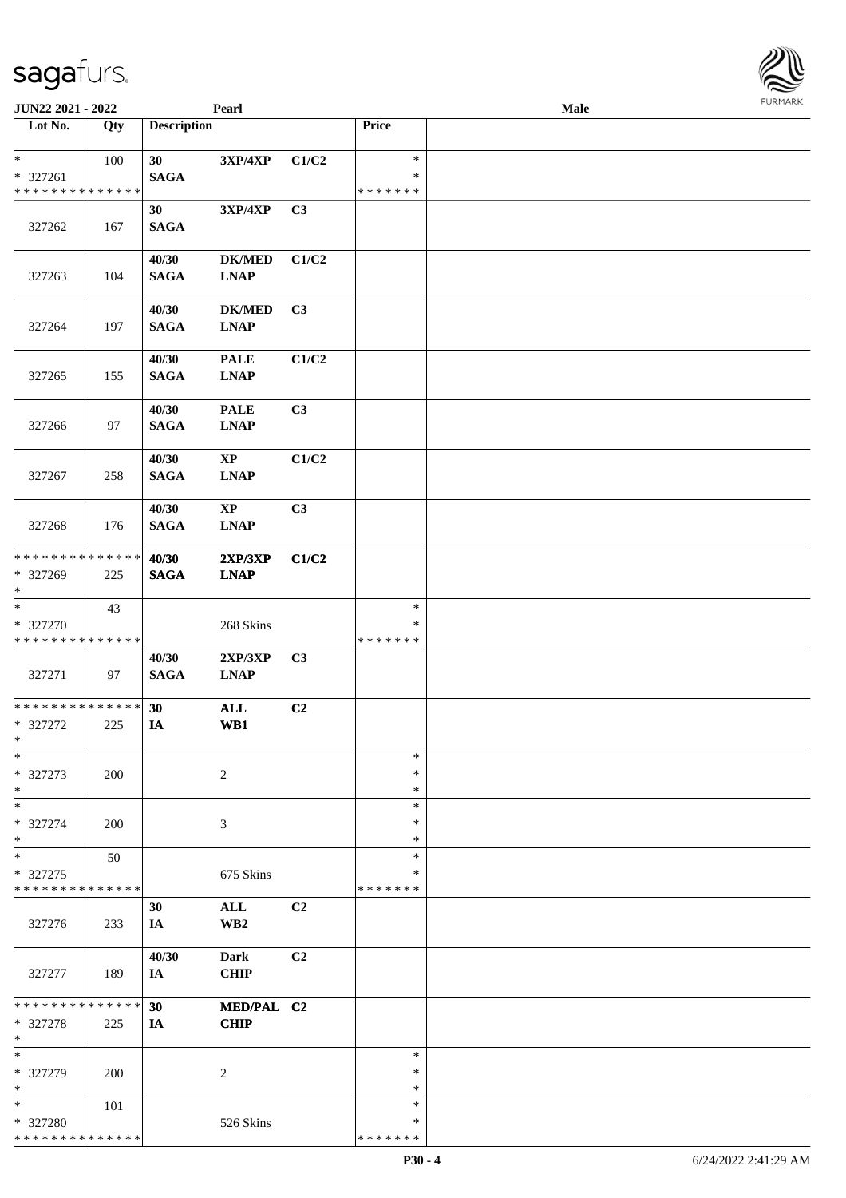| Lot No. | Qty | Description | | | Price | |
|---|---|---|---|---|---|---|
| * | 100 | 30 | 3XP/4XP | C1/C2 | * | |
| * 327261 | | SAGA | | | * | |
| * * * * * * * * * * * * * * | | | | | * * * * * * * | |
| 327262 | 167 | 30 SAGA | 3XP/4XP | C3 | | |
| 327263 | 104 | 40/30 SAGA | DK/MED LNAP | C1/C2 | | |
| 327264 | 197 | 40/30 SAGA | DK/MED LNAP | C3 | | |
| 327265 | 155 | 40/30 SAGA | PALE LNAP | C1/C2 | | |
| 327266 | 97 | 40/30 SAGA | PALE LNAP | C3 | | |
| 327267 | 258 | 40/30 SAGA | XP LNAP | C1/C2 | | |
| 327268 | 176 | 40/30 SAGA | XP LNAP | C3 | | |
| * * * * * * * * * * * * * * | | 40/30 | 2XP/3XP | C1/C2 | | |
| * 327269 | 225 | SAGA | LNAP | | | |
| * | | | | | | |
| * | 43 | | | | * | |
| * 327270 | | | 268 Skins | | * | |
| * * * * * * * * * * * * * * | | | | | * * * * * * * | |
| 327271 | 97 | 40/30 SAGA | 2XP/3XP LNAP | C3 | | |
| * * * * * * * * * * * * * * | | 30 | ALL | C2 | | |
| * 327272 | 225 | IA | WB1 | | | |
| * | | | | | | |
| * | | | | | * | |
| * 327273 | 200 | | 2 | | * | |
| * | | | | | * | |
| * | | | | | * | |
| * 327274 | 200 | | 3 | | * | |
| * | | | | | * | |
| * | 50 | | | | * | |
| * 327275 | | | 675 Skins | | * | |
| * * * * * * * * * * * * * * | | | | | * * * * * * * | |
| 327276 | 233 | 30 IA | ALL WB2 | C2 | | |
| 327277 | 189 | 40/30 IA | Dark CHIP | C2 | | |
| * * * * * * * * * * * * * * | | 30 | MED/PAL | C2 | | |
| * 327278 | 225 | IA | CHIP | | | |
| * | | | | | | |
| * | | | | | * | |
| * 327279 | 200 | | 2 | | * | |
| * | | | | | * | |
| * | 101 | | | | * | |
| * 327280 | | | 526 Skins | | * | |
| * * * * * * * * * * * * * * | | | | | * * * * * * * | |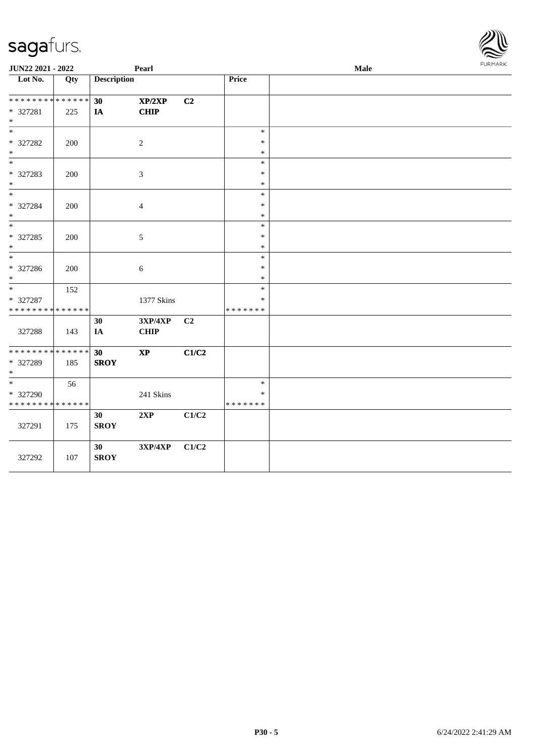sagafurs.

JUN22 2021 - 2022 | Pearl | Male

| Lot No. | Qty | Description | | | Price | |
|---|---|---|---|---|---|---|
| ************** | | 30 | **XP/2XP** | **C2** | | |
| * 327281 | 225 | **IA** | **CHIP** | | | |
| * | | | | | | |
| * | | | | | * | |
| * 327282 | 200 | | 2 | | * | |
| * | | | | | * | |
| * | | | | | * | |
| * 327283 | 200 | | 3 | | * | |
| * | | | | | * | |
| * | | | | | * | |
| * 327284 | 200 | | 4 | | * | |
| * | | | | | * | |
| * | | | | | * | |
| * 327285 | 200 | | 5 | | * | |
| * | | | | | * | |
| * | | | | | * | |
| * 327286 | 200 | | 6 | | * | |
| * | | | | | * | |
| * | 152 | | | | * | |
| * 327287 | | | 1377 Skins | | * | |
| ************** | | | | | ******* | |
| | | **30** | **3XP/4XP** | **C2** | | |
| 327288 | 143 | **IA** | **CHIP** | | | |
| ************** | | **30** | **XP** | **C1/C2** | | |
| * 327289 | 185 | **SROY** | | | | |
| * | | | | | | |
| * | 56 | | | | * | |
| * 327290 | | | 241 Skins | | * | |
| ************** | | | | | ******* | |
| | | **30** | **2XP** | **C1/C2** | | |
| 327291 | 175 | **SROY** | | | | |
| | | **30** | **3XP/4XP** | **C1/C2** | | |
| 327292 | 107 | **SROY** | | | | |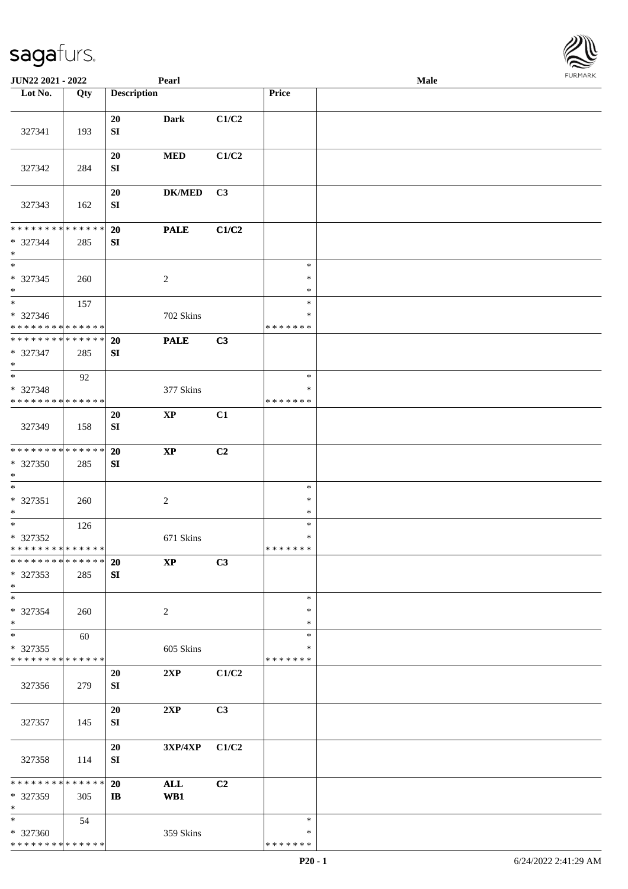**JUN22 2021 - 2022** | **Pearl** | **Male**

| Lot No. | Qty | Description | | | Price | |
|---|---|---|---|---|---|---|
| 327341 | 193 | 20 SI | Dark | C1/C2 | | |
| 327342 | 284 | 20 SI | MED | C1/C2 | | |
| 327343 | 162 | 20 SI | DK/MED | C3 | | |
| * * * * * * * * * * * * * * * 327344 * | 285 | 20 SI | PALE | C1/C2 | | |
| * * 327345 * | 260 | | 2 | | * * * | |
| * * 327346 * * * * * * * * * * * * * * | 157 | | 702 Skins | | * * * * * * * * * | |
| * * * * * * * * * * * * * * * 327347 * | 285 | 20 SI | PALE | C3 | | |
| * * 327348 * * * * * * * * * * * * * * | 92 | | 377 Skins | | * * * * * * * * | |
| 327349 | 158 | 20 SI | XP | C1 | | |
| * * * * * * * * * * * * * * * 327350 * | 285 | 20 SI | XP | C2 | | |
| * * 327351 * | 260 | | 2 | | * * * | |
| * * 327352 * * * * * * * * * * * * * * | 126 | | 671 Skins | | * * * * * * * * * | |
| * * * * * * * * * * * * * * * 327353 * | 285 | 20 SI | XP | C3 | | |
| * * 327354 * | 260 | | 2 | | * * * | |
| * * 327355 * * * * * * * * * * * * * * | 60 | | 605 Skins | | * * * * * * * * * | |
| 327356 | 279 | 20 SI | 2XP | C1/C2 | | |
| 327357 | 145 | 20 SI | 2XP | C3 | | |
| 327358 | 114 | 20 SI | 3XP/4XP | C1/C2 | | |
| * * * * * * * * * * * * * * * 327359 * | 305 | 20 IB | ALL WB1 | C2 | | |
| * * 327360 * * * * * * * * * * * * * * | 54 | | 359 Skins | | * * * * * * * * * | |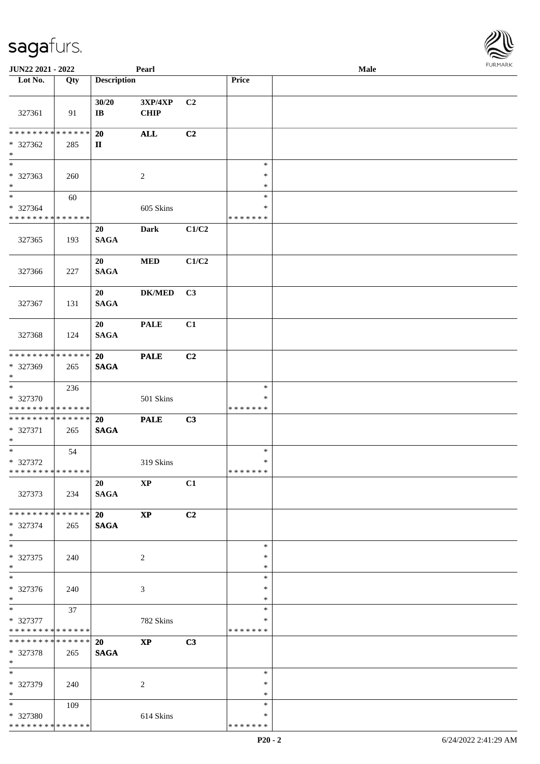| Lot No. | Qty | Description | | | Price | |
|---|---|---|---|---|---|---|
| 327361 | 91 | 30/20 IB | 3XP/4XP CHIP | C2 | | |
| ************** * 327362 * | 285 | 20 II | ALL | C2 | | |
| * * 327363 * | 260 | | 2 | | * * * | |
| * * 327364 ************** | 60 | | 605 Skins | | * * ******* | |
| 327365 | 193 | 20 SAGA | Dark | C1/C2 | | |
| 327366 | 227 | 20 SAGA | MED | C1/C2 | | |
| 327367 | 131 | 20 SAGA | DK/MED | C3 | | |
| 327368 | 124 | 20 SAGA | PALE | C1 | | |
| ************** * 327369 * | 265 | 20 SAGA | PALE | C2 | | |
| * * 327370 ************** | 236 | | 501 Skins | | * * ******* | |
| ************** * 327371 * | 265 | 20 SAGA | PALE | C3 | | |
| * * 327372 ************** | 54 | | 319 Skins | | * * ******* | |
| 327373 | 234 | 20 SAGA | XP | C1 | | |
| ************** * 327374 * | 265 | 20 SAGA | XP | C2 | | |
| * * 327375 * | 240 | | 2 | | * * * | |
| * * 327376 * | 240 | | 3 | | * * * | |
| * * 327377 ************** | 37 | | 782 Skins | | * * ******* | |
| ************** * 327378 * | 265 | 20 SAGA | XP | C3 | | |
| * * 327379 * | 240 | | 2 | | * * * | |
| * * 327380 ************** | 109 | | 614 Skins | | * * ******* | |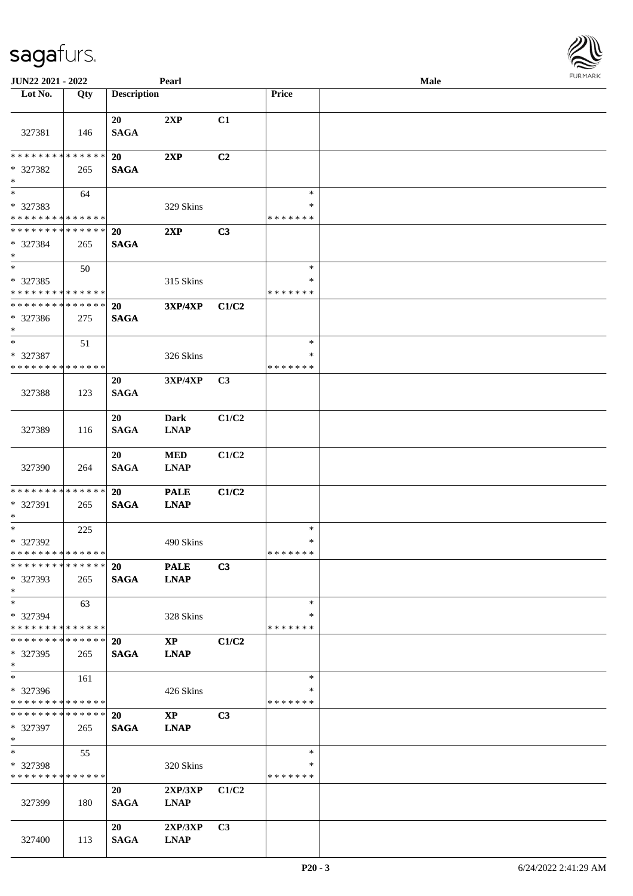JUN22 2021 - 2022 | Pearl | Male

| Lot No. | Qty | Description | | | Price | |
|---|---|---|---|---|---|---|
| 327381 | 146 | 20 SAGA | 2XP | C1 | | |
| * * * * * * * * * * * * * * * 327382 * | 265 | 20 SAGA | 2XP | C2 | | |
| * * 327383 * * * * * * * * * * * * * * | 64 | | 329 Skins | | * * * * * * * * * | |
| * * * * * * * * * * * * * * * 327384 * | 265 | 20 SAGA | 2XP | C3 | | |
| * * 327385 * * * * * * * * * * * * * * | 50 | | 315 Skins | | * * * * * * * * * | |
| * * * * * * * * * * * * * * * 327386 * | 275 | 20 SAGA | 3XP/4XP | C1/C2 | | |
| * * 327387 * * * * * * * * * * * * * * | 51 | | 326 Skins | | * * * * * * * * * | |
| 327388 | 123 | 20 SAGA | 3XP/4XP | C3 | | |
| 327389 | 116 | 20 SAGA | Dark LNAP | C1/C2 | | |
| 327390 | 264 | 20 SAGA | MED LNAP | C1/C2 | | |
| * * * * * * * * * * * * * * * 327391 * | 265 | 20 SAGA | PALE LNAP | C1/C2 | | |
| * * 327392 * * * * * * * * * * * * * * | 225 | | 490 Skins | | * * * * * * * * * | |
| * * * * * * * * * * * * * * * 327393 * | 265 | 20 SAGA | PALE LNAP | C3 | | |
| * * 327394 * * * * * * * * * * * * * * | 63 | | 328 Skins | | * * * * * * * * * | |
| * * * * * * * * * * * * * * * 327395 * | 265 | 20 SAGA | XP LNAP | C1/C2 | | |
| * * 327396 * * * * * * * * * * * * * * | 161 | | 426 Skins | | * * * * * * * * * | |
| * * * * * * * * * * * * * * * 327397 * | 265 | 20 SAGA | XP LNAP | C3 | | |
| * * 327398 * * * * * * * * * * * * * * | 55 | | 320 Skins | | * * * * * * * * * | |
| 327399 | 180 | 20 SAGA | 2XP/3XP LNAP | C1/C2 | | |
| 327400 | 113 | 20 SAGA | 2XP/3XP LNAP | C3 | | |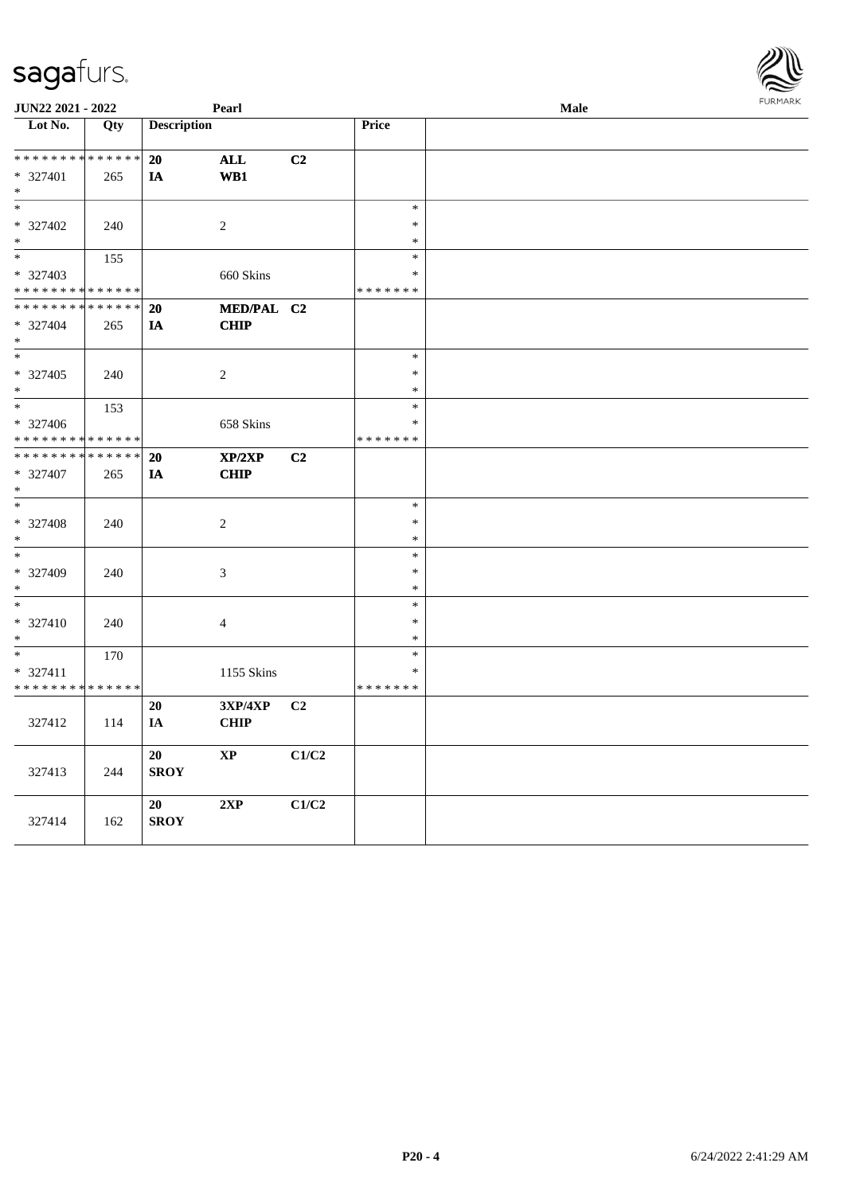JUN22 2021 - 2022 Pearl Male

| Lot No. | Qty | Description | | | Price | |
|---|---|---|---|---|---|---|
| * * * * * * * * * * * * * * | | 20 | ALL | C2 | | |
| * 327401 | 265 | IA | WB1 | | | |
| * | | | | | | |
| * | | | | | * | |
| * 327402 | 240 | | 2 | | * | |
| * | | | | | * | |
| * | 155 | | | | * | |
| * 327403 | | | 660 Skins | | * | |
| * * * * * * * * * * * * * * | | | | | * * * * * * * | |
| * * * * * * * * * * * * * * | | 20 | MED/PAL | C2 | | |
| * 327404 | 265 | IA | CHIP | | | |
| * | | | | | | |
| * | | | | | * | |
| * 327405 | 240 | | 2 | | * | |
| * | | | | | * | |
| * | 153 | | | | * | |
| * 327406 | | | 658 Skins | | * | |
| * * * * * * * * * * * * * * | | | | | * * * * * * * | |
| * * * * * * * * * * * * * * | | 20 | XP/2XP | C2 | | |
| * 327407 | 265 | IA | CHIP | | | |
| * | | | | | | |
| * | | | | | * | |
| * 327408 | 240 | | 2 | | * | |
| * | | | | | * | |
| * | | | | | * | |
| * 327409 | 240 | | 3 | | * | |
| * | | | | | * | |
| * | | | | | * | |
| * 327410 | 240 | | 4 | | * | |
| * | | | | | * | |
| * | 170 | | | | * | |
| * 327411 | | | 1155 Skins | | * | |
| * * * * * * * * * * * * * * | | | | | * * * * * * * | |
| 327412 | 114 | 20 IA | 3XP/4XP CHIP | C2 | | |
| 327413 | 244 | 20 SROY | XP | C1/C2 | | |
| 327414 | 162 | 20 SROY | 2XP | C1/C2 | | |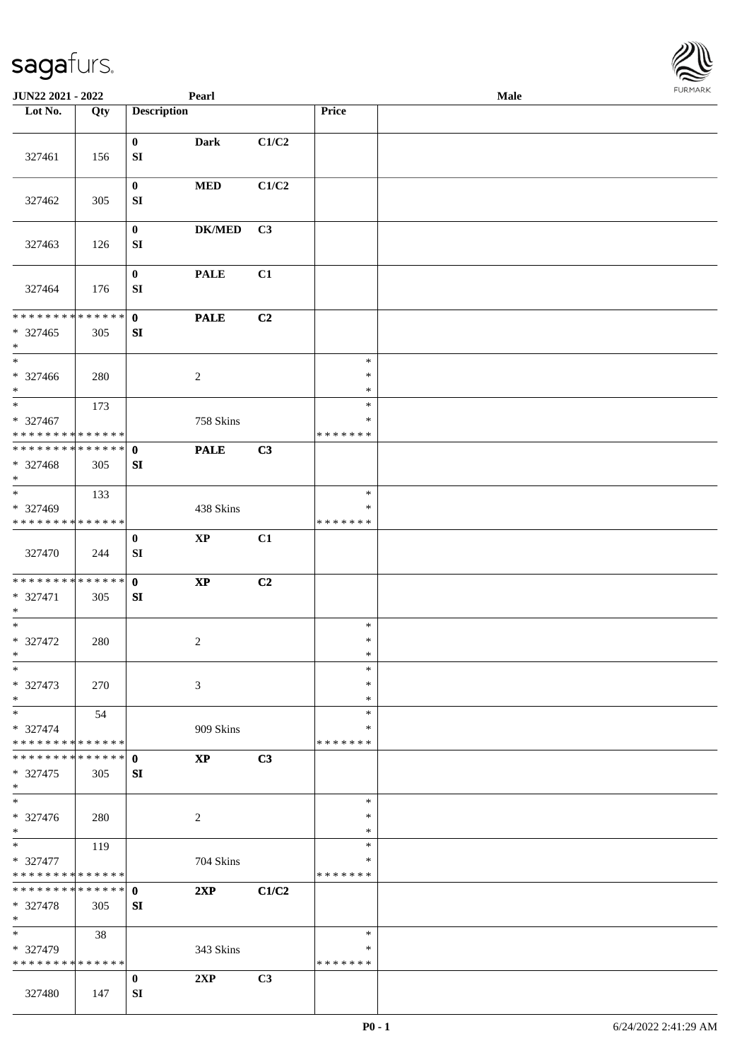JUN22 2021 - 2022 | Pearl | Male

| Lot No. | Qty | Description | | | Price | |
|---|---|---|---|---|---|---|
| 327461 | 156 | 0 SI | Dark | C1/C2 | | |
| 327462 | 305 | 0 SI | MED | C1/C2 | | |
| 327463 | 126 | 0 SI | DK/MED | C3 | | |
| 327464 | 176 | 0 SI | PALE | C1 | | |
| * * * * * * * * * * * * * * * 327465 * | 305 | 0 SI | PALE | C2 | | |
| * * 327466 * | 280 | | 2 | | * * * | |
| * * 327467 * * * * * * * * * * * * * * | 173 | | 758 Skins | | * * * * * * * * * | |
| * * * * * * * * * * * * * * * 327468 * | 305 | 0 SI | PALE | C3 | | |
| * * 327469 * * * * * * * * * * * * * * | 133 | | 438 Skins | | * * * * * * * * | |
| 327470 | 244 | 0 SI | XP | C1 | | |
| * * * * * * * * * * * * * * * 327471 * | 305 | 0 SI | XP | C2 | | |
| * * 327472 * | 280 | | 2 | | * * * | |
| * * 327473 * | 270 | | 3 | | * * * | |
| * * 327474 * * * * * * * * * * * * * * | 54 | | 909 Skins | | * * * * * * * * * | |
| * * * * * * * * * * * * * * * 327475 * | 305 | 0 SI | XP | C3 | | |
| * * 327476 * | 280 | | 2 | | * * * | |
| * * 327477 * * * * * * * * * * * * * * | 119 | | 704 Skins | | * * * * * * * * * | |
| * * * * * * * * * * * * * * * 327478 * | 305 | 0 SI | 2XP | C1/C2 | | |
| * * 327479 * * * * * * * * * * * * * * | 38 | | 343 Skins | | * * * * * * * * | |
| 327480 | 147 | 0 SI | 2XP | C3 | | |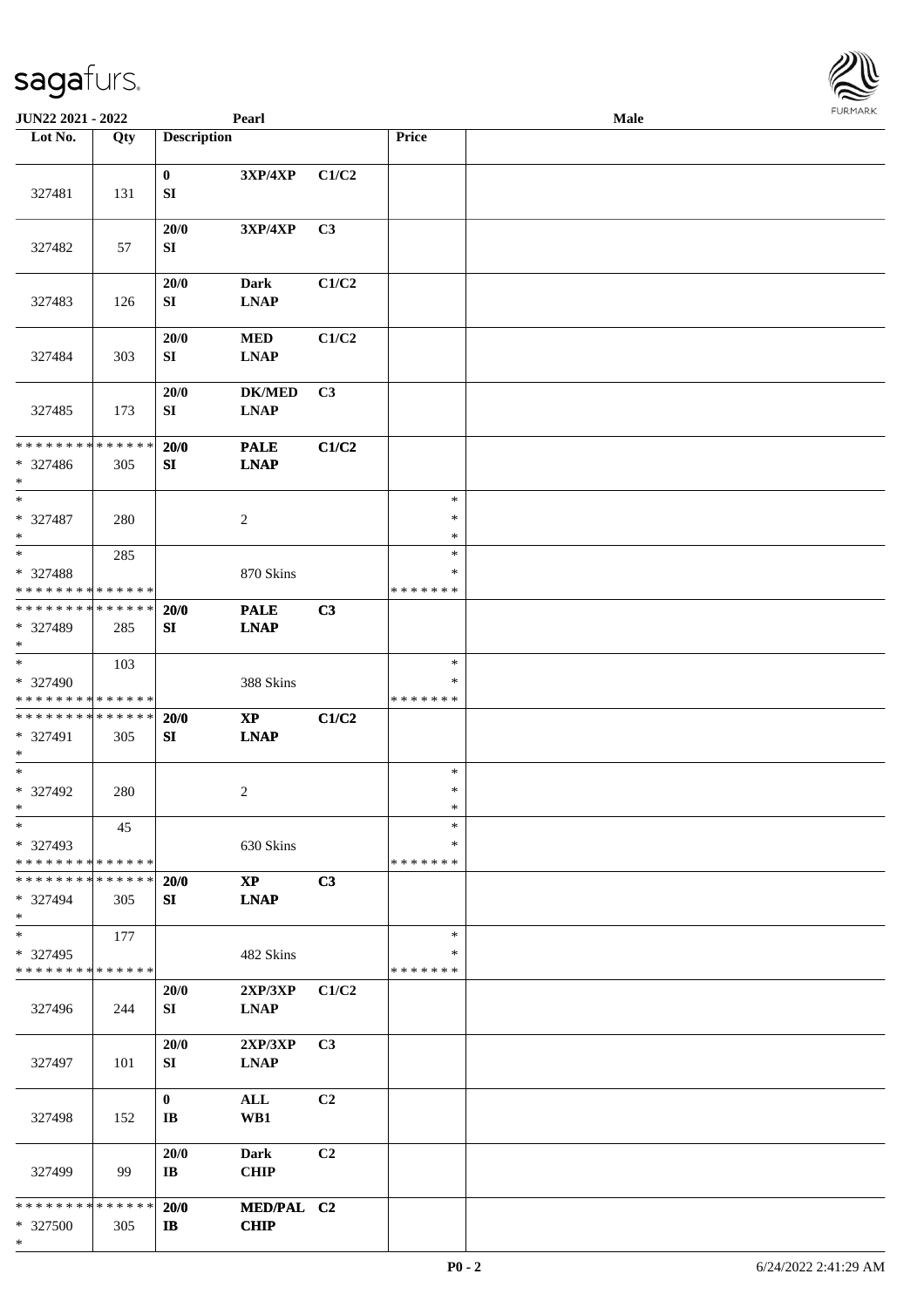| Lot No. | Qty | Description | | | Price | |
|---|---|---|---|---|---|---|
| 327481 | 131 | 0 SI | 3XP/4XP | C1/C2 | | |
| 327482 | 57 | 20/0 SI | 3XP/4XP | C3 | | |
| 327483 | 126 | 20/0 SI | Dark LNAP | C1/C2 | | |
| 327484 | 303 | 20/0 SI | MED LNAP | C1/C2 | | |
| 327485 | 173 | 20/0 SI | DK/MED LNAP | C3 | | |
| * * * * * * * * * * * * * * * 327486 * | 305 | 20/0 SI | PALE LNAP | C1/C2 | | |
| * * 327487 * | 280 | | 2 | | * * * | |
| * * 327488 * * * * * * * * * * * * * * | 285 | | 870 Skins | | * * * * * * * * * | |
| * * * * * * * * * * * * * * * 327489 * | 285 | 20/0 SI | PALE LNAP | C3 | | |
| * * 327490 * * * * * * * * * * * * * * | 103 | | 388 Skins | | * * * * * * * * * | |
| * * * * * * * * * * * * * * * 327491 * | 305 | 20/0 SI | XP LNAP | C1/C2 | | |
| * * 327492 * | 280 | | 2 | | * * * | |
| * * 327493 * * * * * * * * * * * * * * | 45 | | 630 Skins | | * * * * * * * * * | |
| * * * * * * * * * * * * * * * 327494 * | 305 | 20/0 SI | XP LNAP | C3 | | |
| * * 327495 * * * * * * * * * * * * * * | 177 | | 482 Skins | | * * * * * * * * * | |
| 327496 | 244 | 20/0 SI | 2XP/3XP LNAP | C1/C2 | | |
| 327497 | 101 | 20/0 SI | 2XP/3XP LNAP | C3 | | |
| 327498 | 152 | 0 IB | ALL WB1 | C2 | | |
| 327499 | 99 | 20/0 IB | Dark CHIP | C2 | | |
| * * * * * * * * * * * * * * * 327500 * | 305 | 20/0 IB | MED/PAL CHIP | C2 | | |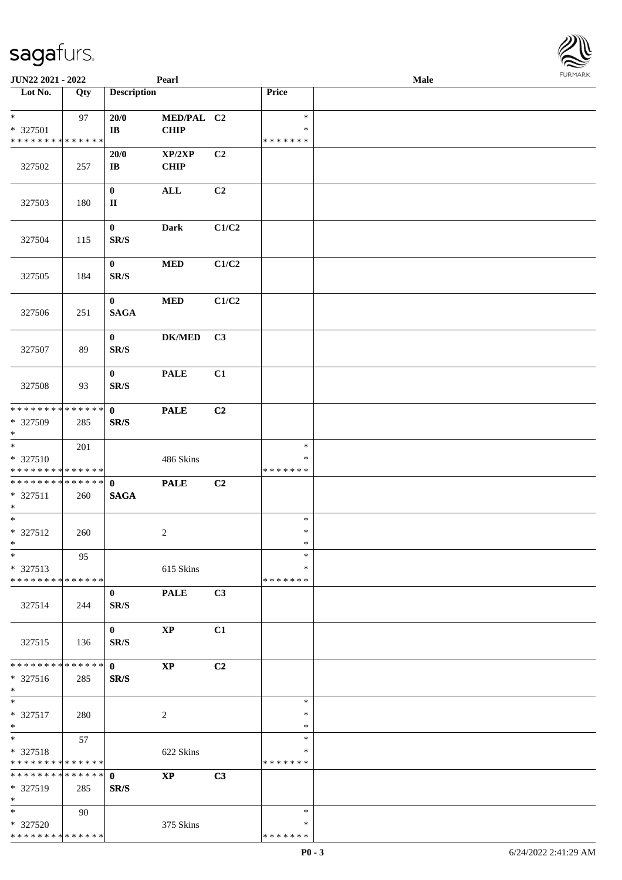| Lot No. | Qty | Description | | | Price | |
|---|---|---|---|---|---|---|
| * | 97 | 20/0 | MED/PAL | C2 | * | |
| * 327501 | | IB | CHIP | | * | |
| * * * * * * * * * * * * * * | | | | | * * * * * * * | |
| | | 20/0 | XP/2XP | C2 | | |
| 327502 | 257 | IB | CHIP | | | |
| | | 0 | ALL | C2 | | |
| 327503 | 180 | II | | | | |
| | | 0 | Dark | C1/C2 | | |
| 327504 | 115 | SR/S | | | | |
| | | 0 | MED | C1/C2 | | |
| 327505 | 184 | SR/S | | | | |
| | | 0 | MED | C1/C2 | | |
| 327506 | 251 | SAGA | | | | |
| | | 0 | DK/MED | C3 | | |
| 327507 | 89 | SR/S | | | | |
| | | 0 | PALE | C1 | | |
| 327508 | 93 | SR/S | | | | |
| * * * * * * * * * * * * * * | | 0 | PALE | C2 | | |
| * 327509 | 285 | SR/S | | | | |
| * | | | | | | |
| * | 201 | | | | * | |
| * 327510 | | | 486 Skins | | * | |
| * * * * * * * * * * * * * * | | | | | * * * * * * * | |
| * * * * * * * * * * * * * * | | 0 | PALE | C2 | | |
| * 327511 | 260 | SAGA | | | | |
| * | | | | | | |
| * | | | | | * | |
| * 327512 | 260 | | 2 | | * | |
| * | | | | | * | |
| * | 95 | | | | * | |
| * 327513 | | | 615 Skins | | * | |
| * * * * * * * * * * * * * * | | | | | * * * * * * * | |
| | | 0 | PALE | C3 | | |
| 327514 | 244 | SR/S | | | | |
| | | 0 | XP | C1 | | |
| 327515 | 136 | SR/S | | | | |
| * * * * * * * * * * * * * * | | 0 | XP | C2 | | |
| * 327516 | 285 | SR/S | | | | |
| * | | | | | | |
| * | | | | | * | |
| * 327517 | 280 | | 2 | | * | |
| * | | | | | * | |
| * | 57 | | | | * | |
| * 327518 | | | 622 Skins | | * | |
| * * * * * * * * * * * * * * | | | | | * * * * * * * | |
| * * * * * * * * * * * * * * | | 0 | XP | C3 | | |
| * 327519 | 285 | SR/S | | | | |
| * | | | | | | |
| * | 90 | | | | * | |
| * 327520 | | | 375 Skins | | * | |
| * * * * * * * * * * * * * * | | | | | * * * * * * * | |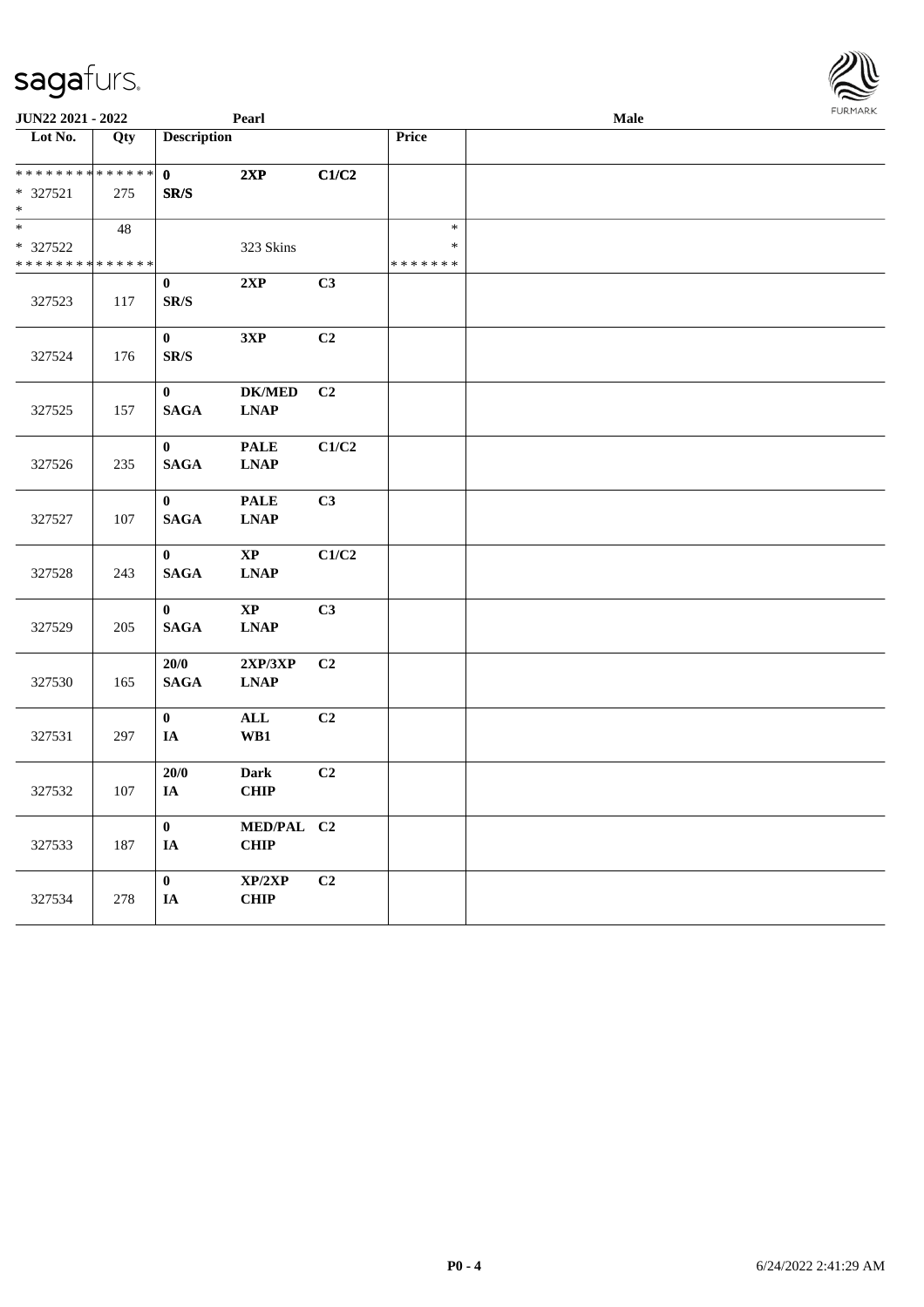| Lot No. | Qty | Description | | | Price | |
|---|---|---|---|---|---|---|
| * * * * * * * * * * * * * * | | 0 | 2XP | C1/C2 | | |
| * 327521 | 275 | SR/S | | | | |
| * | | | | | | |
| * | 48 | | | | * | |
| * 327522 | | | 323 Skins | | * | |
| * * * * * * * * * * * * * * | | | | | * * * * * * * | |
| 327523 | 117 | 0<br>SR/S | 2XP | C3 | | |
| 327524 | 176 | 0<br>SR/S | 3XP | C2 | | |
| 327525 | 157 | 0<br>SAGA | DK/MED<br>LNAP | C2 | | |
| 327526 | 235 | 0<br>SAGA | PALE<br>LNAP | C1/C2 | | |
| 327527 | 107 | 0<br>SAGA | PALE<br>LNAP | C3 | | |
| 327528 | 243 | 0<br>SAGA | XP<br>LNAP | C1/C2 | | |
| 327529 | 205 | 0<br>SAGA | XP<br>LNAP | C3 | | |
| 327530 | 165 | 20/0<br>SAGA | 2XP/3XP<br>LNAP | C2 | | |
| 327531 | 297 | 0<br>IA | ALL<br>WB1 | C2 | | |
| 327532 | 107 | 20/0<br>IA | Dark<br>CHIP | C2 | | |
| 327533 | 187 | 0<br>IA | MED/PAL<br>CHIP | C2 | | |
| 327534 | 278 | 0<br>IA | XP/2XP<br>CHIP | C2 | | |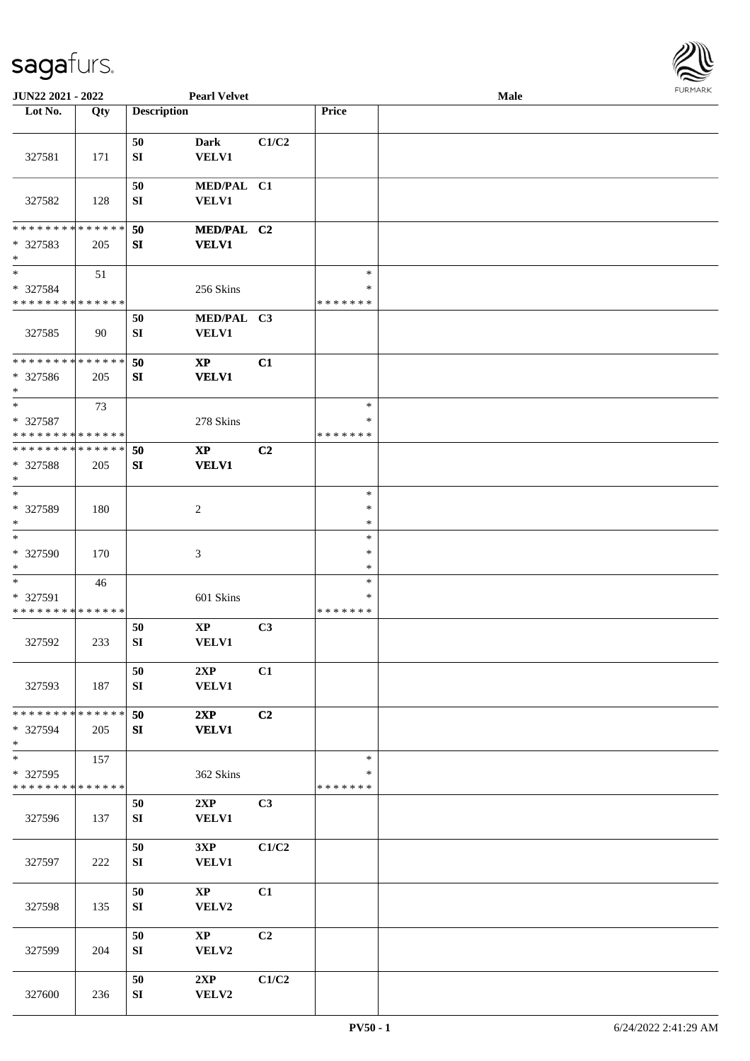**JUN22 2021 - 2022** | **Pearl Velvet** | **Male**

| Lot No. | Qty | Description | | | Price | |
|---|---|---|---|---|---|---|
| 327581 | 171 | 50 SI | Dark VELV1 | C1/C2 | | |
| 327582 | 128 | 50 SI | MED/PAL VELV1 | C1 | | |
| * * * * * * * * * * * * * * <br> * 327583 <br> * | 205 | 50 SI | MED/PAL VELV1 | C2 | | |
| * <br> * 327584 <br> * * * * * * * * * * * * * * | 51 | | 256 Skins | | * <br> * <br> * * * * * * * | |
| 327585 | 90 | 50 SI | MED/PAL VELV1 | C3 | | |
| * * * * * * * * * * * * * * <br> * 327586 <br> * | 205 | 50 SI | XP VELV1 | C1 | | |
| * <br> * 327587 <br> * * * * * * * * * * * * * * | 73 | | 278 Skins | | * <br> * <br> * * * * * * * | |
| * * * * * * * * * * * * * * <br> * 327588 <br> * | 205 | 50 SI | XP VELV1 | C2 | | |
| * <br> * 327589 <br> * | 180 | | 2 | | * <br> * <br> * | |
| * <br> * 327590 <br> * | 170 | | 3 | | * <br> * <br> * | |
| * <br> * 327591 <br> * * * * * * * * * * * * * * | 46 | | 601 Skins | | * <br> * <br> * * * * * * * | |
| 327592 | 233 | 50 SI | XP VELV1 | C3 | | |
| 327593 | 187 | 50 SI | 2XP VELV1 | C1 | | |
| * * * * * * * * * * * * * * <br> * 327594 <br> * | 205 | 50 SI | 2XP VELV1 | C2 | | |
| * <br> * 327595 <br> * * * * * * * * * * * * * * | 157 | | 362 Skins | | * <br> * <br> * * * * * * * | |
| 327596 | 137 | 50 SI | 2XP VELV1 | C3 | | |
| 327597 | 222 | 50 SI | 3XP VELV1 | C1/C2 | | |
| 327598 | 135 | 50 SI | XP VELV2 | C1 | | |
| 327599 | 204 | 50 SI | XP VELV2 | C2 | | |
| 327600 | 236 | 50 SI | 2XP VELV2 | C1/C2 | | |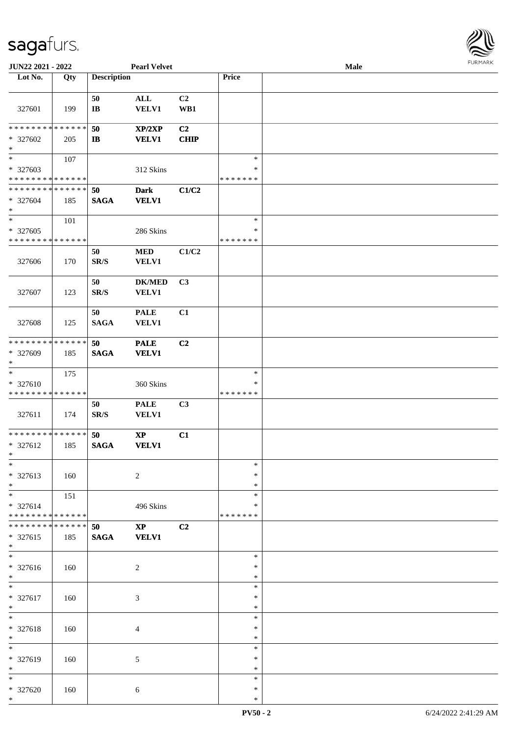**JUN22 2021 - 2022** **Pearl Velvet** **Male**

| Lot No. | Qty | Description | | | Price | |
|---|---|---|---|---|---|---|
| 327601 | 199 | 50 IB | ALL VELV1 | C2 WB1 | | |
| * * * * * * * * * * * * * * * 327602 * | 205 | 50 IB | XP/2XP VELV1 | C2 CHIP | | |
| * * 327603 * * * * * * * * * * * * * * | 107 | | 312 Skins | | * * * * * * * * * | |
| * * * * * * * * * * * * * * * 327604 * | 185 | 50 SAGA | Dark VELV1 | C1/C2 | | |
| * * 327605 * * * * * * * * * * * * * * | 101 | | 286 Skins | | * * * * * * * * * | |
| 327606 | 170 | 50 SR/S | MED VELV1 | C1/C2 | | |
| 327607 | 123 | 50 SR/S | DK/MED VELV1 | C3 | | |
| 327608 | 125 | 50 SAGA | PALE VELV1 | C1 | | |
| * * * * * * * * * * * * * * * 327609 * | 185 | 50 SAGA | PALE VELV1 | C2 | | |
| * * 327610 * * * * * * * * * * * * * * | 175 | | 360 Skins | | * * * * * * * * * | |
| 327611 | 174 | 50 SR/S | PALE VELV1 | C3 | | |
| * * * * * * * * * * * * * * * 327612 * | 185 | 50 SAGA | XP VELV1 | C1 | | |
| * * 327613 * | 160 | | 2 | | * * * | |
| * * 327614 * * * * * * * * * * * * * * | 151 | | 496 Skins | | * * * * * * * * * | |
| * * * * * * * * * * * * * * * 327615 * | 185 | 50 SAGA | XP VELV1 | C2 | | |
| * * 327616 * | 160 | | 2 | | * * * | |
| * * 327617 * | 160 | | 3 | | * * * | |
| * * 327618 * | 160 | | 4 | | * * * | |
| * * 327619 * | 160 | | 5 | | * * * | |
| * * 327620 * | 160 | | 6 | | * * * | |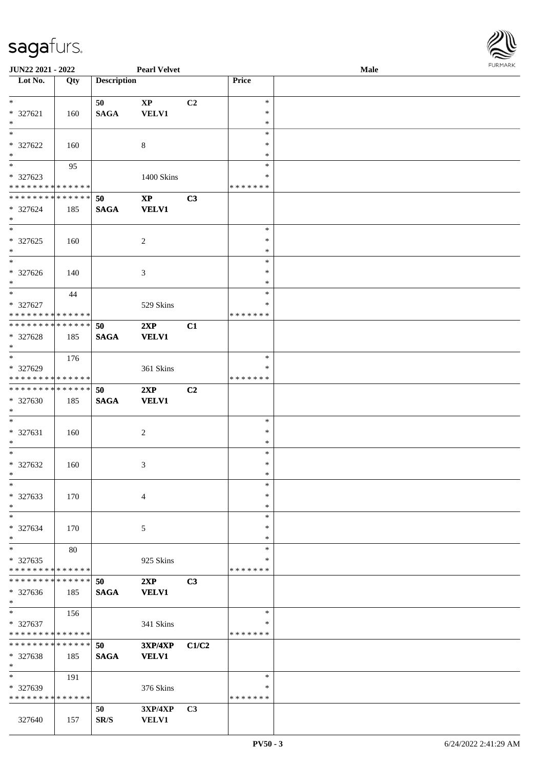| Lot No. | Qty | Description | | | Price | |
|---|---|---|---|---|---|---|
| * | | 50 | XP | C2 | * | |
| * 327621 | 160 | SAGA | VELV1 | | * | |
| * | | | | | * | |
| * | | | | | * | |
| * 327622 | 160 | | 8 | | * | |
| * | | | | | * | |
| * | 95 | | | | * | |
| * 327623 | | | 1400 Skins | | * | |
| * * * * * * * * * * * * * * | | | | | * * * * * * * | |
| * * * * * * * * * * * * * * | | 50 | XP | C3 | | |
| * 327624 | 185 | SAGA | VELV1 | | | |
| * | | | | | | |
| * | | | | | * | |
| * 327625 | 160 | | 2 | | * | |
| * | | | | | * | |
| * | | | | | * | |
| * 327626 | 140 | | 3 | | * | |
| * | | | | | * | |
| * | 44 | | | | * | |
| * 327627 | | | 529 Skins | | * | |
| * * * * * * * * * * * * * * | | | | | * * * * * * * | |
| * * * * * * * * * * * * * * | | 50 | 2XP | C1 | | |
| * 327628 | 185 | SAGA | VELV1 | | | |
| * | | | | | | |
| * | 176 | | | | * | |
| * 327629 | | | 361 Skins | | * | |
| * * * * * * * * * * * * * * | | | | | * * * * * * * | |
| * * * * * * * * * * * * * * | | 50 | 2XP | C2 | | |
| * 327630 | 185 | SAGA | VELV1 | | | |
| * | | | | | | |
| * | | | | | * | |
| * 327631 | 160 | | 2 | | * | |
| * | | | | | * | |
| * | | | | | * | |
| * 327632 | 160 | | 3 | | * | |
| * | | | | | * | |
| * | | | | | * | |
| * 327633 | 170 | | 4 | | * | |
| * | | | | | * | |
| * | | | | | * | |
| * 327634 | 170 | | 5 | | * | |
| * | | | | | * | |
| * | 80 | | | | * | |
| * 327635 | | | 925 Skins | | * | |
| * * * * * * * * * * * * * * | | | | | * * * * * * * | |
| * * * * * * * * * * * * * * | | 50 | 2XP | C3 | | |
| * 327636 | 185 | SAGA | VELV1 | | | |
| * | | | | | | |
| * | 156 | | | | * | |
| * 327637 | | | 341 Skins | | * | |
| * * * * * * * * * * * * * * | | | | | * * * * * * * | |
| * * * * * * * * * * * * * * | | 50 | 3XP/4XP | C1/C2 | | |
| * 327638 | 185 | SAGA | VELV1 | | | |
| * | | | | | | |
| * | 191 | | | | * | |
| * 327639 | | | 376 Skins | | * | |
| * * * * * * * * * * * * * * | | | | | * * * * * * * | |
| | | 50 | 3XP/4XP | C3 | | |
| 327640 | 157 | SR/S | VELV1 | | | |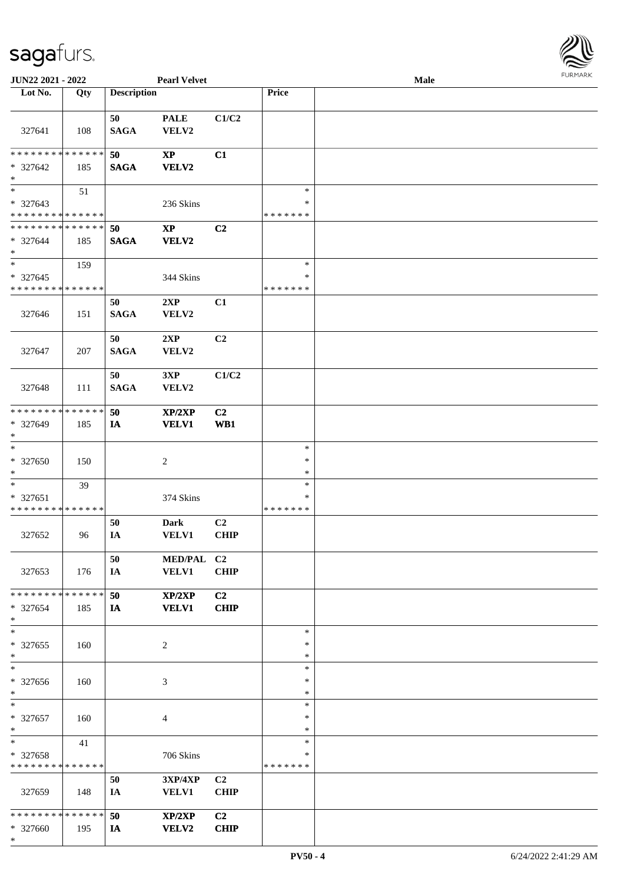| Lot No. | Qty | Description | | | Price | |
|---|---|---|---|---|---|---|
| 327641 | 108 | 50 SAGA | PALE VELV2 | C1/C2 | | |
| * * * * * * * * * * * * * * * 327642 * | 185 | 50 SAGA | XP VELV2 | C1 | | |
| * * 327643 * * * * * * * * * * * * * * | 51 | | 236 Skins | | * * * * * * * * * | |
| * * * * * * * * * * * * * * * 327644 * | 185 | 50 SAGA | XP VELV2 | C2 | | |
| * * 327645 * * * * * * * * * * * * * * | 159 | | 344 Skins | | * * * * * * * * * | |
| 327646 | 151 | 50 SAGA | 2XP VELV2 | C1 | | |
| 327647 | 207 | 50 SAGA | 2XP VELV2 | C2 | | |
| 327648 | 111 | 50 SAGA | 3XP VELV2 | C1/C2 | | |
| * * * * * * * * * * * * * * * 327649 * | 185 | 50 IA | XP/2XP VELV1 | C2 WB1 | | |
| * * 327650 * | 150 | | 2 | | * * * | |
| * * 327651 * * * * * * * * * * * * * * | 39 | | 374 Skins | | * * * * * * * * * | |
| 327652 | 96 | 50 IA | Dark VELV1 | C2 CHIP | | |
| 327653 | 176 | 50 IA | MED/PAL VELV1 | C2 CHIP | | |
| * * * * * * * * * * * * * * * 327654 * | 185 | 50 IA | XP/2XP VELV1 | C2 CHIP | | |
| * * 327655 * | 160 | | 2 | | * * * | |
| * * 327656 * | 160 | | 3 | | * * * | |
| * * 327657 * | 160 | | 4 | | * * * | |
| * * 327658 * * * * * * * * * * * * * * | 41 | | 706 Skins | | * * * * * * * * * | |
| 327659 | 148 | 50 IA | 3XP/4XP VELV1 | C2 CHIP | | |
| * * * * * * * * * * * * * * * 327660 * | 195 | 50 IA | XP/2XP VELV2 | C2 CHIP | | |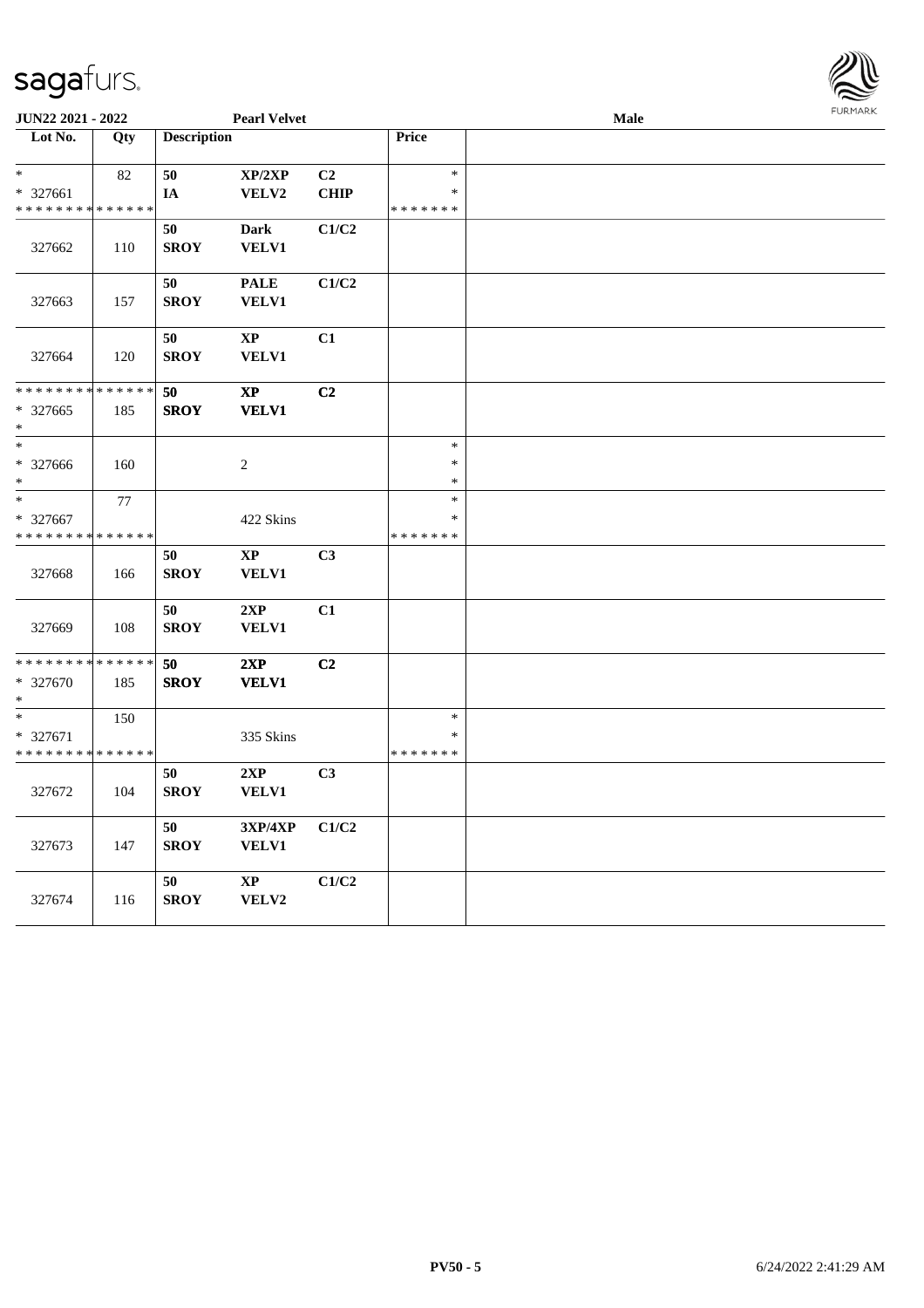| Lot No. | Qty | Description | | | Price | |
|---|---|---|---|---|---|---|
| * | 82 | 50 | XP/2XP | C2 | * | |
| * 327661 | | IA | VELV2 | CHIP | * | |
| * * * * * * * * * * * * * * | | | | | * * * * * * * | |
| 327662 | 110 | 50 SROY | Dark VELV1 | C1/C2 | | |
| 327663 | 157 | 50 SROY | PALE VELV1 | C1/C2 | | |
| 327664 | 120 | 50 SROY | XP VELV1 | C1 | | |
| * * * * * * * * * * * * * * | | 50 | XP | C2 | | |
| * 327665 | 185 | SROY | VELV1 | | | |
| * | | | | | | |
| * | | | | | * | |
| * 327666 | 160 | | 2 | | * | |
| * | | | | | * | |
| * | 77 | | | | * | |
| * 327667 | | | 422 Skins | | * | |
| * * * * * * * * * * * * * * | | | | | * * * * * * * | |
| 327668 | 166 | 50 SROY | XP VELV1 | C3 | | |
| 327669 | 108 | 50 SROY | 2XP VELV1 | C1 | | |
| * * * * * * * * * * * * * * | | 50 | 2XP | C2 | | |
| * 327670 | 185 | SROY | VELV1 | | | |
| * | | | | | | |
| * | 150 | | | | * | |
| * 327671 | | | 335 Skins | | * | |
| * * * * * * * * * * * * * * | | | | | * * * * * * * | |
| 327672 | 104 | 50 SROY | 2XP VELV1 | C3 | | |
| 327673 | 147 | 50 SROY | 3XP/4XP VELV1 | C1/C2 | | |
| 327674 | 116 | 50 SROY | XP VELV2 | C1/C2 | | |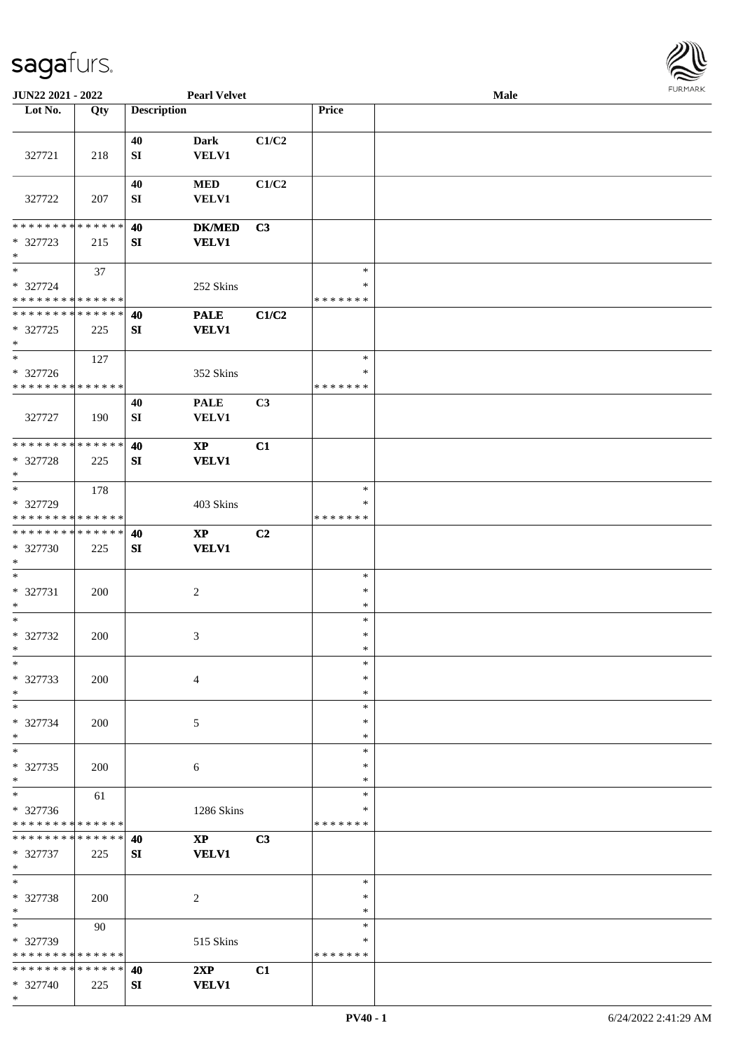JUN22 2021 - 2022 &nbsp;&nbsp;&nbsp;&nbsp; Pearl Velvet &nbsp;&nbsp;&nbsp;&nbsp; Male

| Lot No. | Qty | Description | | | Price | |
|---|---|---|---|---|---|---|
| 327721 | 218 | 40 SI | Dark VELV1 | C1/C2 | | |
| 327722 | 207 | 40 SI | MED VELV1 | C1/C2 | | |
| * * * * * * * * * * * * * * 327723 * | 215 | 40 SI | DK/MED VELV1 | C3 | | |
| * 327724 * * * * * * * * * * * * * * | 37 | | 252 Skins | | * * * * * * * * * | |
| * * * * * * * * * * * * * * 327725 * | 225 | 40 SI | PALE VELV1 | C1/C2 | | |
| * 327726 * * * * * * * * * * * * * * | 127 | | 352 Skins | | * * * * * * * * * | |
| 327727 | 190 | 40 SI | PALE VELV1 | C3 | | |
| * * * * * * * * * * * * * * 327728 * | 225 | 40 SI | XP VELV1 | C1 | | |
| * 327729 * * * * * * * * * * * * * * | 178 | | 403 Skins | | * * * * * * * * * | |
| * * * * * * * * * * * * * * 327730 * | 225 | 40 SI | XP VELV1 | C2 | | |
| * 327731 * | 200 | | 2 | | * * * | |
| * 327732 * | 200 | | 3 | | * * * | |
| * 327733 * | 200 | | 4 | | * * * | |
| * 327734 * | 200 | | 5 | | * * * | |
| * 327735 * | 200 | | 6 | | * * * | |
| * 327736 * * * * * * * * * * * * * * | 61 | | 1286 Skins | | * * * * * * * * * | |
| * * * * * * * * * * * * * * 327737 * | 225 | 40 SI | XP VELV1 | C3 | | |
| * 327738 * | 200 | | 2 | | * * * | |
| * 327739 * * * * * * * * * * * * * * | 90 | | 515 Skins | | * * * * * * * * * | |
| * * * * * * * * * * * * * * 327740 * | 225 | 40 SI | 2XP VELV1 | C1 | | |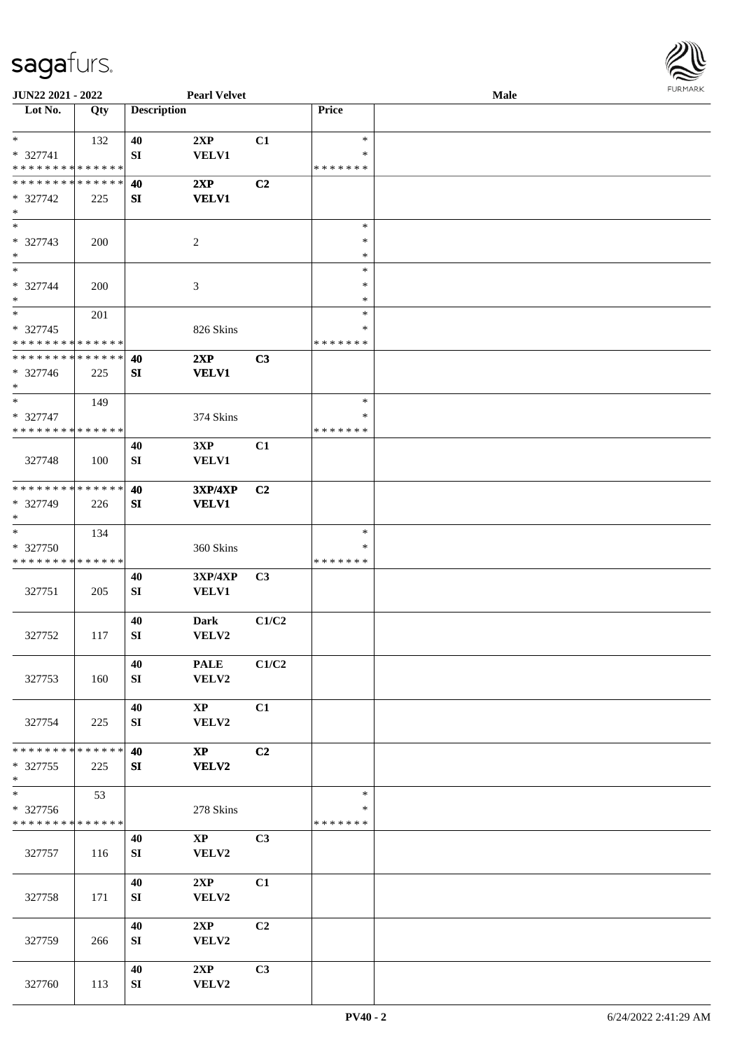JUN22 2021 - 2022 Pearl Velvet Male

| Lot No. | Qty | Description | | | Price | |
|---|---|---|---|---|---|---|
| * | 132 | 40 | 2XP | C1 | * | |
| * 327741 | | SI | VELV1 | | * | |
| * * * * * * * * * * * * * * | | | | | * * * * * * * | |
| * * * * * * * * * * * * * * | | 40 | 2XP | C2 | | |
| * 327742 | 225 | SI | VELV1 | | | |
| * | | | | | | |
| * | | | | | * | |
| * 327743 | 200 | | 2 | | * | |
| * | | | | | * | |
| * | | | | | * | |
| * 327744 | 200 | | 3 | | * | |
| * | | | | | * | |
| * | 201 | | | | * | |
| * 327745 | | | 826 Skins | | * | |
| * * * * * * * * * * * * * * | | | | | * * * * * * * | |
| * * * * * * * * * * * * * * | | 40 | 2XP | C3 | | |
| * 327746 | 225 | SI | VELV1 | | | |
| * | | | | | | |
| * | 149 | | | | * | |
| * 327747 | | | 374 Skins | | * | |
| * * * * * * * * * * * * * * | | | | | * * * * * * * | |
| 327748 | 100 | 40 SI | 3XP VELV1 | C1 | | |
| * * * * * * * * * * * * * * | | 40 | 3XP/4XP | C2 | | |
| * 327749 | 226 | SI | VELV1 | | | |
| * | | | | | | |
| * | 134 | | | | * | |
| * 327750 | | | 360 Skins | | * | |
| * * * * * * * * * * * * * * | | | | | * * * * * * * | |
| 327751 | 205 | 40 SI | 3XP/4XP VELV1 | C3 | | |
| 327752 | 117 | 40 SI | Dark VELV2 | C1/C2 | | |
| 327753 | 160 | 40 SI | PALE VELV2 | C1/C2 | | |
| 327754 | 225 | 40 SI | XP VELV2 | C1 | | |
| * * * * * * * * * * * * * * | | 40 | XP | C2 | | |
| * 327755 | 225 | SI | VELV2 | | | |
| * | | | | | | |
| * | 53 | | | | * | |
| * 327756 | | | 278 Skins | | * | |
| * * * * * * * * * * * * * * | | | | | * * * * * * * | |
| 327757 | 116 | 40 SI | XP VELV2 | C3 | | |
| 327758 | 171 | 40 SI | 2XP VELV2 | C1 | | |
| 327759 | 266 | 40 SI | 2XP VELV2 | C2 | | |
| 327760 | 113 | 40 SI | 2XP VELV2 | C3 | | |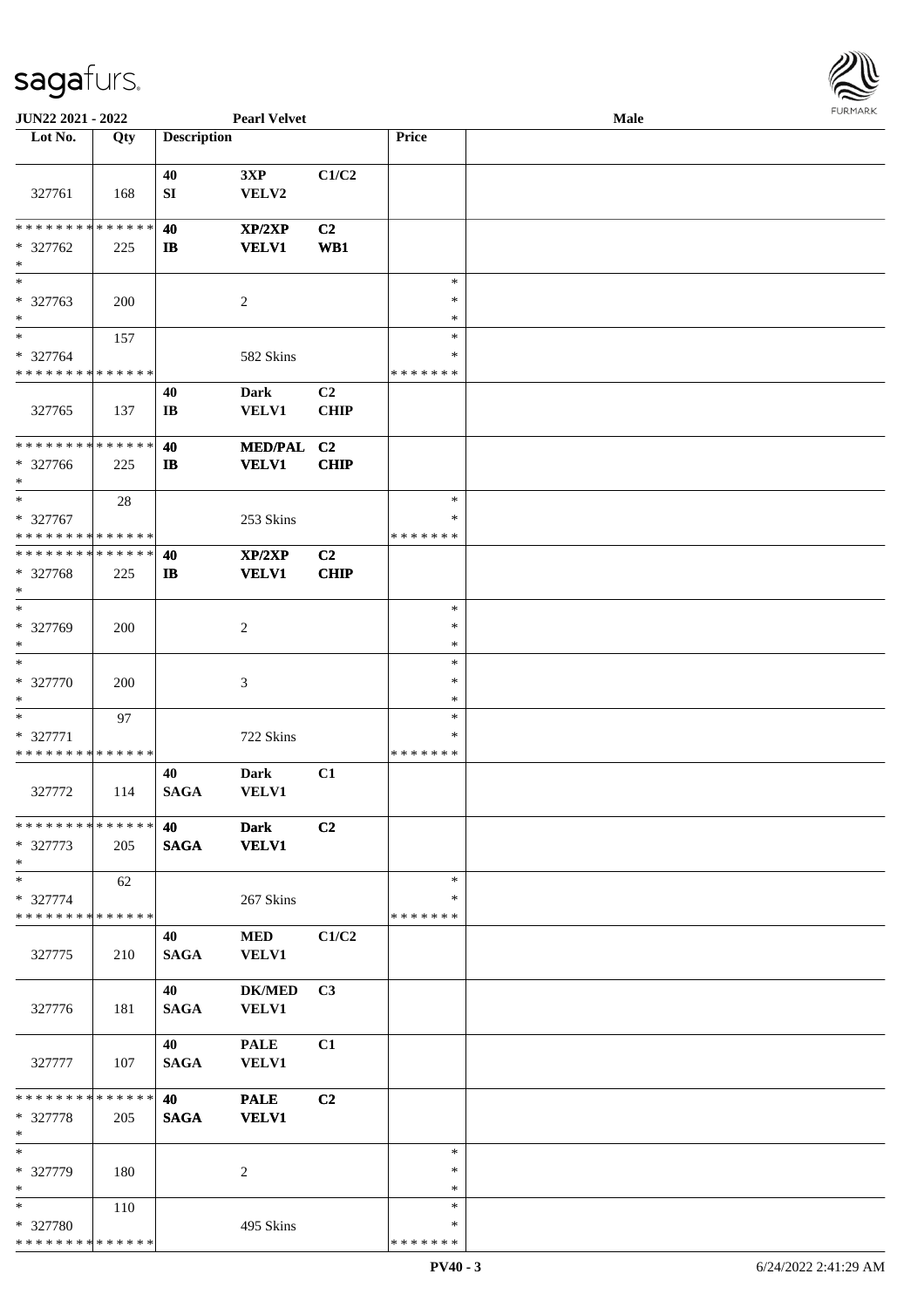| Lot No. | Qty | Description | | | Price | |
|---|---|---|---|---|---|---|
| 327761 | 168 | 40<br>SI | 3XP<br>VELV2 | C1/C2 | | |
| * * * * * * * * * * * * * *<br>* 327762<br>* | 225 | 40<br>IB | XP/2XP<br>VELV1 | C2<br>WB1 | | |
| *<br>* 327763<br>* | 200 | | 2 | | *<br>*<br>* | |
| *<br>* 327764<br>* * * * * * * * * * * * * * | 157 | | 582 Skins | | *<br>*<br>* * * * * * * | |
| 327765 | 137 | 40<br>IB | Dark<br>VELV1 | C2<br>CHIP | | |
| * * * * * * * * * * * * * *<br>* 327766<br>* | 225 | 40<br>IB | MED/PAL<br>VELV1 | C2<br>CHIP | | |
| *<br>* 327767<br>* * * * * * * * * * * * * * | 28 | | 253 Skins | | *<br>*<br>* * * * * * * | |
| * * * * * * * * * * * * * *<br>* 327768<br>* | 225 | 40<br>IB | XP/2XP<br>VELV1 | C2<br>CHIP | | |
| *<br>* 327769<br>* | 200 | | 2 | | *<br>*<br>* | |
| *<br>* 327770<br>* | 200 | | 3 | | *<br>*<br>* | |
| *<br>* 327771<br>* * * * * * * * * * * * * * | 97 | | 722 Skins | | *<br>*<br>* * * * * * * | |
| 327772 | 114 | 40<br>SAGA | Dark<br>VELV1 | C1 | | |
| * * * * * * * * * * * * * *<br>* 327773<br>* | 205 | 40<br>SAGA | Dark<br>VELV1 | C2 | | |
| *<br>* 327774<br>* * * * * * * * * * * * * * | 62 | | 267 Skins | | *<br>*<br>* * * * * * * | |
| 327775 | 210 | 40<br>SAGA | MED<br>VELV1 | C1/C2 | | |
| 327776 | 181 | 40<br>SAGA | DK/MED<br>VELV1 | C3 | | |
| 327777 | 107 | 40<br>SAGA | PALE<br>VELV1 | C1 | | |
| * * * * * * * * * * * * * *<br>* 327778<br>* | 205 | 40<br>SAGA | PALE<br>VELV1 | C2 | | |
| *<br>* 327779<br>* | 180 | | 2 | | *<br>*<br>* | |
| *<br>* 327780<br>* * * * * * * * * * * * * * | 110 | | 495 Skins | | *<br>*<br>* * * * * * * | |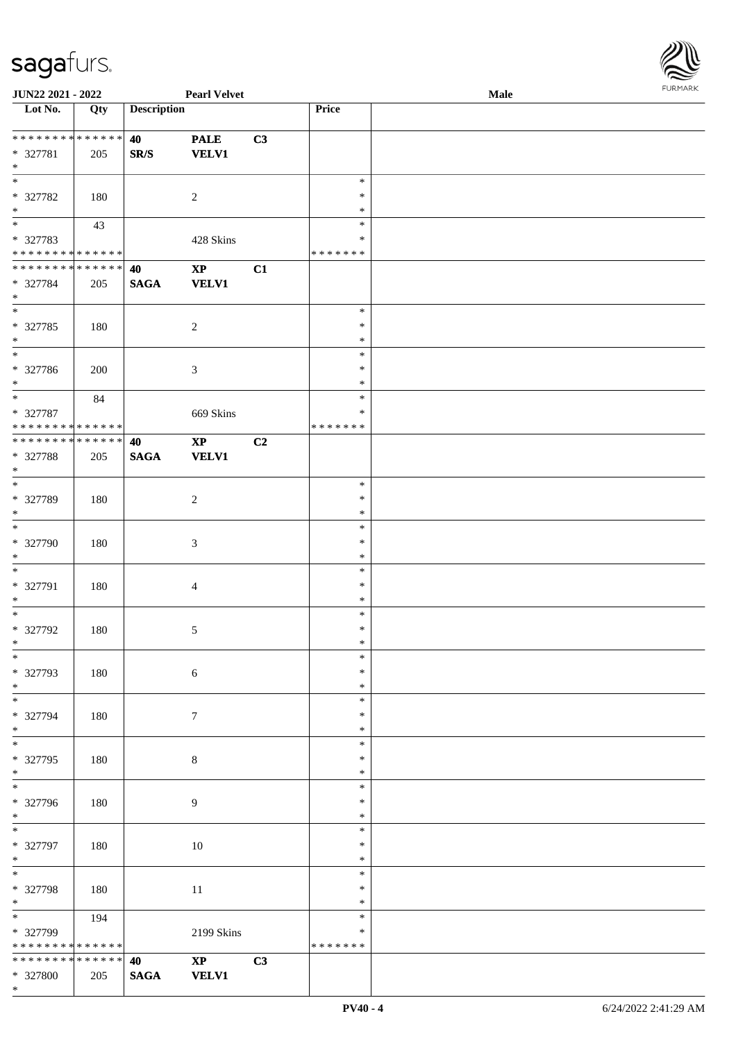| Lot No. | Qty | Description | | | Price | |
|---|---|---|---|---|---|---|
| * * * * * * * * * * * * * * | | 40 | PALE | C3 | | |
| * 327781 | 205 | SR/S | VELV1 | | | |
| * | | | | | | |
| * 327782 | 180 | | 2 | | * * * | |
| * 327783 | 43 | | 428 Skins | | * * * * * * * * * | |
| * * * * * * * * * * * * * * | | 40 | XP | C1 | | |
| * 327784 | 205 | SAGA | VELV1 | | | |
| * 327785 | 180 | | 2 | | * * * | |
| * 327786 | 200 | | 3 | | * * * | |
| * 327787 | 84 | | 669 Skins | | * * * * * * * * * | |
| * * * * * * * * * * * * * * | | 40 | XP | C2 | | |
| * 327788 | 205 | SAGA | VELV1 | | | |
| * 327789 | 180 | | 2 | | * * * | |
| * 327790 | 180 | | 3 | | * * * | |
| * 327791 | 180 | | 4 | | * * * | |
| * 327792 | 180 | | 5 | | * * * | |
| * 327793 | 180 | | 6 | | * * * | |
| * 327794 | 180 | | 7 | | * * * | |
| * 327795 | 180 | | 8 | | * * * | |
| * 327796 | 180 | | 9 | | * * * | |
| * 327797 | 180 | | 10 | | * * * | |
| * 327798 | 180 | | 11 | | * * * | |
| * 327799 | 194 | | 2199 Skins | | * * * * * * * * * | |
| * * * * * * * * * * * * * * | | 40 | XP | C3 | | |
| * 327800 | 205 | SAGA | VELV1 | | | |
| * | | | | | | |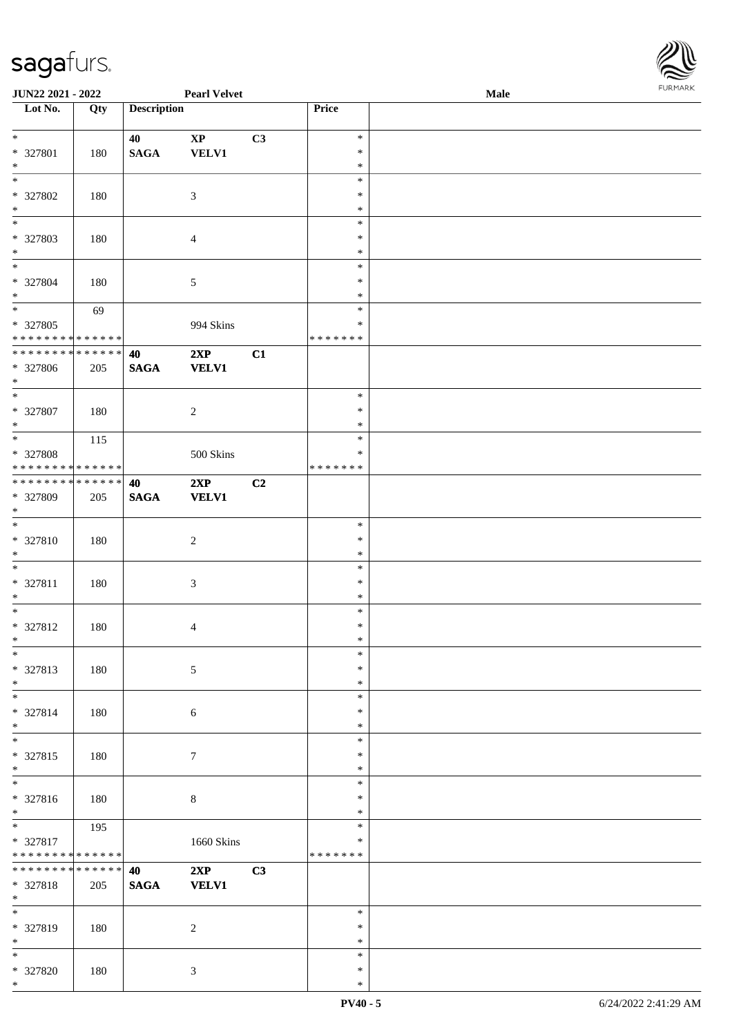| Lot No. | Qty | Description | | | Price | |
|---|---|---|---|---|---|---|
| * | | 40 | **XP** | C3 | * | |
| * 327801 | 180 | **SAGA** | **VELV1** | | * | |
| * | | | | | * | |
| * | | | | | * | |
| * 327802 | 180 | | 3 | | * | |
| * | | | | | * | |
| * | | | | | * | |
| * 327803 | 180 | | 4 | | * | |
| * | | | | | * | |
| * | | | | | * | |
| * 327804 | 180 | | 5 | | * | |
| * | | | | | * | |
| * | 69 | | | | * | |
| * 327805 | | | 994 Skins | | * | |
| * * * * * * * * * * * * * * | | | | | * * * * * * * | |
| * * * * * * * * * * * * * * | | **40** | **2XP** | **C1** | | |
| * 327806 | 205 | **SAGA** | **VELV1** | | | |
| * | | | | | | |
| * | | | | | * | |
| * 327807 | 180 | | 2 | | * | |
| * | | | | | * | |
| * | 115 | | | | * | |
| * 327808 | | | 500 Skins | | * | |
| * * * * * * * * * * * * * * | | | | | * * * * * * * | |
| * * * * * * * * * * * * * * | | **40** | **2XP** | **C2** | | |
| * 327809 | 205 | **SAGA** | **VELV1** | | | |
| * | | | | | | |
| * | | | | | * | |
| * 327810 | 180 | | 2 | | * | |
| * | | | | | * | |
| * | | | | | * | |
| * 327811 | 180 | | 3 | | * | |
| * | | | | | * | |
| * | | | | | * | |
| * 327812 | 180 | | 4 | | * | |
| * | | | | | * | |
| * | | | | | * | |
| * 327813 | 180 | | 5 | | * | |
| * | | | | | * | |
| * | | | | | * | |
| * 327814 | 180 | | 6 | | * | |
| * | | | | | * | |
| * | | | | | * | |
| * 327815 | 180 | | 7 | | * | |
| * | | | | | * | |
| * | | | | | * | |
| * 327816 | 180 | | 8 | | * | |
| * | | | | | * | |
| * | 195 | | | | * | |
| * 327817 | | | 1660 Skins | | * | |
| * * * * * * * * * * * * * * | | | | | * * * * * * * | |
| * * * * * * * * * * * * * * | | **40** | **2XP** | **C3** | | |
| * 327818 | 205 | **SAGA** | **VELV1** | | | |
| * | | | | | | |
| * | | | | | * | |
| * 327819 | 180 | | 2 | | * | |
| * | | | | | * | |
| * | | | | | * | |
| * 327820 | 180 | | 3 | | * | |
| * | | | | | * | |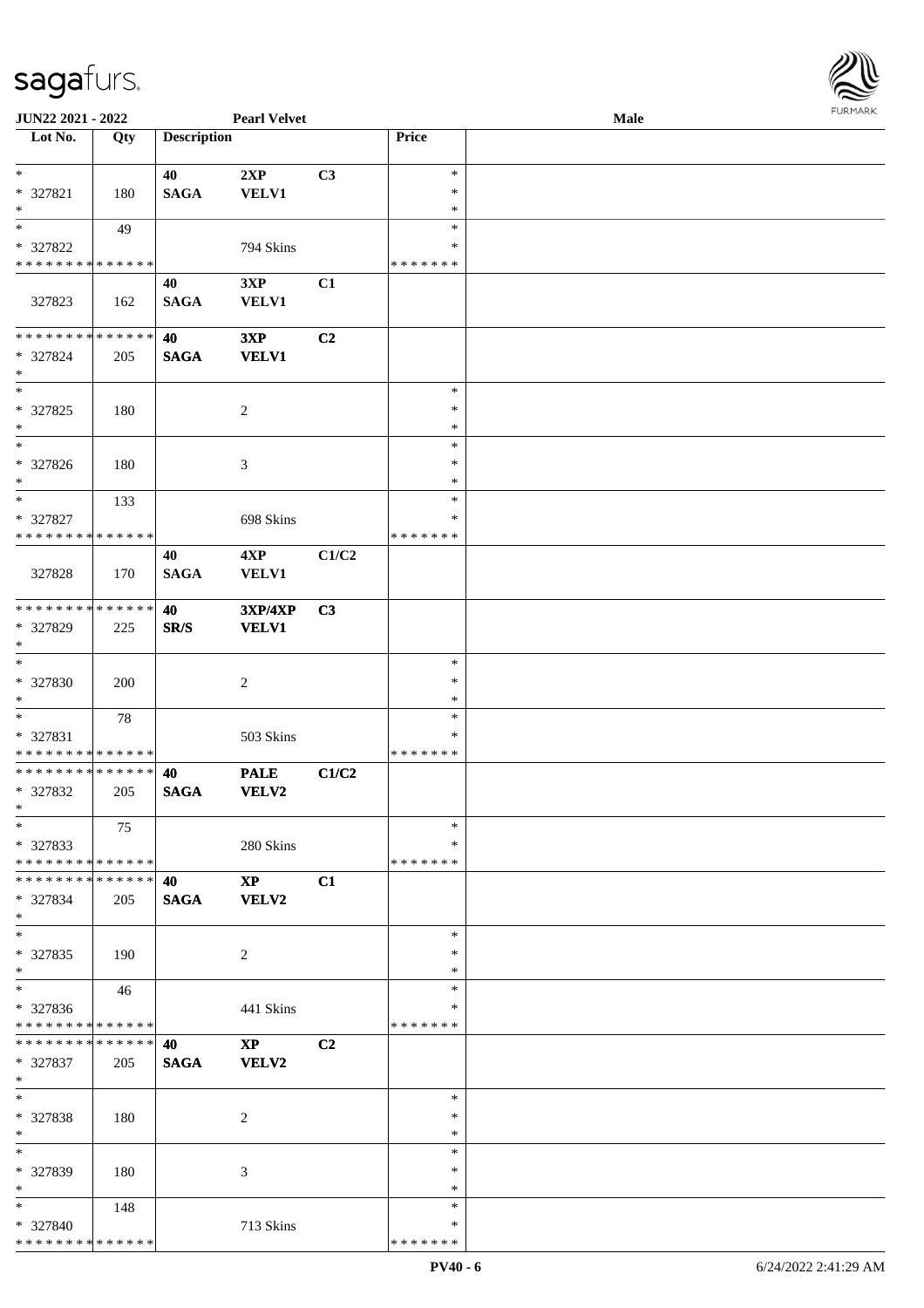| Lot No. | Qty | Description | | | Price | |
|---|---|---|---|---|---|---|
| * | | 40 | 2XP | C3 | * | |
| * 327821 | 180 | SAGA | VELV1 | | * | |
| * | | | | | * | |
| * | 49 | | | | * | |
| * 327822 | | | 794 Skins | | * | |
| * * * * * * * * * * * * * * | | | | | * * * * * * * | |
| | | 40 | 3XP | C1 | | |
| 327823 | 162 | SAGA | VELV1 | | | |
| * * * * * * * * * * * * * * | | **40** | **3XP** | **C2** | | |
| * 327824 | 205 | **SAGA** | **VELV1** | | | |
| * | | | | | | |
| * | | | | | * | |
| * 327825 | 180 | | 2 | | * | |
| * | | | | | * | |
| * | | | | | * | |
| * 327826 | 180 | | 3 | | * | |
| * | | | | | * | |
| * | 133 | | | | * | |
| * 327827 | | | 698 Skins | | * | |
| * * * * * * * * * * * * * * | | | | | * * * * * * * | |
| | | 40 | 4XP | C1/C2 | | |
| 327828 | 170 | SAGA | VELV1 | | | |
| * * * * * * * * * * * * * * | | **40** | **3XP/4XP** | **C3** | | |
| * 327829 | 225 | **SR/S** | **VELV1** | | | |
| * | | | | | | |
| * | | | | | * | |
| * 327830 | 200 | | 2 | | * | |
| * | | | | | * | |
| * | 78 | | | | * | |
| * 327831 | | | 503 Skins | | * | |
| * * * * * * * * * * * * * * | | | | | * * * * * * * | |
| * * * * * * * * * * * * * * | | **40** | **PALE** | **C1/C2** | | |
| * 327832 | 205 | **SAGA** | **VELV2** | | | |
| * | | | | | | |
| * | 75 | | | | * | |
| * 327833 | | | 280 Skins | | * | |
| * * * * * * * * * * * * * * | | | | | * * * * * * * | |
| * * * * * * * * * * * * * * | | **40** | **XP** | **C1** | | |
| * 327834 | 205 | **SAGA** | **VELV2** | | | |
| * | | | | | | |
| * | | | | | * | |
| * 327835 | 190 | | 2 | | * | |
| * | | | | | * | |
| * | 46 | | | | * | |
| * 327836 | | | 441 Skins | | * | |
| * * * * * * * * * * * * * * | | | | | * * * * * * * | |
| * * * * * * * * * * * * * * | | **40** | **XP** | **C2** | | |
| * 327837 | 205 | **SAGA** | **VELV2** | | | |
| * | | | | | | |
| * | | | | | * | |
| * 327838 | 180 | | 2 | | * | |
| * | | | | | * | |
| * | | | | | * | |
| * 327839 | 180 | | 3 | | * | |
| * | | | | | * | |
| * | 148 | | | | * | |
| * 327840 | | | 713 Skins | | * | |
| * * * * * * * * * * * * * * | | | | | * * * * * * * | |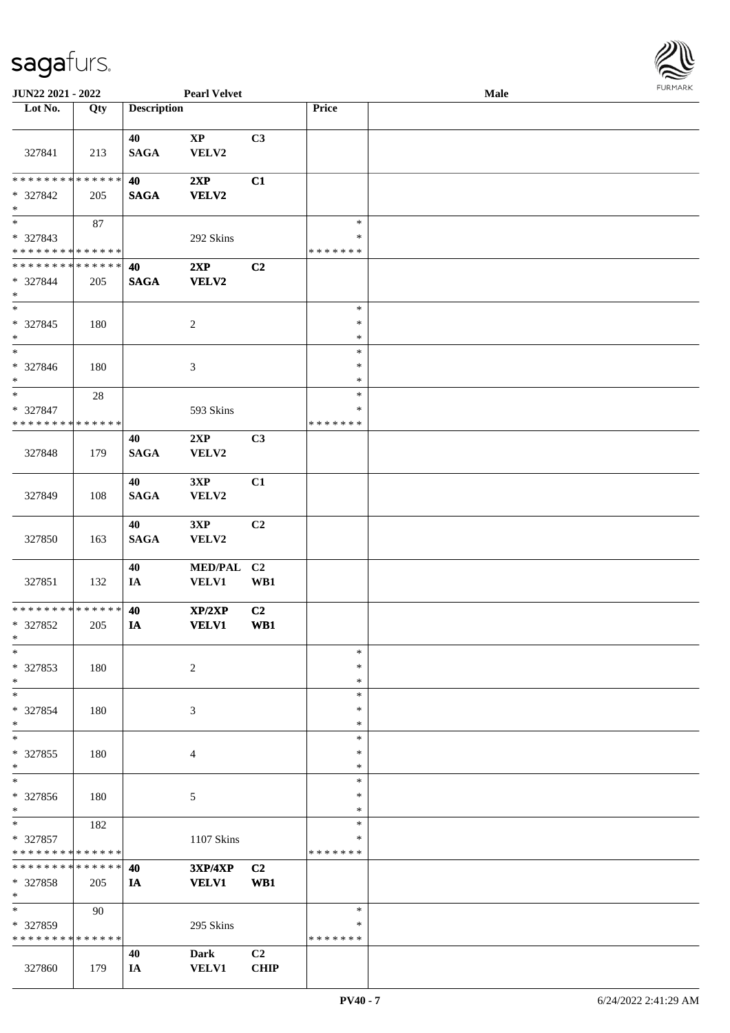| Lot No. | Qty | Description | | | Price | |
|---|---|---|---|---|---|---|
| 327841 | 213 | 40 SAGA | XP VELV2 | C3 | | |
| * * * * * * * * * * * * * * * 327842 * | 205 | 40 SAGA | 2XP VELV2 | C1 | | |
| * * 327843 * * * * * * * * * * * * * * | 87 | | 292 Skins | | * * * * * * * * * | |
| * * * * * * * * * * * * * * * 327844 * | 205 | 40 SAGA | 2XP VELV2 | C2 | | |
| * * 327845 * | 180 | | 2 | | * * * | |
| * * 327846 * | 180 | | 3 | | * * * | |
| * * 327847 * * * * * * * * * * * * * * | 28 | | 593 Skins | | * * * * * * * * * | |
| 327848 | 179 | 40 SAGA | 2XP VELV2 | C3 | | |
| 327849 | 108 | 40 SAGA | 3XP VELV2 | C1 | | |
| 327850 | 163 | 40 SAGA | 3XP VELV2 | C2 | | |
| 327851 | 132 | 40 IA | MED/PAL VELV1 | C2 WB1 | | |
| * * * * * * * * * * * * * * * 327852 * | 205 | 40 IA | XP/2XP VELV1 | C2 WB1 | | |
| * * 327853 * | 180 | | 2 | | * * * | |
| * * 327854 * | 180 | | 3 | | * * * | |
| * * 327855 * | 180 | | 4 | | * * * | |
| * * 327856 * | 180 | | 5 | | * * * | |
| * * 327857 * * * * * * * * * * * * * * | 182 | | 1107 Skins | | * * * * * * * * * | |
| * * * * * * * * * * * * * * * 327858 * | 205 | 40 IA | 3XP/4XP VELV1 | C2 WB1 | | |
| * * 327859 * * * * * * * * * * * * * * | 90 | | 295 Skins | | * * * * * * * * * | |
| 327860 | 179 | 40 IA | Dark VELV1 | C2 CHIP | | |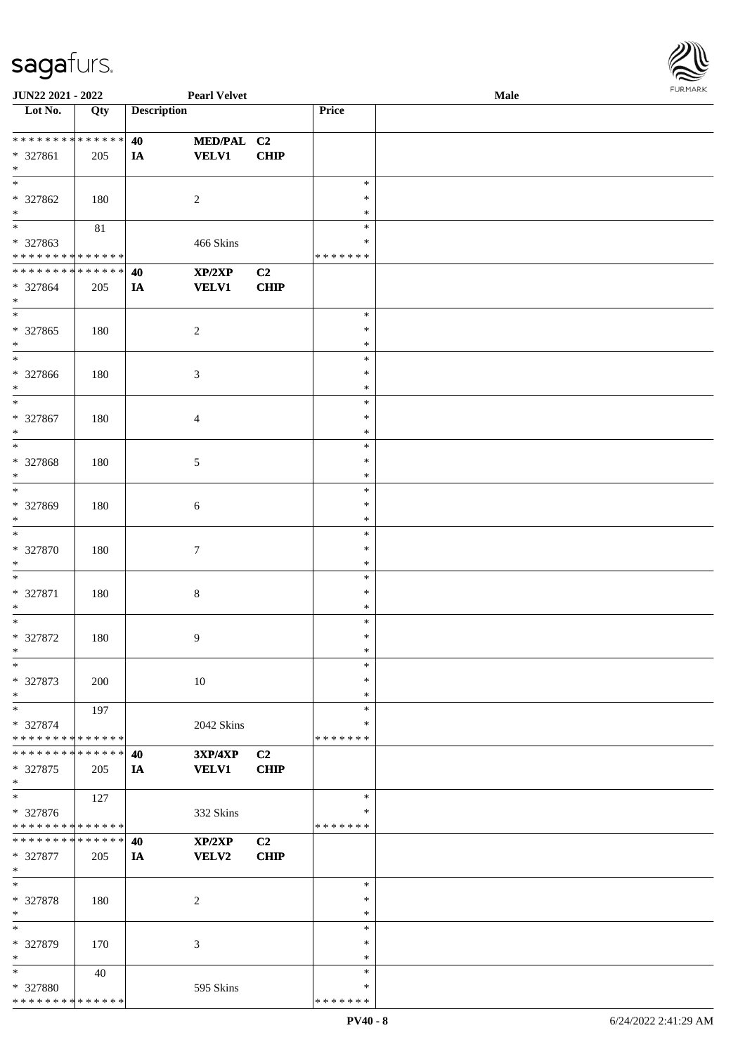JUN22 2021 - 2022 | Pearl Velvet | Male

| Lot No. | Qty | Description | | | Price | |
|---|---|---|---|---|---|---|
| * * * * * * * * * * * * * * | | 40 | MED/PAL | C2 | | |
| * 327861 | 205 | IA | VELV1 | CHIP | | |
| * | | | | | | |
| * | | | | | * | |
| * 327862 | 180 | | 2 | | * | |
| * | | | | | * | |
| * | 81 | | | | * | |
| * 327863 | | | 466 Skins | | * | |
| * * * * * * * * * * * * * * | | | | | * * * * * * * | |
| * * * * * * * * * * * * * * | | 40 | XP/2XP | C2 | | |
| * 327864 | 205 | IA | VELV1 | CHIP | | |
| * | | | | | | |
| * | | | | | * | |
| * 327865 | 180 | | 2 | | * | |
| * | | | | | * | |
| * | | | | | * | |
| * 327866 | 180 | | 3 | | * | |
| * | | | | | * | |
| * | | | | | * | |
| * 327867 | 180 | | 4 | | * | |
| * | | | | | * | |
| * | | | | | * | |
| * 327868 | 180 | | 5 | | * | |
| * | | | | | * | |
| * | | | | | * | |
| * 327869 | 180 | | 6 | | * | |
| * | | | | | * | |
| * | | | | | * | |
| * 327870 | 180 | | 7 | | * | |
| * | | | | | * | |
| * | | | | | * | |
| * 327871 | 180 | | 8 | | * | |
| * | | | | | * | |
| * | | | | | * | |
| * 327872 | 180 | | 9 | | * | |
| * | | | | | * | |
| * | | | | | * | |
| * 327873 | 200 | | 10 | | * | |
| * | | | | | * | |
| * | 197 | | | | * | |
| * 327874 | | | 2042 Skins | | * | |
| * * * * * * * * * * * * * * | | | | | * * * * * * * | |
| * * * * * * * * * * * * * * | | 40 | 3XP/4XP | C2 | | |
| * 327875 | 205 | IA | VELV1 | CHIP | | |
| * | | | | | | |
| * | 127 | | | | * | |
| * 327876 | | | 332 Skins | | * | |
| * * * * * * * * * * * * * * | | | | | * * * * * * * | |
| * * * * * * * * * * * * * * | | 40 | XP/2XP | C2 | | |
| * 327877 | 205 | IA | VELV2 | CHIP | | |
| * | | | | | | |
| * | | | | | * | |
| * 327878 | 180 | | 2 | | * | |
| * | | | | | * | |
| * | | | | | * | |
| * 327879 | 170 | | 3 | | * | |
| * | | | | | * | |
| * | 40 | | | | * | |
| * 327880 | | | 595 Skins | | * | |
| * * * * * * * * * * * * * * | | | | | * * * * * * * | |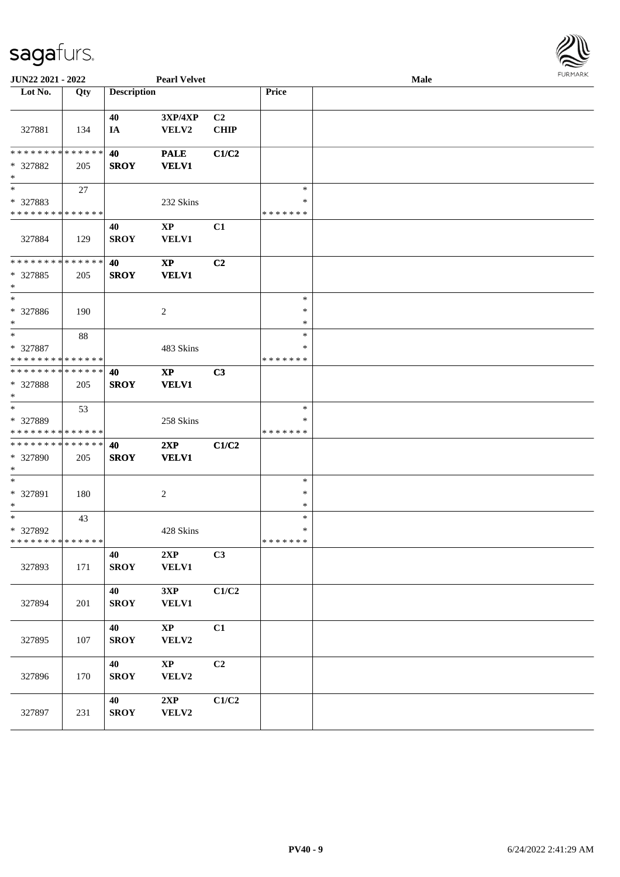JUN22 2021 - 2022 Pearl Velvet Male

| Lot No. | Qty | Description | | | Price | |
|---|---|---|---|---|---|---|
| 327881 | 134 | 40 IA | 3XP/4XP VELV2 | C2 CHIP | | |
| * * * * * * * * * * * * * * * 327882 * | 205 | 40 SROY | PALE VELV1 | C1/C2 | | |
| * * 327883 * * * * * * * * * * * * * | 27 | | 232 Skins | | * * * * * * * * * | |
| 327884 | 129 | 40 SROY | XP VELV1 | C1 | | |
| * * * * * * * * * * * * * * * 327885 * | 205 | 40 SROY | XP VELV1 | C2 | | |
| * * 327886 * | 190 | | 2 | | * * * | |
| * * 327887 * * * * * * * * * * * * * | 88 | | 483 Skins | | * * * * * * * * * | |
| * * * * * * * * * * * * * * * 327888 * | 205 | 40 SROY | XP VELV1 | C3 | | |
| * * 327889 * * * * * * * * * * * * * | 53 | | 258 Skins | | * * * * * * * * * | |
| * * * * * * * * * * * * * * * 327890 * | 205 | 40 SROY | 2XP VELV1 | C1/C2 | | |
| * * 327891 * | 180 | | 2 | | * * * | |
| * * 327892 * * * * * * * * * * * * * | 43 | | 428 Skins | | * * * * * * * * * | |
| 327893 | 171 | 40 SROY | 2XP VELV1 | C3 | | |
| 327894 | 201 | 40 SROY | 3XP VELV1 | C1/C2 | | |
| 327895 | 107 | 40 SROY | XP VELV2 | C1 | | |
| 327896 | 170 | 40 SROY | XP VELV2 | C2 | | |
| 327897 | 231 | 40 SROY | 2XP VELV2 | C1/C2 | | |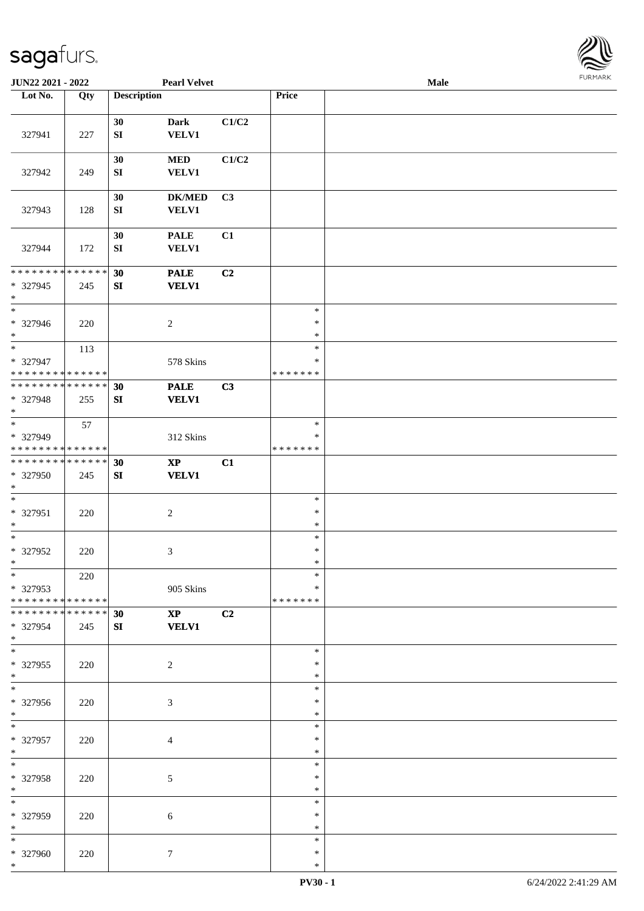**JUN22 2021 - 2022** **Pearl Velvet** **Male**

| Lot No. | Qty | Description | | | Price | |
|---|---|---|---|---|---|---|
| 327941 | 227 | 30 SI | Dark VELV1 | C1/C2 | | |
| 327942 | 249 | 30 SI | MED VELV1 | C1/C2 | | |
| 327943 | 128 | 30 SI | DK/MED VELV1 | C3 | | |
| 327944 | 172 | 30 SI | PALE VELV1 | C1 | | |
| * * * * * * * * * * * * * * * 327945 * | 245 | **30 SI** | **PALE VELV1** | **C2** | | |
| * * 327946 * | 220 | | 2 | | * * * | |
| * * 327947 * * * * * * * * * * * * * * | 113 | | 578 Skins | | * * * * * * * * | |
| * * * * * * * * * * * * * * * 327948 * | 255 | **30 SI** | **PALE VELV1** | **C3** | | |
| * * 327949 * * * * * * * * * * * * * * | 57 | | 312 Skins | | * * * * * * * * | |
| * * * * * * * * * * * * * * * 327950 * | 245 | **30 SI** | **XP VELV1** | **C1** | | |
| * * 327951 * | 220 | | 2 | | * * * | |
| * * 327952 * | 220 | | 3 | | * * * | |
| * * 327953 * * * * * * * * * * * * * * | 220 | | 905 Skins | | * * * * * * * * | |
| * * * * * * * * * * * * * * * 327954 * | 245 | **30 SI** | **XP VELV1** | **C2** | | |
| * * 327955 * | 220 | | 2 | | * * * | |
| * * 327956 * | 220 | | 3 | | * * * | |
| * * 327957 * | 220 | | 4 | | * * * | |
| * * 327958 * | 220 | | 5 | | * * * | |
| * * 327959 * | 220 | | 6 | | * * * | |
| * * 327960 * | 220 | | 7 | | * * * | |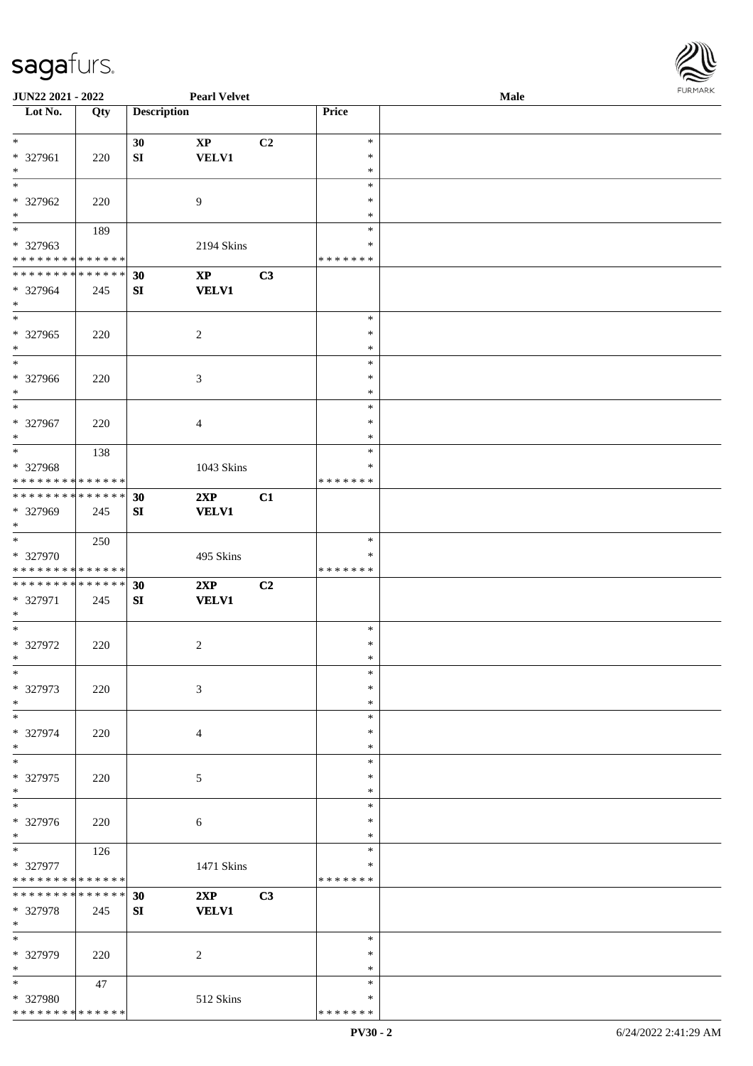| Lot No. | Qty | Description | | | Price | |
|---|---|---|---|---|---|---|
| * | | 30 | XP | C2 | * | |
| * 327961 | 220 | SI | VELV1 | | * | |
| * | | | | | * | |
| * | | | | | * | |
| * 327962 | 220 | | 9 | | * | |
| * | | | | | * | |
| * | 189 | | | | * | |
| * 327963 | | | 2194 Skins | | * | |
| * * * * * * * * * * * * * * | | | | | * * * * * * * | |
| * * * * * * * * * * * * * * | | 30 | XP | C3 | | |
| * 327964 | 245 | SI | VELV1 | | | |
| * | | | | | | |
| * | | | | | * | |
| * 327965 | 220 | | 2 | | * | |
| * | | | | | * | |
| * | | | | | * | |
| * 327966 | 220 | | 3 | | * | |
| * | | | | | * | |
| * | | | | | * | |
| * 327967 | 220 | | 4 | | * | |
| * | | | | | * | |
| * | 138 | | | | * | |
| * 327968 | | | 1043 Skins | | * | |
| * * * * * * * * * * * * * * | | | | | * * * * * * * | |
| * * * * * * * * * * * * * * | | 30 | 2XP | C1 | | |
| * 327969 | 245 | SI | VELV1 | | | |
| * | | | | | | |
| * | 250 | | | | * | |
| * 327970 | | | 495 Skins | | * | |
| * * * * * * * * * * * * * * | | | | | * * * * * * * | |
| * * * * * * * * * * * * * * | | 30 | 2XP | C2 | | |
| * 327971 | 245 | SI | VELV1 | | | |
| * | | | | | | |
| * | | | | | * | |
| * 327972 | 220 | | 2 | | * | |
| * | | | | | * | |
| * | | | | | * | |
| * 327973 | 220 | | 3 | | * | |
| * | | | | | * | |
| * | | | | | * | |
| * 327974 | 220 | | 4 | | * | |
| * | | | | | * | |
| * | | | | | * | |
| * 327975 | 220 | | 5 | | * | |
| * | | | | | * | |
| * | | | | | * | |
| * 327976 | 220 | | 6 | | * | |
| * | | | | | * | |
| * | 126 | | | | * | |
| * 327977 | | | 1471 Skins | | * | |
| * * * * * * * * * * * * * * | | | | | * * * * * * * | |
| * * * * * * * * * * * * * * | | 30 | 2XP | C3 | | |
| * 327978 | 245 | SI | VELV1 | | | |
| * | | | | | | |
| * | | | | | * | |
| * 327979 | 220 | | 2 | | * | |
| * | | | | | * | |
| * | 47 | | | | * | |
| * 327980 | | | 512 Skins | | * | |
| * * * * * * * * * * * * * * | | | | | * * * * * * * | |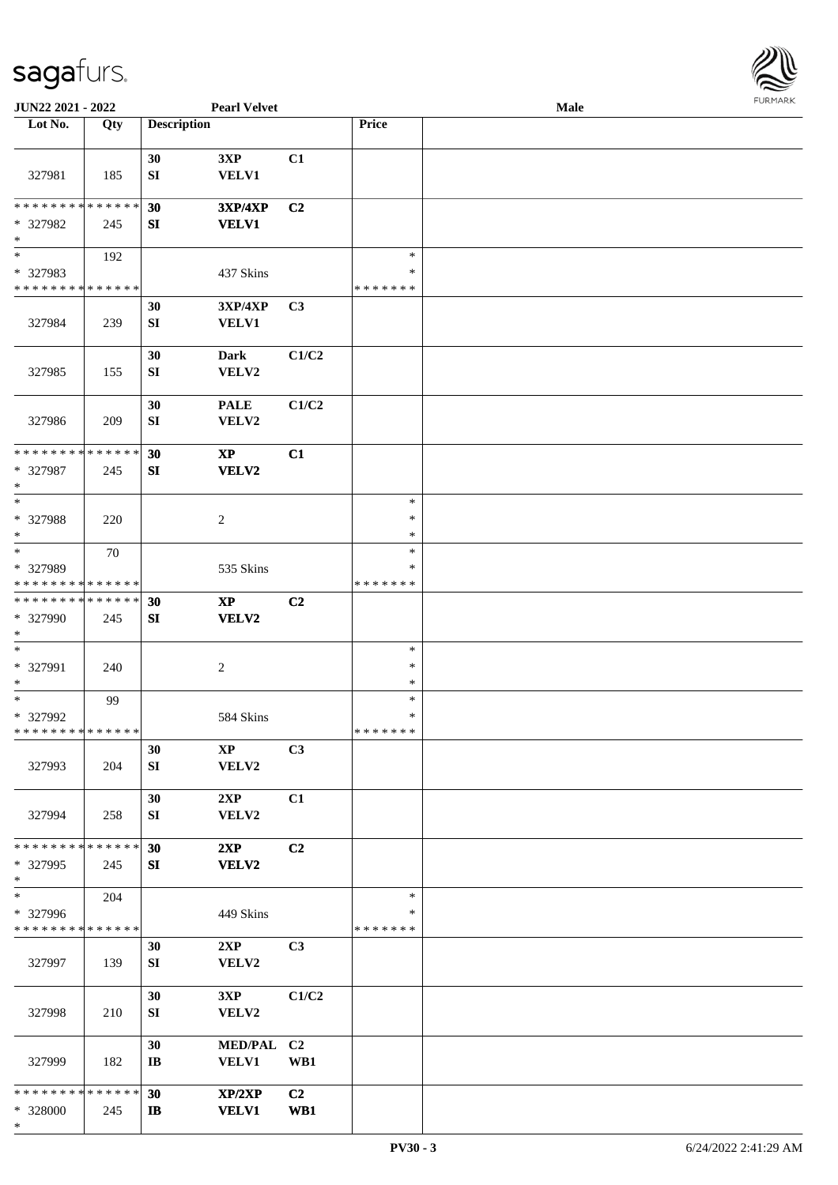| Lot No. | Qty | Description | | | Price | |
|---|---|---|---|---|---|---|
| 327981 | 185 | 30 SI | 3XP VELV1 | C1 | | |
| * * * * * * * * * * * * * * * 327982 * | 245 | 30 SI | 3XP/4XP VELV1 | C2 | | |
| * * 327983 * * * * * * * * * * * * * | 192 | | 437 Skins | | * * * * * * * * * | |
| 327984 | 239 | 30 SI | 3XP/4XP VELV1 | C3 | | |
| 327985 | 155 | 30 SI | Dark VELV2 | C1/C2 | | |
| 327986 | 209 | 30 SI | PALE VELV2 | C1/C2 | | |
| * * * * * * * * * * * * * * * 327987 * | 245 | 30 SI | XP VELV2 | C1 | | |
| * * 327988 * | 220 | | 2 | | * * * | |
| * * 327989 * * * * * * * * * * * * * | 70 | | 535 Skins | | * * * * * * * * * | |
| * * * * * * * * * * * * * * * 327990 * | 245 | 30 SI | XP VELV2 | C2 | | |
| * * 327991 * | 240 | | 2 | | * * * | |
| * * 327992 * * * * * * * * * * * * * | 99 | | 584 Skins | | * * * * * * * * * | |
| 327993 | 204 | 30 SI | XP VELV2 | C3 | | |
| 327994 | 258 | 30 SI | 2XP VELV2 | C1 | | |
| * * * * * * * * * * * * * * * 327995 * | 245 | 30 SI | 2XP VELV2 | C2 | | |
| * * 327996 * * * * * * * * * * * * * | 204 | | 449 Skins | | * * * * * * * * * | |
| 327997 | 139 | 30 SI | 2XP VELV2 | C3 | | |
| 327998 | 210 | 30 SI | 3XP VELV2 | C1/C2 | | |
| 327999 | 182 | 30 IB | MED/PAL VELV1 | C2 WB1 | | |
| * * * * * * * * * * * * * * * 328000 * | 245 | 30 IB | XP/2XP VELV1 | C2 WB1 | | |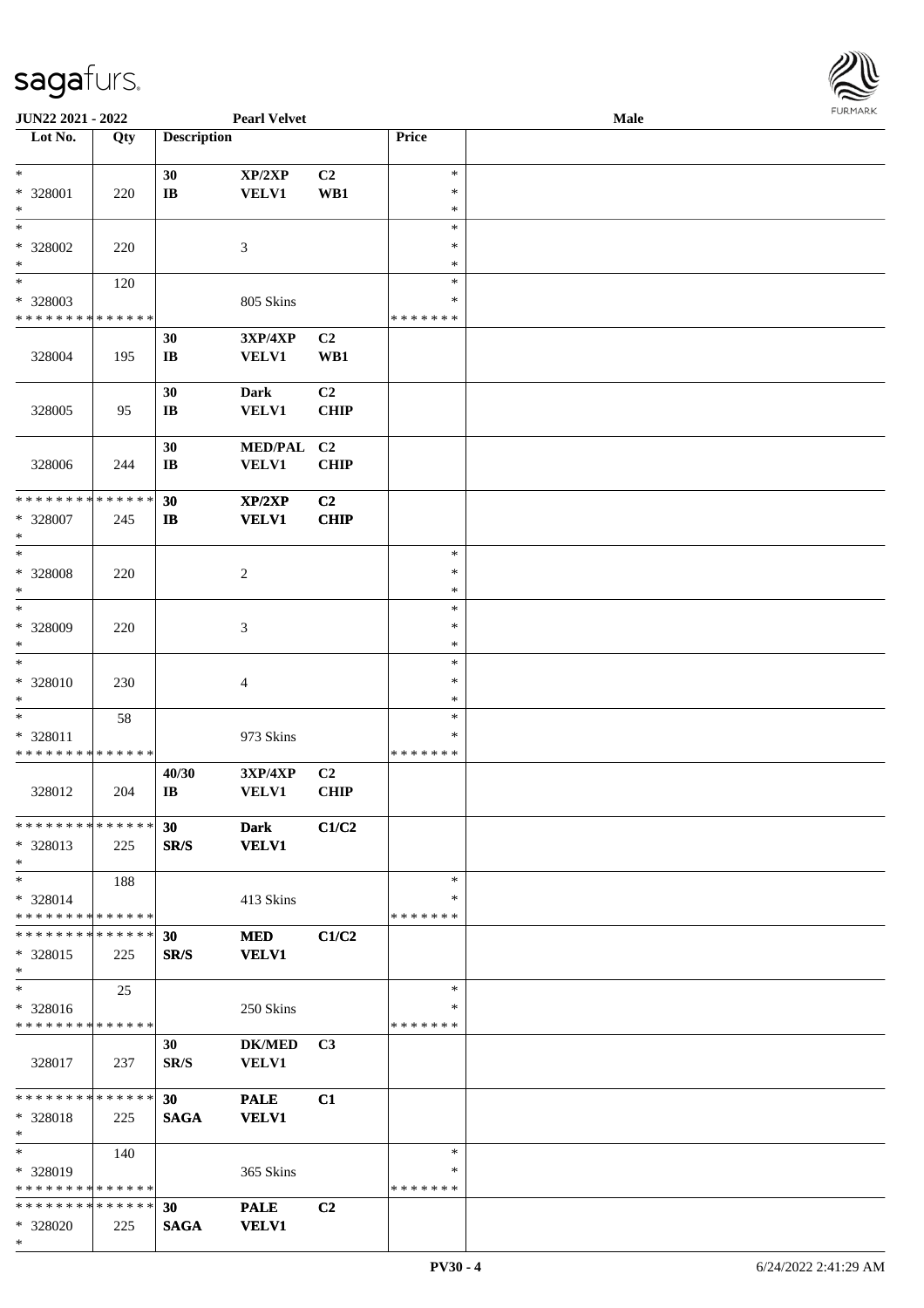JUN22 2021 - 2022 | Pearl Velvet | Male

| Lot No. | Qty | Description | | | Price | |
|---|---|---|---|---|---|---|
| * * 328001 * | 220 | 30 IB | XP/2XP VELV1 | C2 WB1 | * * * | |
| * * 328002 * | 220 | | 3 | | * * * | |
| * * 328003 * * * * * * * * * * * * * * | 120 | | 805 Skins | | * * * * * * * * * | |
| 328004 | 195 | 30 IB | 3XP/4XP VELV1 | C2 WB1 | | |
| 328005 | 95 | 30 IB | Dark VELV1 | C2 CHIP | | |
| 328006 | 244 | 30 IB | MED/PAL VELV1 | C2 CHIP | | |
| * * * * * * * * * * * * * * * 328007 * | 245 | 30 IB | XP/2XP VELV1 | C2 CHIP | | |
| * * 328008 * | 220 | | 2 | | * * * | |
| * * 328009 * | 220 | | 3 | | * * * | |
| * * 328010 * | 230 | | 4 | | * * * | |
| * * 328011 * * * * * * * * * * * * * * | 58 | | 973 Skins | | * * * * * * * * * | |
| 328012 | 204 | 40/30 IB | 3XP/4XP VELV1 | C2 CHIP | | |
| * * * * * * * * * * * * * * * 328013 * | 225 | 30 SR/S | Dark VELV1 | C1/C2 | | |
| * * 328014 * * * * * * * * * * * * * * | 188 | | 413 Skins | | * * * * * * * * | |
| * * * * * * * * * * * * * * * 328015 * | 225 | 30 SR/S | MED VELV1 | C1/C2 | | |
| * * 328016 * * * * * * * * * * * * * * | 25 | | 250 Skins | | * * * * * * * * | |
| 328017 | 237 | 30 SR/S | DK/MED VELV1 | C3 | | |
| * * * * * * * * * * * * * * * 328018 * | 225 | 30 SAGA | PALE VELV1 | C1 | | |
| * * 328019 * * * * * * * * * * * * * * | 140 | | 365 Skins | | * * * * * * * * | |
| * * * * * * * * * * * * * * * 328020 * | 225 | 30 SAGA | PALE VELV1 | C2 | | |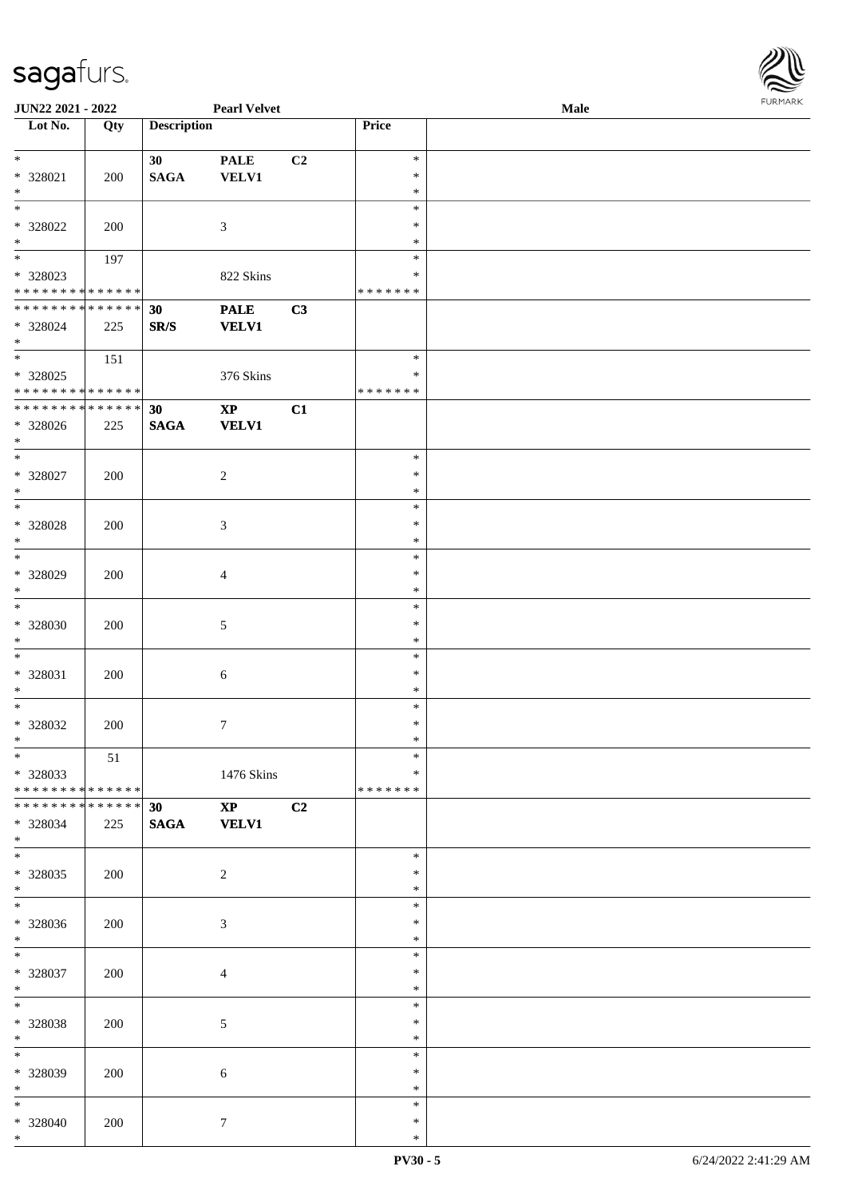| Lot No. | Qty | Description | | | Price | |
|---|---|---|---|---|---|---|
| * | | 30 | PALE | C2 | * | |
| * 328021 | 200 | SAGA | VELV1 | | * | |
| * | | | | | * | |
| * | | | | | * | |
| * 328022 | 200 | | 3 | | * | |
| * | | | | | * | |
| * | 197 | | | | * | |
| * 328023 | | | 822 Skins | | * | |
| * * * * * * * * * * * * * * | | | | | * * * * * * * | |
| * * * * * * * * * * * * * * | | 30 | PALE | C3 | | |
| * 328024 | 225 | SR/S | VELV1 | | | |
| * | | | | | | |
| * | 151 | | | | * | |
| * 328025 | | | 376 Skins | | * | |
| * * * * * * * * * * * * * * | | | | | * * * * * * * | |
| * * * * * * * * * * * * * * | | 30 | XP | C1 | | |
| * 328026 | 225 | SAGA | VELV1 | | | |
| * | | | | | | |
| * | | | | | * | |
| * 328027 | 200 | | 2 | | * | |
| * | | | | | * | |
| * | | | | | * | |
| * 328028 | 200 | | 3 | | * | |
| * | | | | | * | |
| * | | | | | * | |
| * 328029 | 200 | | 4 | | * | |
| * | | | | | * | |
| * | | | | | * | |
| * 328030 | 200 | | 5 | | * | |
| * | | | | | * | |
| * | | | | | * | |
| * 328031 | 200 | | 6 | | * | |
| * | | | | | * | |
| * | | | | | * | |
| * 328032 | 200 | | 7 | | * | |
| * | | | | | * | |
| * | 51 | | | | * | |
| * 328033 | | | 1476 Skins | | * | |
| * * * * * * * * * * * * * * | | | | | * * * * * * * | |
| * * * * * * * * * * * * * * | | 30 | XP | C2 | | |
| * 328034 | 225 | SAGA | VELV1 | | | |
| * | | | | | | |
| * | | | | | * | |
| * 328035 | 200 | | 2 | | * | |
| * | | | | | * | |
| * | | | | | * | |
| * 328036 | 200 | | 3 | | * | |
| * | | | | | * | |
| * | | | | | * | |
| * 328037 | 200 | | 4 | | * | |
| * | | | | | * | |
| * | | | | | * | |
| * 328038 | 200 | | 5 | | * | |
| * | | | | | * | |
| * | | | | | * | |
| * 328039 | 200 | | 6 | | * | |
| * | | | | | * | |
| * | | | | | * | |
| * 328040 | 200 | | 7 | | * | |
| * | | | | | * | |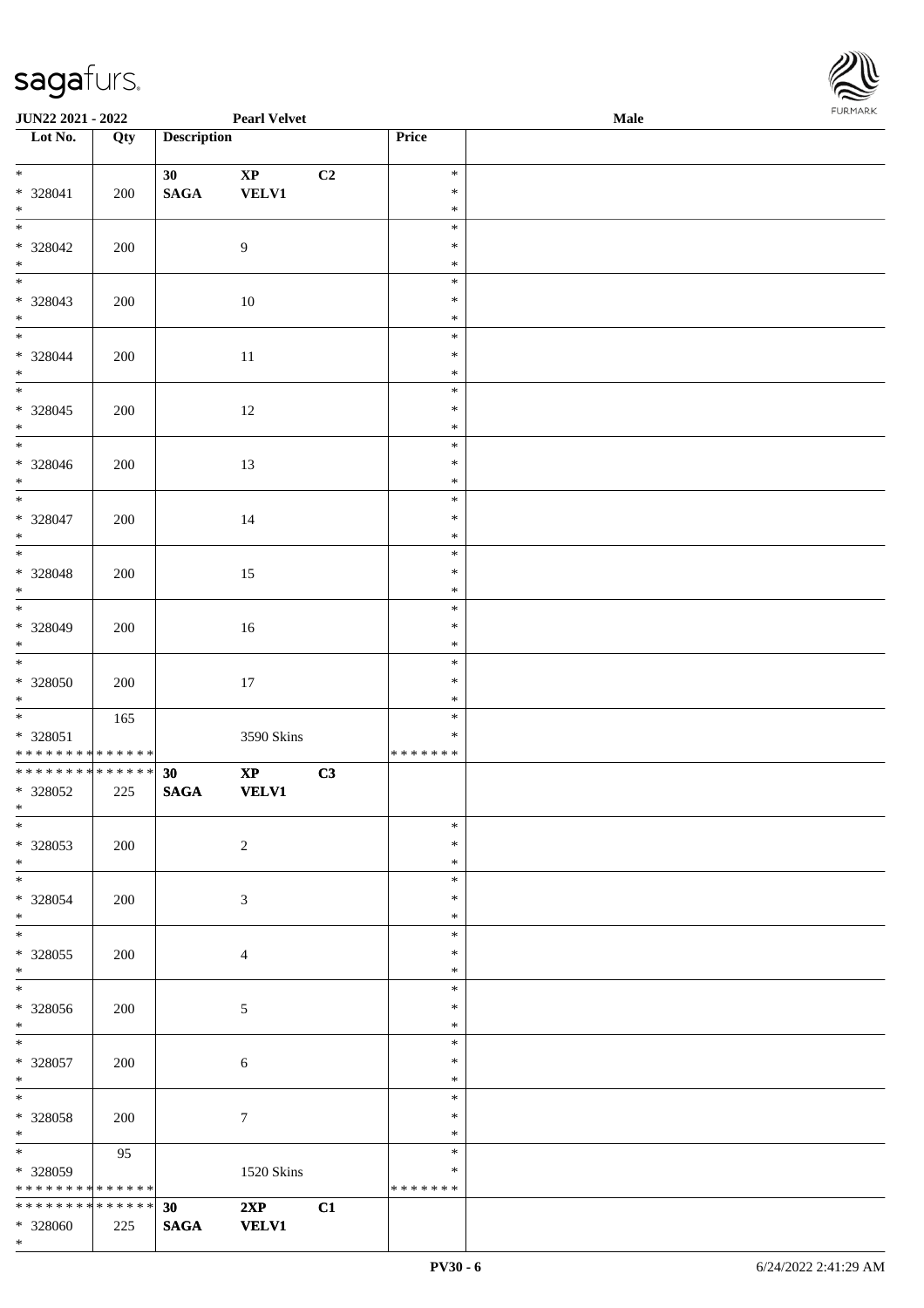| Lot No. | Qty | Description | | | Price | |
|---|---|---|---|---|---|---|
| * | | 30 | XP | C2 | * | |
| * 328041 | 200 | SAGA | VELV1 | | * | |
| * | | | | | * | |
| * | | | | | * | |
| * 328042 | 200 | | 9 | | * | |
| * | | | | | * | |
| * | | | | | * | |
| * 328043 | 200 | | 10 | | * | |
| * | | | | | * | |
| * | | | | | * | |
| * 328044 | 200 | | 11 | | * | |
| * | | | | | * | |
| * | | | | | * | |
| * 328045 | 200 | | 12 | | * | |
| * | | | | | * | |
| * | | | | | * | |
| * 328046 | 200 | | 13 | | * | |
| * | | | | | * | |
| * | | | | | * | |
| * 328047 | 200 | | 14 | | * | |
| * | | | | | * | |
| * | | | | | * | |
| * 328048 | 200 | | 15 | | * | |
| * | | | | | * | |
| * | | | | | * | |
| * 328049 | 200 | | 16 | | * | |
| * | | | | | * | |
| * | | | | | * | |
| * 328050 | 200 | | 17 | | * | |
| * | | | | | * | |
| * | 165 | | | | * | |
| * 328051 | | | 3590 Skins | | * | |
| ************** | | | | | ******* | |
| ************** | | 30 | XP | C3 | | |
| * 328052 | 225 | SAGA | VELV1 | | | |
| * | | | | | | |
| * | | | | | * | |
| * 328053 | 200 | | 2 | | * | |
| * | | | | | * | |
| * | | | | | * | |
| * 328054 | 200 | | 3 | | * | |
| * | | | | | * | |
| * | | | | | * | |
| * 328055 | 200 | | 4 | | * | |
| * | | | | | * | |
| * | | | | | * | |
| * 328056 | 200 | | 5 | | * | |
| * | | | | | * | |
| * | | | | | * | |
| * 328057 | 200 | | 6 | | * | |
| * | | | | | * | |
| * | | | | | * | |
| * 328058 | 200 | | 7 | | * | |
| * | | | | | * | |
| * | 95 | | | | * | |
| * 328059 | | | 1520 Skins | | * | |
| ************** | | | | | ******* | |
| ************** | | 30 | 2XP | C1 | | |
| * 328060 | 225 | SAGA | VELV1 | | | |
| * | | | | | | |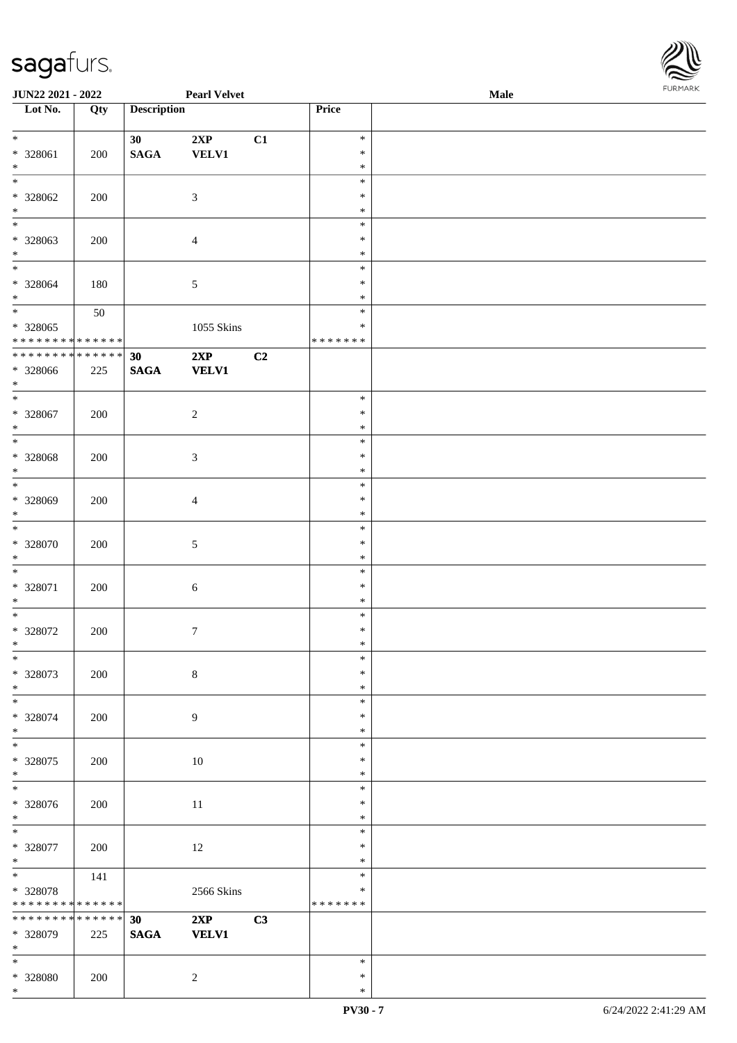JUN22 2021 - 2022 &nbsp;&nbsp;&nbsp; Pearl Velvet &nbsp;&nbsp;&nbsp; Male

| Lot No. | Qty | Description | | | Price | |
|---|---|---|---|---|---|---|
| * | | 30 | 2XP | C1 | * | |
| * 328061 | 200 | SAGA | VELV1 | | * | |
| * | | | | | * | |
| * | | | | | * | |
| * 328062 | 200 | | 3 | | * | |
| * | | | | | * | |
| * | | | | | * | |
| * 328063 | 200 | | 4 | | * | |
| * | | | | | * | |
| * | | | | | * | |
| * 328064 | 180 | | 5 | | * | |
| * | | | | | * | |
| * | 50 | | | | * | |
| * 328065 | | | 1055 Skins | | * | |
| * * * * * * * * * * * * * * | | | | | * * * * * * * | |
| * * * * * * * * * * * * * * | | 30 | 2XP | C2 | | |
| * 328066 | 225 | SAGA | VELV1 | | | |
| * | | | | | | |
| * | | | | | * | |
| * 328067 | 200 | | 2 | | * | |
| * | | | | | * | |
| * | | | | | * | |
| * 328068 | 200 | | 3 | | * | |
| * | | | | | * | |
| * | | | | | * | |
| * 328069 | 200 | | 4 | | * | |
| * | | | | | * | |
| * | | | | | * | |
| * 328070 | 200 | | 5 | | * | |
| * | | | | | * | |
| * | | | | | * | |
| * 328071 | 200 | | 6 | | * | |
| * | | | | | * | |
| * | | | | | * | |
| * 328072 | 200 | | 7 | | * | |
| * | | | | | * | |
| * | | | | | * | |
| * 328073 | 200 | | 8 | | * | |
| * | | | | | * | |
| * | | | | | * | |
| * 328074 | 200 | | 9 | | * | |
| * | | | | | * | |
| * | | | | | * | |
| * 328075 | 200 | | 10 | | * | |
| * | | | | | * | |
| * | | | | | * | |
| * 328076 | 200 | | 11 | | * | |
| * | | | | | * | |
| * | | | | | * | |
| * 328077 | 200 | | 12 | | * | |
| * | | | | | * | |
| * | 141 | | | | * | |
| * 328078 | | | 2566 Skins | | * | |
| * * * * * * * * * * * * * * | | | | | * * * * * * * | |
| * * * * * * * * * * * * * * | | 30 | 2XP | C3 | | |
| * 328079 | 225 | SAGA | VELV1 | | | |
| * | | | | | | |
| * | | | | | * | |
| * 328080 | 200 | | 2 | | * | |
| * | | | | | * | |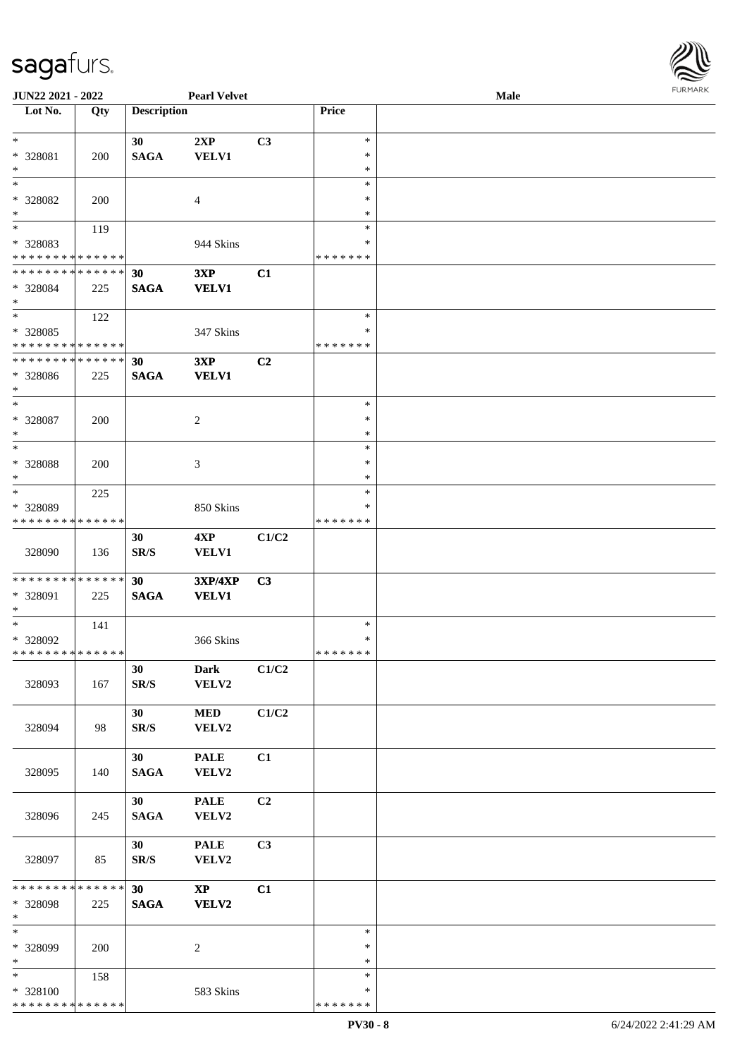| Lot No. | Qty | Description | | | Price | |
|---|---|---|---|---|---|---|
| * | | 30 | 2XP | C3 | * | |
| * 328081 | 200 | SAGA | VELV1 | | * | |
| * | | | | | * | |
| * | | | | | * | |
| * 328082 | 200 | | 4 | | * | |
| * | | | | | * | |
| * | 119 | | | | * | |
| * 328083 | | | 944 Skins | | * | |
| * * * * * * * * * * * * * * | | | | | * * * * * * * | |
| * * * * * * * * * * * * * * | | 30 | 3XP | C1 | | |
| * 328084 | 225 | SAGA | VELV1 | | | |
| * | | | | | | |
| * | 122 | | | | * | |
| * 328085 | | | 347 Skins | | * | |
| * * * * * * * * * * * * * * | | | | | * * * * * * * | |
| * * * * * * * * * * * * * * | | 30 | 3XP | C2 | | |
| * 328086 | 225 | SAGA | VELV1 | | | |
| * | | | | | | |
| * | | | | | * | |
| * 328087 | 200 | | 2 | | * | |
| * | | | | | * | |
| * | | | | | * | |
| * 328088 | 200 | | 3 | | * | |
| * | | | | | * | |
| * | 225 | | | | * | |
| * 328089 | | | 850 Skins | | * | |
| * * * * * * * * * * * * * * | | | | | * * * * * * * | |
| 328090 | 136 | 30 SR/S | 4XP VELV1 | C1/C2 | | |
| * * * * * * * * * * * * * * | | 30 | 3XP/4XP | C3 | | |
| * 328091 | 225 | SAGA | VELV1 | | | |
| * | | | | | | |
| * | 141 | | | | * | |
| * 328092 | | | 366 Skins | | * | |
| * * * * * * * * * * * * * * | | | | | * * * * * * * | |
| 328093 | 167 | 30 SR/S | Dark VELV2 | C1/C2 | | |
| 328094 | 98 | 30 SR/S | MED VELV2 | C1/C2 | | |
| 328095 | 140 | 30 SAGA | PALE VELV2 | C1 | | |
| 328096 | 245 | 30 SAGA | PALE VELV2 | C2 | | |
| 328097 | 85 | 30 SR/S | PALE VELV2 | C3 | | |
| * * * * * * * * * * * * * * | | 30 | XP | C1 | | |
| * 328098 | 225 | SAGA | VELV2 | | | |
| * | | | | | | |
| * | | | | | * | |
| * 328099 | 200 | | 2 | | * | |
| * | | | | | * | |
| * | 158 | | | | * | |
| * 328100 | | | 583 Skins | | * | |
| * * * * * * * * * * * * * * | | | | | * * * * * * * | |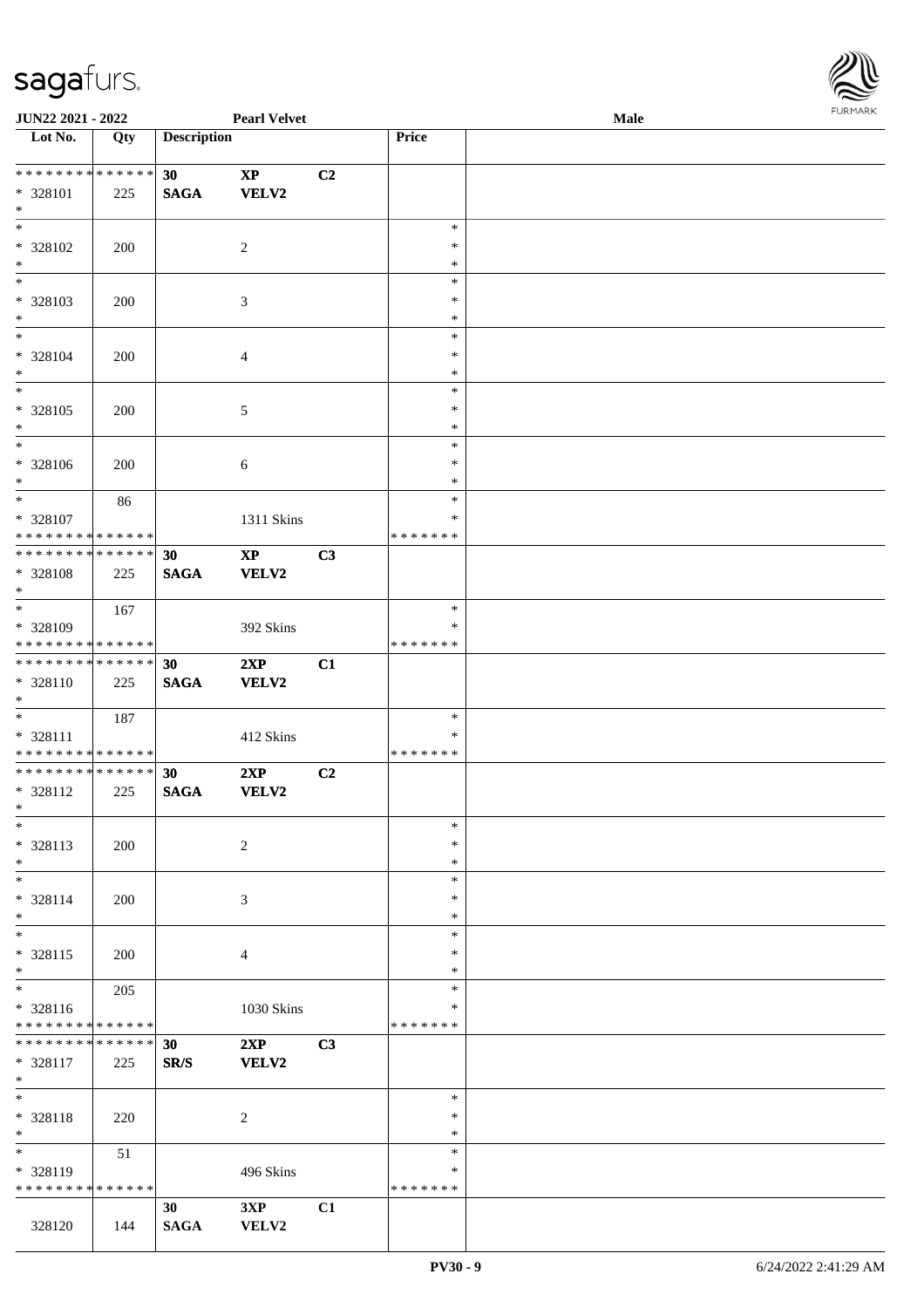JUN22 2021 - 2022 | Pearl Velvet | Male

| Lot No. | Qty | Description | | | Price | |
|---|---|---|---|---|---|---|
| * * * * * * * * * * * * * * | | 30 | XP | C2 | | |
| * 328101 | 225 | SAGA | VELV2 | | | |
| * | | | | | | |
| * | | | | | * | |
| * 328102 | 200 | | 2 | | * | |
| * | | | | | * | |
| * | | | | | * | |
| * 328103 | 200 | | 3 | | * | |
| * | | | | | * | |
| * | | | | | * | |
| * 328104 | 200 | | 4 | | * | |
| * | | | | | * | |
| * | | | | | * | |
| * 328105 | 200 | | 5 | | * | |
| * | | | | | * | |
| * | | | | | * | |
| * 328106 | 200 | | 6 | | * | |
| * | | | | | * | |
| * | 86 | | | | * | |
| * 328107 | | | 1311 Skins | | * | |
| * * * * * * * * * * * * * * | | | | | * * * * * * * | |
| * * * * * * * * * * * * * * | | 30 | XP | C3 | | |
| * 328108 | 225 | SAGA | VELV2 | | | |
| * | | | | | | |
| * | 167 | | | | * | |
| * 328109 | | | 392 Skins | | * | |
| * * * * * * * * * * * * * * | | | | | * * * * * * * | |
| * * * * * * * * * * * * * * | | 30 | 2XP | C1 | | |
| * 328110 | 225 | SAGA | VELV2 | | | |
| * | | | | | | |
| * | 187 | | | | * | |
| * 328111 | | | 412 Skins | | * | |
| * * * * * * * * * * * * * * | | | | | * * * * * * * | |
| * * * * * * * * * * * * * * | | 30 | 2XP | C2 | | |
| * 328112 | 225 | SAGA | VELV2 | | | |
| * | | | | | | |
| * | | | | | * | |
| * 328113 | 200 | | 2 | | * | |
| * | | | | | * | |
| * | | | | | * | |
| * 328114 | 200 | | 3 | | * | |
| * | | | | | * | |
| * | | | | | * | |
| * 328115 | 200 | | 4 | | * | |
| * | | | | | * | |
| * | 205 | | | | * | |
| * 328116 | | | 1030 Skins | | * | |
| * * * * * * * * * * * * * * | | | | | * * * * * * * | |
| * * * * * * * * * * * * * * | | 30 | 2XP | C3 | | |
| * 328117 | 225 | SR/S | VELV2 | | | |
| * | | | | | | |
| * | | | | | * | |
| * 328118 | 220 | | 2 | | * | |
| * | | | | | * | |
| * | 51 | | | | * | |
| * 328119 | | | 496 Skins | | * | |
| * * * * * * * * * * * * * * | | | | | * * * * * * * | |
| | | 30 | 3XP | C1 | | |
| 328120 | 144 | SAGA | VELV2 | | | |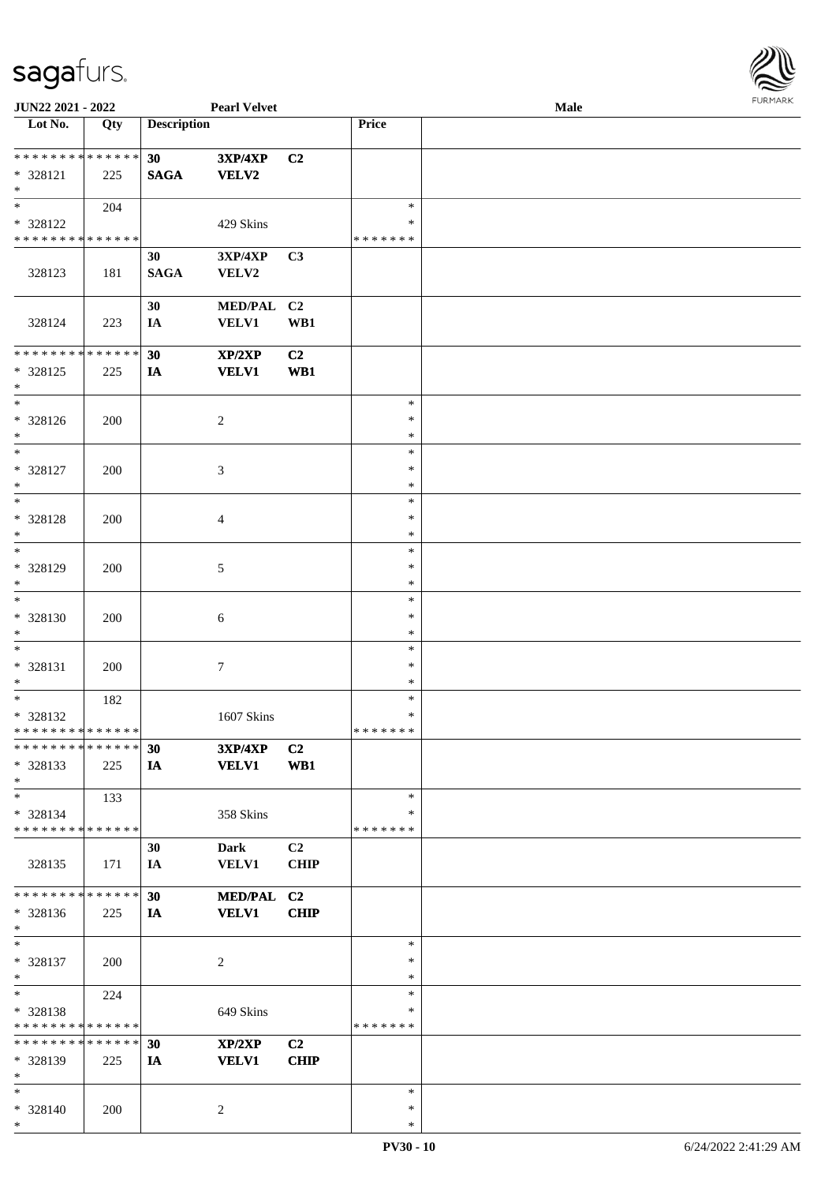| Lot No. | Qty | Description | | | Price | |
|---|---|---|---|---|---|---|
| * * * * * * * * * * * * * * | | 30 | 3XP/4XP | C2 | | |
| * 328121 | 225 | SAGA | VELV2 | | | |
| * | | | | | | |
| * | 204 | | | | * | |
| * 328122 | | | 429 Skins | | * | |
| * * * * * * * * * * * * * * | | | | | * * * * * * * | |
| | | 30 | 3XP/4XP | C3 | | |
| 328123 | 181 | SAGA | VELV2 | | | |
| | | 30 | MED/PAL | C2 | | |
| 328124 | 223 | IA | VELV1 | WB1 | | |
| * * * * * * * * * * * * * * | | 30 | XP/2XP | C2 | | |
| * 328125 | 225 | IA | VELV1 | WB1 | | |
| * | | | | | | |
| * | | | | | * | |
| * 328126 | 200 | | 2 | | * | |
| * | | | | | * | |
| * | | | | | * | |
| * 328127 | 200 | | 3 | | * | |
| * | | | | | * | |
| * | | | | | * | |
| * 328128 | 200 | | 4 | | * | |
| * | | | | | * | |
| * | | | | | * | |
| * 328129 | 200 | | 5 | | * | |
| * | | | | | * | |
| * | | | | | * | |
| * 328130 | 200 | | 6 | | * | |
| * | | | | | * | |
| * | | | | | * | |
| * 328131 | 200 | | 7 | | * | |
| * | | | | | * | |
| * | 182 | | | | * | |
| * 328132 | | | 1607 Skins | | * | |
| * * * * * * * * * * * * * * | | | | | * * * * * * * | |
| * * * * * * * * * * * * * * | | 30 | 3XP/4XP | C2 | | |
| * 328133 | 225 | IA | VELV1 | WB1 | | |
| * | | | | | | |
| * | 133 | | | | * | |
| * 328134 | | | 358 Skins | | * | |
| * * * * * * * * * * * * * * | | | | | * * * * * * * | |
| | | 30 | Dark | C2 | | |
| 328135 | 171 | IA | VELV1 | CHIP | | |
| * * * * * * * * * * * * * * | | 30 | MED/PAL | C2 | | |
| * 328136 | 225 | IA | VELV1 | CHIP | | |
| * | | | | | | |
| * | | | | | * | |
| * 328137 | 200 | | 2 | | * | |
| * | | | | | * | |
| * | 224 | | | | * | |
| * 328138 | | | 649 Skins | | * | |
| * * * * * * * * * * * * * * | | | | | * * * * * * * | |
| * * * * * * * * * * * * * * | | 30 | XP/2XP | C2 | | |
| * 328139 | 225 | IA | VELV1 | CHIP | | |
| * | | | | | | |
| * | | | | | * | |
| * 328140 | 200 | | 2 | | * | |
| * | | | | | * | |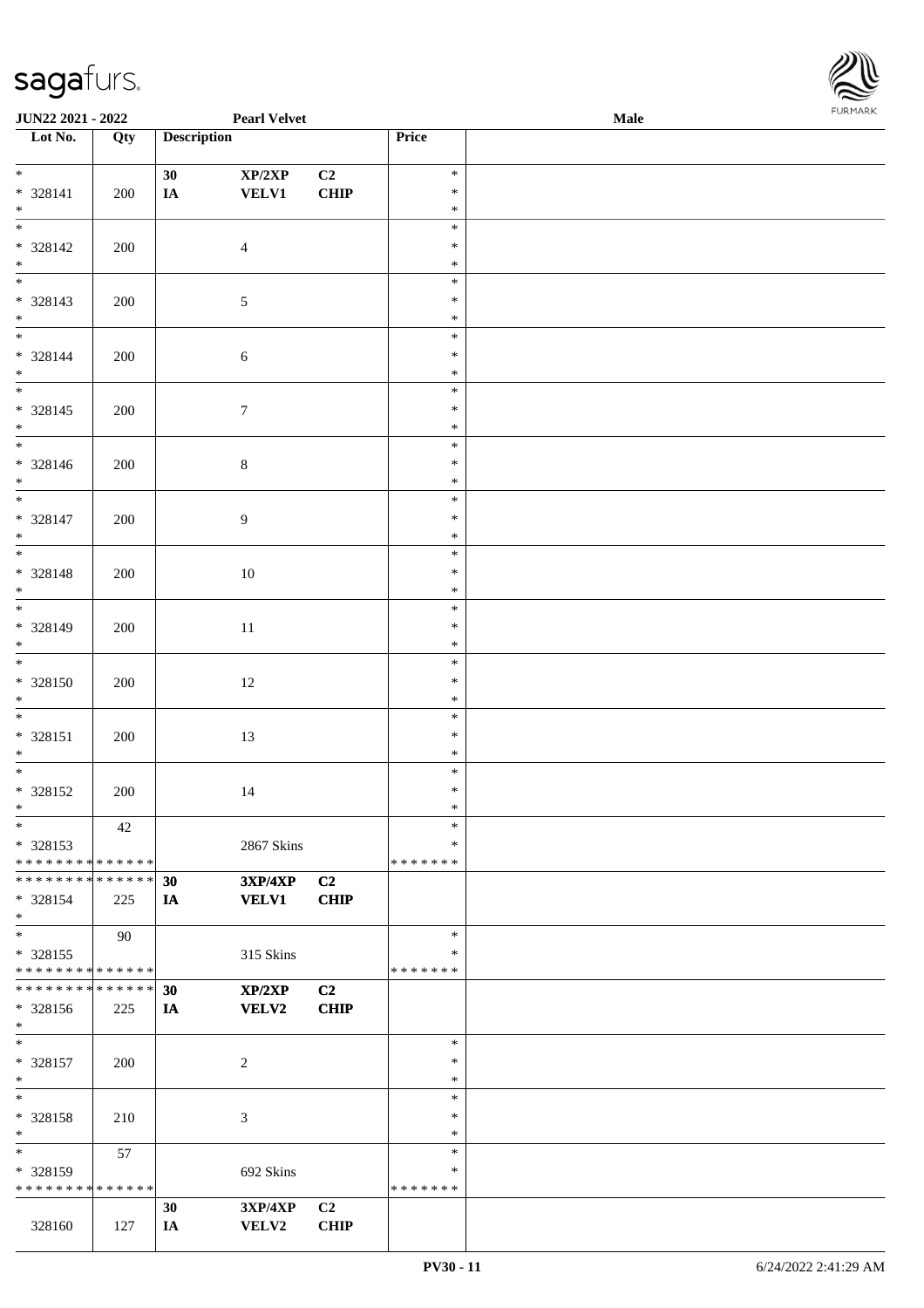JUN22 2021 - 2022 | Pearl Velvet | Male

| Lot No. | Qty | Description | | | Price | |
|---|---|---|---|---|---|---|
| * | | 30 | XP/2XP | C2 | * | |
| * 328141 | 200 | IA | VELV1 | CHIP | * | |
| * | | | | | * | |
| * | | | | | * | |
| * 328142 | 200 | | 4 | | * | |
| * | | | | | * | |
| * | | | | | * | |
| * 328143 | 200 | | 5 | | * | |
| * | | | | | * | |
| * | | | | | * | |
| * 328144 | 200 | | 6 | | * | |
| * | | | | | * | |
| * | | | | | * | |
| * 328145 | 200 | | 7 | | * | |
| * | | | | | * | |
| * | | | | | * | |
| * 328146 | 200 | | 8 | | * | |
| * | | | | | * | |
| * | | | | | * | |
| * 328147 | 200 | | 9 | | * | |
| * | | | | | * | |
| * | | | | | * | |
| * 328148 | 200 | | 10 | | * | |
| * | | | | | * | |
| * | | | | | * | |
| * 328149 | 200 | | 11 | | * | |
| * | | | | | * | |
| * | | | | | * | |
| * 328150 | 200 | | 12 | | * | |
| * | | | | | * | |
| * | | | | | * | |
| * 328151 | 200 | | 13 | | * | |
| * | | | | | * | |
| * | | | | | * | |
| * 328152 | 200 | | 14 | | * | |
| * | | | | | * | |
| * | 42 | | | | * | |
| * 328153 | | | 2867 Skins | | * | |
| * * * * * * * * * * * * * * | | | | | * * * * * * * | |
| * * * * * * * * * * * * * * | | 30 | 3XP/4XP | C2 | | |
| * 328154 | 225 | IA | VELV1 | CHIP | | |
| * | | | | | | |
| * | 90 | | | | * | |
| * 328155 | | | 315 Skins | | * | |
| * * * * * * * * * * * * * * | | | | | * * * * * * * | |
| * * * * * * * * * * * * * * | | 30 | XP/2XP | C2 | | |
| * 328156 | 225 | IA | VELV2 | CHIP | | |
| * | | | | | | |
| * | | | | | * | |
| * 328157 | 200 | | 2 | | * | |
| * | | | | | * | |
| * | | | | | * | |
| * 328158 | 210 | | 3 | | * | |
| * | | | | | * | |
| * | 57 | | | | * | |
| * 328159 | | | 692 Skins | | * | |
| * * * * * * * * * * * * * * | | | | | * * * * * * * | |
| | | 30 | 3XP/4XP | C2 | | |
| 328160 | 127 | IA | VELV2 | CHIP | | |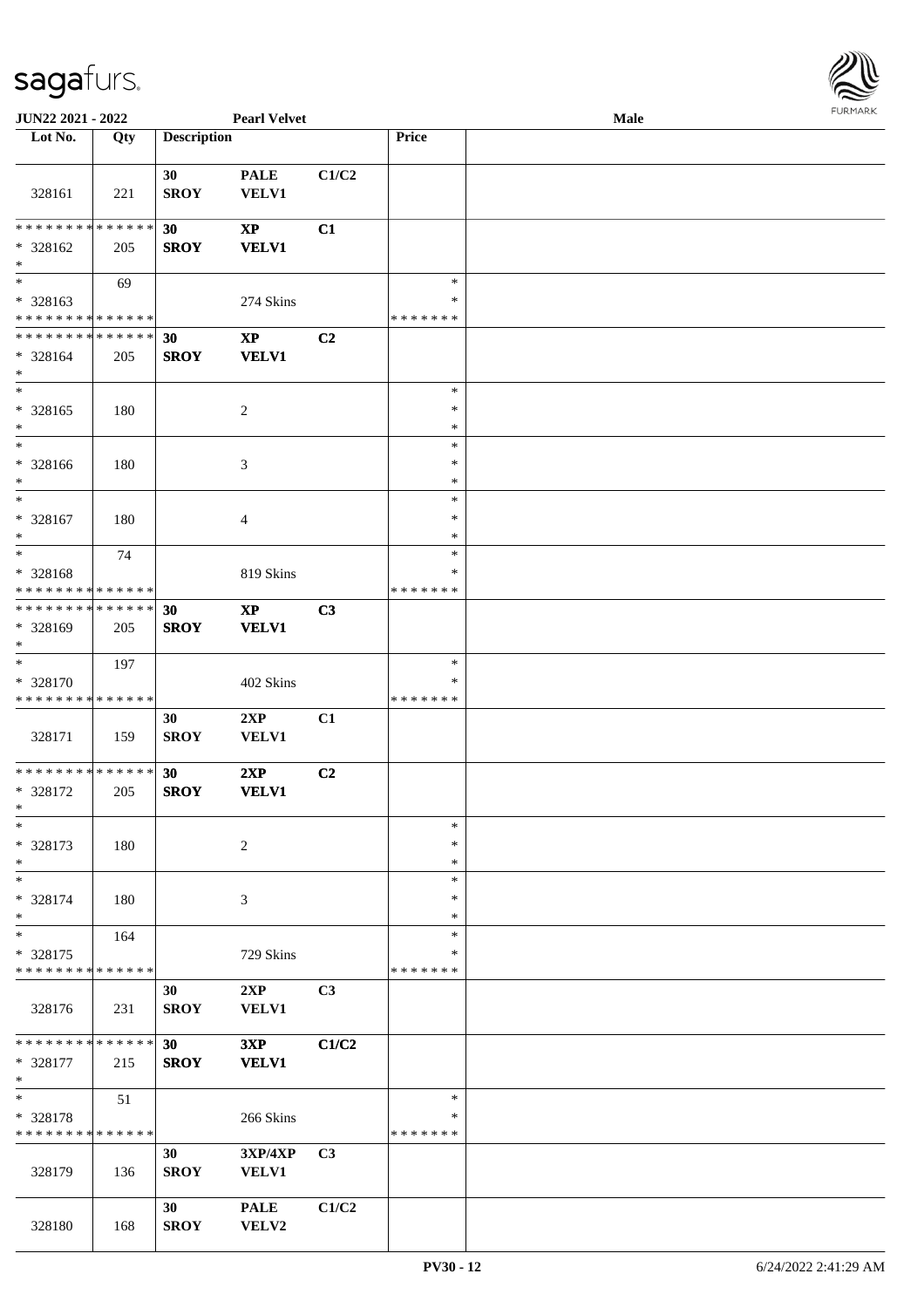**JUN22 2021 - 2022** **Pearl Velvet** **Male**

| Lot No. | Qty | Description | | | Price | |
|---|---|---|---|---|---|---|
| 328161 | 221 | 30 SROY | PALE VELV1 | C1/C2 | | |
| * * * * * * * * * * * * * * <br>* 328162<br>* | 205 | 30 SROY | XP VELV1 | C1 | | |
| * <br>* 328163<br>* * * * * * * * * * * * * * | 69 | | 274 Skins | | *<br>*<br>* * * * * * * | |
| * * * * * * * * * * * * * * <br>* 328164<br>* | 205 | 30 SROY | XP VELV1 | C2 | | |
| * <br>* 328165<br>* | 180 | | 2 | | *<br>*<br>* | |
| * <br>* 328166<br>* | 180 | | 3 | | *<br>*<br>* | |
| * <br>* 328167<br>* | 180 | | 4 | | *<br>*<br>* | |
| * <br>* 328168<br>* * * * * * * * * * * * * * | 74 | | 819 Skins | | *<br>*<br>* * * * * * * | |
| * * * * * * * * * * * * * * <br>* 328169<br>* | 205 | 30 SROY | XP VELV1 | C3 | | |
| * <br>* 328170<br>* * * * * * * * * * * * * * | 197 | | 402 Skins | | *<br>*<br>* * * * * * * | |
| 328171 | 159 | 30 SROY | 2XP VELV1 | C1 | | |
| * * * * * * * * * * * * * * <br>* 328172<br>* | 205 | 30 SROY | 2XP VELV1 | C2 | | |
| * <br>* 328173<br>* | 180 | | 2 | | *<br>*<br>* | |
| * <br>* 328174<br>* | 180 | | 3 | | *<br>*<br>* | |
| * <br>* 328175<br>* * * * * * * * * * * * * * | 164 | | 729 Skins | | *<br>*<br>* * * * * * * | |
| 328176 | 231 | 30 SROY | 2XP VELV1 | C3 | | |
| * * * * * * * * * * * * * * <br>* 328177<br>* | 215 | 30 SROY | 3XP VELV1 | C1/C2 | | |
| * <br>* 328178<br>* * * * * * * * * * * * * * | 51 | | 266 Skins | | *<br>*<br>* * * * * * * | |
| 328179 | 136 | 30 SROY | 3XP/4XP VELV1 | C3 | | |
| 328180 | 168 | 30 SROY | PALE VELV2 | C1/C2 | | |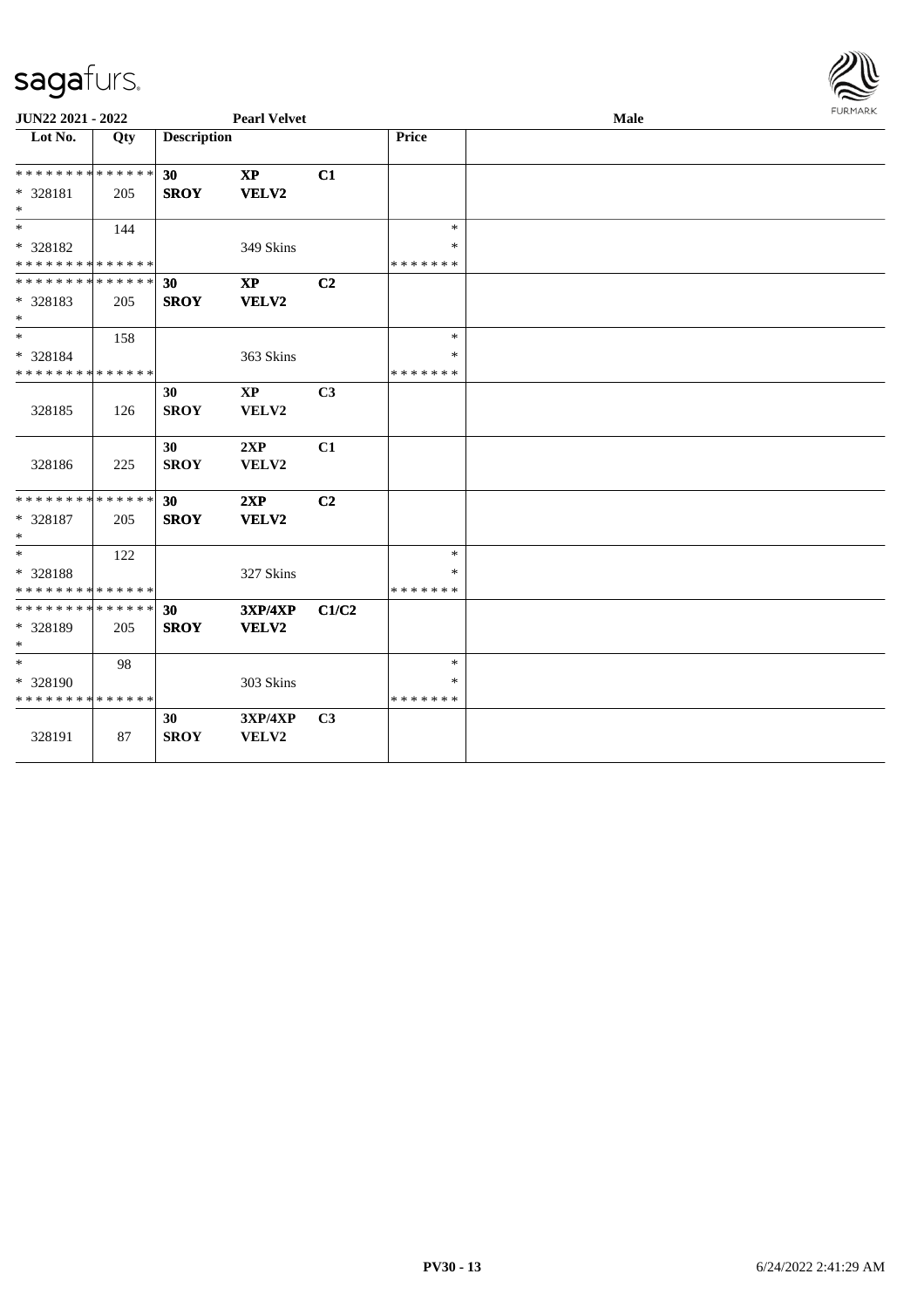JUN22 2021 - 2022 **Pearl Velvet** **Male**

| Lot No. | Qty | Description | | | Price | |
|---|---|---|---|---|---|---|
| ************** | | **30** | **XP** | **C1** | | |
| * 328181 | 205 | **SROY** | **VELV2** | | | |
| * | | | | | | |
| * | 144 | | | | * | |
| * 328182 | | | 349 Skins | | * | |
| ************** | | | | | ******* | |
| ************** | | **30** | **XP** | **C2** | | |
| * 328183 | 205 | **SROY** | **VELV2** | | | |
| * | | | | | | |
| * | 158 | | | | * | |
| * 328184 | | | 363 Skins | | * | |
| ************** | | | | | ******* | |
| 328185 | 126 | **30** **SROY** | **XP** **VELV2** | **C3** | | |
| 328186 | 225 | **30** **SROY** | **2XP** **VELV2** | **C1** | | |
| ************** | | **30** | **2XP** | **C2** | | |
| * 328187 | 205 | **SROY** | **VELV2** | | | |
| * | | | | | | |
| * | 122 | | | | * | |
| * 328188 | | | 327 Skins | | * | |
| ************** | | | | | ******* | |
| ************** | | **30** | **3XP/4XP** | **C1/C2** | | |
| * 328189 | 205 | **SROY** | **VELV2** | | | |
| * | | | | | | |
| * | 98 | | | | * | |
| * 328190 | | | 303 Skins | | * | |
| ************** | | | | | ******* | |
| 328191 | 87 | **30** **SROY** | **3XP/4XP** **VELV2** | **C3** | | |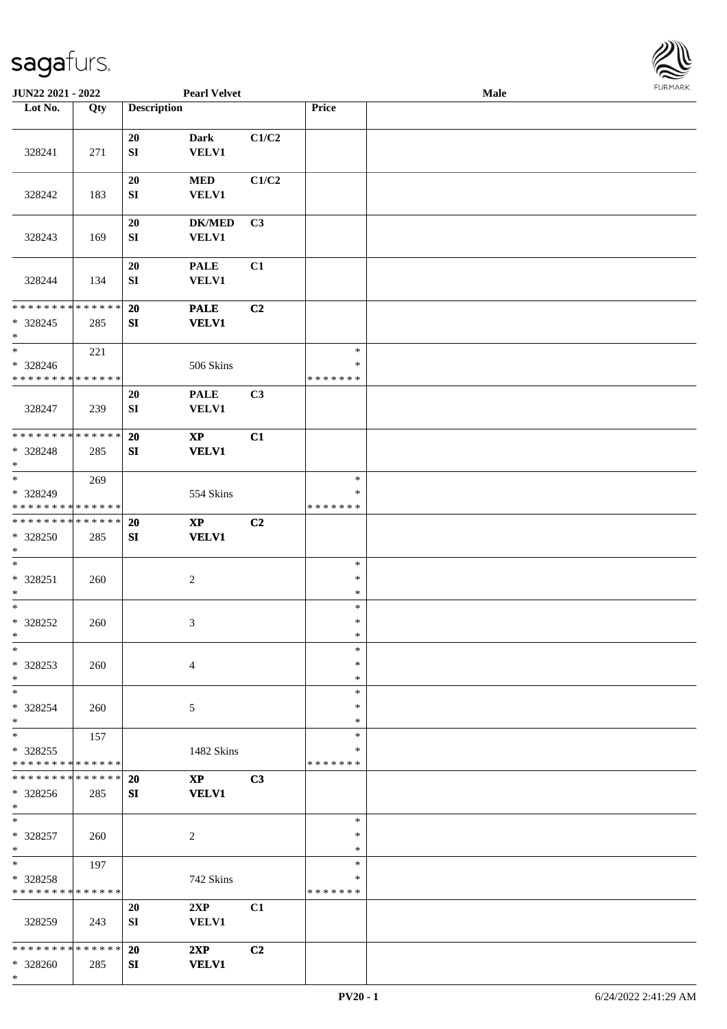| Lot No. | Qty | Description | | | Price | |
|---|---|---|---|---|---|---|
| 328241 | 271 | 20 SI | Dark VELV1 | C1/C2 | | |
| 328242 | 183 | 20 SI | MED VELV1 | C1/C2 | | |
| 328243 | 169 | 20 SI | DK/MED VELV1 | C3 | | |
| 328244 | 134 | 20 SI | PALE VELV1 | C1 | | |
| * * * * * * * * * * * * * * * 328245 * | 285 | 20 SI | PALE VELV1 | C2 | | |
| * * 328246 * * * * * * * * * * * * * * | 221 | | 506 Skins | | * * * * * * * * * | |
| 328247 | 239 | 20 SI | PALE VELV1 | C3 | | |
| * * * * * * * * * * * * * * * 328248 * | 285 | 20 SI | XP VELV1 | C1 | | |
| * * 328249 * * * * * * * * * * * * * * | 269 | | 554 Skins | | * * * * * * * * * | |
| * * * * * * * * * * * * * * * 328250 * | 285 | 20 SI | XP VELV1 | C2 | | |
| * * 328251 * | 260 | | 2 | | * * * | |
| * * 328252 * | 260 | | 3 | | * * * | |
| * * 328253 * | 260 | | 4 | | * * * | |
| * * 328254 * | 260 | | 5 | | * * * | |
| * * 328255 * * * * * * * * * * * * * * | 157 | | 1482 Skins | | * * * * * * * * * | |
| * * * * * * * * * * * * * * * 328256 * | 285 | 20 SI | XP VELV1 | C3 | | |
| * * 328257 * | 260 | | 2 | | * * * | |
| * * 328258 * * * * * * * * * * * * * * | 197 | | 742 Skins | | * * * * * * * * * | |
| 328259 | 243 | 20 SI | 2XP VELV1 | C1 | | |
| * * * * * * * * * * * * * * * 328260 * | 285 | 20 SI | 2XP VELV1 | C2 | | |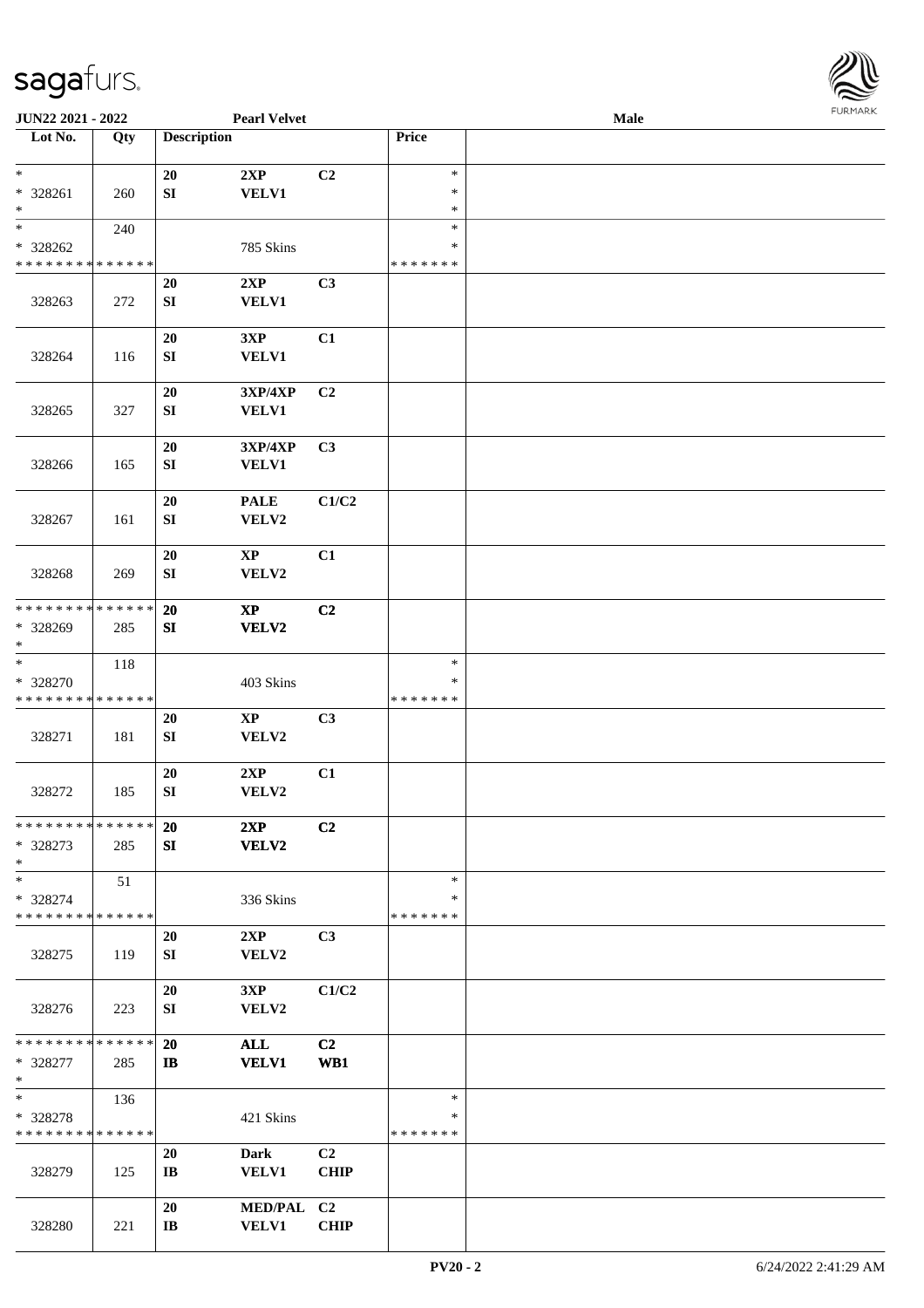JUN22 2021 - 2022 &nbsp;&nbsp;&nbsp; **Pearl Velvet** &nbsp;&nbsp;&nbsp; **Male**

| Lot No. | Qty | Description | | | Price | |
|---|---|---|---|---|---|---|
| * <br> * 328261 <br> * | 260 | 20 <br> SI | 2XP <br> VELV1 | C2 | * <br> * <br> * | |
| * <br> * 328262 <br> * * * * * * * * * * * * * * | 240 | | 785 Skins | | * <br> * <br> * * * * * * * | |
| 328263 | 272 | 20 <br> SI | 2XP <br> VELV1 | C3 | | |
| 328264 | 116 | 20 <br> SI | 3XP <br> VELV1 | C1 | | |
| 328265 | 327 | 20 <br> SI | 3XP/4XP <br> VELV1 | C2 | | |
| 328266 | 165 | 20 <br> SI | 3XP/4XP <br> VELV1 | C3 | | |
| 328267 | 161 | 20 <br> SI | PALE <br> VELV2 | C1/C2 | | |
| 328268 | 269 | 20 <br> SI | XP <br> VELV2 | C1 | | |
| * * * * * * * * * * * * * * <br> * 328269 <br> * | 285 | **20** <br> **SI** | **XP** <br> **VELV2** | **C2** | | |
| * <br> * 328270 <br> * * * * * * * * * * * * * * | 118 | | 403 Skins | | * <br> * <br> * * * * * * * | |
| 328271 | 181 | 20 <br> SI | XP <br> VELV2 | C3 | | |
| 328272 | 185 | 20 <br> SI | 2XP <br> VELV2 | C1 | | |
| * * * * * * * * * * * * * * <br> * 328273 <br> * | 285 | **20** <br> **SI** | **2XP** <br> **VELV2** | **C2** | | |
| * <br> * 328274 <br> * * * * * * * * * * * * * * | 51 | | 336 Skins | | * <br> * <br> * * * * * * * | |
| 328275 | 119 | 20 <br> SI | 2XP <br> VELV2 | C3 | | |
| 328276 | 223 | 20 <br> SI | 3XP <br> VELV2 | C1/C2 | | |
| * * * * * * * * * * * * * * <br> * 328277 <br> * | 285 | **20** <br> **IB** | **ALL** <br> **VELV1** | **C2** <br> **WB1** | | |
| * <br> * 328278 <br> * * * * * * * * * * * * * * | 136 | | 421 Skins | | * <br> * <br> * * * * * * * | |
| 328279 | 125 | 20 <br> IB | Dark <br> VELV1 | C2 <br> CHIP | | |
| 328280 | 221 | 20 <br> IB | MED/PAL <br> VELV1 | C2 <br> CHIP | | |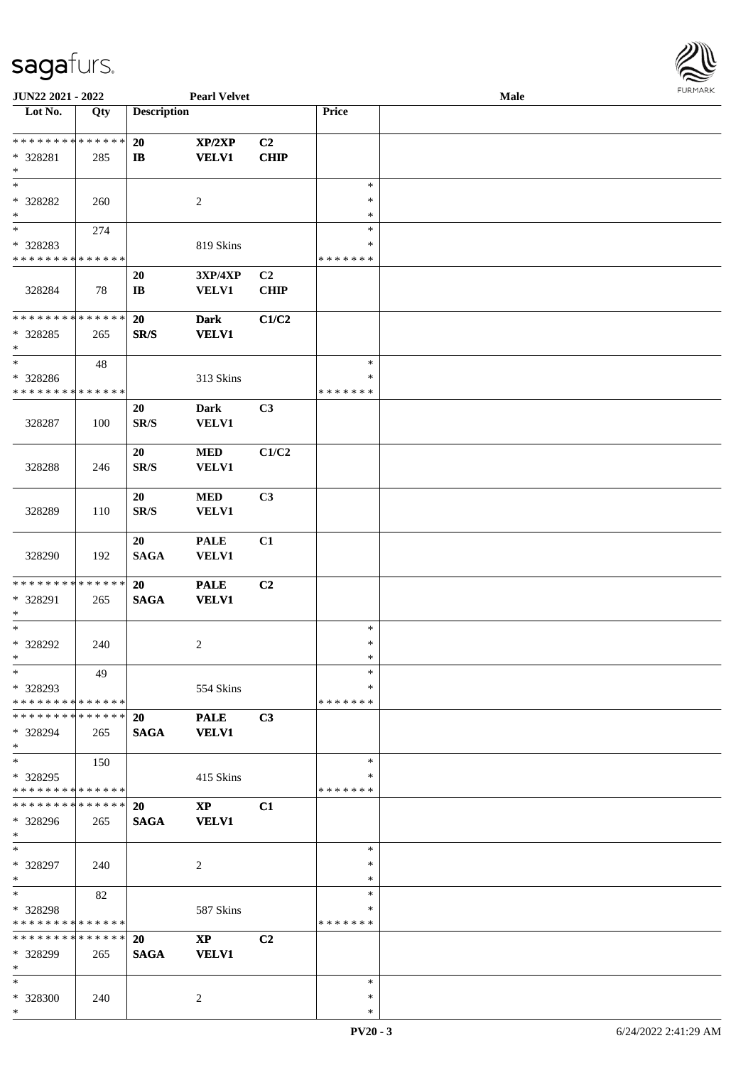| Lot No. | Qty | Description | | | Price | |
|---|---|---|---|---|---|---|
| * * * * * * * * * * * * * * | | 20 | XP/2XP | C2 | | |
| * 328281 | 285 | IB | VELV1 | CHIP | | |
| * | | | | | | |
| * | | | | | * | |
| * 328282 | 260 | | 2 | | * | |
| * | | | | | * | |
| * | 274 | | | | * | |
| * 328283 | | | 819 Skins | | * | |
| * * * * * * * * * * * * * * | | | | | * * * * * * * | |
| | | 20 | 3XP/4XP | C2 | | |
| 328284 | 78 | IB | VELV1 | CHIP | | |
| * * * * * * * * * * * * * * | | 20 | Dark | C1/C2 | | |
| * 328285 | 265 | SR/S | VELV1 | | | |
| * | | | | | | |
| * | 48 | | | | * | |
| * 328286 | | | 313 Skins | | * | |
| * * * * * * * * * * * * * * | | | | | * * * * * * * | |
| | | 20 | Dark | C3 | | |
| 328287 | 100 | SR/S | VELV1 | | | |
| | | 20 | MED | C1/C2 | | |
| 328288 | 246 | SR/S | VELV1 | | | |
| | | 20 | MED | C3 | | |
| 328289 | 110 | SR/S | VELV1 | | | |
| | | 20 | PALE | C1 | | |
| 328290 | 192 | SAGA | VELV1 | | | |
| * * * * * * * * * * * * * * | | 20 | PALE | C2 | | |
| * 328291 | 265 | SAGA | VELV1 | | | |
| * | | | | | | |
| * | | | | | * | |
| * 328292 | 240 | | 2 | | * | |
| * | | | | | * | |
| * | 49 | | | | * | |
| * 328293 | | | 554 Skins | | * | |
| * * * * * * * * * * * * * * | | | | | * * * * * * * | |
| * * * * * * * * * * * * * * | | 20 | PALE | C3 | | |
| * 328294 | 265 | SAGA | VELV1 | | | |
| * | | | | | | |
| * | 150 | | | | * | |
| * 328295 | | | 415 Skins | | * | |
| * * * * * * * * * * * * * * | | | | | * * * * * * * | |
| * * * * * * * * * * * * * * | | 20 | XP | C1 | | |
| * 328296 | 265 | SAGA | VELV1 | | | |
| * | | | | | | |
| * | | | | | * | |
| * 328297 | 240 | | 2 | | * | |
| * | | | | | * | |
| * | 82 | | | | * | |
| * 328298 | | | 587 Skins | | * | |
| * * * * * * * * * * * * * * | | | | | * * * * * * * | |
| * * * * * * * * * * * * * * | | 20 | XP | C2 | | |
| * 328299 | 265 | SAGA | VELV1 | | | |
| * | | | | | | |
| * | | | | | * | |
| * 328300 | 240 | | 2 | | * | |
| * | | | | | * | |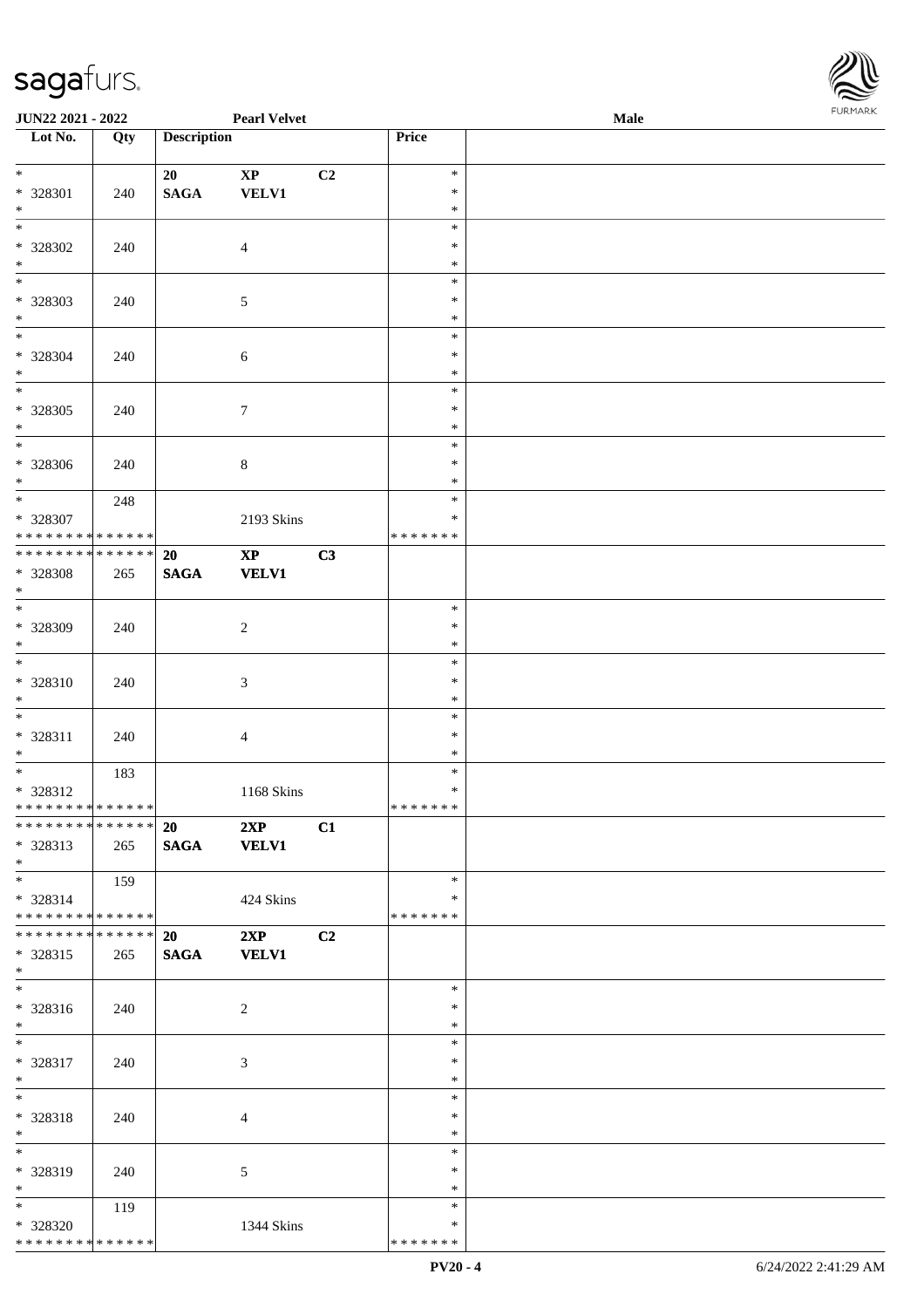| Lot No. | Qty | Description | | | Price | |
|---|---|---|---|---|---|---|
| * | | 20 | XP | C2 | * | |
| * 328301 | 240 | SAGA | VELV1 | | * | |
| * | | | | | * | |
| * | | | | | * | |
| * 328302 | 240 | | 4 | | * | |
| * | | | | | * | |
| * | | | | | * | |
| * 328303 | 240 | | 5 | | * | |
| * | | | | | * | |
| * | | | | | * | |
| * 328304 | 240 | | 6 | | * | |
| * | | | | | * | |
| * | | | | | * | |
| * 328305 | 240 | | 7 | | * | |
| * | | | | | * | |
| * | | | | | * | |
| * 328306 | 240 | | 8 | | * | |
| * | | | | | * | |
| * | 248 | | | | * | |
| * 328307 | | | 2193 Skins | | * | |
| * * * * * * * * * * * * * * | | | | | * * * * * * * | |
| * * * * * * * * * * * * * * | | 20 | XP | C3 | | |
| * 328308 | 265 | SAGA | VELV1 | | | |
| * | | | | | | |
| * | | | | | * | |
| * 328309 | 240 | | 2 | | * | |
| * | | | | | * | |
| * | | | | | * | |
| * 328310 | 240 | | 3 | | * | |
| * | | | | | * | |
| * | | | | | * | |
| * 328311 | 240 | | 4 | | * | |
| * | | | | | * | |
| * | 183 | | | | * | |
| * 328312 | | | 1168 Skins | | * | |
| * * * * * * * * * * * * * * | | | | | * * * * * * * | |
| * * * * * * * * * * * * * * | | 20 | 2XP | C1 | | |
| * 328313 | 265 | SAGA | VELV1 | | | |
| * | | | | | | |
| * | 159 | | | | * | |
| * 328314 | | | 424 Skins | | * | |
| * * * * * * * * * * * * * * | | | | | * * * * * * * | |
| * * * * * * * * * * * * * * | | 20 | 2XP | C2 | | |
| * 328315 | 265 | SAGA | VELV1 | | | |
| * | | | | | | |
| * | | | | | * | |
| * 328316 | 240 | | 2 | | * | |
| * | | | | | * | |
| * | | | | | * | |
| * 328317 | 240 | | 3 | | * | |
| * | | | | | * | |
| * | | | | | * | |
| * 328318 | 240 | | 4 | | * | |
| * | | | | | * | |
| * | | | | | * | |
| * 328319 | 240 | | 5 | | * | |
| * | | | | | * | |
| * | 119 | | | | * | |
| * 328320 | | | 1344 Skins | | * | |
| * * * * * * * * * * * * * * | | | | | * * * * * * * | |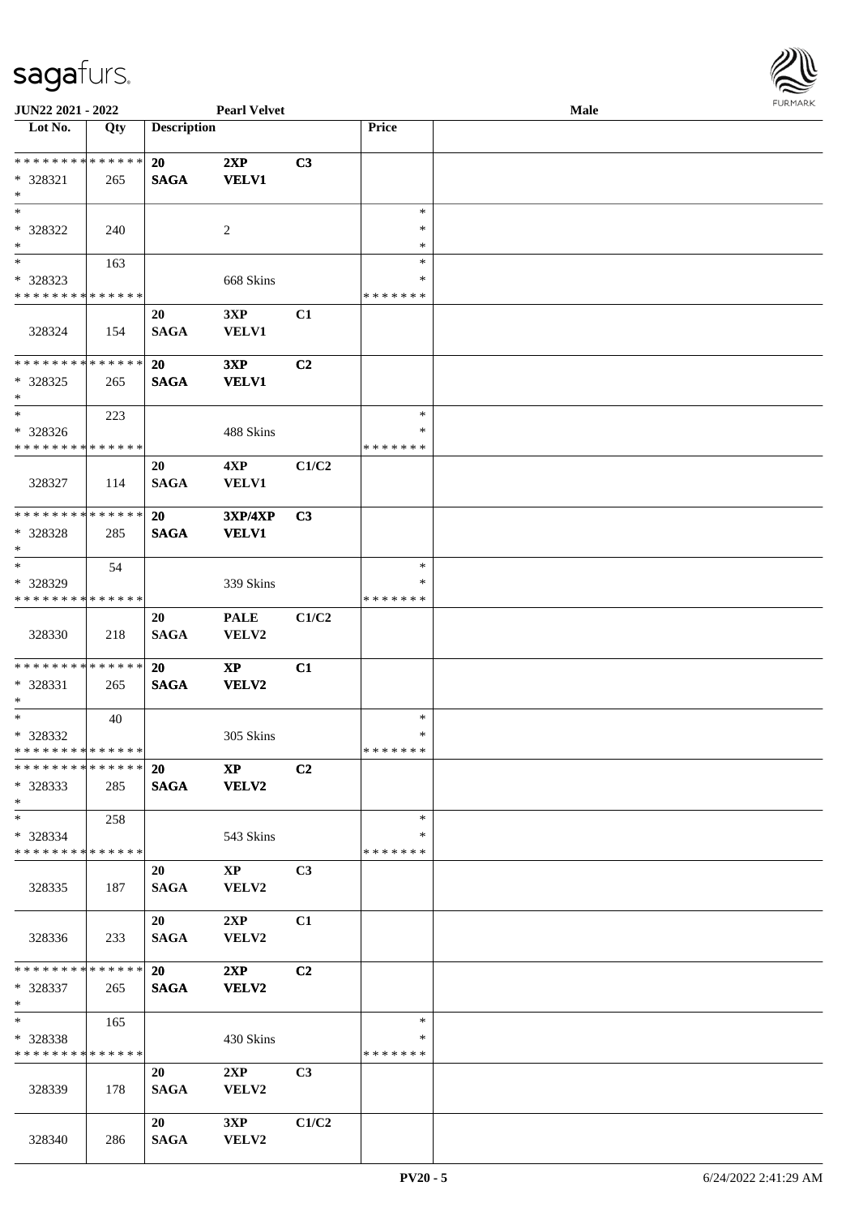**JUN22 2021 - 2022** **Pearl Velvet** **Male**

| Lot No. | Qty | Description | | | Price | |
|---|---|---|---|---|---|---|
| * * * * * * * * * * * * * * | | **20** | **2XP** | **C3** | | |
| * 328321 | 265 | **SAGA** | **VELV1** | | | |
| * | | | | | | |
| * | | | | | * | |
| * 328322 | 240 | | 2 | | * | |
| * | | | | | * | |
| * | 163 | | | | * | |
| * 328323 | | | 668 Skins | | * | |
| * * * * * * * * * * * * * * | | | | | * * * * * * * | |
| | | 20 | 3XP | C1 | | |
| 328324 | 154 | SAGA | VELV1 | | | |
| * * * * * * * * * * * * * * | | **20** | **3XP** | **C2** | | |
| * 328325 | 265 | **SAGA** | **VELV1** | | | |
| * | | | | | | |
| * | 223 | | | | * | |
| * 328326 | | | 488 Skins | | * | |
| * * * * * * * * * * * * * * | | | | | * * * * * * * | |
| | | 20 | 4XP | C1/C2 | | |
| 328327 | 114 | SAGA | VELV1 | | | |
| * * * * * * * * * * * * * * | | **20** | **3XP/4XP** | **C3** | | |
| * 328328 | 285 | **SAGA** | **VELV1** | | | |
| * | | | | | | |
| * | 54 | | | | * | |
| * 328329 | | | 339 Skins | | * | |
| * * * * * * * * * * * * * * | | | | | * * * * * * * | |
| | | 20 | PALE | C1/C2 | | |
| 328330 | 218 | SAGA | VELV2 | | | |
| * * * * * * * * * * * * * * | | **20** | **XP** | **C1** | | |
| * 328331 | 265 | **SAGA** | **VELV2** | | | |
| * | | | | | | |
| * | 40 | | | | * | |
| * 328332 | | | 305 Skins | | * | |
| * * * * * * * * * * * * * * | | | | | * * * * * * * | |
| * * * * * * * * * * * * * * | | **20** | **XP** | **C2** | | |
| * 328333 | 285 | **SAGA** | **VELV2** | | | |
| * | | | | | | |
| * | 258 | | | | * | |
| * 328334 | | | 543 Skins | | * | |
| * * * * * * * * * * * * * * | | | | | * * * * * * * | |
| | | 20 | XP | C3 | | |
| 328335 | 187 | SAGA | VELV2 | | | |
| | | 20 | 2XP | C1 | | |
| 328336 | 233 | SAGA | VELV2 | | | |
| * * * * * * * * * * * * * * | | **20** | **2XP** | **C2** | | |
| * 328337 | 265 | **SAGA** | **VELV2** | | | |
| * | | | | | | |
| * | 165 | | | | * | |
| * 328338 | | | 430 Skins | | * | |
| * * * * * * * * * * * * * * | | | | | * * * * * * * | |
| | | 20 | 2XP | C3 | | |
| 328339 | 178 | SAGA | VELV2 | | | |
| | | 20 | 3XP | C1/C2 | | |
| 328340 | 286 | SAGA | VELV2 | | | |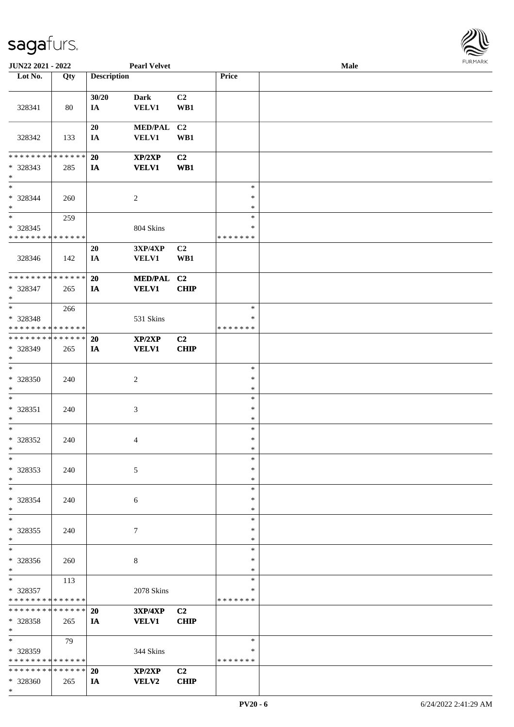| Lot No. | Qty | Description | | | Price | |
|---|---|---|---|---|---|---|
| 328341 | 80 | 30/20<br>IA | Dark<br>VELV1 | C2<br>WB1 | | |
| 328342 | 133 | 20<br>IA | MED/PAL<br>VELV1 | C2<br>WB1 | | |
| * * * * * * * * * * * * * *<br>* 328343<br>* | 285 | 20<br>IA | XP/2XP<br>VELV1 | C2<br>WB1 | | |
| *<br>* 328344<br>* | 260 | | 2 | | *<br>*<br>* | |
| *<br>* 328345<br>* * * * * * * * * * * * * * | 259 | | 804 Skins | | *<br>*<br>* * * * * * * | |
| 328346 | 142 | 20<br>IA | 3XP/4XP<br>VELV1 | C2<br>WB1 | | |
| * * * * * * * * * * * * * *<br>* 328347<br>* | 265 | 20<br>IA | MED/PAL<br>VELV1 | C2<br>CHIP | | |
| *<br>* 328348<br>* * * * * * * * * * * * * * | 266 | | 531 Skins | | *<br>*<br>* * * * * * * | |
| * * * * * * * * * * * * * *<br>* 328349<br>* | 265 | 20<br>IA | XP/2XP<br>VELV1 | C2<br>CHIP | | |
| *<br>* 328350<br>* | 240 | | 2 | | *<br>*<br>* | |
| *<br>* 328351<br>* | 240 | | 3 | | *<br>*<br>* | |
| *<br>* 328352<br>* | 240 | | 4 | | *<br>*<br>* | |
| *<br>* 328353<br>* | 240 | | 5 | | *<br>*<br>* | |
| *<br>* 328354<br>* | 240 | | 6 | | *<br>*<br>* | |
| *<br>* 328355<br>* | 240 | | 7 | | *<br>*<br>* | |
| *<br>* 328356<br>* | 260 | | 8 | | *<br>*<br>* | |
| *<br>* 328357<br>* * * * * * * * * * * * * * | 113 | | 2078 Skins | | *<br>*<br>* * * * * * * | |
| * * * * * * * * * * * * * *<br>* 328358<br>* | 265 | 20<br>IA | 3XP/4XP<br>VELV1 | C2<br>CHIP | | |
| *<br>* 328359<br>* * * * * * * * * * * * * * | 79 | | 344 Skins | | *<br>*<br>* * * * * * * | |
| * * * * * * * * * * * * * *<br>* 328360<br>* | 265 | 20<br>IA | XP/2XP<br>VELV2 | C2<br>CHIP | | |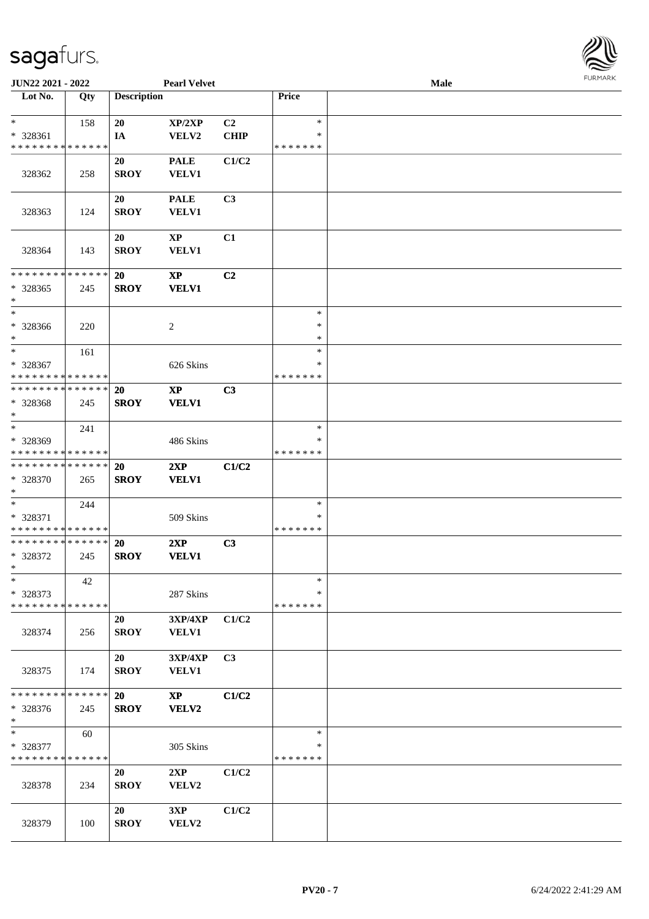JUN22 2021 - 2022 | Pearl Velvet | Male

| Lot No. | Qty | Description | | | Price | |
|---|---|---|---|---|---|---|
| * | 158 | 20 | XP/2XP | C2 | * | |
| * 328361 | | IA | VELV2 | CHIP | * | |
| * * * * * * * * * * * * * * | | | | | * * * * * * * | |
| 328362 | 258 | 20 SROY | PALE VELV1 | C1/C2 | | |
| 328363 | 124 | 20 SROY | PALE VELV1 | C3 | | |
| 328364 | 143 | 20 SROY | XP VELV1 | C1 | | |
| * * * * * * * * * * * * * * | | 20 | XP | C2 | | |
| * 328365 | 245 | SROY | VELV1 | | | |
| * | | | | | | |
| * | | | | | * | |
| * 328366 | 220 | | 2 | | * | |
| * | | | | | * | |
| * | 161 | | | | * | |
| * 328367 | | | 626 Skins | | * | |
| * * * * * * * * * * * * * * | | | | | * * * * * * * | |
| * * * * * * * * * * * * * * | | 20 | XP | C3 | | |
| * 328368 | 245 | SROY | VELV1 | | | |
| * | | | | | | |
| * | 241 | | | | * | |
| * 328369 | | | 486 Skins | | * | |
| * * * * * * * * * * * * * * | | | | | * * * * * * * | |
| * * * * * * * * * * * * * * | | 20 | 2XP | C1/C2 | | |
| * 328370 | 265 | SROY | VELV1 | | | |
| * | | | | | | |
| * | 244 | | | | * | |
| * 328371 | | | 509 Skins | | * | |
| * * * * * * * * * * * * * * | | | | | * * * * * * * | |
| * * * * * * * * * * * * * * | | 20 | 2XP | C3 | | |
| * 328372 | 245 | SROY | VELV1 | | | |
| * | | | | | | |
| * | 42 | | | | * | |
| * 328373 | | | 287 Skins | | * | |
| * * * * * * * * * * * * * * | | | | | * * * * * * * | |
| 328374 | 256 | 20 SROY | 3XP/4XP VELV1 | C1/C2 | | |
| 328375 | 174 | 20 SROY | 3XP/4XP VELV1 | C3 | | |
| * * * * * * * * * * * * * * | | 20 | XP | C1/C2 | | |
| * 328376 | 245 | SROY | VELV2 | | | |
| * | | | | | | |
| * | 60 | | | | * | |
| * 328377 | | | 305 Skins | | * | |
| * * * * * * * * * * * * * * | | | | | * * * * * * * | |
| 328378 | 234 | 20 SROY | 2XP VELV2 | C1/C2 | | |
| 328379 | 100 | 20 SROY | 3XP VELV2 | C1/C2 | | |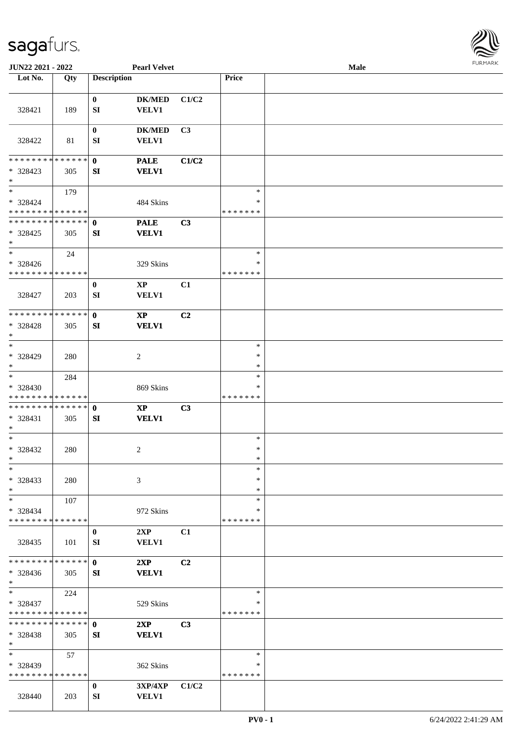| Lot No. | Qty | Description | | | Price | |
|---|---|---|---|---|---|---|
| 328421 | 189 | 0<br>SI | DK/MED<br>VELV1 | C1/C2 | | |
| 328422 | 81 | 0<br>SI | DK/MED<br>VELV1 | C3 | | |
| * * * * * * * * * * * * * *<br>* 328423<br>* | 305 | 0<br>SI | PALE<br>VELV1 | C1/C2 | | |
| *<br>* 328424<br>* * * * * * * * * * * * * * | 179 | | 484 Skins | | *<br>*<br>* * * * * * * | |
| * * * * * * * * * * * * * *<br>* 328425<br>* | 305 | 0<br>SI | PALE<br>VELV1 | C3 | | |
| *<br>* 328426<br>* * * * * * * * * * * * * * | 24 | | 329 Skins | | *<br>*<br>* * * * * * * | |
| 328427 | 203 | 0<br>SI | XP<br>VELV1 | C1 | | |
| * * * * * * * * * * * * * *<br>* 328428<br>* | 305 | 0<br>SI | XP<br>VELV1 | C2 | | |
| *<br>* 328429<br>* | 280 | | 2 | | *<br>*<br>* | |
| *<br>* 328430<br>* * * * * * * * * * * * * * | 284 | | 869 Skins | | *<br>*<br>* * * * * * * | |
| * * * * * * * * * * * * * *<br>* 328431<br>* | 305 | 0<br>SI | XP<br>VELV1 | C3 | | |
| *<br>* 328432<br>* | 280 | | 2 | | *<br>*<br>* | |
| *<br>* 328433<br>* | 280 | | 3 | | *<br>*<br>* | |
| *<br>* 328434<br>* * * * * * * * * * * * * * | 107 | | 972 Skins | | *<br>*<br>* * * * * * * | |
| 328435 | 101 | 0<br>SI | 2XP<br>VELV1 | C1 | | |
| * * * * * * * * * * * * * *<br>* 328436<br>* | 305 | 0<br>SI | 2XP<br>VELV1 | C2 | | |
| *<br>* 328437<br>* * * * * * * * * * * * * * | 224 | | 529 Skins | | *<br>*<br>* * * * * * * | |
| * * * * * * * * * * * * * *<br>* 328438<br>* | 305 | 0<br>SI | 2XP<br>VELV1 | C3 | | |
| *<br>* 328439<br>* * * * * * * * * * * * * * | 57 | | 362 Skins | | *<br>*<br>* * * * * * * | |
| 328440 | 203 | 0<br>SI | 3XP/4XP<br>VELV1 | C1/C2 | | |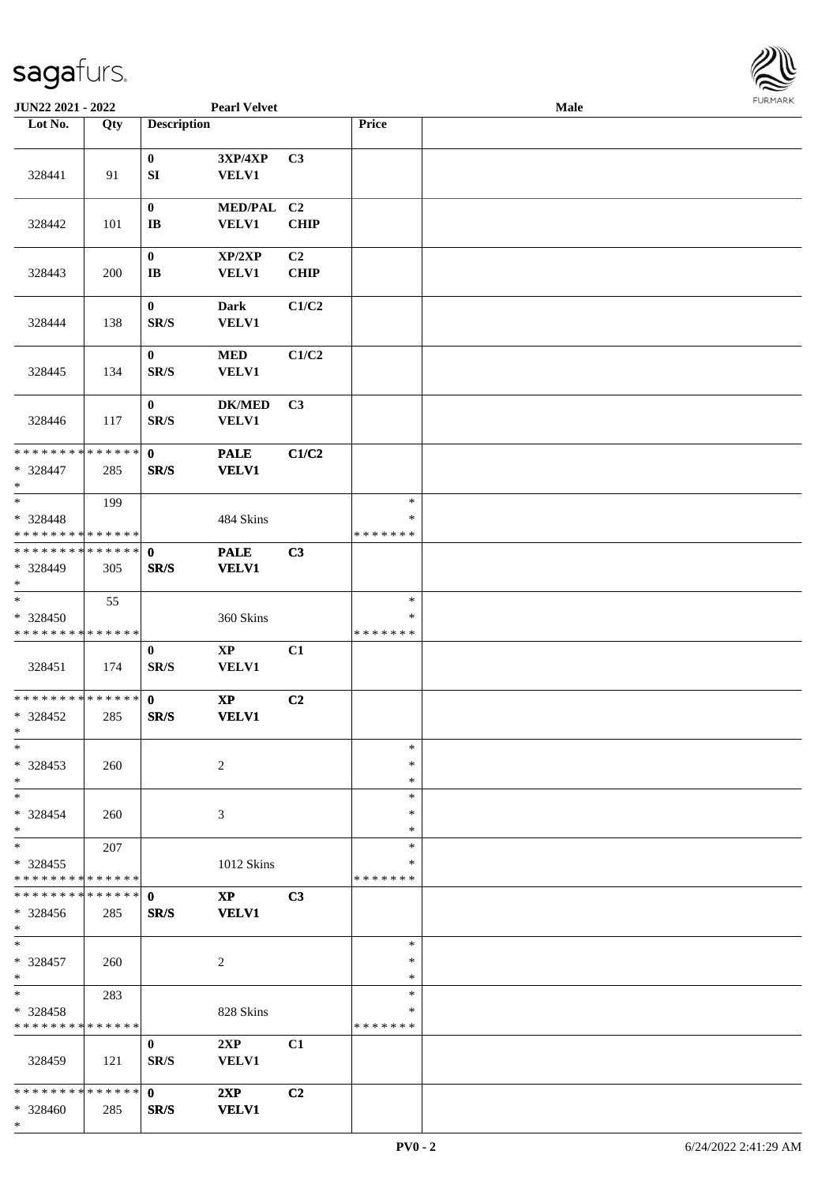JUN22 2021 - 2022 &nbsp;&nbsp;&nbsp;&nbsp; Pearl Velvet &nbsp;&nbsp;&nbsp;&nbsp; Male

| Lot No. | Qty | Description | | | Price | |
|---|---|---|---|---|---|---|
| 328441 | 91 | 0<br>SI | 3XP/4XP<br>VELV1 | C3 | | |
| 328442 | 101 | 0<br>IB | MED/PAL<br>VELV1 | C2<br>CHIP | | |
| 328443 | 200 | 0<br>IB | XP/2XP<br>VELV1 | C2<br>CHIP | | |
| 328444 | 138 | 0<br>SR/S | Dark<br>VELV1 | C1/C2 | | |
| 328445 | 134 | 0<br>SR/S | MED<br>VELV1 | C1/C2 | | |
| 328446 | 117 | 0<br>SR/S | DK/MED<br>VELV1 | C3 | | |
| * * * * * * * * * * * * * *<br>* 328447<br>* | 285 | 0<br>SR/S | PALE<br>VELV1 | C1/C2 | | |
| *<br>* 328448<br>* * * * * * * * * * * * * * | 199 | | 484 Skins | | *<br>*<br>* * * * * * * | |
| * * * * * * * * * * * * * *<br>* 328449<br>* | 305 | 0<br>SR/S | PALE<br>VELV1 | C3 | | |
| *<br>* 328450<br>* * * * * * * * * * * * * * | 55 | | 360 Skins | | *<br>*<br>* * * * * * * | |
| 328451 | 174 | 0<br>SR/S | XP<br>VELV1 | C1 | | |
| * * * * * * * * * * * * * *<br>* 328452<br>* | 285 | 0<br>SR/S | XP<br>VELV1 | C2 | | |
| *<br>* 328453<br>* | 260 | | 2 | | *<br>*<br>* | |
| *<br>* 328454<br>* | 260 | | 3 | | *<br>*<br>* | |
| *<br>* 328455<br>* * * * * * * * * * * * * * | 207 | | 1012 Skins | | *<br>*<br>* * * * * * * | |
| * * * * * * * * * * * * * *<br>* 328456<br>* | 285 | 0<br>SR/S | XP<br>VELV1 | C3 | | |
| *<br>* 328457<br>* | 260 | | 2 | | *<br>*<br>* | |
| *<br>* 328458<br>* * * * * * * * * * * * * * | 283 | | 828 Skins | | *<br>*<br>* * * * * * * | |
| 328459 | 121 | 0<br>SR/S | 2XP<br>VELV1 | C1 | | |
| * * * * * * * * * * * * * *<br>* 328460<br>* | 285 | 0<br>SR/S | 2XP<br>VELV1 | C2 | | |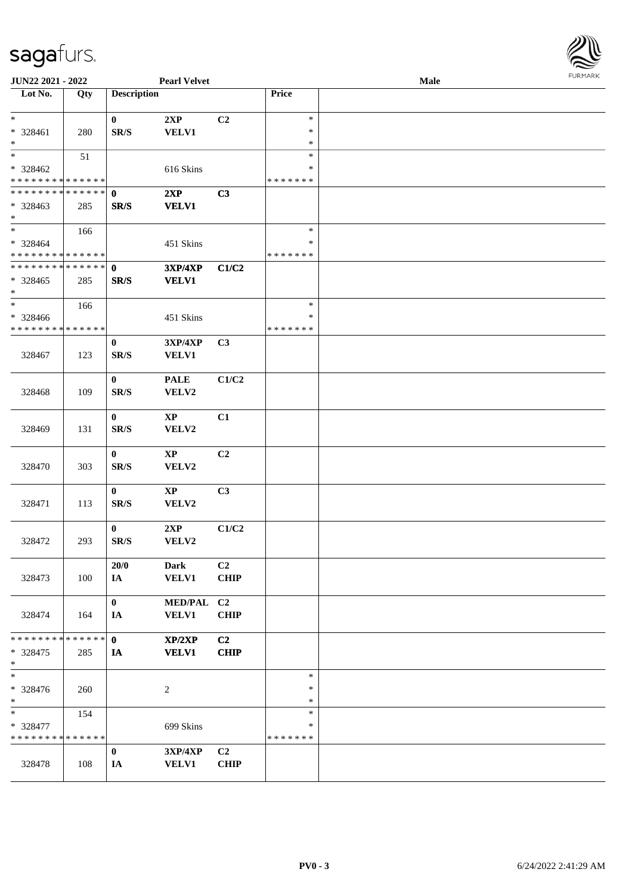**JUN22 2021 - 2022** **Pearl Velvet** **Male**

| Lot No. | Qty | Description | | | Price | |
|---|---|---|---|---|---|---|
| * <br> * 328461 <br> * | 280 | 0 <br> SR/S | 2XP <br> VELV1 | C2 | * <br> * <br> * | |
| * <br> * 328462 <br> * * * * * * * * * * * * * * | 51 | | 616 Skins | | * <br> * <br> * * * * * * * | |
| * * * * * * * * * * * * * * <br> * 328463 <br> * | 285 | 0 <br> SR/S | 2XP <br> VELV1 | C3 | | |
| * <br> * 328464 <br> * * * * * * * * * * * * * * | 166 | | 451 Skins | | * <br> * <br> * * * * * * * | |
| * * * * * * * * * * * * * * <br> * 328465 <br> * | 285 | 0 <br> SR/S | 3XP/4XP <br> VELV1 | C1/C2 | | |
| * <br> * 328466 <br> * * * * * * * * * * * * * * | 166 | | 451 Skins | | * <br> * <br> * * * * * * * | |
| 328467 | 123 | 0 <br> SR/S | 3XP/4XP <br> VELV1 | C3 | | |
| 328468 | 109 | 0 <br> SR/S | PALE <br> VELV2 | C1/C2 | | |
| 328469 | 131 | 0 <br> SR/S | XP <br> VELV2 | C1 | | |
| 328470 | 303 | 0 <br> SR/S | XP <br> VELV2 | C2 | | |
| 328471 | 113 | 0 <br> SR/S | XP <br> VELV2 | C3 | | |
| 328472 | 293 | 0 <br> SR/S | 2XP <br> VELV2 | C1/C2 | | |
| 328473 | 100 | 20/0 <br> IA | Dark <br> VELV1 | C2 <br> CHIP | | |
| 328474 | 164 | 0 <br> IA | MED/PAL <br> VELV1 | C2 <br> CHIP | | |
| * * * * * * * * * * * * * * <br> * 328475 <br> * | 285 | 0 <br> IA | XP/2XP <br> VELV1 | C2 <br> CHIP | | |
| * <br> * 328476 <br> * | 260 | | 2 | | * <br> * <br> * | |
| * <br> * 328477 <br> * * * * * * * * * * * * * * | 154 | | 699 Skins | | * <br> * <br> * * * * * * * | |
| 328478 | 108 | 0 <br> IA | 3XP/4XP <br> VELV1 | C2 <br> CHIP | | |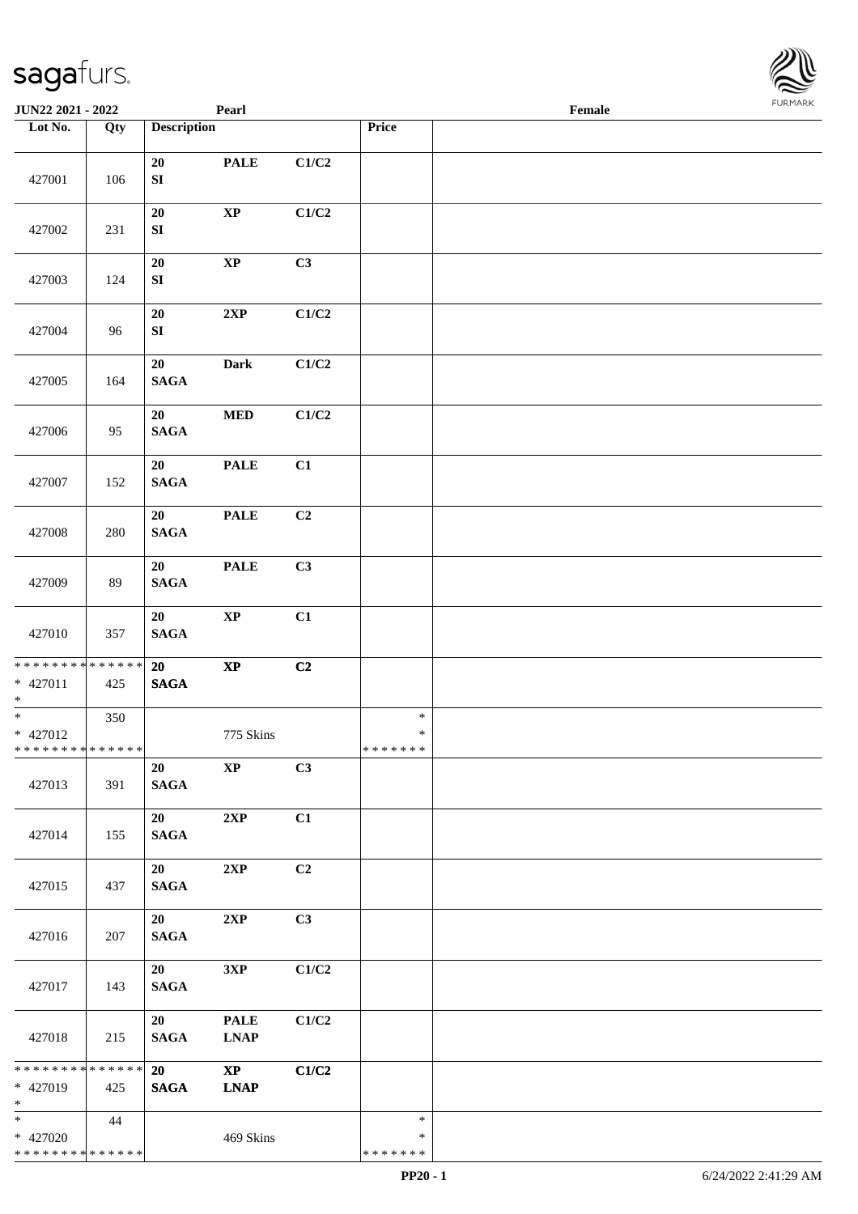| Lot No. | Qty | Description | | | Price | |
|---|---|---|---|---|---|---|
| 427001 | 106 | 20 SI | PALE | C1/C2 | | |
| 427002 | 231 | 20 SI | XP | C1/C2 | | |
| 427003 | 124 | 20 SI | XP | C3 | | |
| 427004 | 96 | 20 SI | 2XP | C1/C2 | | |
| 427005 | 164 | 20 SAGA | Dark | C1/C2 | | |
| 427006 | 95 | 20 SAGA | MED | C1/C2 | | |
| 427007 | 152 | 20 SAGA | PALE | C1 | | |
| 427008 | 280 | 20 SAGA | PALE | C2 | | |
| 427009 | 89 | 20 SAGA | PALE | C3 | | |
| 427010 | 357 | 20 SAGA | XP | C1 | | |
| * * * * * * * * * * * * * * * 427011 * | 425 | 20 SAGA | XP | C2 | | |
| * * 427012 * * * * * * * * * * * * * * | 350 | | 775 Skins | | * * * * * * * * * | |
| 427013 | 391 | 20 SAGA | XP | C3 | | |
| 427014 | 155 | 20 SAGA | 2XP | C1 | | |
| 427015 | 437 | 20 SAGA | 2XP | C2 | | |
| 427016 | 207 | 20 SAGA | 2XP | C3 | | |
| 427017 | 143 | 20 SAGA | 3XP | C1/C2 | | |
| 427018 | 215 | 20 SAGA | PALE LNAP | C1/C2 | | |
| * * * * * * * * * * * * * * * 427019 * | 425 | 20 SAGA | XP LNAP | C1/C2 | | |
| * * 427020 * * * * * * * * * * * * * * | 44 | | 469 Skins | | * * * * * * * * * | |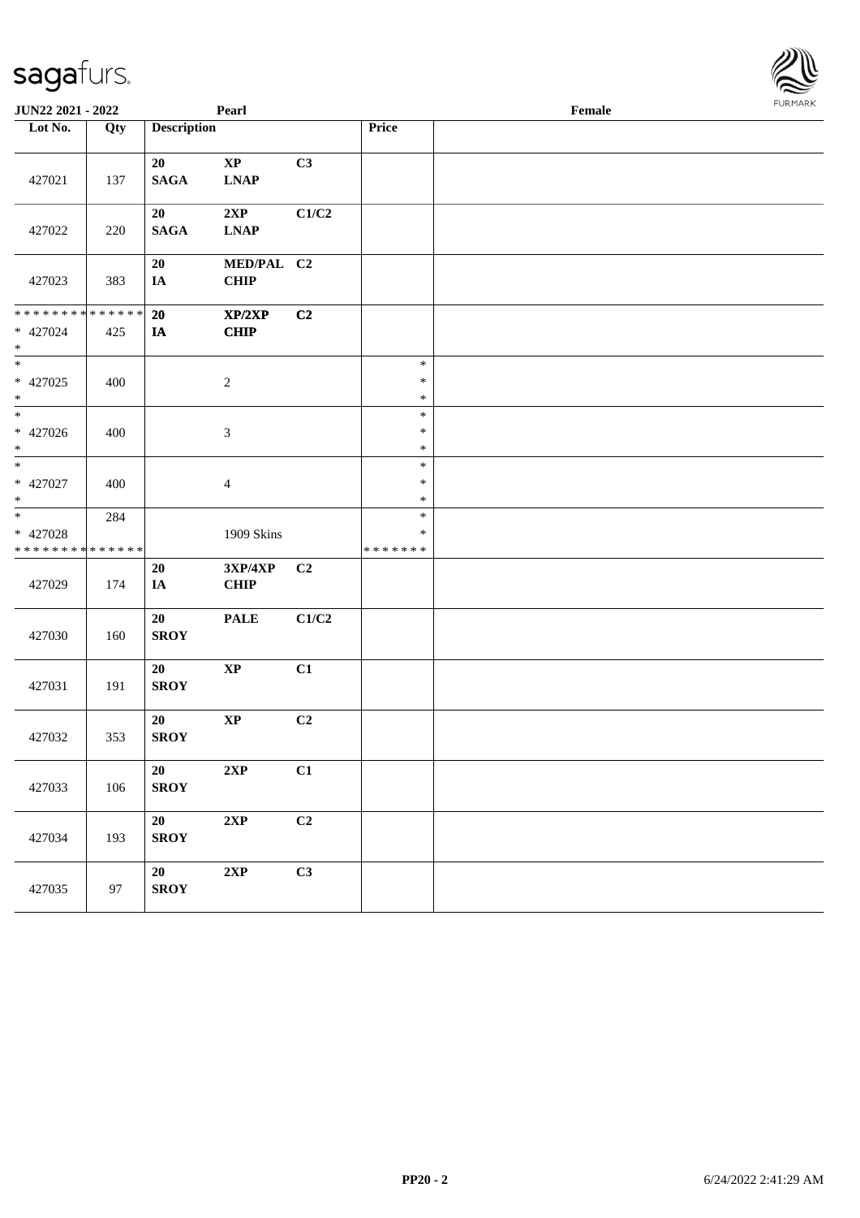| Lot No. | Qty | Description | | | Price | |
|---|---|---|---|---|---|---|
| 427021 | 137 | 20 SAGA | XP LNAP | C3 | | |
| 427022 | 220 | 20 SAGA | 2XP LNAP | C1/C2 | | |
| 427023 | 383 | 20 IA | MED/PAL CHIP | C2 | | |
| * * * * * * * * * * * * * * * 427024 * | 425 | 20 IA | XP/2XP CHIP | C2 | | |
| * * 427025 * | 400 | | 2 | | * * * | |
| * * 427026 * | 400 | | 3 | | * * * | |
| * * 427027 * | 400 | | 4 | | * * * | |
| * * 427028 * * * * * * * * * * * * * * | 284 | | 1909 Skins | | * * * * * * * * | |
| 427029 | 174 | 20 IA | 3XP/4XP CHIP | C2 | | |
| 427030 | 160 | 20 SROY | PALE | C1/C2 | | |
| 427031 | 191 | 20 SROY | XP | C1 | | |
| 427032 | 353 | 20 SROY | XP | C2 | | |
| 427033 | 106 | 20 SROY | 2XP | C1 | | |
| 427034 | 193 | 20 SROY | 2XP | C2 | | |
| 427035 | 97 | 20 SROY | 2XP | C3 | | |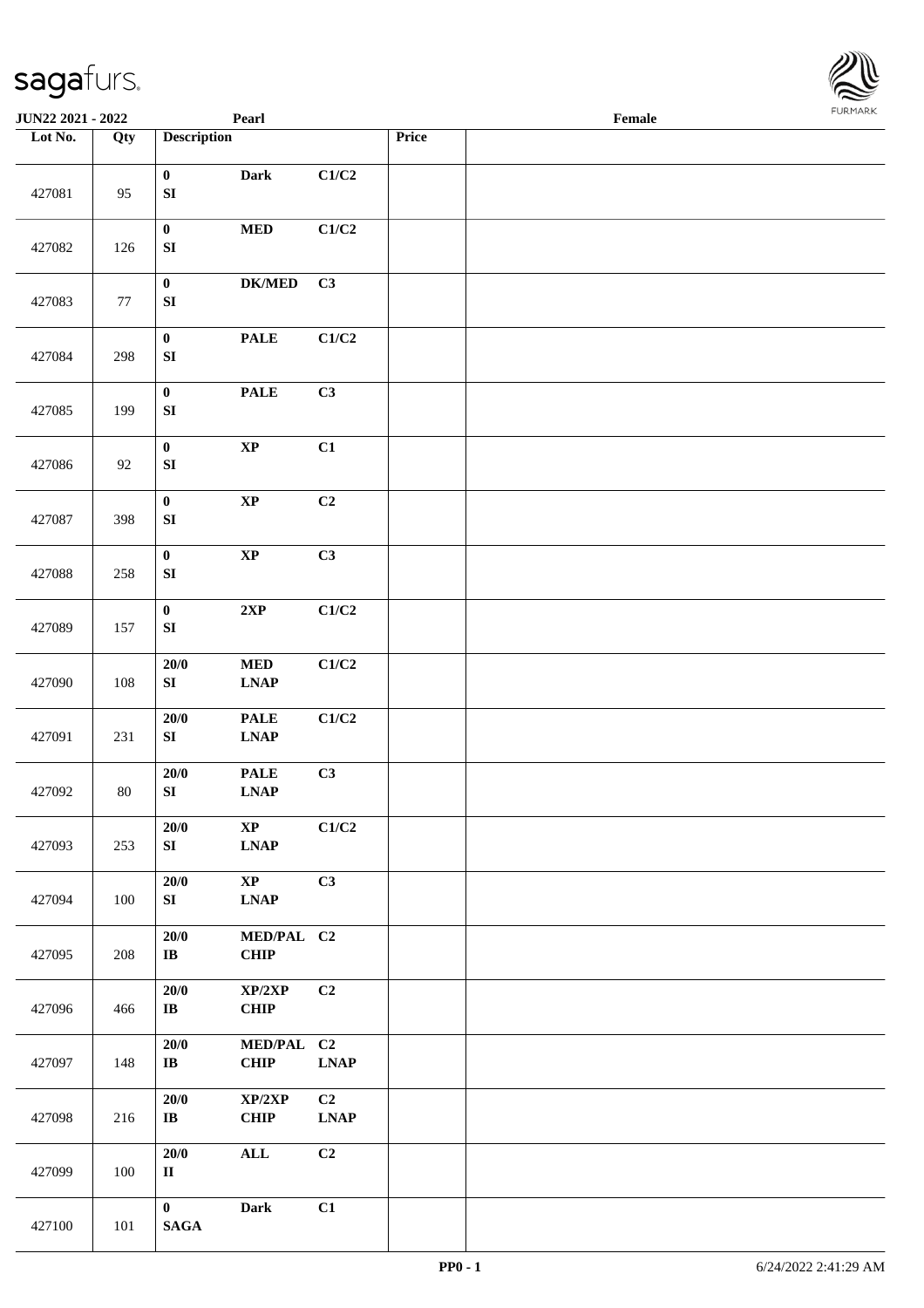| Lot No. | Qty | Description | | | Price | |
|---|---|---|---|---|---|---|
| 427081 | 95 | 0<br>SI | Dark | C1/C2 | | |
| 427082 | 126 | 0<br>SI | MED | C1/C2 | | |
| 427083 | 77 | 0<br>SI | DK/MED | C3 | | |
| 427084 | 298 | 0<br>SI | PALE | C1/C2 | | |
| 427085 | 199 | 0<br>SI | PALE | C3 | | |
| 427086 | 92 | 0<br>SI | XP | C1 | | |
| 427087 | 398 | 0<br>SI | XP | C2 | | |
| 427088 | 258 | 0<br>SI | XP | C3 | | |
| 427089 | 157 | 0<br>SI | 2XP | C1/C2 | | |
| 427090 | 108 | 20/0<br>SI | MED<br>LNAP | C1/C2 | | |
| 427091 | 231 | 20/0<br>SI | PALE<br>LNAP | C1/C2 | | |
| 427092 | 80 | 20/0<br>SI | PALE<br>LNAP | C3 | | |
| 427093 | 253 | 20/0<br>SI | XP<br>LNAP | C1/C2 | | |
| 427094 | 100 | 20/0<br>SI | XP<br>LNAP | C3 | | |
| 427095 | 208 | 20/0<br>IB | MED/PAL<br>CHIP | C2 | | |
| 427096 | 466 | 20/0<br>IB | XP/2XP<br>CHIP | C2 | | |
| 427097 | 148 | 20/0<br>IB | MED/PAL<br>CHIP | C2<br>LNAP | | |
| 427098 | 216 | 20/0<br>IB | XP/2XP<br>CHIP | C2<br>LNAP | | |
| 427099 | 100 | 20/0<br>II | ALL | C2 | | |
| 427100 | 101 | 0<br>SAGA | Dark | C1 | | |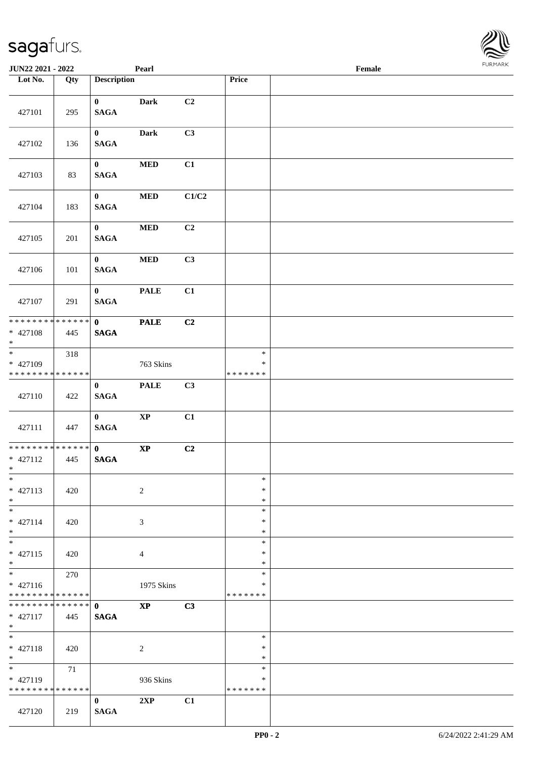| Lot No. | Qty | Description | | | Price | |
|---|---|---|---|---|---|---|
| 427101 | 295 | 0 SAGA | Dark | C2 | | |
| 427102 | 136 | 0 SAGA | Dark | C3 | | |
| 427103 | 83 | 0 SAGA | MED | C1 | | |
| 427104 | 183 | 0 SAGA | MED | C1/C2 | | |
| 427105 | 201 | 0 SAGA | MED | C2 | | |
| 427106 | 101 | 0 SAGA | MED | C3 | | |
| 427107 | 291 | 0 SAGA | PALE | C1 | | |
| * * * * * * * * * * * * * * * 427108 * | 445 | 0 SAGA | PALE | C2 | | |
| * * 427109 * * * * * * * * * * * * * * | 318 | | 763 Skins | | * * * * * * * * * | |
| 427110 | 422 | 0 SAGA | PALE | C3 | | |
| 427111 | 447 | 0 SAGA | XP | C1 | | |
| * * * * * * * * * * * * * * * 427112 * | 445 | 0 SAGA | XP | C2 | | |
| * * 427113 * | 420 | | 2 | | * * * | |
| * * 427114 * | 420 | | 3 | | * * * | |
| * * 427115 * | 420 | | 4 | | * * * | |
| * * 427116 * * * * * * * * * * * * * * | 270 | | 1975 Skins | | * * * * * * * * * | |
| * * * * * * * * * * * * * * * 427117 * | 445 | 0 SAGA | XP | C3 | | |
| * * 427118 * | 420 | | 2 | | * * * | |
| * * 427119 * * * * * * * * * * * * * * | 71 | | 936 Skins | | * * * * * * * * * | |
| 427120 | 219 | 0 SAGA | 2XP | C1 | | |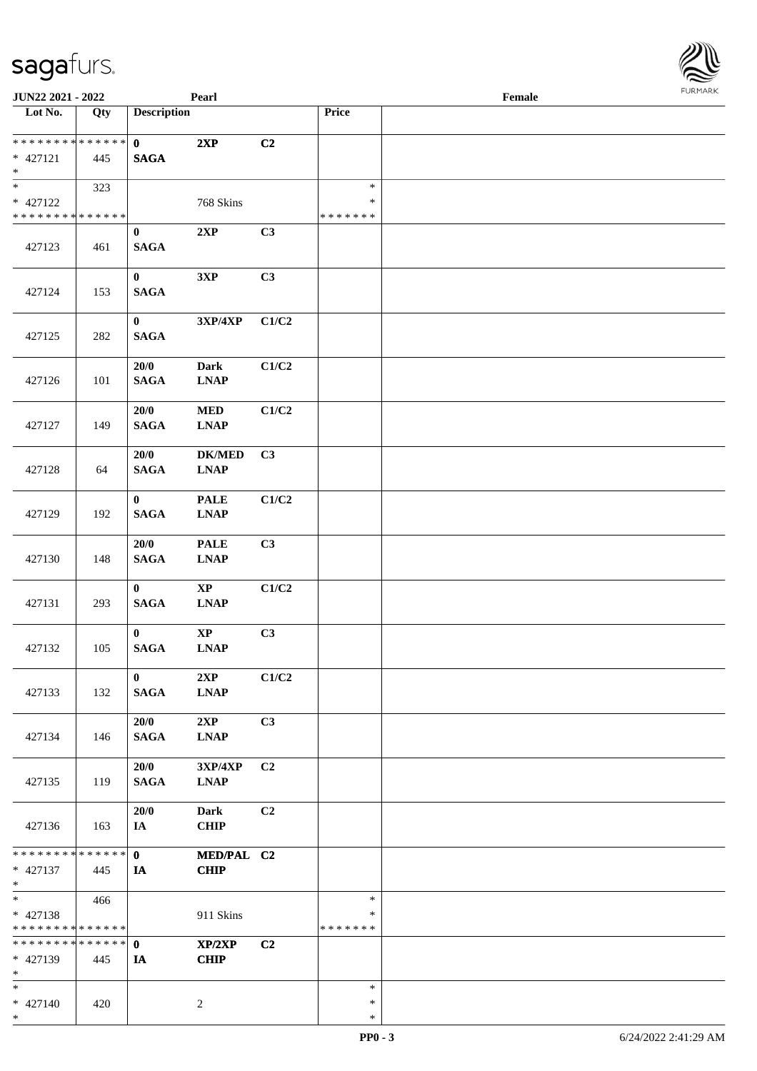| Lot No. | Qty | Description | | | Price | |
|---|---|---|---|---|---|---|
| * * * * * * * * * * * * * * | | 0 | 2XP | C2 | | |
| * 427121 | 445 | SAGA | | | | |
| * | | | | | | |
| * | 323 | | | | * | |
| * 427122 | | | 768 Skins | | * | |
| * * * * * * * * * * * * * * | | | | | * * * * * * * | |
| 427123 | 461 | 0<br>SAGA | 2XP | C3 | | |
| 427124 | 153 | 0<br>SAGA | 3XP | C3 | | |
| 427125 | 282 | 0<br>SAGA | 3XP/4XP | C1/C2 | | |
| 427126 | 101 | 20/0<br>SAGA | Dark<br>LNAP | C1/C2 | | |
| 427127 | 149 | 20/0<br>SAGA | MED<br>LNAP | C1/C2 | | |
| 427128 | 64 | 20/0<br>SAGA | DK/MED<br>LNAP | C3 | | |
| 427129 | 192 | 0<br>SAGA | PALE<br>LNAP | C1/C2 | | |
| 427130 | 148 | 20/0<br>SAGA | PALE<br>LNAP | C3 | | |
| 427131 | 293 | 0<br>SAGA | XP<br>LNAP | C1/C2 | | |
| 427132 | 105 | 0<br>SAGA | XP<br>LNAP | C3 | | |
| 427133 | 132 | 0<br>SAGA | 2XP<br>LNAP | C1/C2 | | |
| 427134 | 146 | 20/0<br>SAGA | 2XP<br>LNAP | C3 | | |
| 427135 | 119 | 20/0<br>SAGA | 3XP/4XP<br>LNAP | C2 | | |
| 427136 | 163 | 20/0<br>IA | Dark<br>CHIP | C2 | | |
| * * * * * * * * * * * * * * | | 0 | MED/PAL | C2 | | |
| * 427137 | 445 | IA | CHIP | | | |
| * | | | | | | |
| * | 466 | | | | * | |
| * 427138 | | | 911 Skins | | * | |
| * * * * * * * * * * * * * * | | | | | * * * * * * * | |
| * * * * * * * * * * * * * * | | 0 | XP/2XP | C2 | | |
| * 427139 | 445 | IA | CHIP | | | |
| * | | | | | | |
| * | | | | | * | |
| * 427140 | 420 | | 2 | | * | |
| * | | | | | * | |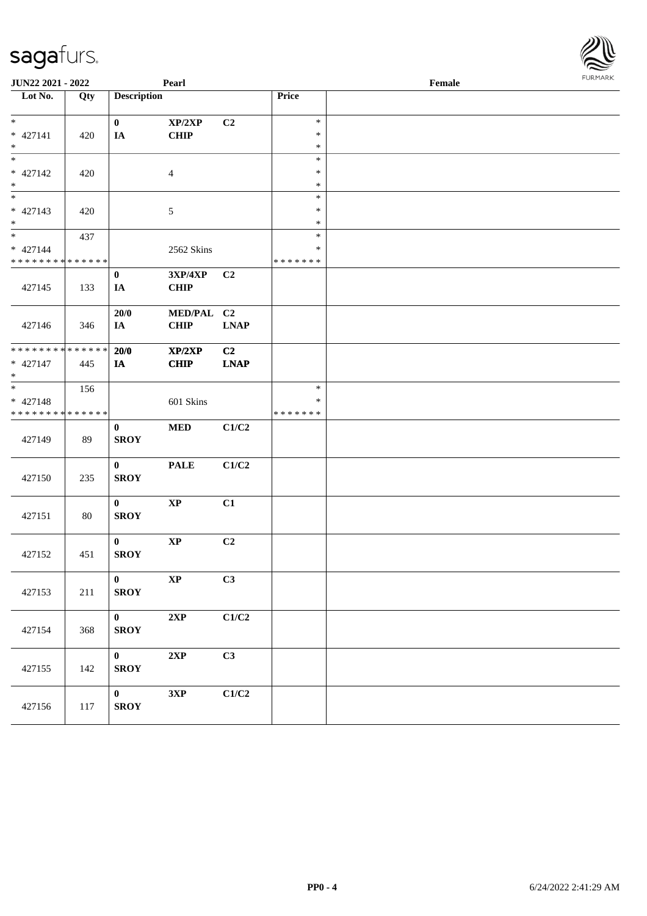JUN22 2021 - 2022 | Pearl | Female

| Lot No. | Qty | Description | | | Price | |
|---|---|---|---|---|---|---|
| * | | 0 | XP/2XP | C2 | * | |
| * 427141 | 420 | IA | CHIP | | * | |
| * | | | | | * | |
| * | | | | | * | |
| * 427142 | 420 | | 4 | | * | |
| * | | | | | * | |
| * | | | | | * | |
| * 427143 | 420 | | 5 | | * | |
| * | | | | | * | |
| * | 437 | | | | * | |
| * 427144 | | | 2562 Skins | | * | |
| * * * * * * * * * * * * * * | | | | | * * * * * * * | |
| | | 0 | 3XP/4XP | C2 | | |
| 427145 | 133 | IA | CHIP | | | |
| | | 20/0 | MED/PAL | C2 | | |
| 427146 | 346 | IA | CHIP | LNAP | | |
| * * * * * * * * * * * * * * | | 20/0 | XP/2XP | C2 | | |
| * 427147 | 445 | IA | CHIP | LNAP | | |
| * | | | | | | |
| * | 156 | | | | * | |
| * 427148 | | | 601 Skins | | * | |
| * * * * * * * * * * * * * * | | | | | * * * * * * * | |
| | | 0 | MED | C1/C2 | | |
| 427149 | 89 | SROY | | | | |
| | | 0 | PALE | C1/C2 | | |
| 427150 | 235 | SROY | | | | |
| | | 0 | XP | C1 | | |
| 427151 | 80 | SROY | | | | |
| | | 0 | XP | C2 | | |
| 427152 | 451 | SROY | | | | |
| | | 0 | XP | C3 | | |
| 427153 | 211 | SROY | | | | |
| | | 0 | 2XP | C1/C2 | | |
| 427154 | 368 | SROY | | | | |
| | | 0 | 2XP | C3 | | |
| 427155 | 142 | SROY | | | | |
| | | 0 | 3XP | C1/C2 | | |
| 427156 | 117 | SROY | | | | |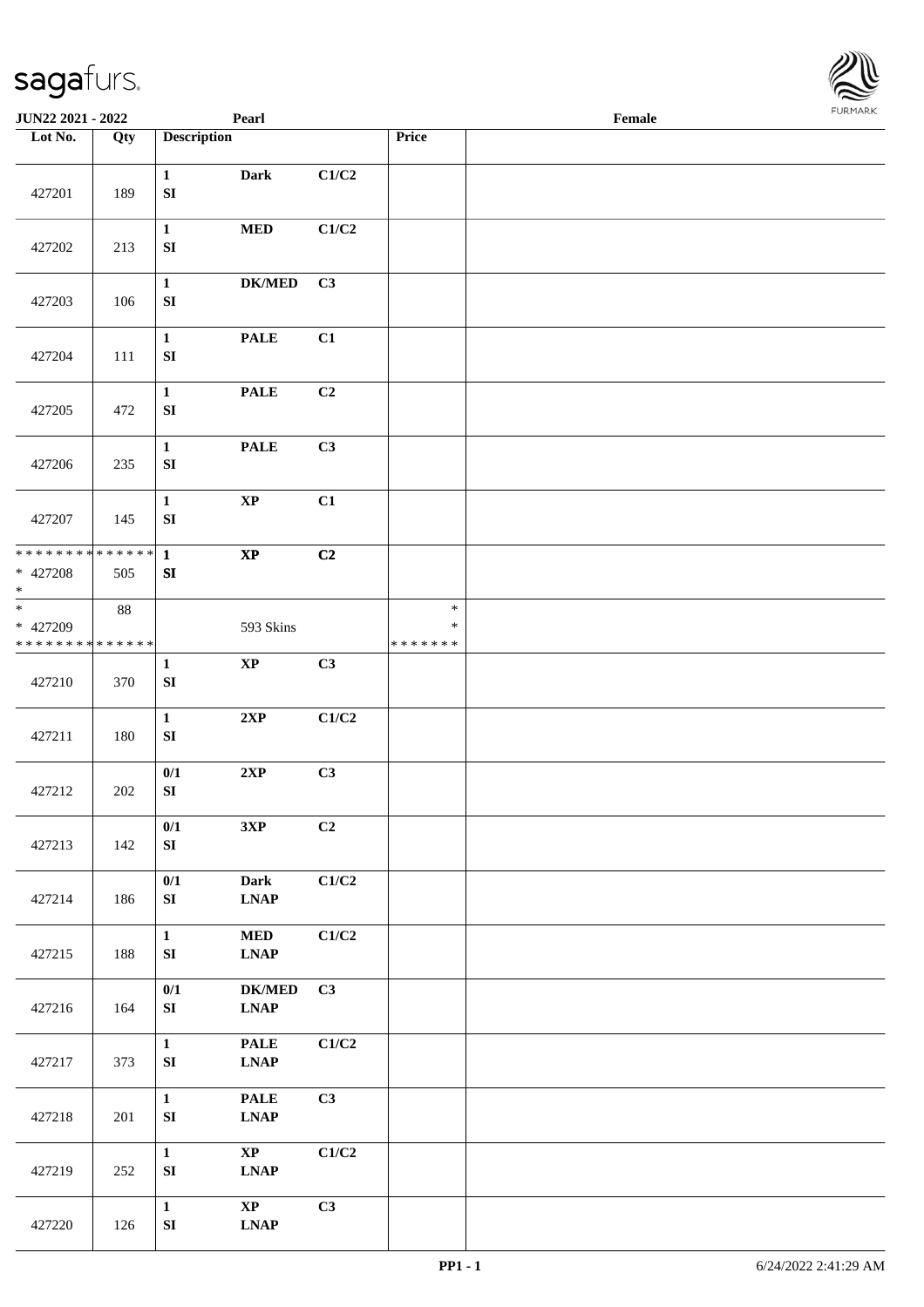JUN22 2021 - 2022 | Pearl | Female

| Lot No. | Qty | Description | | | Price | |
|---|---|---|---|---|---|---|
| 427201 | 189 | 1 SI | Dark | C1/C2 | | |
| 427202 | 213 | 1 SI | MED | C1/C2 | | |
| 427203 | 106 | 1 SI | DK/MED | C3 | | |
| 427204 | 111 | 1 SI | PALE | C1 | | |
| 427205 | 472 | 1 SI | PALE | C2 | | |
| 427206 | 235 | 1 SI | PALE | C3 | | |
| 427207 | 145 | 1 SI | XP | C1 | | |
| ************** * 427208 * | 505 | 1 SI | XP | C2 | | |
| * * 427209 ************** | 88 | | 593 Skins | | * * ******* | |
| 427210 | 370 | 1 SI | XP | C3 | | |
| 427211 | 180 | 1 SI | 2XP | C1/C2 | | |
| 427212 | 202 | 0/1 SI | 2XP | C3 | | |
| 427213 | 142 | 0/1 SI | 3XP | C2 | | |
| 427214 | 186 | 0/1 SI | Dark LNAP | C1/C2 | | |
| 427215 | 188 | 1 SI | MED LNAP | C1/C2 | | |
| 427216 | 164 | 0/1 SI | DK/MED LNAP | C3 | | |
| 427217 | 373 | 1 SI | PALE LNAP | C1/C2 | | |
| 427218 | 201 | 1 SI | PALE LNAP | C3 | | |
| 427219 | 252 | 1 SI | XP LNAP | C1/C2 | | |
| 427220 | 126 | 1 SI | XP LNAP | C3 | | |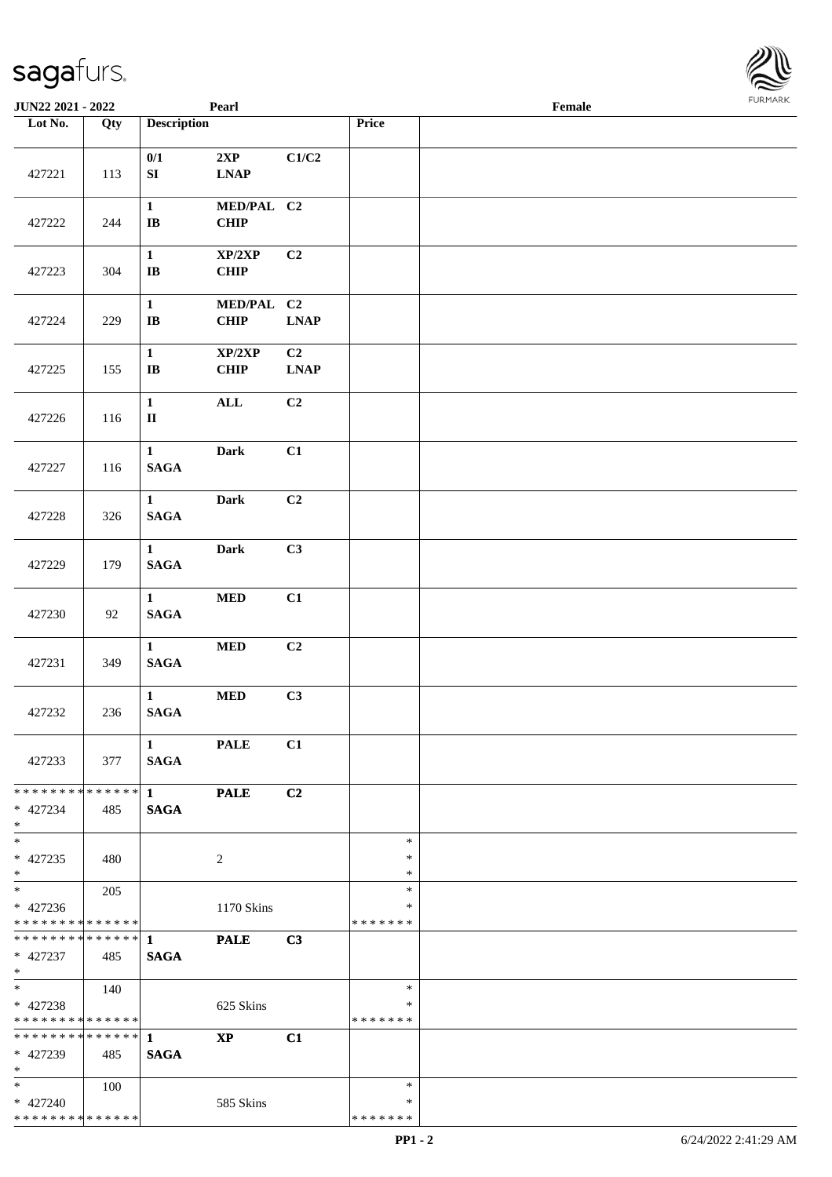JUN22 2021 - 2022 | Pearl | Female

| Lot No. | Qty | Description | | | Price | |
|---|---|---|---|---|---|---|
| 427221 | 113 | 0/1<br>SI | 2XP<br>LNAP | C1/C2 | | |
| 427222 | 244 | 1<br>IB | MED/PAL<br>CHIP | C2 | | |
| 427223 | 304 | 1<br>IB | XP/2XP<br>CHIP | C2 | | |
| 427224 | 229 | 1<br>IB | MED/PAL<br>CHIP | C2<br>LNAP | | |
| 427225 | 155 | 1<br>IB | XP/2XP<br>CHIP | C2<br>LNAP | | |
| 427226 | 116 | 1<br>II | ALL | C2 | | |
| 427227 | 116 | 1<br>SAGA | Dark | C1 | | |
| 427228 | 326 | 1<br>SAGA | Dark | C2 | | |
| 427229 | 179 | 1<br>SAGA | Dark | C3 | | |
| 427230 | 92 | 1<br>SAGA | MED | C1 | | |
| 427231 | 349 | 1<br>SAGA | MED | C2 | | |
| 427232 | 236 | 1<br>SAGA | MED | C3 | | |
| 427233 | 377 | 1<br>SAGA | PALE | C1 | | |
| * 427234 | 485 | 1<br>SAGA | PALE | C2 | | |
| * 427235 | 480 | | 2 | | * | |
| * 427236 | 205 | | 1170 Skins | | * | |
| * 427237 | 485 | 1<br>SAGA | PALE | C3 | | |
| * 427238 | 140 | | 625 Skins | | * | |
| * 427239 | 485 | 1<br>SAGA | XP | C1 | | |
| * 427240 | 100 | | 585 Skins | | * | |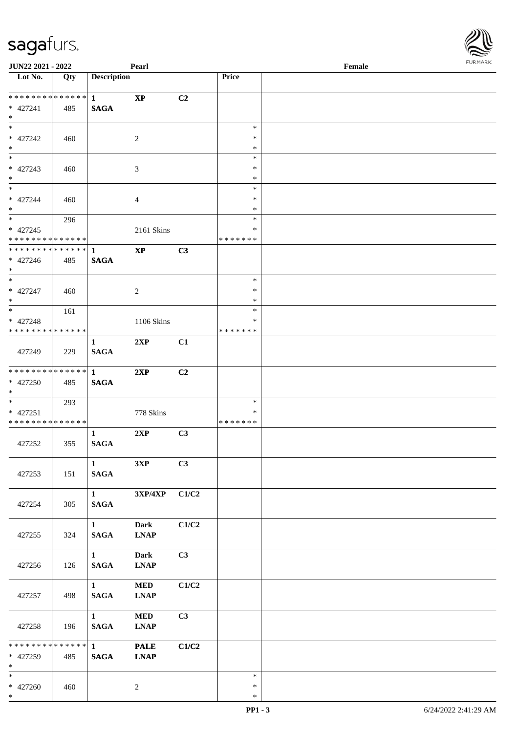JUN22 2021 - 2022 | Pearl | Female

| Lot No. | Qty | Description | | | Price | |
|---|---|---|---|---|---|---|
| * * * * * * * * * * * * * * | | 1 | XP | C2 | | |
| * 427241 | 485 | SAGA | | | | |
| * | | | | | | |
| * | | | | | * | |
| * 427242 | 460 | | 2 | | * | |
| * | | | | | * | |
| * | | | | | * | |
| * 427243 | 460 | | 3 | | * | |
| * | | | | | * | |
| * | | | | | * | |
| * 427244 | 460 | | 4 | | * | |
| * | | | | | * | |
| * | 296 | | | | * | |
| * 427245 | | | 2161 Skins | | * | |
| * * * * * * * * * * * * * * | | | | | * * * * * * * | |
| * * * * * * * * * * * * * * | | 1 | XP | C3 | | |
| * 427246 | 485 | SAGA | | | | |
| * | | | | | | |
| * | | | | | * | |
| * 427247 | 460 | | 2 | | * | |
| * | | | | | * | |
| * | 161 | | | | * | |
| * 427248 | | | 1106 Skins | | * | |
| * * * * * * * * * * * * * * | | | | | * * * * * * * | |
| 427249 | 229 | 1 SAGA | 2XP | C1 | | |
| * * * * * * * * * * * * * * | | 1 | 2XP | C2 | | |
| * 427250 | 485 | SAGA | | | | |
| * | | | | | | |
| * | 293 | | | | * | |
| * 427251 | | | 778 Skins | | * | |
| * * * * * * * * * * * * * * | | | | | * * * * * * * | |
| 427252 | 355 | 1 SAGA | 2XP | C3 | | |
| 427253 | 151 | 1 SAGA | 3XP | C3 | | |
| 427254 | 305 | 1 SAGA | 3XP/4XP | C1/C2 | | |
| 427255 | 324 | 1 SAGA | Dark LNAP | C1/C2 | | |
| 427256 | 126 | 1 SAGA | Dark LNAP | C3 | | |
| 427257 | 498 | 1 SAGA | MED LNAP | C1/C2 | | |
| 427258 | 196 | 1 SAGA | MED LNAP | C3 | | |
| * * * * * * * * * * * * * * | | 1 | PALE | C1/C2 | | |
| * 427259 | 485 | SAGA | LNAP | | | |
| * | | | | | | |
| * | | | | | * | |
| * 427260 | 460 | | 2 | | * | |
| * | | | | | * | |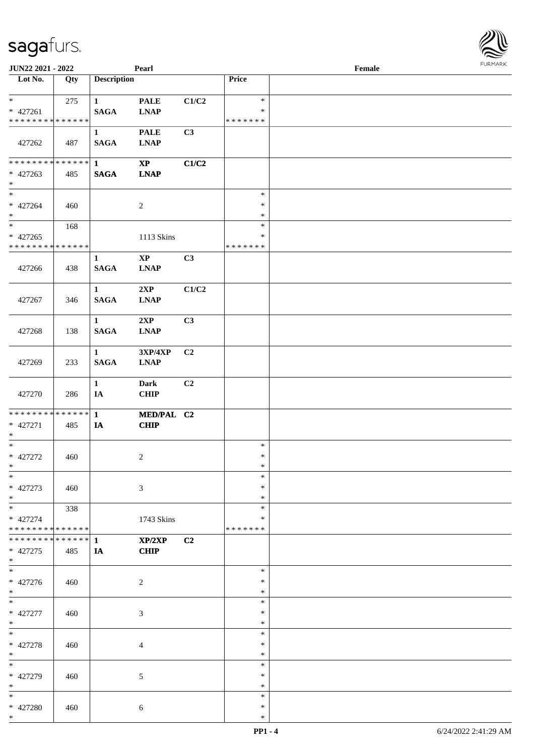JUN22 2021 - 2022 | Pearl | Female

| Lot No. | Qty | Description | | | Price | |
|---|---|---|---|---|---|---|
| * <br> * 427261 <br> * * * * * * * * * * * * * * | 275 | 1 <br> SAGA | PALE <br> LNAP | C1/C2 | * <br> * <br> * * * * * * * | |
| 427262 | 487 | 1 <br> SAGA | PALE <br> LNAP | C3 | | |
| * * * * * * * * * * * * * * <br> * 427263 <br> * | 485 | 1 <br> SAGA | XP <br> LNAP | C1/C2 | | |
| * <br> * 427264 <br> * | 460 | | 2 | | * <br> * <br> * | |
| * <br> * 427265 <br> * * * * * * * * * * * * * * | 168 | | 1113 Skins | | * <br> * <br> * * * * * * * | |
| 427266 | 438 | 1 <br> SAGA | XP <br> LNAP | C3 | | |
| 427267 | 346 | 1 <br> SAGA | 2XP <br> LNAP | C1/C2 | | |
| 427268 | 138 | 1 <br> SAGA | 2XP <br> LNAP | C3 | | |
| 427269 | 233 | 1 <br> SAGA | 3XP/4XP <br> LNAP | C2 | | |
| 427270 | 286 | 1 <br> IA | Dark <br> CHIP | C2 | | |
| * * * * * * * * * * * * * * <br> * 427271 <br> * | 485 | 1 <br> IA | MED/PAL <br> CHIP | C2 | | |
| * <br> * 427272 <br> * | 460 | | 2 | | * <br> * <br> * | |
| * <br> * 427273 <br> * | 460 | | 3 | | * <br> * <br> * | |
| * <br> * 427274 <br> * * * * * * * * * * * * * * | 338 | | 1743 Skins | | * <br> * <br> * * * * * * * | |
| * * * * * * * * * * * * * * <br> * 427275 <br> * | 485 | 1 <br> IA | XP/2XP <br> CHIP | C2 | | |
| * <br> * 427276 <br> * | 460 | | 2 | | * <br> * <br> * | |
| * <br> * 427277 <br> * | 460 | | 3 | | * <br> * <br> * | |
| * <br> * 427278 <br> * | 460 | | 4 | | * <br> * <br> * | |
| * <br> * 427279 <br> * | 460 | | 5 | | * <br> * <br> * | |
| * <br> * 427280 <br> * | 460 | | 6 | | * <br> * <br> * | |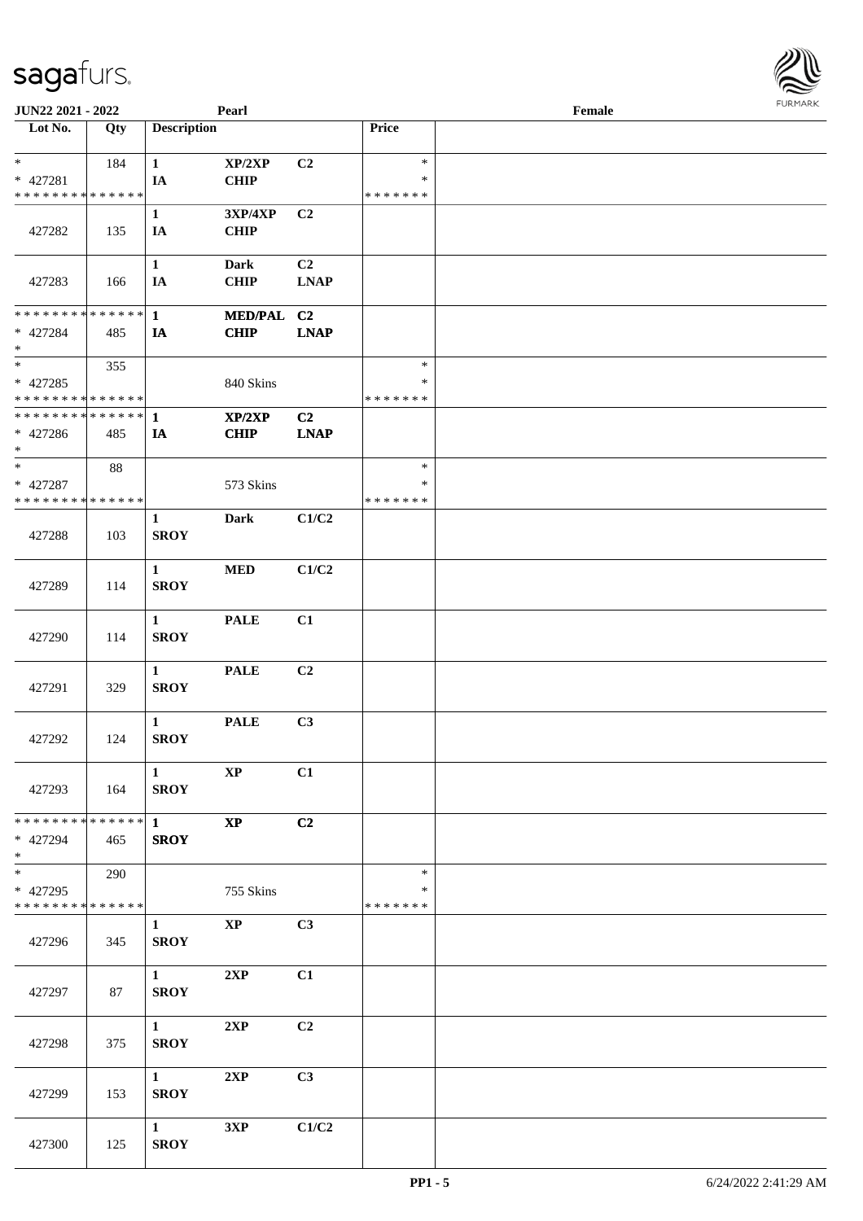JUN22 2021 - 2022 Pearl Female

| Lot No. | Qty | Description | | | Price | |
|---|---|---|---|---|---|---|
| * <br> * 427281 <br> * * * * * * * * * * * * * * | 184 | 1 <br> IA | XP/2XP <br> CHIP | C2 | * <br> * <br> * * * * * * * | |
| 427282 | 135 | 1 <br> IA | 3XP/4XP <br> CHIP | C2 | | |
| 427283 | 166 | 1 <br> IA | Dark <br> CHIP | C2 <br> LNAP | | |
| * * * * * * * * * * * * * * <br> * 427284 <br> * | 485 | 1 <br> IA | MED/PAL <br> CHIP | C2 <br> LNAP | | |
| * <br> * 427285 <br> * * * * * * * * * * * * * * | 355 | | 840 Skins | | * <br> * <br> * * * * * * * | |
| * * * * * * * * * * * * * * <br> * 427286 <br> * | 485 | 1 <br> IA | XP/2XP <br> CHIP | C2 <br> LNAP | | |
| * <br> * 427287 <br> * * * * * * * * * * * * * * | 88 | | 573 Skins | | * <br> * <br> * * * * * * * | |
| 427288 | 103 | 1 <br> SROY | Dark | C1/C2 | | |
| 427289 | 114 | 1 <br> SROY | MED | C1/C2 | | |
| 427290 | 114 | 1 <br> SROY | PALE | C1 | | |
| 427291 | 329 | 1 <br> SROY | PALE | C2 | | |
| 427292 | 124 | 1 <br> SROY | PALE | C3 | | |
| 427293 | 164 | 1 <br> SROY | XP | C1 | | |
| * * * * * * * * * * * * * * <br> * 427294 <br> * | 465 | 1 <br> SROY | XP | C2 | | |
| * <br> * 427295 <br> * * * * * * * * * * * * * * | 290 | | 755 Skins | | * <br> * <br> * * * * * * * | |
| 427296 | 345 | 1 <br> SROY | XP | C3 | | |
| 427297 | 87 | 1 <br> SROY | 2XP | C1 | | |
| 427298 | 375 | 1 <br> SROY | 2XP | C2 | | |
| 427299 | 153 | 1 <br> SROY | 2XP | C3 | | |
| 427300 | 125 | 1 <br> SROY | 3XP | C1/C2 | | |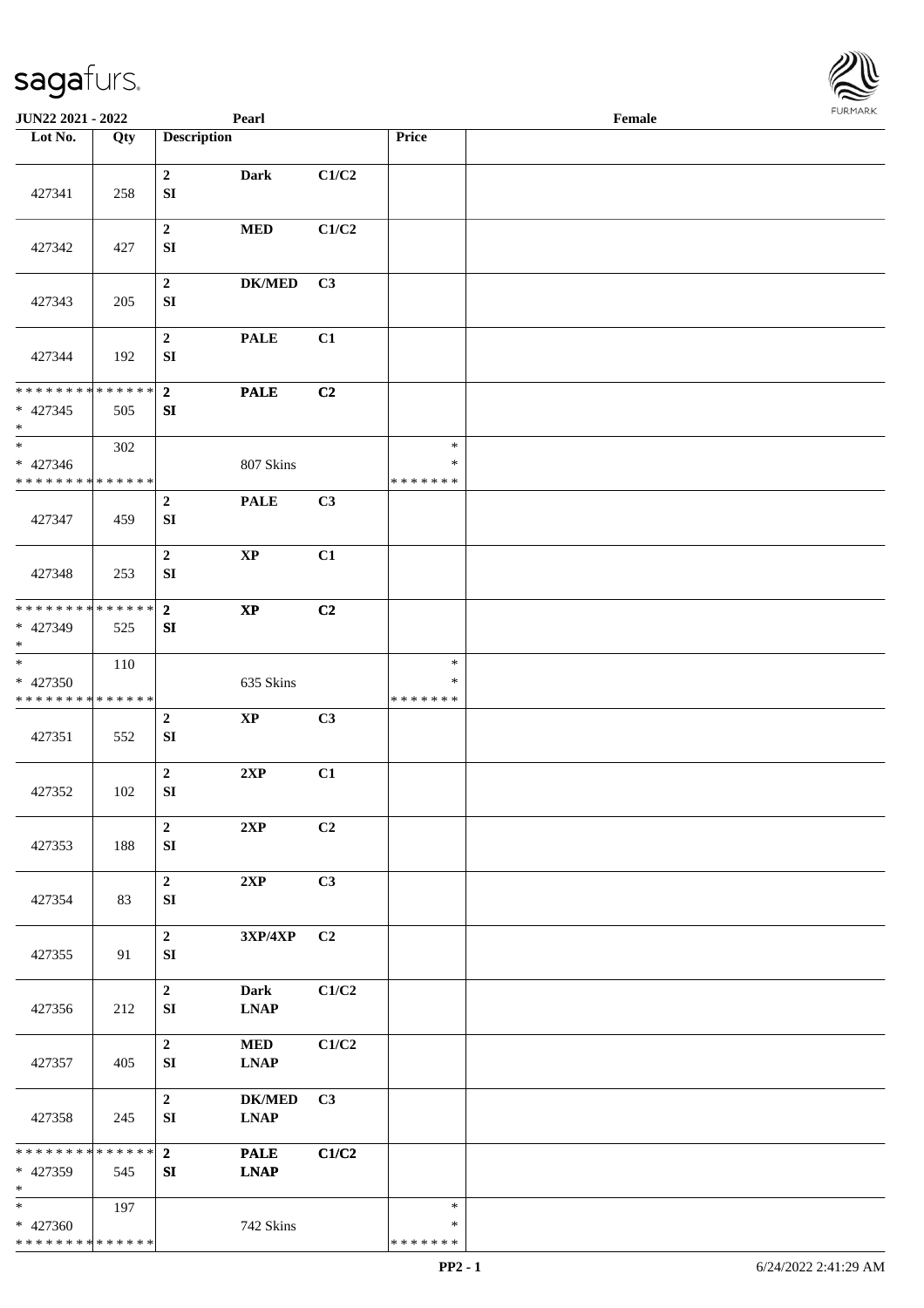| Lot No. | Qty | Description | | | Price | |
|---|---|---|---|---|---|---|
| 427341 | 258 | 2 SI | Dark | C1/C2 | | |
| 427342 | 427 | 2 SI | MED | C1/C2 | | |
| 427343 | 205 | 2 SI | DK/MED | C3 | | |
| 427344 | 192 | 2 SI | PALE | C1 | | |
| * * * * * * * * * * * * * * * 427345 * | 505 | 2 SI | PALE | C2 | | |
| * * 427346 * * * * * * * * * * * * * * | 302 | | 807 Skins | | * * * * * * * * * | |
| 427347 | 459 | 2 SI | PALE | C3 | | |
| 427348 | 253 | 2 SI | XP | C1 | | |
| * * * * * * * * * * * * * * * 427349 * | 525 | 2 SI | XP | C2 | | |
| * * 427350 * * * * * * * * * * * * * * | 110 | | 635 Skins | | * * * * * * * * * | |
| 427351 | 552 | 2 SI | XP | C3 | | |
| 427352 | 102 | 2 SI | 2XP | C1 | | |
| 427353 | 188 | 2 SI | 2XP | C2 | | |
| 427354 | 83 | 2 SI | 2XP | C3 | | |
| 427355 | 91 | 2 SI | 3XP/4XP | C2 | | |
| 427356 | 212 | 2 SI | Dark LNAP | C1/C2 | | |
| 427357 | 405 | 2 SI | MED LNAP | C1/C2 | | |
| 427358 | 245 | 2 SI | DK/MED LNAP | C3 | | |
| * * * * * * * * * * * * * * * 427359 * | 545 | 2 SI | PALE LNAP | C1/C2 | | |
| * * 427360 * * * * * * * * * * * * * * | 197 | | 742 Skins | | * * * * * * * * * | |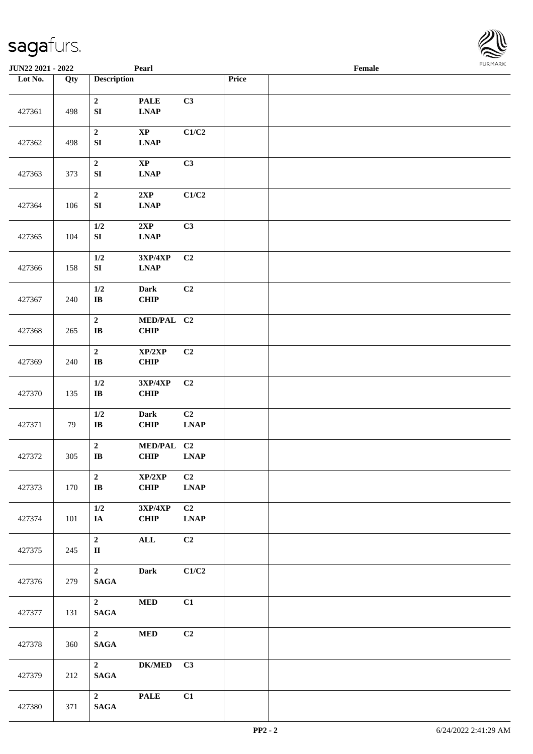| Lot No. | Qty | Description | | | Price | |
|---|---|---|---|---|---|---|
| 427361 | 498 | 2<br>SI | PALE<br>LNAP | C3 | | |
| 427362 | 498 | 2<br>SI | XP<br>LNAP | C1/C2 | | |
| 427363 | 373 | 2<br>SI | XP<br>LNAP | C3 | | |
| 427364 | 106 | 2<br>SI | 2XP<br>LNAP | C1/C2 | | |
| 427365 | 104 | 1/2<br>SI | 2XP<br>LNAP | C3 | | |
| 427366 | 158 | 1/2<br>SI | 3XP/4XP<br>LNAP | C2 | | |
| 427367 | 240 | 1/2<br>IB | Dark<br>CHIP | C2 | | |
| 427368 | 265 | 2<br>IB | MED/PAL<br>CHIP | C2 | | |
| 427369 | 240 | 2<br>IB | XP/2XP<br>CHIP | C2 | | |
| 427370 | 135 | 1/2<br>IB | 3XP/4XP<br>CHIP | C2 | | |
| 427371 | 79 | 1/2<br>IB | Dark<br>CHIP | C2<br>LNAP | | |
| 427372 | 305 | 2<br>IB | MED/PAL<br>CHIP | C2<br>LNAP | | |
| 427373 | 170 | 2<br>IB | XP/2XP<br>CHIP | C2<br>LNAP | | |
| 427374 | 101 | 1/2<br>IA | 3XP/4XP<br>CHIP | C2<br>LNAP | | |
| 427375 | 245 | 2<br>II | ALL | C2 | | |
| 427376 | 279 | 2<br>SAGA | Dark | C1/C2 | | |
| 427377 | 131 | 2<br>SAGA | MED | C1 | | |
| 427378 | 360 | 2<br>SAGA | MED | C2 | | |
| 427379 | 212 | 2<br>SAGA | DK/MED | C3 | | |
| 427380 | 371 | 2<br>SAGA | PALE | C1 | | |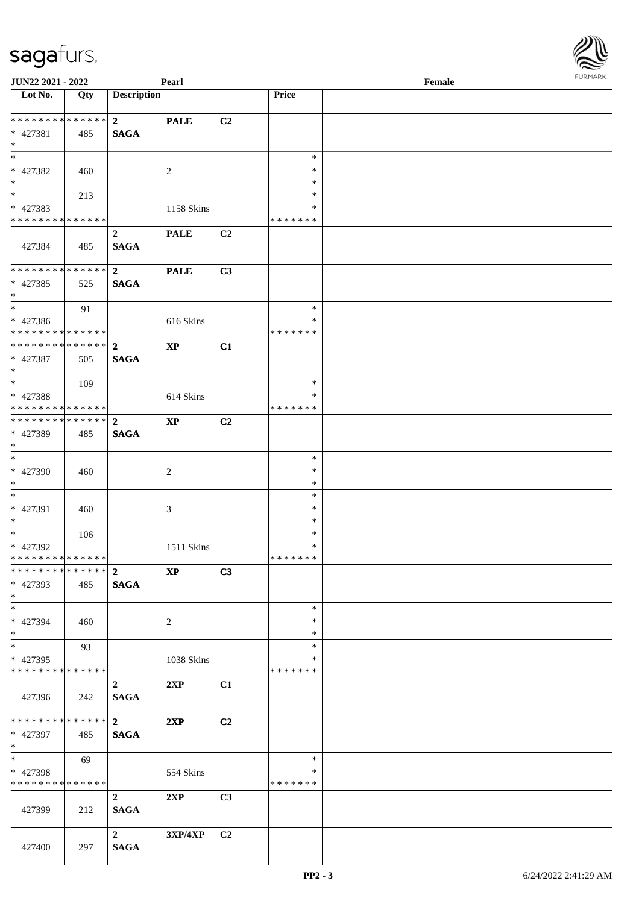JUN22 2021 - 2022 Pearl Female

| Lot No. | Qty | Description | | | Price | |
|---|---|---|---|---|---|---|
| * * * * * * * * * * * * * * | | 2 | PALE | C2 | | |
| * 427381 | 485 | SAGA | | | | |
| * | | | | | | |
| * | | | | | * | |
| * 427382 | 460 | | 2 | | * | |
| * | | | | | * | |
| * | 213 | | | | * | |
| * 427383 | | | 1158 Skins | | * | |
| * * * * * * * * * * * * * * | | | | | * * * * * * * | |
| | | 2 | PALE | C2 | | |
| 427384 | 485 | SAGA | | | | |
| * * * * * * * * * * * * * * | | 2 | PALE | C3 | | |
| * 427385 | 525 | SAGA | | | | |
| * | | | | | | |
| * | 91 | | | | * | |
| * 427386 | | | 616 Skins | | * | |
| * * * * * * * * * * * * * * | | | | | * * * * * * * | |
| * * * * * * * * * * * * * * | | 2 | XP | C1 | | |
| * 427387 | 505 | SAGA | | | | |
| * | | | | | | |
| * | 109 | | | | * | |
| * 427388 | | | 614 Skins | | * | |
| * * * * * * * * * * * * * * | | | | | * * * * * * * | |
| * * * * * * * * * * * * * * | | 2 | XP | C2 | | |
| * 427389 | 485 | SAGA | | | | |
| * | | | | | | |
| * | | | | | * | |
| * 427390 | 460 | | 2 | | * | |
| * | | | | | * | |
| * | | | | | * | |
| * 427391 | 460 | | 3 | | * | |
| * | | | | | * | |
| * | 106 | | | | * | |
| * 427392 | | | 1511 Skins | | * | |
| * * * * * * * * * * * * * * | | | | | * * * * * * * | |
| * * * * * * * * * * * * * * | | 2 | XP | C3 | | |
| * 427393 | 485 | SAGA | | | | |
| * | | | | | | |
| * | | | | | * | |
| * 427394 | 460 | | 2 | | * | |
| * | | | | | * | |
| * | 93 | | | | * | |
| * 427395 | | | 1038 Skins | | * | |
| * * * * * * * * * * * * * * | | | | | * * * * * * * | |
| | | 2 | 2XP | C1 | | |
| 427396 | 242 | SAGA | | | | |
| * * * * * * * * * * * * * * | | 2 | 2XP | C2 | | |
| * 427397 | 485 | SAGA | | | | |
| * | | | | | | |
| * | 69 | | | | * | |
| * 427398 | | | 554 Skins | | * | |
| * * * * * * * * * * * * * * | | | | | * * * * * * * | |
| | | 2 | 2XP | C3 | | |
| 427399 | 212 | SAGA | | | | |
| | | 2 | 3XP/4XP | C2 | | |
| 427400 | 297 | SAGA | | | | |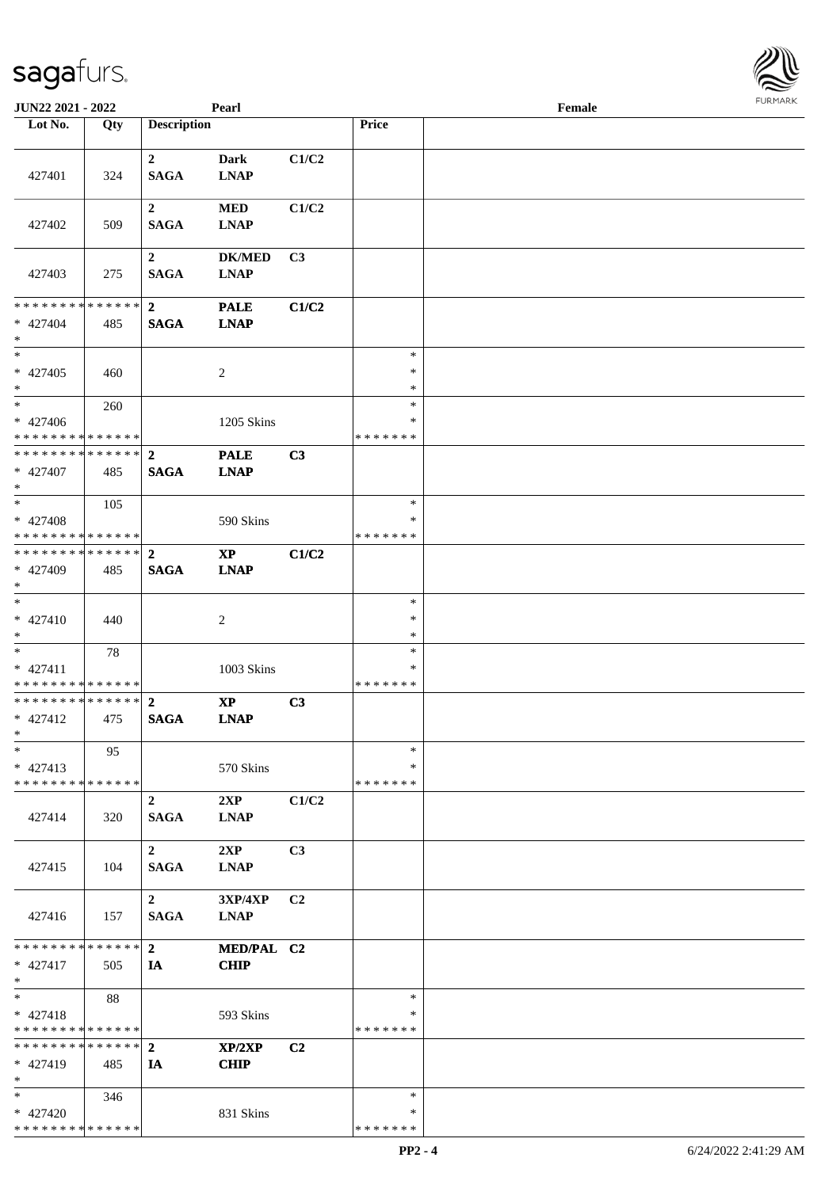| Lot No. | Qty | Description | | | Price | |
|---|---|---|---|---|---|---|
| 427401 | 324 | 2 SAGA | Dark LNAP | C1/C2 | | |
| 427402 | 509 | 2 SAGA | MED LNAP | C1/C2 | | |
| 427403 | 275 | 2 SAGA | DK/MED LNAP | C3 | | |
| * * * * * * * * * * * * * * * 427404 * | 485 | 2 SAGA | PALE LNAP | C1/C2 | | |
| * * 427405 * | 460 | | 2 | | * * * | |
| * * 427406 * * * * * * * * * * * * * * | 260 | | 1205 Skins | | * * * * * * * * | |
| * * * * * * * * * * * * * * * 427407 * | 485 | 2 SAGA | PALE LNAP | C3 | | |
| * * 427408 * * * * * * * * * * * * * * | 105 | | 590 Skins | | * * * * * * * * | |
| * * * * * * * * * * * * * * * 427409 * | 485 | 2 SAGA | XP LNAP | C1/C2 | | |
| * * 427410 * | 440 | | 2 | | * * * | |
| * * 427411 * * * * * * * * * * * * * * | 78 | | 1003 Skins | | * * * * * * * * | |
| * * * * * * * * * * * * * * * 427412 * | 475 | 2 SAGA | XP LNAP | C3 | | |
| * * 427413 * * * * * * * * * * * * * * | 95 | | 570 Skins | | * * * * * * * * | |
| 427414 | 320 | 2 SAGA | 2XP LNAP | C1/C2 | | |
| 427415 | 104 | 2 SAGA | 2XP LNAP | C3 | | |
| 427416 | 157 | 2 SAGA | 3XP/4XP LNAP | C2 | | |
| * * * * * * * * * * * * * * * 427417 * | 505 | 2 IA | MED/PAL CHIP | C2 | | |
| * * 427418 * * * * * * * * * * * * * * | 88 | | 593 Skins | | * * * * * * * * | |
| * * * * * * * * * * * * * * * 427419 * | 485 | 2 IA | XP/2XP CHIP | C2 | | |
| * * 427420 * * * * * * * * * * * * * * | 346 | | 831 Skins | | * * * * * * * * | |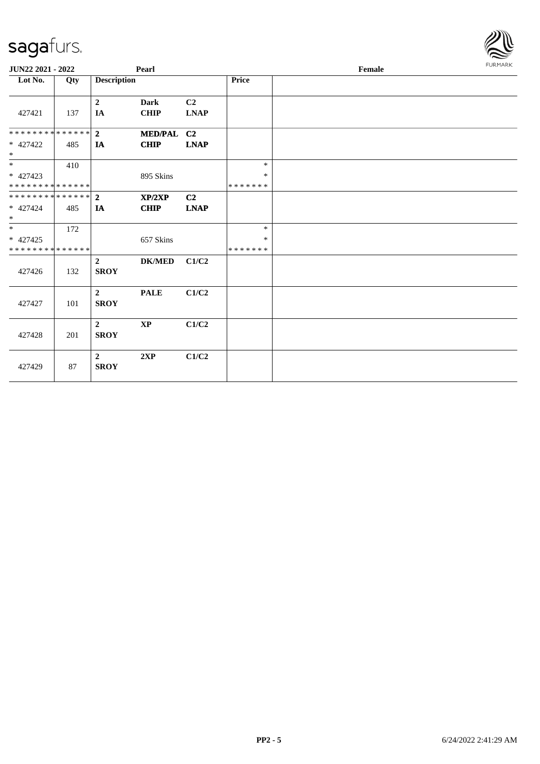sagafurs.

**JUN22 2021 - 2022** **Pearl** **Female**

| Lot No. | Qty | Description | | | Price | |
|---|---|---|---|---|---|---|
| 427421 | 137 | **2** **IA** | **Dark** **CHIP** | **C2** **LNAP** | | |
| * * * * * * * * * * * * * * * 427422 * | 485 | **2** **IA** | **MED/PAL** **CHIP** | **C2** **LNAP** | | |
| * * 427423 * * * * * * * * * * * * * * | 410 | | 895 Skins | | * * * * * * * * * | |
| * * * * * * * * * * * * * * * 427424 * | 485 | **2** **IA** | **XP/2XP** **CHIP** | **C2** **LNAP** | | |
| * * 427425 * * * * * * * * * * * * * * | 172 | | 657 Skins | | * * * * * * * * * | |
| 427426 | 132 | **2** **SROY** | **DK/MED** | **C1/C2** | | |
| 427427 | 101 | **2** **SROY** | **PALE** | **C1/C2** | | |
| 427428 | 201 | **2** **SROY** | **XP** | **C1/C2** | | |
| 427429 | 87 | **2** **SROY** | **2XP** | **C1/C2** | | |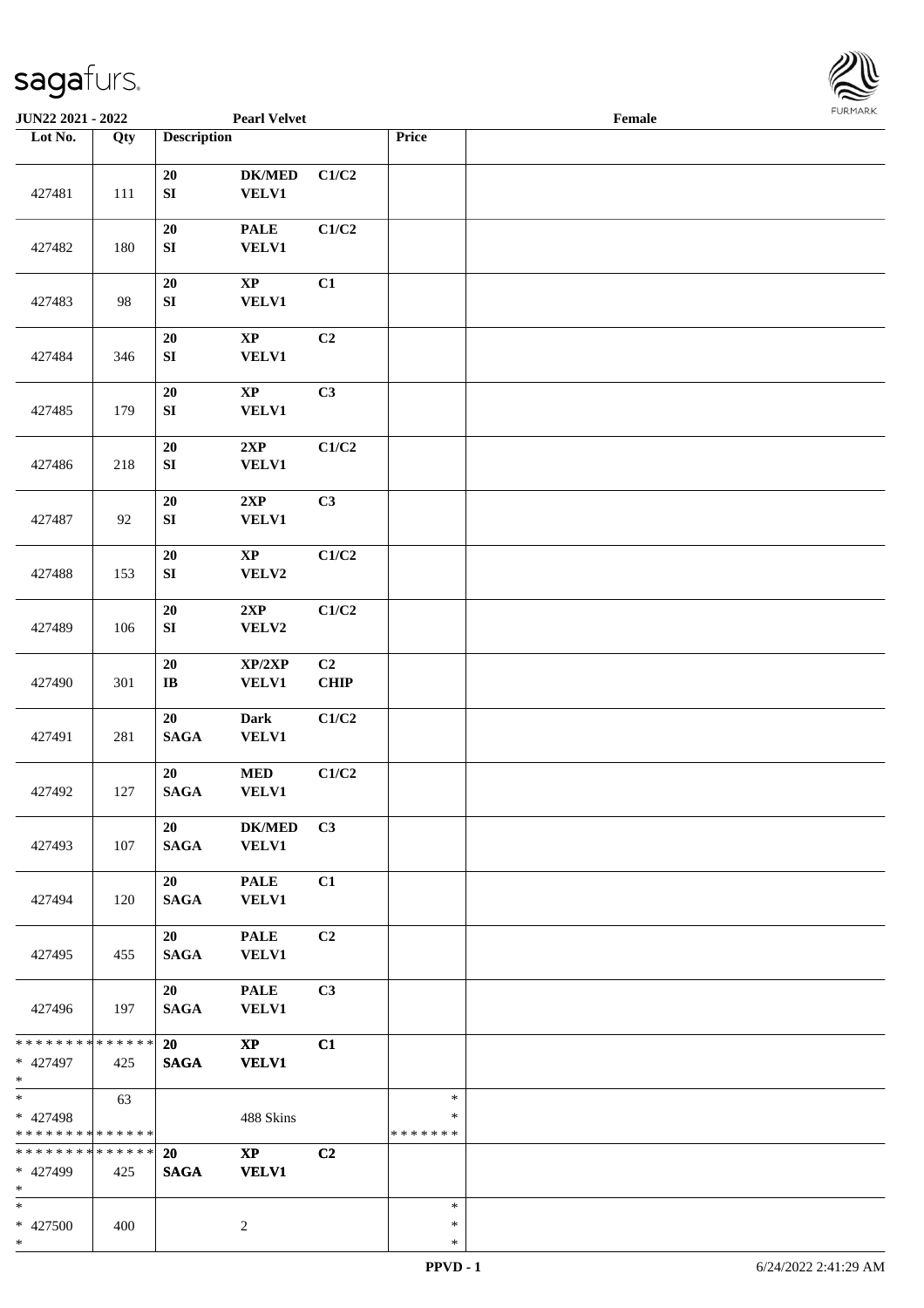**JUN22 2021 - 2022** **Pearl Velvet** **Female**

| Lot No. | Qty | Description | | | Price | |
|---|---|---|---|---|---|---|
| 427481 | 111 | 20 SI | DK/MED VELV1 | C1/C2 | | |
| 427482 | 180 | 20 SI | PALE VELV1 | C1/C2 | | |
| 427483 | 98 | 20 SI | XP VELV1 | C1 | | |
| 427484 | 346 | 20 SI | XP VELV1 | C2 | | |
| 427485 | 179 | 20 SI | XP VELV1 | C3 | | |
| 427486 | 218 | 20 SI | 2XP VELV1 | C1/C2 | | |
| 427487 | 92 | 20 SI | 2XP VELV1 | C3 | | |
| 427488 | 153 | 20 SI | XP VELV2 | C1/C2 | | |
| 427489 | 106 | 20 SI | 2XP VELV2 | C1/C2 | | |
| 427490 | 301 | 20 IB | XP/2XP VELV1 | C2 CHIP | | |
| 427491 | 281 | 20 SAGA | Dark VELV1 | C1/C2 | | |
| 427492 | 127 | 20 SAGA | MED VELV1 | C1/C2 | | |
| 427493 | 107 | 20 SAGA | DK/MED VELV1 | C3 | | |
| 427494 | 120 | 20 SAGA | PALE VELV1 | C1 | | |
| 427495 | 455 | 20 SAGA | PALE VELV1 | C2 | | |
| 427496 | 197 | 20 SAGA | PALE VELV1 | C3 | | |
| * * * * * * * * * * * * * * * 427497 * | 425 | 20 SAGA | XP VELV1 | C1 | | |
| * * 427498 * * * * * * * * * * * * * * | 63 | | 488 Skins | | * * * * * * * * * | |
| * * * * * * * * * * * * * * * 427499 * | 425 | 20 SAGA | XP VELV1 | C2 | | |
| * * 427500 * | 400 | | 2 | | * * * | |

PPVD - 1 6/24/2022 2:41:29 AM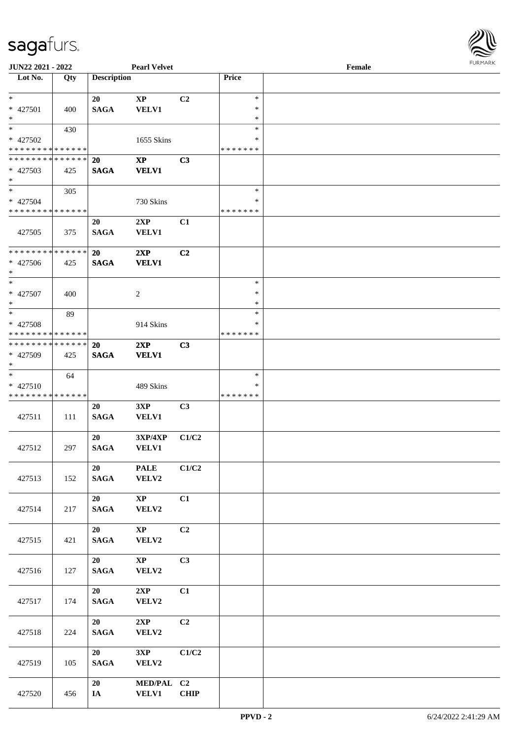JUN22 2021 - 2022 — Pearl Velvet — Female

| Lot No. | Qty | Description | | | Price | |
|---|---|---|---|---|---|---|
| * <br> * 427501 <br> * | 400 | 20 <br> SAGA | XP <br> VELV1 | C2 | * <br> * <br> * | |
| * <br> * 427502 <br> * * * * * * * * * * * * * * | 430 | | 1655 Skins | | * <br> * <br> * * * * * * * | |
| * * * * * * * * * * * * * * <br> * 427503 <br> * | 425 | 20 <br> SAGA | XP <br> VELV1 | C3 | | |
| * <br> * 427504 <br> * * * * * * * * * * * * * * | 305 | | 730 Skins | | * <br> * <br> * * * * * * * | |
| 427505 | 375 | 20 <br> SAGA | 2XP <br> VELV1 | C1 | | |
| * * * * * * * * * * * * * * <br> * 427506 <br> * | 425 | 20 <br> SAGA | 2XP <br> VELV1 | C2 | | |
| * <br> * 427507 <br> * | 400 | | 2 | | * <br> * <br> * | |
| * <br> * 427508 <br> * * * * * * * * * * * * * * | 89 | | 914 Skins | | * <br> * <br> * * * * * * * | |
| * * * * * * * * * * * * * * <br> * 427509 <br> * | 425 | 20 <br> SAGA | 2XP <br> VELV1 | C3 | | |
| * <br> * 427510 <br> * * * * * * * * * * * * * * | 64 | | 489 Skins | | * <br> * <br> * * * * * * * | |
| 427511 | 111 | 20 <br> SAGA | 3XP <br> VELV1 | C3 | | |
| 427512 | 297 | 20 <br> SAGA | 3XP/4XP <br> VELV1 | C1/C2 | | |
| 427513 | 152 | 20 <br> SAGA | PALE <br> VELV2 | C1/C2 | | |
| 427514 | 217 | 20 <br> SAGA | XP <br> VELV2 | C1 | | |
| 427515 | 421 | 20 <br> SAGA | XP <br> VELV2 | C2 | | |
| 427516 | 127 | 20 <br> SAGA | XP <br> VELV2 | C3 | | |
| 427517 | 174 | 20 <br> SAGA | 2XP <br> VELV2 | C1 | | |
| 427518 | 224 | 20 <br> SAGA | 2XP <br> VELV2 | C2 | | |
| 427519 | 105 | 20 <br> SAGA | 3XP <br> VELV2 | C1/C2 | | |
| 427520 | 456 | 20 <br> IA | MED/PAL <br> VELV1 | C2 <br> CHIP | | |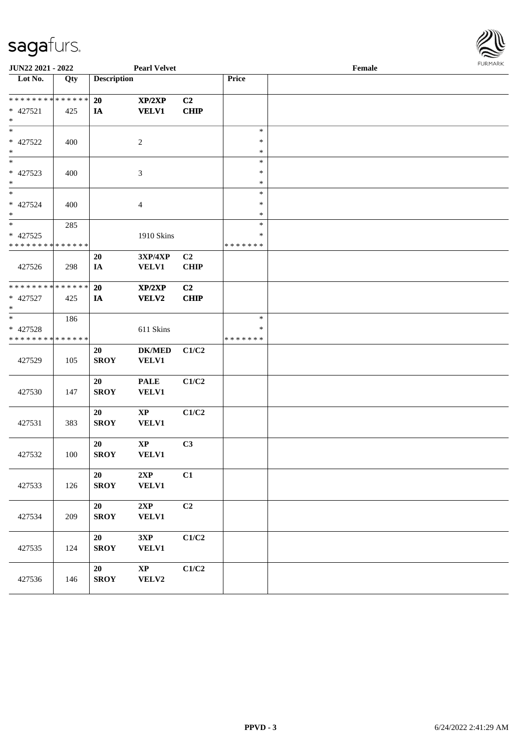JUN22 2021 - 2022 — Pearl Velvet — Female

| Lot No. | Qty | Description | | | Price | |
|---|---|---|---|---|---|---|
| * * * * * * * * * * * * * * | | 20 | XP/2XP | C2 | | |
| * 427521 | 425 | IA | VELV1 | CHIP | | |
| * | | | | | | |
| * | | | | | * | |
| * 427522 | 400 | | 2 | | * | |
| * | | | | | * | |
| * | | | | | * | |
| * 427523 | 400 | | 3 | | * | |
| * | | | | | * | |
| * | | | | | * | |
| * 427524 | 400 | | 4 | | * | |
| * | | | | | * | |
| * | 285 | | | | * | |
| * 427525 | | | 1910 Skins | | * | |
| * * * * * * * * * * * * * * | | | | | * * * * * * * | |
| 427526 | 298 | 20 IA | 3XP/4XP VELV1 | C2 CHIP | | |
| * * * * * * * * * * * * * * | | 20 | XP/2XP | C2 | | |
| * 427527 | 425 | IA | VELV2 | CHIP | | |
| * | | | | | | |
| * | 186 | | | | * | |
| * 427528 | | | 611 Skins | | * | |
| * * * * * * * * * * * * * * | | | | | * * * * * * * | |
| 427529 | 105 | 20 SROY | DK/MED VELV1 | C1/C2 | | |
| 427530 | 147 | 20 SROY | PALE VELV1 | C1/C2 | | |
| 427531 | 383 | 20 SROY | XP VELV1 | C1/C2 | | |
| 427532 | 100 | 20 SROY | XP VELV1 | C3 | | |
| 427533 | 126 | 20 SROY | 2XP VELV1 | C1 | | |
| 427534 | 209 | 20 SROY | 2XP VELV1 | C2 | | |
| 427535 | 124 | 20 SROY | 3XP VELV1 | C1/C2 | | |
| 427536 | 146 | 20 SROY | XP VELV2 | C1/C2 | | |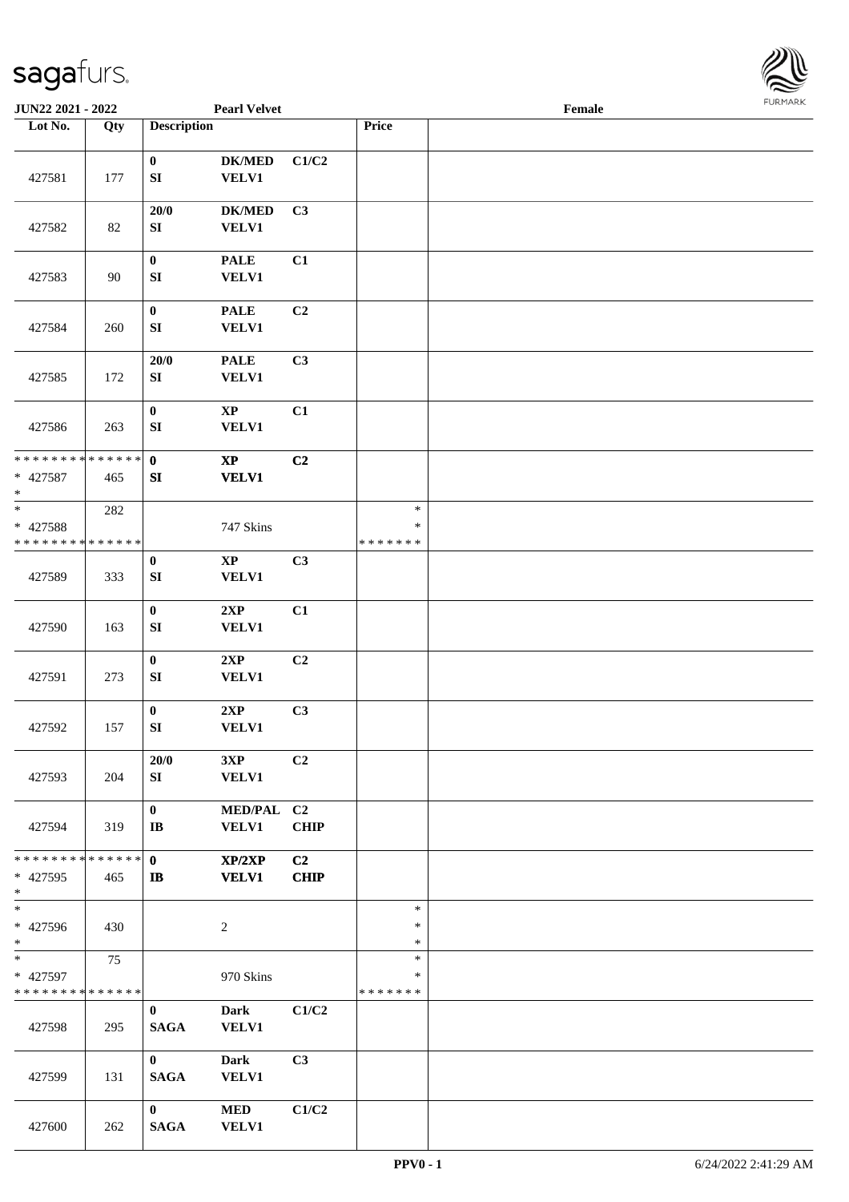| Lot No. | Qty | Description | | | Price | |
|---|---|---|---|---|---|---|
| 427581 | 177 | 0<br>SI | DK/MED<br>VELV1 | C1/C2 | | |
| 427582 | 82 | 20/0<br>SI | DK/MED<br>VELV1 | C3 | | |
| 427583 | 90 | 0<br>SI | PALE<br>VELV1 | C1 | | |
| 427584 | 260 | 0<br>SI | PALE<br>VELV1 | C2 | | |
| 427585 | 172 | 20/0<br>SI | PALE<br>VELV1 | C3 | | |
| 427586 | 263 | 0<br>SI | XP<br>VELV1 | C1 | | |
| * 427587 | 465 | 0<br>SI | XP<br>VELV1 | C2 | | |
| * 427588 | 282 | | 747 Skins | | * | |
| 427589 | 333 | 0<br>SI | XP<br>VELV1 | C3 | | |
| 427590 | 163 | 0<br>SI | 2XP<br>VELV1 | C1 | | |
| 427591 | 273 | 0<br>SI | 2XP<br>VELV1 | C2 | | |
| 427592 | 157 | 0<br>SI | 2XP<br>VELV1 | C3 | | |
| 427593 | 204 | 20/0<br>SI | 3XP<br>VELV1 | C2 | | |
| 427594 | 319 | 0<br>IB | MED/PAL<br>VELV1 | C2<br>CHIP | | |
| * 427595 | 465 | 0<br>IB | XP/2XP<br>VELV1 | C2<br>CHIP | | |
| * 427596 | 430 | | 2 | | * | |
| * 427597 | 75 | | 970 Skins | | * | |
| 427598 | 295 | 0<br>SAGA | Dark<br>VELV1 | C1/C2 | | |
| 427599 | 131 | 0<br>SAGA | Dark<br>VELV1 | C3 | | |
| 427600 | 262 | 0<br>SAGA | MED<br>VELV1 | C1/C2 | | |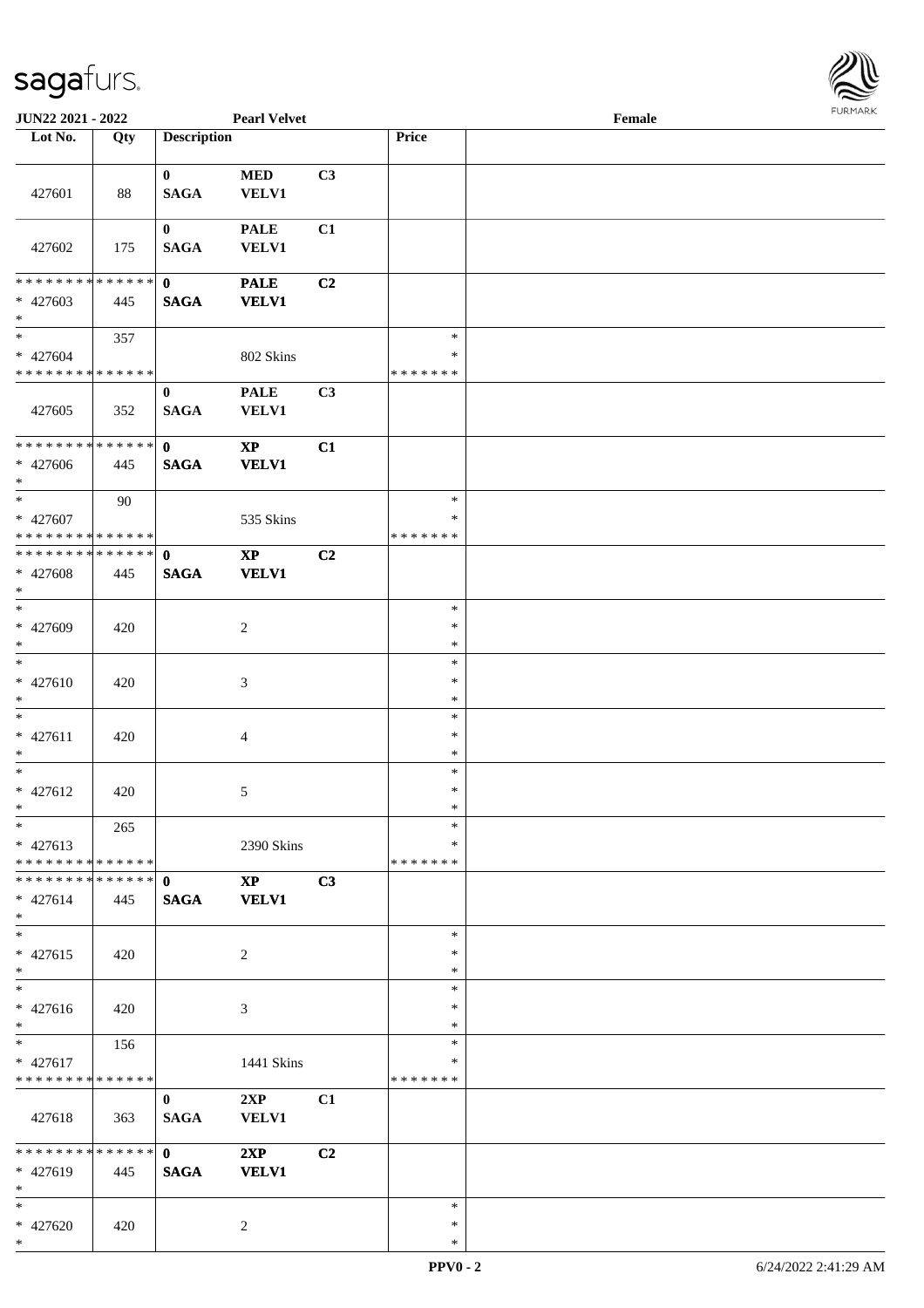**JUN22 2021 - 2022** **Pearl Velvet** **Female**

| Lot No. | Qty | Description | | | Price | |
|---|---|---|---|---|---|---|
| 427601 | 88 | 0<br>SAGA | MED<br>VELV1 | C3 | | |
| 427602 | 175 | 0<br>SAGA | PALE<br>VELV1 | C1 | | |
| * * * * * * * * * * * * * *<br>* 427603<br>* | 445 | 0<br>SAGA | PALE<br>VELV1 | C2 | | |
| *<br>* 427604<br>* * * * * * * * * * * * * * | 357 | | 802 Skins | | *<br>*<br>* * * * * * * | |
| 427605 | 352 | 0<br>SAGA | PALE<br>VELV1 | C3 | | |
| * * * * * * * * * * * * * *<br>* 427606<br>* | 445 | 0<br>SAGA | XP<br>VELV1 | C1 | | |
| *<br>* 427607<br>* * * * * * * * * * * * * * | 90 | | 535 Skins | | *<br>*<br>* * * * * * * | |
| * * * * * * * * * * * * * *<br>* 427608<br>* | 445 | 0<br>SAGA | XP<br>VELV1 | C2 | | |
| *<br>* 427609<br>* | 420 | | 2 | | *<br>*<br>* | |
| *<br>* 427610<br>* | 420 | | 3 | | *<br>*<br>* | |
| *<br>* 427611<br>* | 420 | | 4 | | *<br>*<br>* | |
| *<br>* 427612<br>* | 420 | | 5 | | *<br>*<br>* | |
| *<br>* 427613<br>* * * * * * * * * * * * * * | 265 | | 2390 Skins | | *<br>*<br>* * * * * * * | |
| * * * * * * * * * * * * * *<br>* 427614<br>* | 445 | 0<br>SAGA | XP<br>VELV1 | C3 | | |
| *<br>* 427615<br>* | 420 | | 2 | | *<br>*<br>* | |
| *<br>* 427616<br>* | 420 | | 3 | | *<br>*<br>* | |
| *<br>* 427617<br>* * * * * * * * * * * * * * | 156 | | 1441 Skins | | *<br>*<br>* * * * * * * | |
| 427618 | 363 | 0<br>SAGA | 2XP<br>VELV1 | C1 | | |
| * * * * * * * * * * * * * *<br>* 427619<br>* | 445 | 0<br>SAGA | 2XP<br>VELV1 | C2 | | |
| *<br>* 427620<br>* | 420 | | 2 | | *<br>*<br>* | |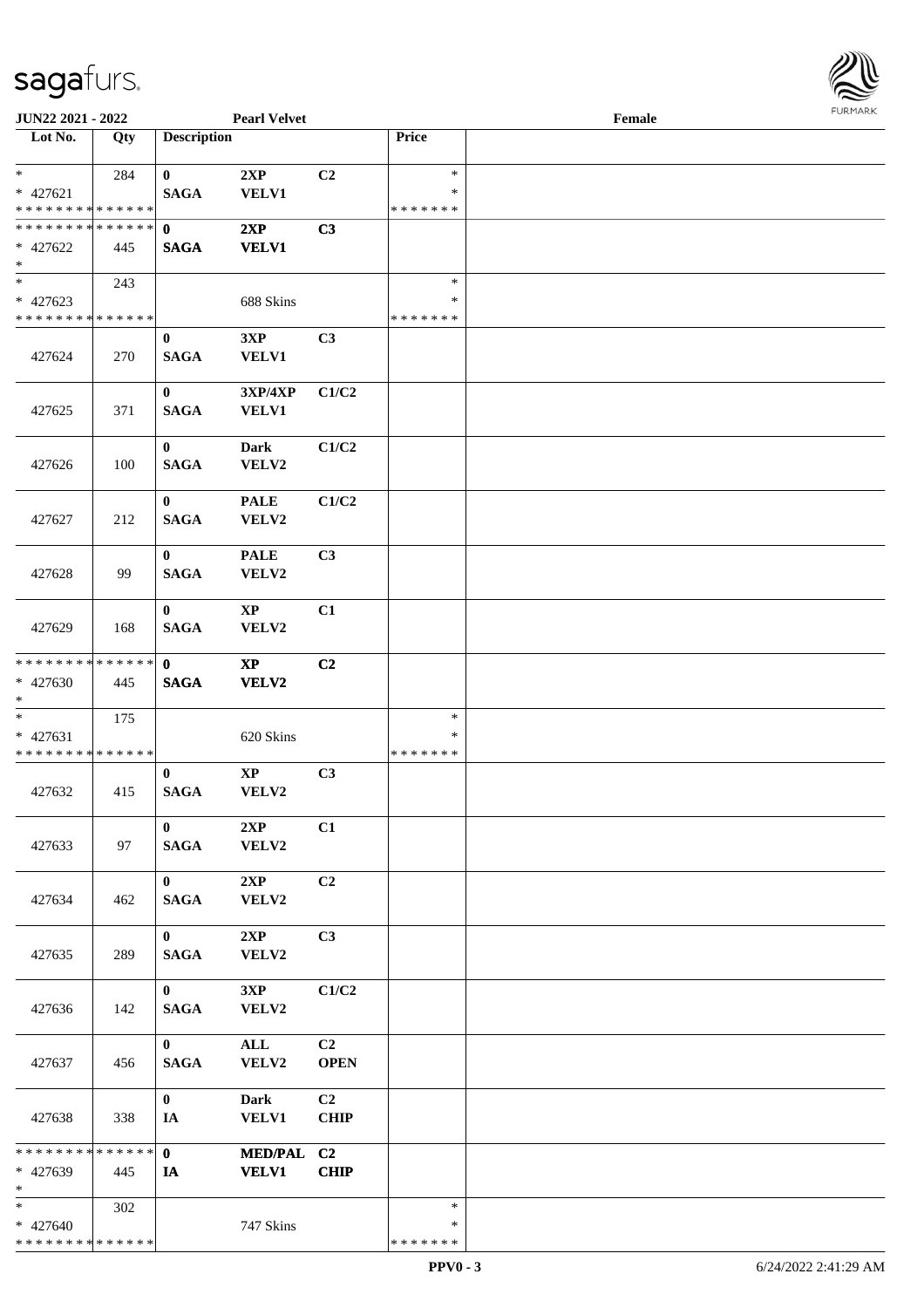| Lot No. | Qty | Description | | | Price | |
|---|---|---|---|---|---|---|
| * <br> * 427621 <br> * * * * * * * * * * * * * * | 284 | 0 <br> SAGA | 2XP <br> VELV1 | C2 | * <br> * <br> * * * * * * * | |
| * * * * * * * * * * * * * * <br> * 427622 <br> * | 445 | 0 <br> SAGA | 2XP <br> VELV1 | C3 | | |
| * <br> * 427623 <br> * * * * * * * * * * * * * * | 243 | | 688 Skins | | * <br> * <br> * * * * * * * | |
| 427624 | 270 | 0 <br> SAGA | 3XP <br> VELV1 | C3 | | |
| 427625 | 371 | 0 <br> SAGA | 3XP/4XP <br> VELV1 | C1/C2 | | |
| 427626 | 100 | 0 <br> SAGA | Dark <br> VELV2 | C1/C2 | | |
| 427627 | 212 | 0 <br> SAGA | PALE <br> VELV2 | C1/C2 | | |
| 427628 | 99 | 0 <br> SAGA | PALE <br> VELV2 | C3 | | |
| 427629 | 168 | 0 <br> SAGA | XP <br> VELV2 | C1 | | |
| * * * * * * * * * * * * * * <br> * 427630 <br> * | 445 | 0 <br> SAGA | XP <br> VELV2 | C2 | | |
| * <br> * 427631 <br> * * * * * * * * * * * * * * | 175 | | 620 Skins | | * <br> * <br> * * * * * * * | |
| 427632 | 415 | 0 <br> SAGA | XP <br> VELV2 | C3 | | |
| 427633 | 97 | 0 <br> SAGA | 2XP <br> VELV2 | C1 | | |
| 427634 | 462 | 0 <br> SAGA | 2XP <br> VELV2 | C2 | | |
| 427635 | 289 | 0 <br> SAGA | 2XP <br> VELV2 | C3 | | |
| 427636 | 142 | 0 <br> SAGA | 3XP <br> VELV2 | C1/C2 | | |
| 427637 | 456 | 0 <br> SAGA | ALL <br> VELV2 | C2 <br> OPEN | | |
| 427638 | 338 | 0 <br> IA | Dark <br> VELV1 | C2 <br> CHIP | | |
| * * * * * * * * * * * * * * <br> * 427639 <br> * | 445 | 0 <br> IA | MED/PAL <br> VELV1 | C2 <br> CHIP | | |
| * <br> * 427640 <br> * * * * * * * * * * * * * * | 302 | | 747 Skins | | * <br> * <br> * * * * * * * | |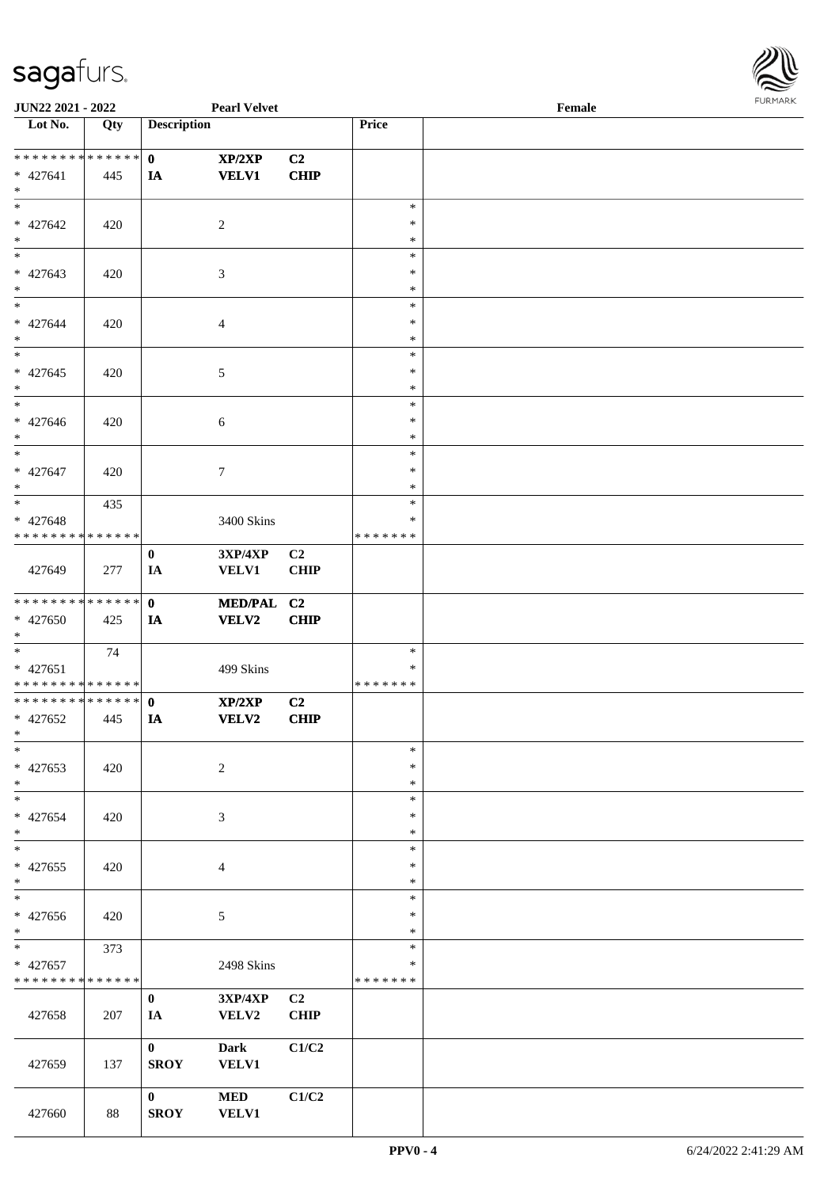| Lot No. | Qty | Description | | | Price | |
|---|---|---|---|---|---|---|
| ************** | | 0 | XP/2XP | C2 | | |
| * 427641 | 445 | IA | VELV1 | CHIP | | |
| * | | | | | | |
| * | | | | | * | |
| * 427642 | 420 | | 2 | | * | |
| * | | | | | * | |
| * | | | | | * | |
| * 427643 | 420 | | 3 | | * | |
| * | | | | | * | |
| * | | | | | * | |
| * 427644 | 420 | | 4 | | * | |
| * | | | | | * | |
| * | | | | | * | |
| * 427645 | 420 | | 5 | | * | |
| * | | | | | * | |
| * | | | | | * | |
| * 427646 | 420 | | 6 | | * | |
| * | | | | | * | |
| * | | | | | * | |
| * 427647 | 420 | | 7 | | * | |
| * | | | | | * | |
| * | 435 | | | | * | |
| * 427648 | | | 3400 Skins | | * | |
| ************** | | | | | ******* | |
| | | 0 | 3XP/4XP | C2 | | |
| 427649 | 277 | IA | VELV1 | CHIP | | |
| ************** | | 0 | MED/PAL | C2 | | |
| * 427650 | 425 | IA | VELV2 | CHIP | | |
| * | | | | | | |
| * | 74 | | | | * | |
| * 427651 | | | 499 Skins | | * | |
| ************** | | | | | ******* | |
| ************** | | 0 | XP/2XP | C2 | | |
| * 427652 | 445 | IA | VELV2 | CHIP | | |
| * | | | | | | |
| * | | | | | * | |
| * 427653 | 420 | | 2 | | * | |
| * | | | | | * | |
| * | | | | | * | |
| * 427654 | 420 | | 3 | | * | |
| * | | | | | * | |
| * | | | | | * | |
| * 427655 | 420 | | 4 | | * | |
| * | | | | | * | |
| * | | | | | * | |
| * 427656 | 420 | | 5 | | * | |
| * | | | | | * | |
| * | 373 | | | | * | |
| * 427657 | | | 2498 Skins | | * | |
| ************** | | | | | ******* | |
| | | 0 | 3XP/4XP | C2 | | |
| 427658 | 207 | IA | VELV2 | CHIP | | |
| | | 0 | Dark | C1/C2 | | |
| 427659 | 137 | SROY | VELV1 | | | |
| | | 0 | MED | C1/C2 | | |
| 427660 | 88 | SROY | VELV1 | | | |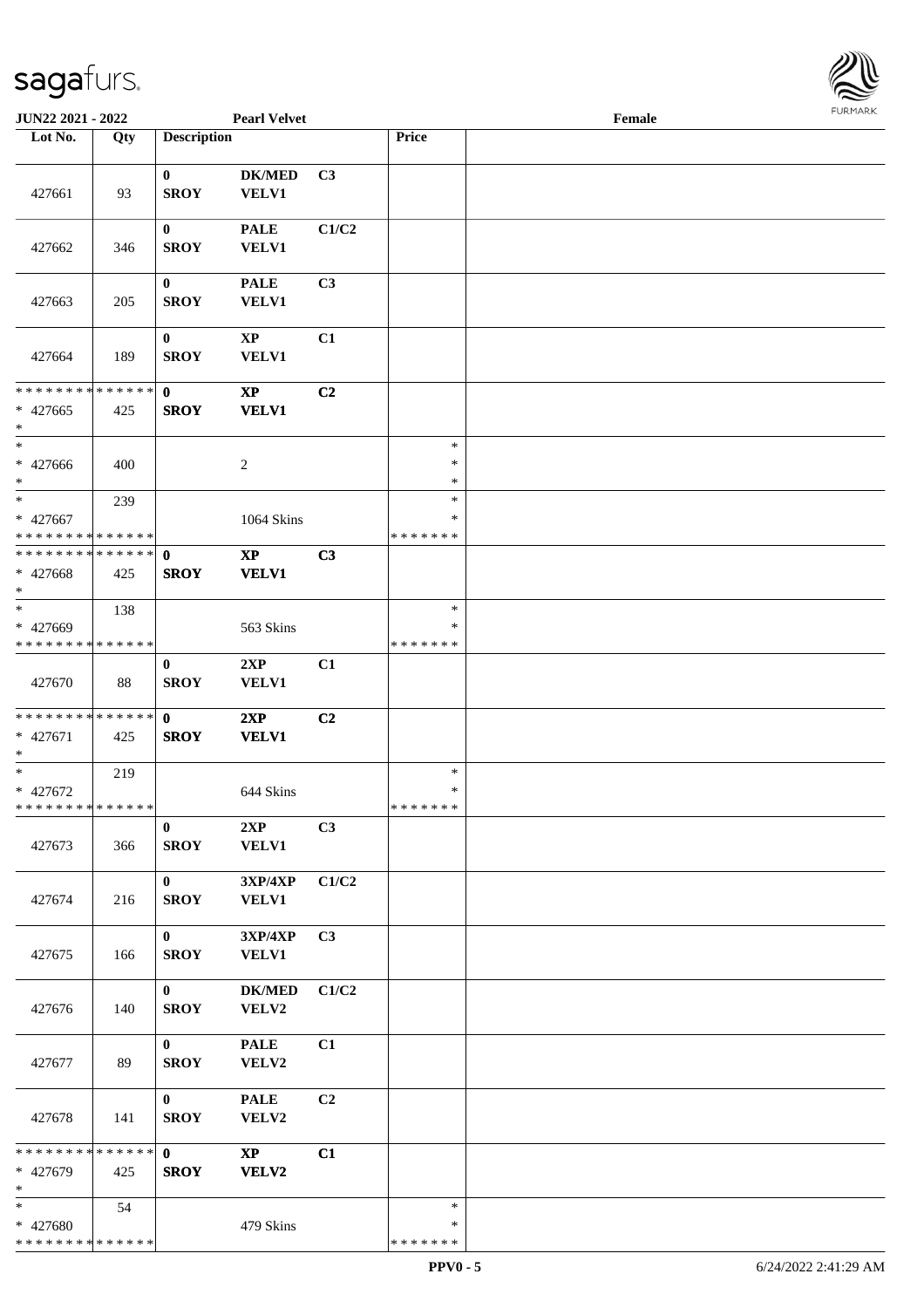**JUN22 2021 - 2022** **Pearl Velvet** **Female**

| Lot No. | Qty | Description | | | Price | |
|---|---|---|---|---|---|---|
| 427661 | 93 | **0** **SROY** | **DK/MED** **VELV1** | **C3** | | |
| 427662 | 346 | **0** **SROY** | **PALE** **VELV1** | **C1/C2** | | |
| 427663 | 205 | **0** **SROY** | **PALE** **VELV1** | **C3** | | |
| 427664 | 189 | **0** **SROY** | **XP** **VELV1** | **C1** | | |
| * * * * * * * * * * * * * * * 427665 * | 425 | **0** **SROY** | **XP** **VELV1** | **C2** | | |
| * * 427666 * | 400 | | 2 | | * * * | |
| * * 427667 * * * * * * * * * * * * * * | 239 | | 1064 Skins | | * * * * * * * * * | |
| * * * * * * * * * * * * * * * 427668 * | 425 | **0** **SROY** | **XP** **VELV1** | **C3** | | |
| * * 427669 * * * * * * * * * * * * * * | 138 | | 563 Skins | | * * * * * * * * * | |
| 427670 | 88 | **0** **SROY** | **2XP** **VELV1** | **C1** | | |
| * * * * * * * * * * * * * * * 427671 * | 425 | **0** **SROY** | **2XP** **VELV1** | **C2** | | |
| * * 427672 * * * * * * * * * * * * * * | 219 | | 644 Skins | | * * * * * * * * * | |
| 427673 | 366 | **0** **SROY** | **2XP** **VELV1** | **C3** | | |
| 427674 | 216 | **0** **SROY** | **3XP/4XP** **VELV1** | **C1/C2** | | |
| 427675 | 166 | **0** **SROY** | **3XP/4XP** **VELV1** | **C3** | | |
| 427676 | 140 | **0** **SROY** | **DK/MED** **VELV2** | **C1/C2** | | |
| 427677 | 89 | **0** **SROY** | **PALE** **VELV2** | **C1** | | |
| 427678 | 141 | **0** **SROY** | **PALE** **VELV2** | **C2** | | |
| * * * * * * * * * * * * * * * 427679 * | 425 | **0** **SROY** | **XP** **VELV2** | **C1** | | |
| * * 427680 * * * * * * * * * * * * * * | 54 | | 479 Skins | | * * * * * * * * * | |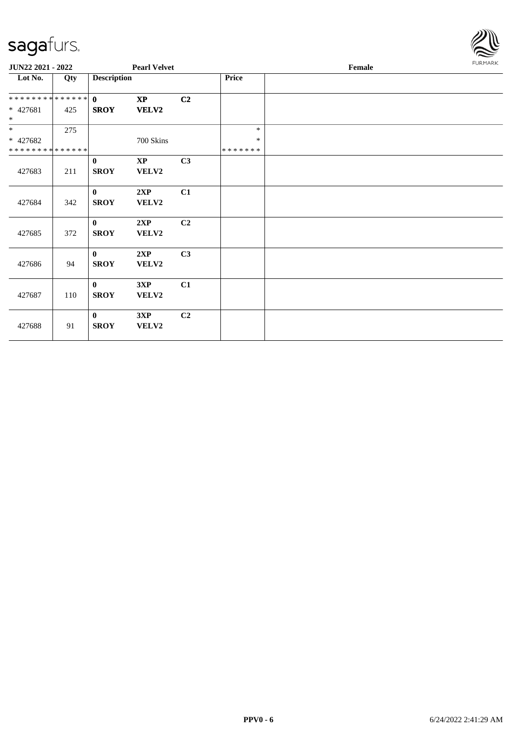**JUN22 2021 - 2022** **Pearl Velvet** **Female**

| Lot No. | Qty | Description | | | Price | |
|---|---|---|---|---|---|---|
| * * * * * * * * * * * * * * | | **0** | **XP** | **C2** | | |
| * 427681 | 425 | **SROY** | **VELV2** | | | |
| * | | | | | | |
| * | 275 | | | | * | |
| * 427682 | | | 700 Skins | | * | |
| * * * * * * * * * * * * * * | | | | | * * * * * * * | |
| | | **0** | **XP** | **C3** | | |
| 427683 | 211 | **SROY** | **VELV2** | | | |
| | | **0** | **2XP** | **C1** | | |
| 427684 | 342 | **SROY** | **VELV2** | | | |
| | | **0** | **2XP** | **C2** | | |
| 427685 | 372 | **SROY** | **VELV2** | | | |
| | | **0** | **2XP** | **C3** | | |
| 427686 | 94 | **SROY** | **VELV2** | | | |
| | | **0** | **3XP** | **C1** | | |
| 427687 | 110 | **SROY** | **VELV2** | | | |
| | | **0** | **3XP** | **C2** | | |
| 427688 | 91 | **SROY** | **VELV2** | | | |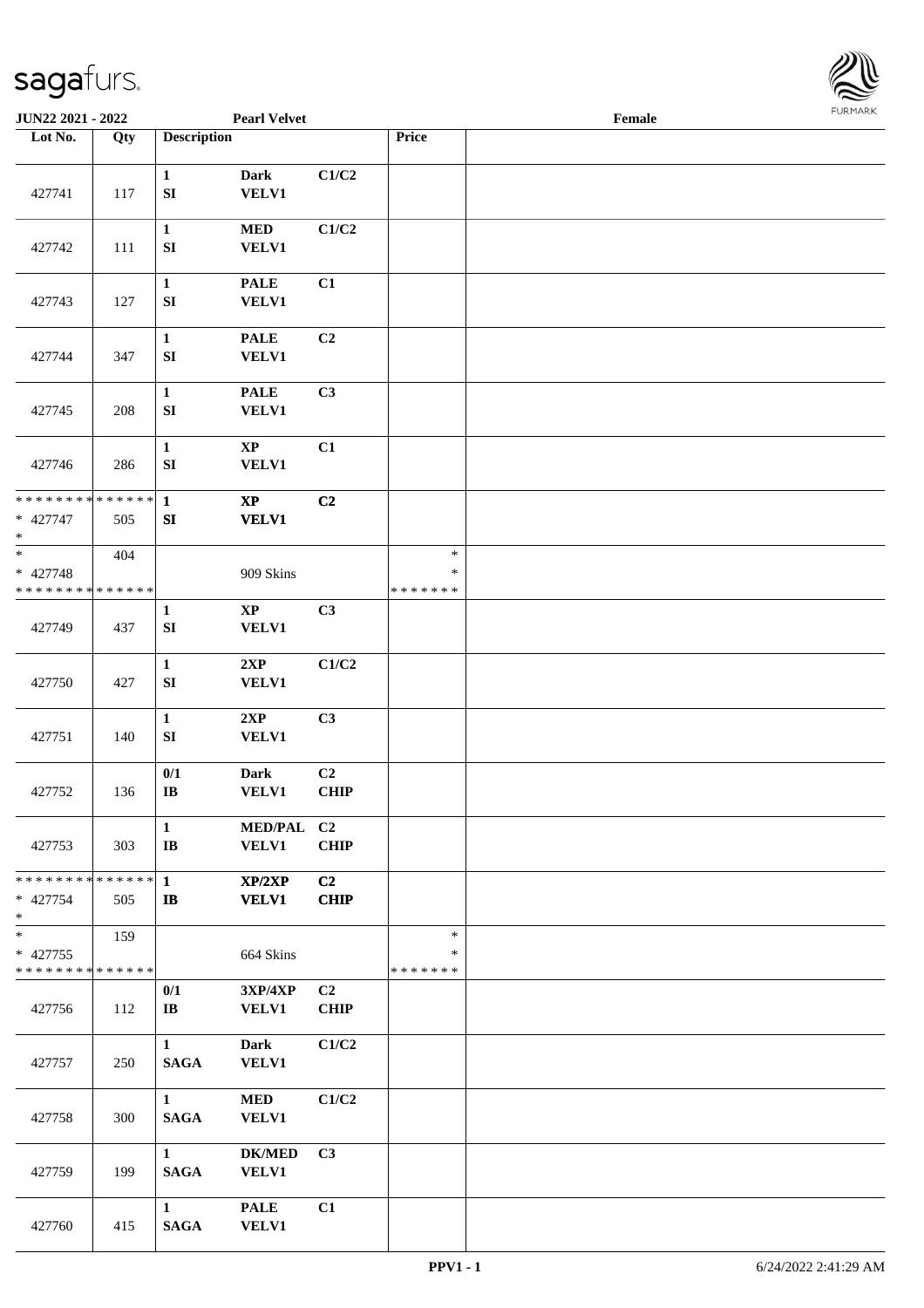JUN22 2021 - 2022 &emsp; Pearl Velvet &emsp; Female

| Lot No. | Qty | Description | | | Price | |
|---|---|---|---|---|---|---|
| 427741 | 117 | 1 SI | Dark VELV1 | C1/C2 | | |
| 427742 | 111 | 1 SI | MED VELV1 | C1/C2 | | |
| 427743 | 127 | 1 SI | PALE VELV1 | C1 | | |
| 427744 | 347 | 1 SI | PALE VELV1 | C2 | | |
| 427745 | 208 | 1 SI | PALE VELV1 | C3 | | |
| 427746 | 286 | 1 SI | XP VELV1 | C1 | | |
| * * * * * * * * * * * * * * * 427747 * | 505 | 1 SI | XP VELV1 | C2 | | |
| * * 427748 * * * * * * * * * * * * * * | 404 | | 909 Skins | | * * * * * * * * * | |
| 427749 | 437 | 1 SI | XP VELV1 | C3 | | |
| 427750 | 427 | 1 SI | 2XP VELV1 | C1/C2 | | |
| 427751 | 140 | 1 SI | 2XP VELV1 | C3 | | |
| 427752 | 136 | 0/1 IB | Dark VELV1 | C2 CHIP | | |
| 427753 | 303 | 1 IB | MED/PAL VELV1 | C2 CHIP | | |
| * * * * * * * * * * * * * * * 427754 * | 505 | 1 IB | XP/2XP VELV1 | C2 CHIP | | |
| * * 427755 * * * * * * * * * * * * * * | 159 | | 664 Skins | | * * * * * * * * * | |
| 427756 | 112 | 0/1 IB | 3XP/4XP VELV1 | C2 CHIP | | |
| 427757 | 250 | 1 SAGA | Dark VELV1 | C1/C2 | | |
| 427758 | 300 | 1 SAGA | MED VELV1 | C1/C2 | | |
| 427759 | 199 | 1 SAGA | DK/MED VELV1 | C3 | | |
| 427760 | 415 | 1 SAGA | PALE VELV1 | C1 | | |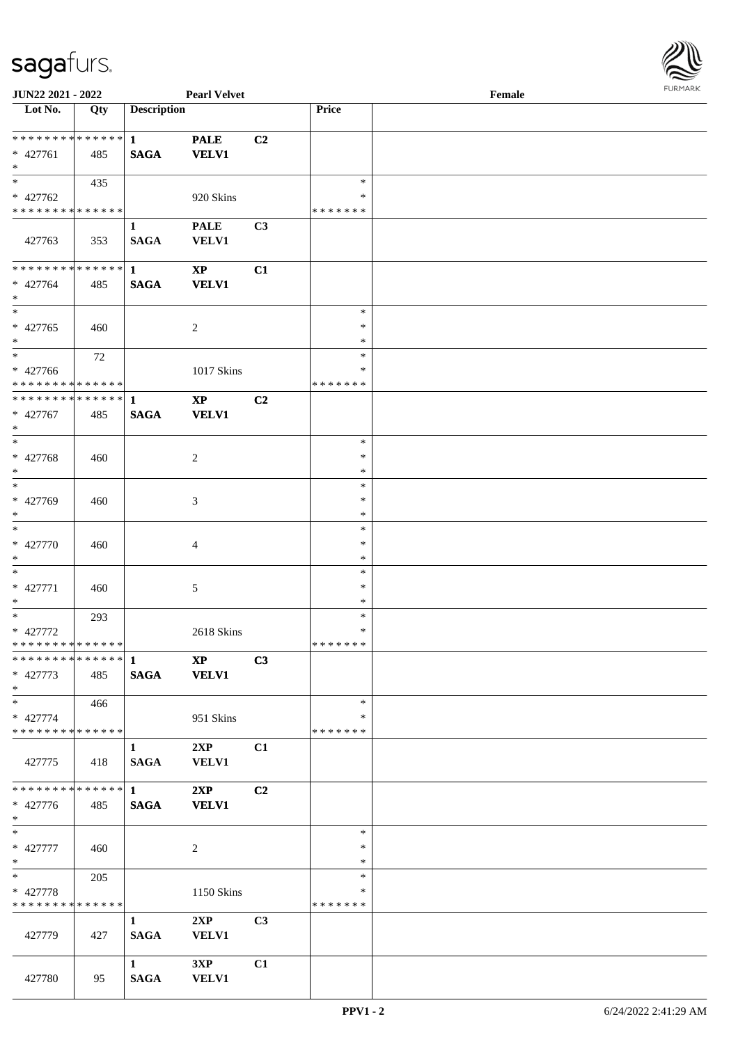**JUN22 2021 - 2022** **Pearl Velvet** **Female**

| Lot No. | Qty | Description | | | Price | |
|---|---|---|---|---|---|---|
| * * * * * * * * * * * * * * | | 1 | PALE | C2 | | |
| * 427761 | 485 | SAGA | VELV1 | | | |
| * | | | | | | |
| * | 435 | | | | * | |
| * 427762 | | | 920 Skins | | * | |
| * * * * * * * * * * * * * * | | | | | * * * * * * * | |
| | | 1 | PALE | C3 | | |
| 427763 | 353 | SAGA | VELV1 | | | |
| * * * * * * * * * * * * * * | | 1 | XP | C1 | | |
| * 427764 | 485 | SAGA | VELV1 | | | |
| * | | | | | | |
| * | | | | | * | |
| * 427765 | 460 | | 2 | | * | |
| * | | | | | * | |
| * | 72 | | | | * | |
| * 427766 | | | 1017 Skins | | * | |
| * * * * * * * * * * * * * * | | | | | * * * * * * * | |
| * * * * * * * * * * * * * * | | 1 | XP | C2 | | |
| * 427767 | 485 | SAGA | VELV1 | | | |
| * | | | | | | |
| * | | | | | * | |
| * 427768 | 460 | | 2 | | * | |
| * | | | | | * | |
| * | | | | | * | |
| * 427769 | 460 | | 3 | | * | |
| * | | | | | * | |
| * | | | | | * | |
| * 427770 | 460 | | 4 | | * | |
| * | | | | | * | |
| * | | | | | * | |
| * 427771 | 460 | | 5 | | * | |
| * | | | | | * | |
| * | 293 | | | | * | |
| * 427772 | | | 2618 Skins | | * | |
| * * * * * * * * * * * * * * | | | | | * * * * * * * | |
| * * * * * * * * * * * * * * | | 1 | XP | C3 | | |
| * 427773 | 485 | SAGA | VELV1 | | | |
| * | | | | | | |
| * | 466 | | | | * | |
| * 427774 | | | 951 Skins | | * | |
| * * * * * * * * * * * * * * | | | | | * * * * * * * | |
| | | 1 | 2XP | C1 | | |
| 427775 | 418 | SAGA | VELV1 | | | |
| * * * * * * * * * * * * * * | | 1 | 2XP | C2 | | |
| * 427776 | 485 | SAGA | VELV1 | | | |
| * | | | | | | |
| * | | | | | * | |
| * 427777 | 460 | | 2 | | * | |
| * | | | | | * | |
| * | 205 | | | | * | |
| * 427778 | | | 1150 Skins | | * | |
| * * * * * * * * * * * * * * | | | | | * * * * * * * | |
| | | 1 | 2XP | C3 | | |
| 427779 | 427 | SAGA | VELV1 | | | |
| | | 1 | 3XP | C1 | | |
| 427780 | 95 | SAGA | VELV1 | | | |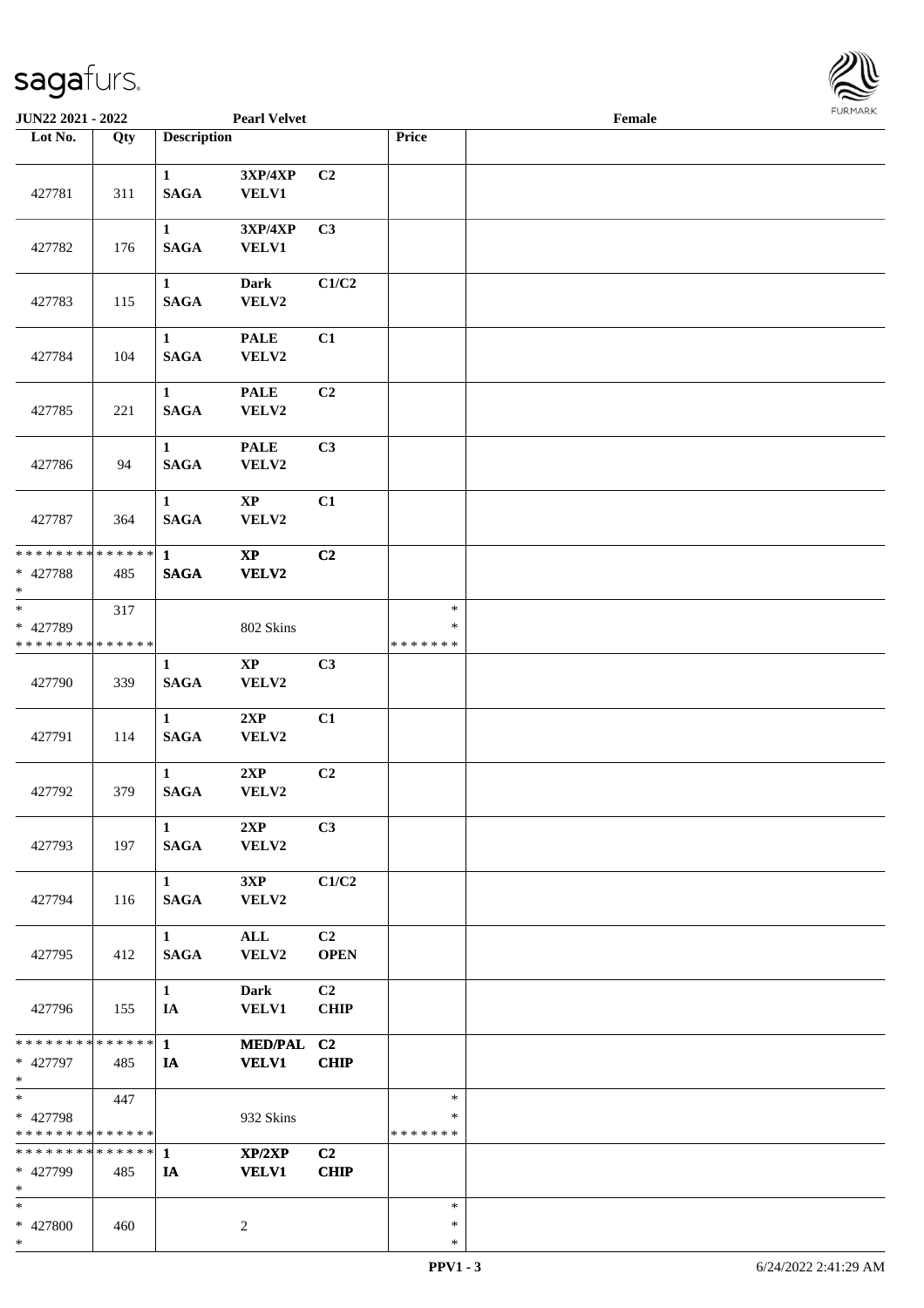JUN22 2021 - 2022 — Pearl Velvet — Female

| Lot No. | Qty | Description | | | Price | |
|---|---|---|---|---|---|---|
| 427781 | 311 | 1 SAGA | 3XP/4XP VELV1 | C2 | | |
| 427782 | 176 | 1 SAGA | 3XP/4XP VELV1 | C3 | | |
| 427783 | 115 | 1 SAGA | Dark VELV2 | C1/C2 | | |
| 427784 | 104 | 1 SAGA | PALE VELV2 | C1 | | |
| 427785 | 221 | 1 SAGA | PALE VELV2 | C2 | | |
| 427786 | 94 | 1 SAGA | PALE VELV2 | C3 | | |
| 427787 | 364 | 1 SAGA | XP VELV2 | C1 | | |
| * * * * * * * * * * * * * * <br>* 427788<br>* | 485 | 1 SAGA | XP VELV2 | C2 | | |
| *<br>* 427789<br>* * * * * * * * * * * * * * | 317 | | 802 Skins | | *<br>*<br>* * * * * * * | |
| 427790 | 339 | 1 SAGA | XP VELV2 | C3 | | |
| 427791 | 114 | 1 SAGA | 2XP VELV2 | C1 | | |
| 427792 | 379 | 1 SAGA | 2XP VELV2 | C2 | | |
| 427793 | 197 | 1 SAGA | 2XP VELV2 | C3 | | |
| 427794 | 116 | 1 SAGA | 3XP VELV2 | C1/C2 | | |
| 427795 | 412 | 1 SAGA | ALL VELV2 | C2 OPEN | | |
| 427796 | 155 | 1 IA | Dark VELV1 | C2 CHIP | | |
| * * * * * * * * * * * * * * <br>* 427797<br>* | 485 | 1 IA | MED/PAL VELV1 | C2 CHIP | | |
| *<br>* 427798<br>* * * * * * * * * * * * * * | 447 | | 932 Skins | | *<br>*<br>* * * * * * * | |
| * * * * * * * * * * * * * * <br>* 427799<br>* | 485 | 1 IA | XP/2XP VELV1 | C2 CHIP | | |
| *<br>* 427800<br>* | 460 | | 2 | | *<br>*<br>* | |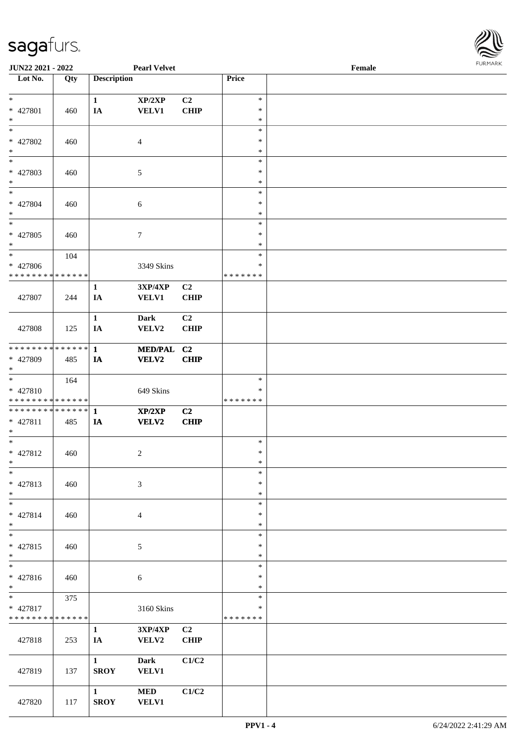| Lot No. | Qty | Description | | | Price | |
|---|---|---|---|---|---|---|
| * | | 1 | XP/2XP | C2 | * | |
| * 427801 | 460 | IA | VELV1 | CHIP | * | |
| * | | | | | * | |
| * | | | | | * | |
| * 427802 | 460 | | 4 | | * | |
| * | | | | | * | |
| * | | | | | * | |
| * 427803 | 460 | | 5 | | * | |
| * | | | | | * | |
| * | | | | | * | |
| * 427804 | 460 | | 6 | | * | |
| * | | | | | * | |
| * | | | | | * | |
| * 427805 | 460 | | 7 | | * | |
| * | | | | | * | |
| * | 104 | | | | * | |
| * 427806 | | | 3349 Skins | | * | |
| * * * * * * * * * * * * * * | | | | | * * * * * * * | |
| 427807 | 244 | 1<br>IA | 3XP/4XP<br>VELV1 | C2<br>CHIP | | |
| 427808 | 125 | 1<br>IA | Dark<br>VELV2 | C2<br>CHIP | | |
| * * * * * * * * * * * * * * | | 1 | MED/PAL | C2 | | |
| * 427809 | 485 | IA | VELV2 | CHIP | | |
| * | | | | | | |
| * | 164 | | | | * | |
| * 427810 | | | 649 Skins | | * | |
| * * * * * * * * * * * * * * | | | | | * * * * * * * | |
| * * * * * * * * * * * * * * | | 1 | XP/2XP | C2 | | |
| * 427811 | 485 | IA | VELV2 | CHIP | | |
| * | | | | | | |
| * | | | | | * | |
| * 427812 | 460 | | 2 | | * | |
| * | | | | | * | |
| * | | | | | * | |
| * 427813 | 460 | | 3 | | * | |
| * | | | | | * | |
| * | | | | | * | |
| * 427814 | 460 | | 4 | | * | |
| * | | | | | * | |
| * | | | | | * | |
| * 427815 | 460 | | 5 | | * | |
| * | | | | | * | |
| * | | | | | * | |
| * 427816 | 460 | | 6 | | * | |
| * | | | | | * | |
| * | 375 | | | | * | |
| * 427817 | | | 3160 Skins | | * | |
| * * * * * * * * * * * * * * | | | | | * * * * * * * | |
| 427818 | 253 | 1<br>IA | 3XP/4XP<br>VELV2 | C2<br>CHIP | | |
| 427819 | 137 | 1<br>SROY | Dark<br>VELV1 | C1/C2 | | |
| 427820 | 117 | 1<br>SROY | MED<br>VELV1 | C1/C2 | | |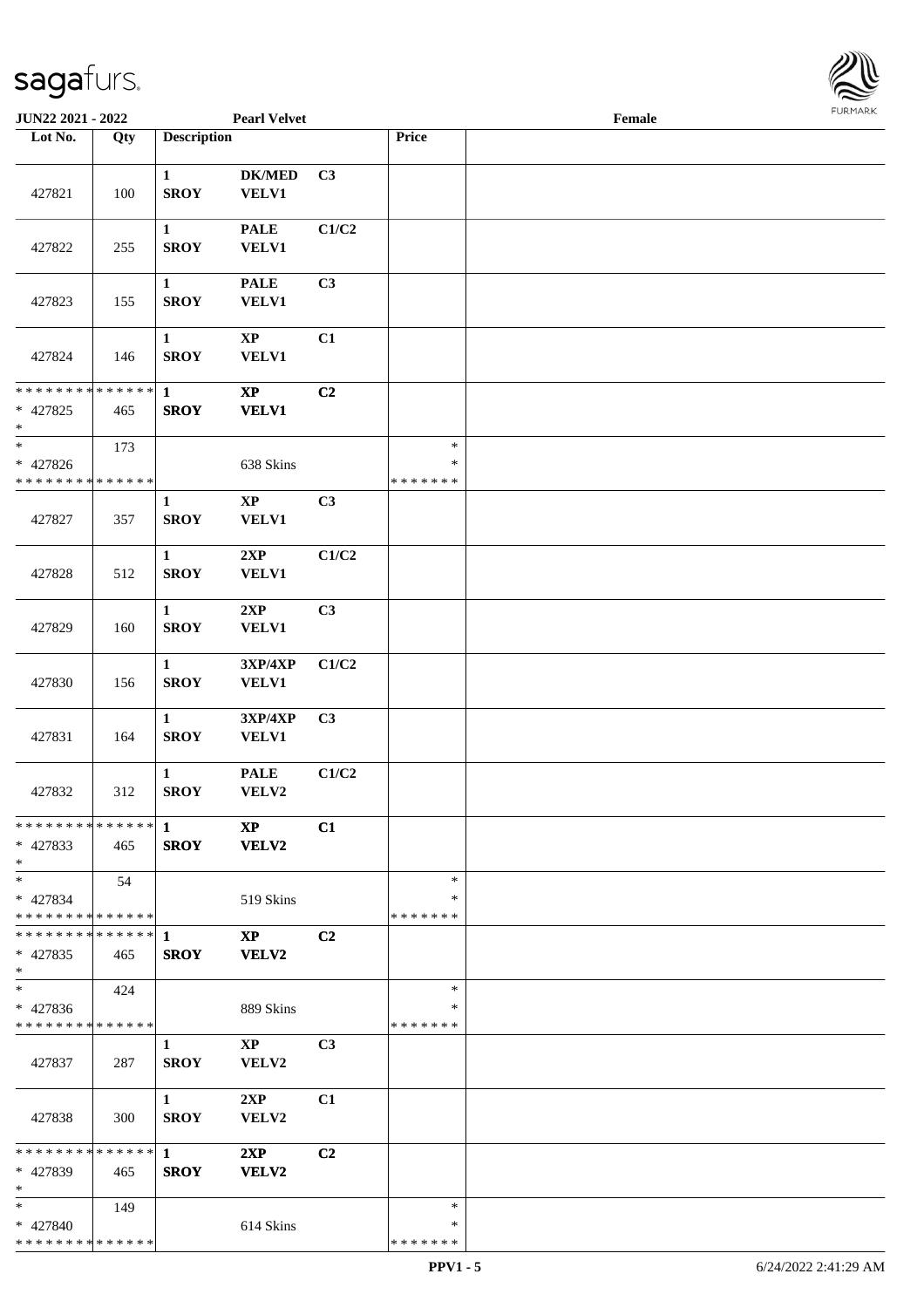JUN22 2021 - 2022 | Pearl Velvet | Female

| Lot No. | Qty | Description | | | Price | |
|---|---|---|---|---|---|---|
| 427821 | 100 | 1 SROY | DK/MED VELV1 | C3 | | |
| 427822 | 255 | 1 SROY | PALE VELV1 | C1/C2 | | |
| 427823 | 155 | 1 SROY | PALE VELV1 | C3 | | |
| 427824 | 146 | 1 SROY | XP VELV1 | C1 | | |
| * * * * * * * * * * * * * * <br>* 427825<br>* | 465 | 1 SROY | XP VELV1 | C2 | | |
| * <br>* 427826<br>* * * * * * * * * * * * * * | 173 | | 638 Skins | | *<br>*<br>* * * * * * * | |
| 427827 | 357 | 1 SROY | XP VELV1 | C3 | | |
| 427828 | 512 | 1 SROY | 2XP VELV1 | C1/C2 | | |
| 427829 | 160 | 1 SROY | 2XP VELV1 | C3 | | |
| 427830 | 156 | 1 SROY | 3XP/4XP VELV1 | C1/C2 | | |
| 427831 | 164 | 1 SROY | 3XP/4XP VELV1 | C3 | | |
| 427832 | 312 | 1 SROY | PALE VELV2 | C1/C2 | | |
| * * * * * * * * * * * * * * <br>* 427833<br>* | 465 | 1 SROY | XP VELV2 | C1 | | |
| * <br>* 427834<br>* * * * * * * * * * * * * * | 54 | | 519 Skins | | *<br>*<br>* * * * * * * | |
| * * * * * * * * * * * * * * <br>* 427835<br>* | 465 | 1 SROY | XP VELV2 | C2 | | |
| * <br>* 427836<br>* * * * * * * * * * * * * * | 424 | | 889 Skins | | *<br>*<br>* * * * * * * | |
| 427837 | 287 | 1 SROY | XP VELV2 | C3 | | |
| 427838 | 300 | 1 SROY | 2XP VELV2 | C1 | | |
| * * * * * * * * * * * * * * <br>* 427839<br>* | 465 | 1 SROY | 2XP VELV2 | C2 | | |
| * <br>* 427840<br>* * * * * * * * * * * * * * | 149 | | 614 Skins | | *<br>*<br>* * * * * * * | |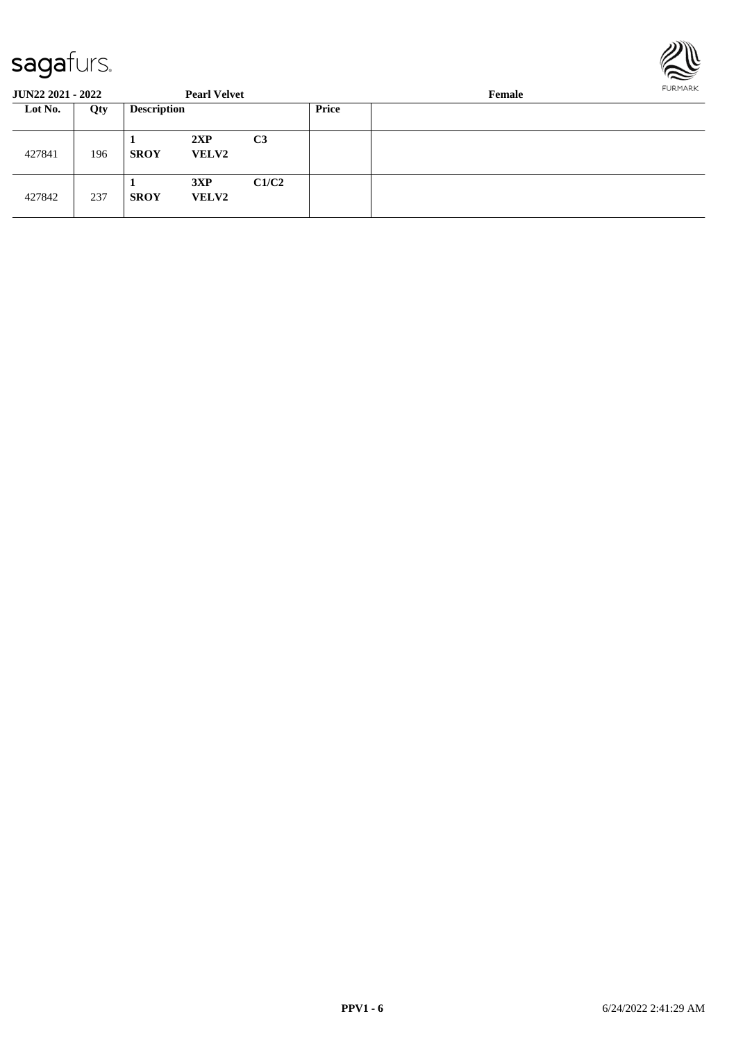**JUN22 2021 - 2022** **Pearl Velvet** **Female**

| Lot No. | Qty | Description | | | Price | |
|---|---|---|---|---|---|---|
| 427841 | 196 | 1<br>SROY | 2XP<br>VELV2 | C3 | | |
| 427842 | 237 | 1<br>SROY | 3XP<br>VELV2 | C1/C2 | | |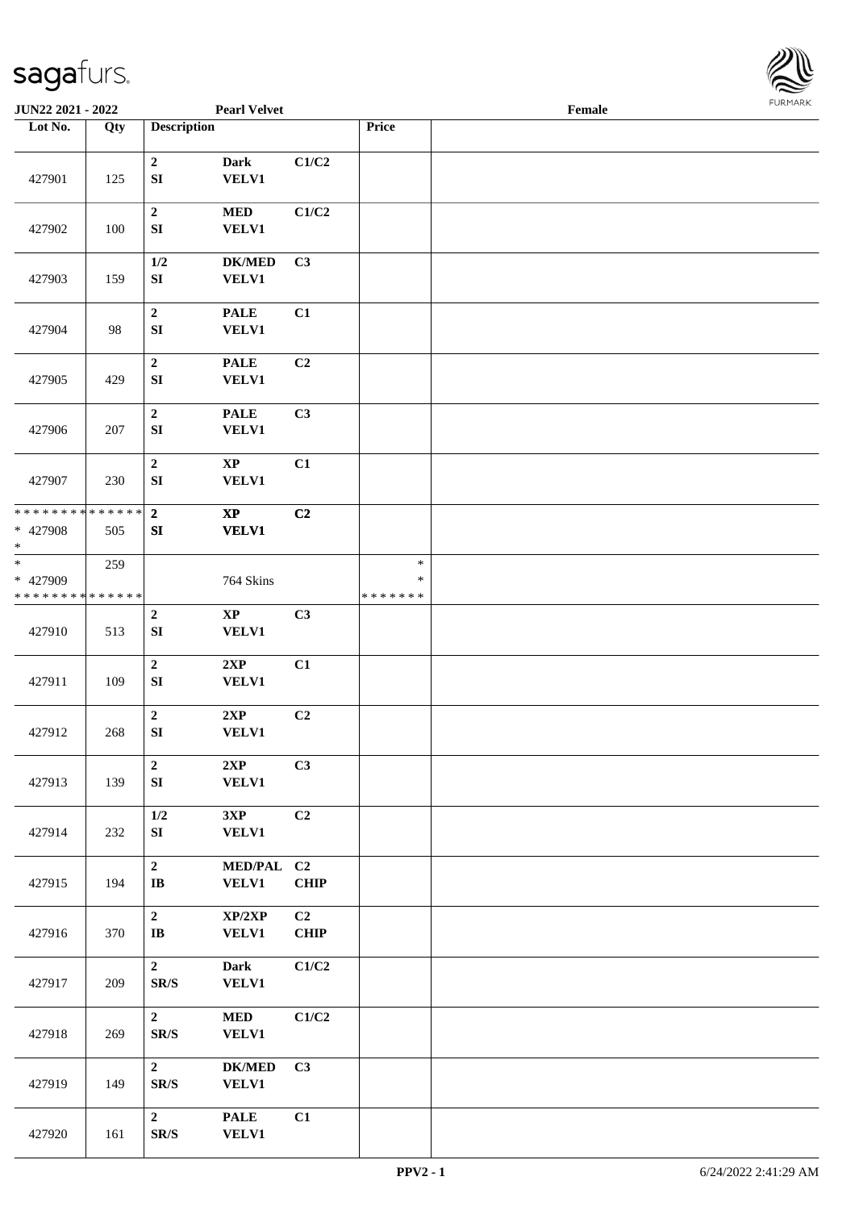JUN22 2021 - 2022 | Pearl Velvet | Female

| Lot No. | Qty | Description | | | Price | |
|---|---|---|---|---|---|---|
| 427901 | 125 | 2 SI | Dark VELV1 | C1/C2 | | |
| 427902 | 100 | 2 SI | MED VELV1 | C1/C2 | | |
| 427903 | 159 | 1/2 SI | DK/MED VELV1 | C3 | | |
| 427904 | 98 | 2 SI | PALE VELV1 | C1 | | |
| 427905 | 429 | 2 SI | PALE VELV1 | C2 | | |
| 427906 | 207 | 2 SI | PALE VELV1 | C3 | | |
| 427907 | 230 | 2 SI | XP VELV1 | C1 | | |
| * * * * * * * * * * * * * * * 427908 * | 505 | 2 SI | XP VELV1 | C2 | | |
| * * 427909 * * * * * * * * * * * * * * | 259 | | 764 Skins | | * * * * * * * * * | |
| 427910 | 513 | 2 SI | XP VELV1 | C3 | | |
| 427911 | 109 | 2 SI | 2XP VELV1 | C1 | | |
| 427912 | 268 | 2 SI | 2XP VELV1 | C2 | | |
| 427913 | 139 | 2 SI | 2XP VELV1 | C3 | | |
| 427914 | 232 | 1/2 SI | 3XP VELV1 | C2 | | |
| 427915 | 194 | 2 IB | MED/PAL VELV1 | C2 CHIP | | |
| 427916 | 370 | 2 IB | XP/2XP VELV1 | C2 CHIP | | |
| 427917 | 209 | 2 SR/S | Dark VELV1 | C1/C2 | | |
| 427918 | 269 | 2 SR/S | MED VELV1 | C1/C2 | | |
| 427919 | 149 | 2 SR/S | DK/MED VELV1 | C3 | | |
| 427920 | 161 | 2 SR/S | PALE VELV1 | C1 | | |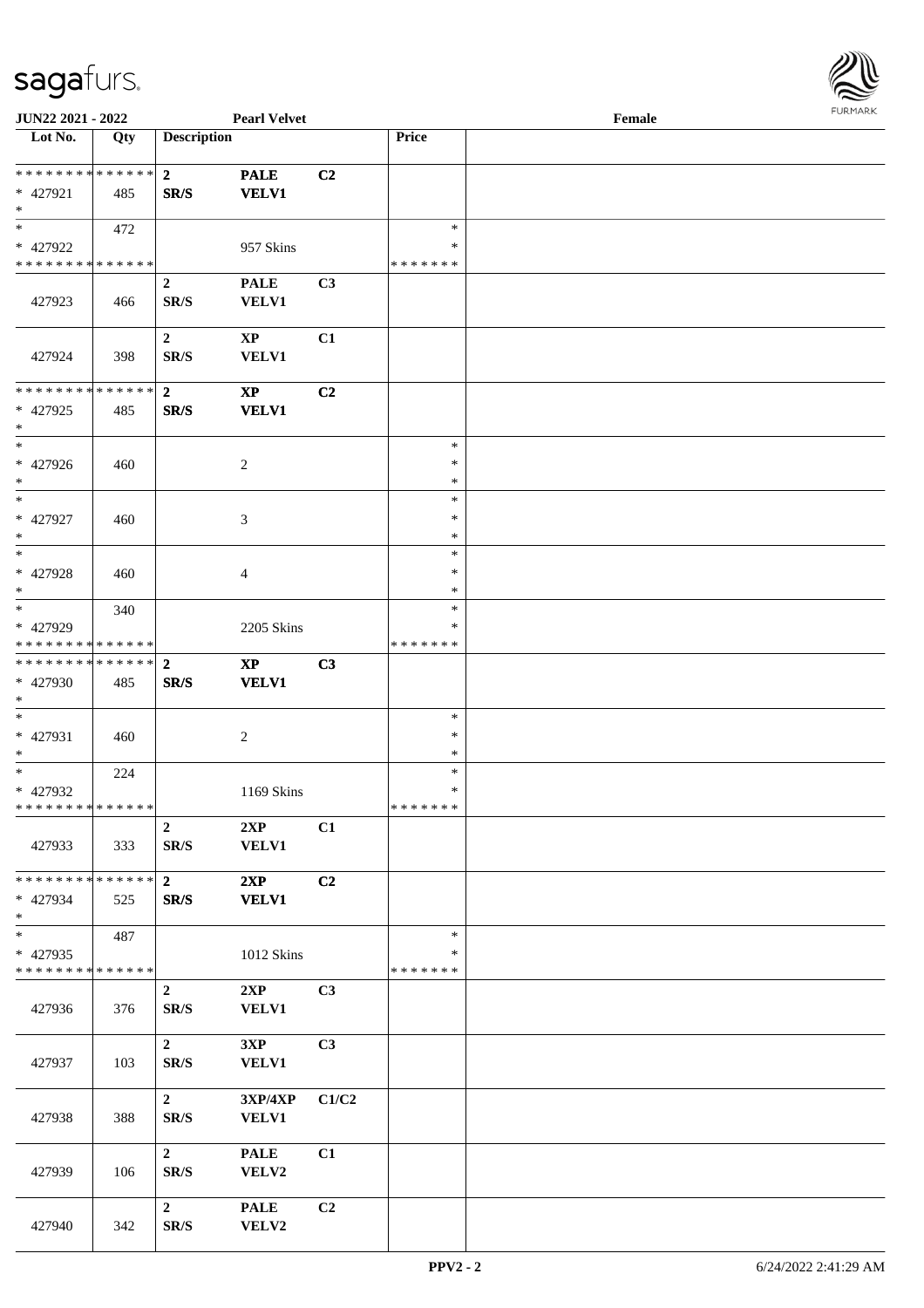JUN22 2021 - 2022 | Pearl Velvet | Female

| Lot No. | Qty | Description | | | Price | |
|---|---|---|---|---|---|---|
| * * * * * * * * * * * * * * <br> * 427921 <br> * | 485 | 2 <br> SR/S | PALE <br> VELV1 | C2 | | |
| * <br> * 427922 <br> * * * * * * * * * * * * * * | 472 | | 957 Skins | | * <br> * <br> * * * * * * * | |
| 427923 | 466 | 2 <br> SR/S | PALE <br> VELV1 | C3 | | |
| 427924 | 398 | 2 <br> SR/S | XP <br> VELV1 | C1 | | |
| * * * * * * * * * * * * * * <br> * 427925 <br> * | 485 | 2 <br> SR/S | XP <br> VELV1 | C2 | | |
| * <br> * 427926 <br> * | 460 | | 2 | | * <br> * <br> * | |
| * <br> * 427927 <br> * | 460 | | 3 | | * <br> * <br> * | |
| * <br> * 427928 <br> * | 460 | | 4 | | * <br> * <br> * | |
| * <br> * 427929 <br> * * * * * * * * * * * * * * | 340 | | 2205 Skins | | * <br> * <br> * * * * * * * | |
| * * * * * * * * * * * * * * <br> * 427930 <br> * | 485 | 2 <br> SR/S | XP <br> VELV1 | C3 | | |
| * <br> * 427931 <br> * | 460 | | 2 | | * <br> * <br> * | |
| * <br> * 427932 <br> * * * * * * * * * * * * * * | 224 | | 1169 Skins | | * <br> * <br> * * * * * * * | |
| 427933 | 333 | 2 <br> SR/S | 2XP <br> VELV1 | C1 | | |
| * * * * * * * * * * * * * * <br> * 427934 <br> * | 525 | 2 <br> SR/S | 2XP <br> VELV1 | C2 | | |
| * <br> * 427935 <br> * * * * * * * * * * * * * * | 487 | | 1012 Skins | | * <br> * <br> * * * * * * * | |
| 427936 | 376 | 2 <br> SR/S | 2XP <br> VELV1 | C3 | | |
| 427937 | 103 | 2 <br> SR/S | 3XP <br> VELV1 | C3 | | |
| 427938 | 388 | 2 <br> SR/S | 3XP/4XP <br> VELV1 | C1/C2 | | |
| 427939 | 106 | 2 <br> SR/S | PALE <br> VELV2 | C1 | | |
| 427940 | 342 | 2 <br> SR/S | PALE <br> VELV2 | C2 | | |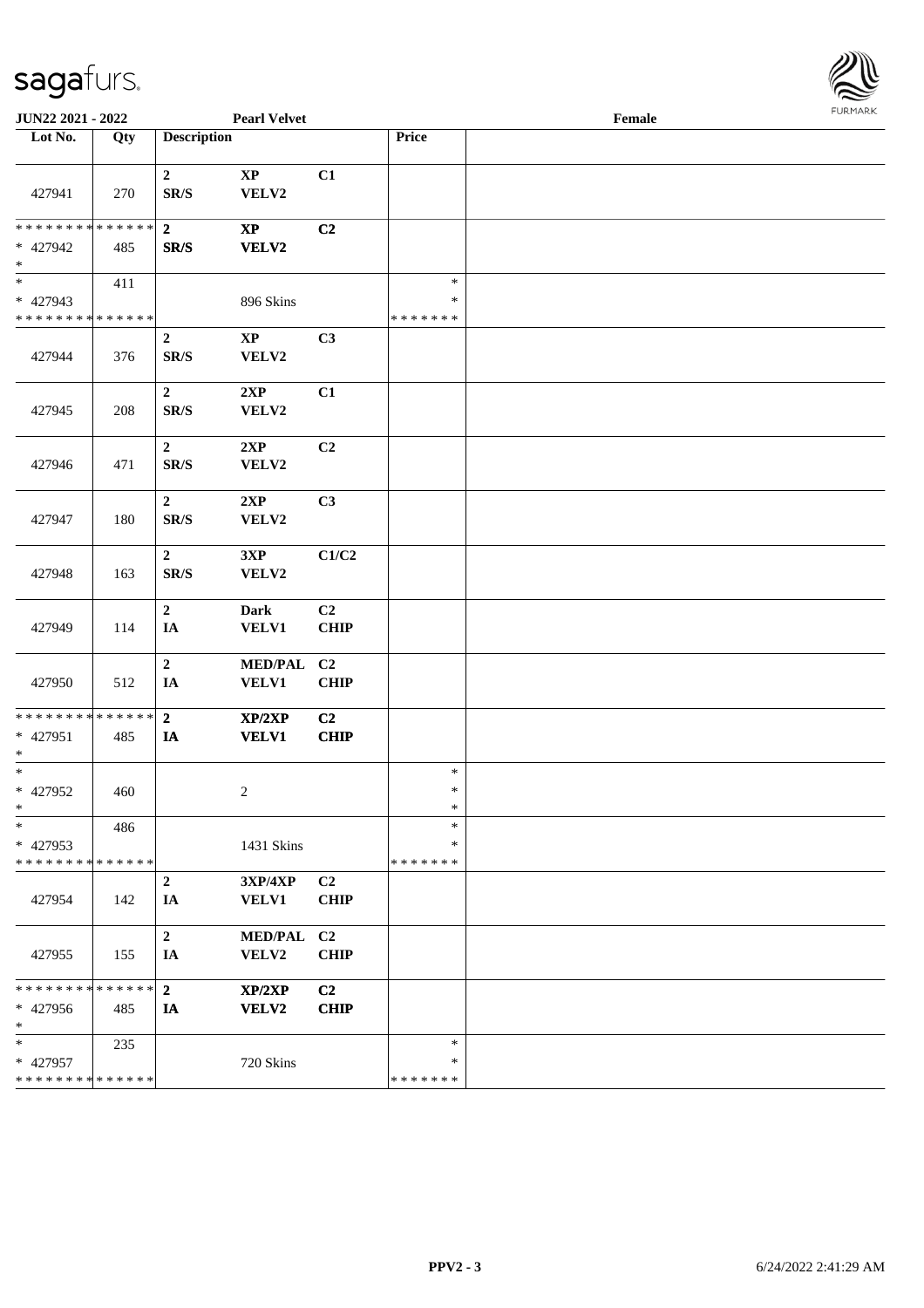| Lot No. | Qty | Description | | | Price | |
|---|---|---|---|---|---|---|
| 427941 | 270 | 2 SR/S | XP VELV2 | C1 | | |
| * * * * * * * * * * * * * * * 427942 * | 485 | 2 SR/S | XP VELV2 | C2 | | |
| * * 427943 * * * * * * * * * * * * * * | 411 | | 896 Skins | | * * * * * * * * * | |
| 427944 | 376 | 2 SR/S | XP VELV2 | C3 | | |
| 427945 | 208 | 2 SR/S | 2XP VELV2 | C1 | | |
| 427946 | 471 | 2 SR/S | 2XP VELV2 | C2 | | |
| 427947 | 180 | 2 SR/S | 2XP VELV2 | C3 | | |
| 427948 | 163 | 2 SR/S | 3XP VELV2 | C1/C2 | | |
| 427949 | 114 | 2 IA | Dark VELV1 | C2 CHIP | | |
| 427950 | 512 | 2 IA | MED/PAL VELV1 | C2 CHIP | | |
| * * * * * * * * * * * * * * * 427951 * | 485 | 2 IA | XP/2XP VELV1 | C2 CHIP | | |
| * * 427952 * | 460 | | 2 | | * * * | |
| * * 427953 * * * * * * * * * * * * * * | 486 | | 1431 Skins | | * * * * * * * * * | |
| 427954 | 142 | 2 IA | 3XP/4XP VELV1 | C2 CHIP | | |
| 427955 | 155 | 2 IA | MED/PAL VELV2 | C2 CHIP | | |
| * * * * * * * * * * * * * * * 427956 * | 485 | 2 IA | XP/2XP VELV2 | C2 CHIP | | |
| * * 427957 * * * * * * * * * * * * * * | 235 | | 720 Skins | | * * * * * * * * * | |